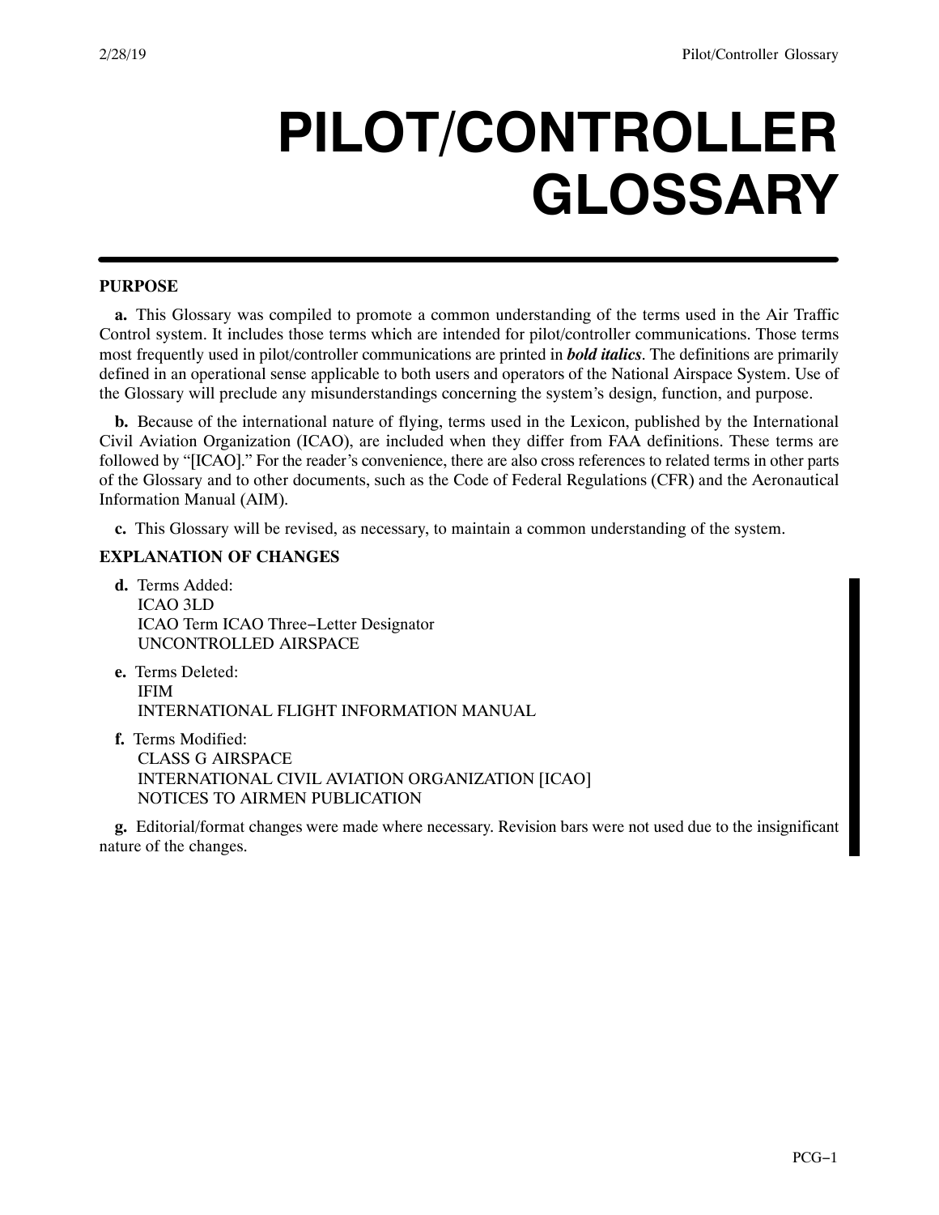# PILOT/CONTROLLER GLOSSARY

**PURPOSE**

**a.** This Glossary was compiled to promote a common understanding of the terms used in the Air Traffic Control system. It includes those terms which are intended for pilot/controller communications. Those terms most frequently used in pilot/controller communications are printed in ***bold italics***. The definitions are primarily defined in an operational sense applicable to both users and operators of the National Airspace System. Use of the Glossary will preclude any misunderstandings concerning the system's design, function, and purpose.

**b.** Because of the international nature of flying, terms used in the Lexicon, published by the International Civil Aviation Organization (ICAO), are included when they differ from FAA definitions. These terms are followed by "[ICAO]." For the reader's convenience, there are also cross references to related terms in other parts of the Glossary and to other documents, such as the Code of Federal Regulations (CFR) and the Aeronautical Information Manual (AIM).

**c.** This Glossary will be revised, as necessary, to maintain a common understanding of the system.

**EXPLANATION OF CHANGES**

**d.** Terms Added:
ICAO 3LD
ICAO Term ICAO Three−Letter Designator
UNCONTROLLED AIRSPACE

**e.** Terms Deleted:
IFIM
INTERNATIONAL FLIGHT INFORMATION MANUAL

**f.** Terms Modified:
CLASS G AIRSPACE
INTERNATIONAL CIVIL AVIATION ORGANIZATION [ICAO]
NOTICES TO AIRMEN PUBLICATION

**g.** Editorial/format changes were made where necessary. Revision bars were not used due to the insignificant nature of the changes.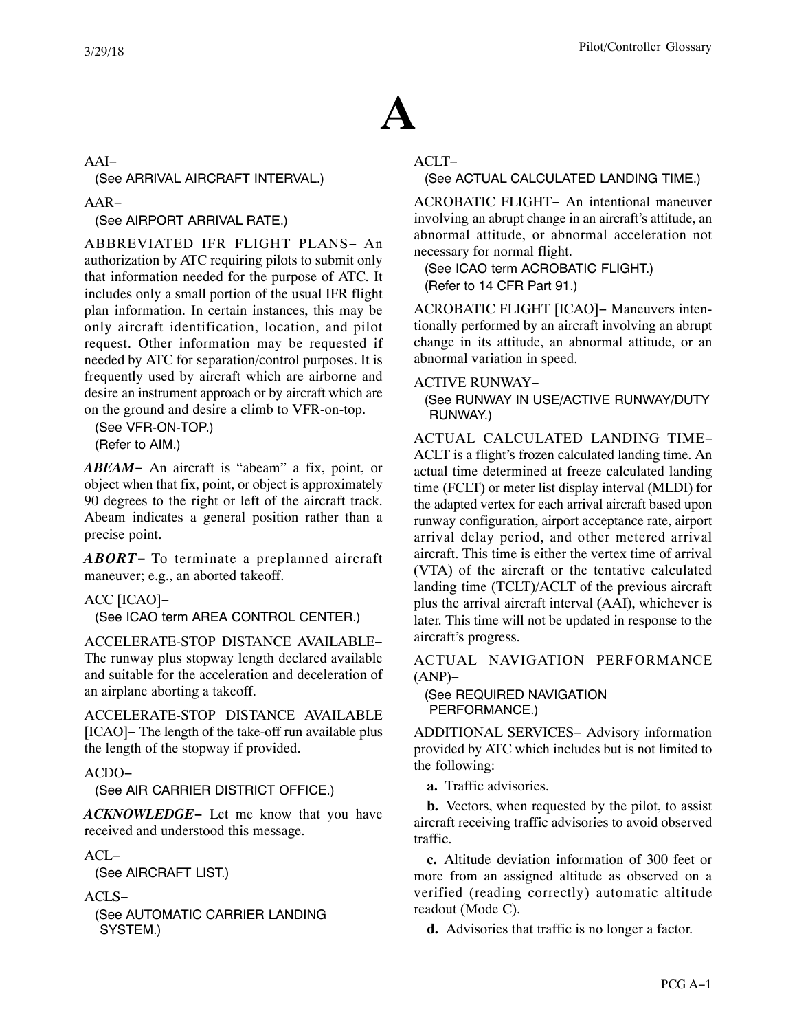# A

AAI−

(See ARRIVAL AIRCRAFT INTERVAL.)

AAR−

(See AIRPORT ARRIVAL RATE.)

ABBREVIATED IFR FLIGHT PLANS− An authorization by ATC requiring pilots to submit only that information needed for the purpose of ATC. It includes only a small portion of the usual IFR flight plan information. In certain instances, this may be only aircraft identification, location, and pilot request. Other information may be requested if needed by ATC for separation/control purposes. It is frequently used by aircraft which are airborne and desire an instrument approach or by aircraft which are on the ground and desire a climb to VFR-on-top.

(See VFR-ON-TOP.)
(Refer to AIM.)

***ABEAM−*** An aircraft is "abeam" a fix, point, or object when that fix, point, or object is approximately 90 degrees to the right or left of the aircraft track. Abeam indicates a general position rather than a precise point.

***ABORT−*** To terminate a preplanned aircraft maneuver; e.g., an aborted takeoff.

ACC [ICAO]−

(See ICAO term AREA CONTROL CENTER.)

ACCELERATE-STOP DISTANCE AVAILABLE− The runway plus stopway length declared available and suitable for the acceleration and deceleration of an airplane aborting a takeoff.

ACCELERATE-STOP DISTANCE AVAILABLE [ICAO]− The length of the take-off run available plus the length of the stopway if provided.

ACDO−

(See AIR CARRIER DISTRICT OFFICE.)

***ACKNOWLEDGE−*** Let me know that you have received and understood this message.

ACL−

(See AIRCRAFT LIST.)

ACLS−

(See AUTOMATIC CARRIER LANDING SYSTEM.)

ACLT−

(See ACTUAL CALCULATED LANDING TIME.)

ACROBATIC FLIGHT− An intentional maneuver involving an abrupt change in an aircraft's attitude, an abnormal attitude, or abnormal acceleration not necessary for normal flight.

(See ICAO term ACROBATIC FLIGHT.)
(Refer to 14 CFR Part 91.)

ACROBATIC FLIGHT [ICAO]− Maneuvers intentionally performed by an aircraft involving an abrupt change in its attitude, an abnormal attitude, or an abnormal variation in speed.

ACTIVE RUNWAY−

(See RUNWAY IN USE/ACTIVE RUNWAY/DUTY RUNWAY.)

ACTUAL CALCULATED LANDING TIME− ACLT is a flight's frozen calculated landing time. An actual time determined at freeze calculated landing time (FCLT) or meter list display interval (MLDI) for the adapted vertex for each arrival aircraft based upon runway configuration, airport acceptance rate, airport arrival delay period, and other metered arrival aircraft. This time is either the vertex time of arrival (VTA) of the aircraft or the tentative calculated landing time (TCLT)/ACLT of the previous aircraft plus the arrival aircraft interval (AAI), whichever is later. This time will not be updated in response to the aircraft's progress.

ACTUAL NAVIGATION PERFORMANCE (ANP)−

(See REQUIRED NAVIGATION PERFORMANCE.)

ADDITIONAL SERVICES− Advisory information provided by ATC which includes but is not limited to the following:

**a.** Traffic advisories.

**b.** Vectors, when requested by the pilot, to assist aircraft receiving traffic advisories to avoid observed traffic.

**c.** Altitude deviation information of 300 feet or more from an assigned altitude as observed on a verified (reading correctly) automatic altitude readout (Mode C).

**d.** Advisories that traffic is no longer a factor.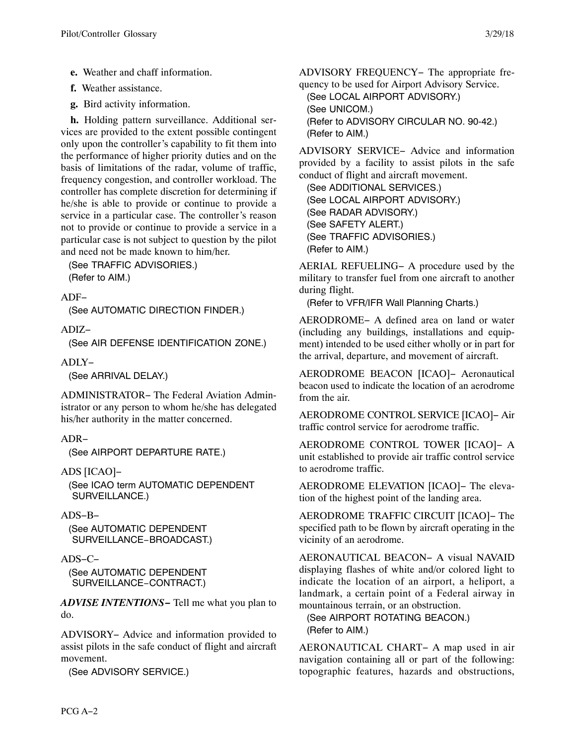**e.** Weather and chaff information.

**f.** Weather assistance.

**g.** Bird activity information.

**h.** Holding pattern surveillance. Additional services are provided to the extent possible contingent only upon the controller's capability to fit them into the performance of higher priority duties and on the basis of limitations of the radar, volume of traffic, frequency congestion, and controller workload. The controller has complete discretion for determining if he/she is able to provide or continue to provide a service in a particular case. The controller's reason not to provide or continue to provide a service in a particular case is not subject to question by the pilot and need not be made known to him/her.

(See TRAFFIC ADVISORIES.)
(Refer to AIM.)

ADF−
(See AUTOMATIC DIRECTION FINDER.)

ADIZ−
(See AIR DEFENSE IDENTIFICATION ZONE.)

ADLY−
(See ARRIVAL DELAY.)

ADMINISTRATOR− The Federal Aviation Administrator or any person to whom he/she has delegated his/her authority in the matter concerned.

ADR−
(See AIRPORT DEPARTURE RATE.)

ADS [ICAO]−
(See ICAO term AUTOMATIC DEPENDENT SURVEILLANCE.)

ADS−B−
(See AUTOMATIC DEPENDENT SURVEILLANCE−BROADCAST.)

ADS−C−
(See AUTOMATIC DEPENDENT SURVEILLANCE−CONTRACT.)

***ADVISE INTENTIONS−*** Tell me what you plan to do.

ADVISORY− Advice and information provided to assist pilots in the safe conduct of flight and aircraft movement.
(See ADVISORY SERVICE.)

ADVISORY FREQUENCY− The appropriate frequency to be used for Airport Advisory Service.
(See LOCAL AIRPORT ADVISORY.)
(See UNICOM.)
(Refer to ADVISORY CIRCULAR NO. 90-42.)
(Refer to AIM.)

ADVISORY SERVICE− Advice and information provided by a facility to assist pilots in the safe conduct of flight and aircraft movement.
(See ADDITIONAL SERVICES.)
(See LOCAL AIRPORT ADVISORY.)
(See RADAR ADVISORY.)
(See SAFETY ALERT.)
(See TRAFFIC ADVISORIES.)
(Refer to AIM.)

AERIAL REFUELING− A procedure used by the military to transfer fuel from one aircraft to another during flight.
(Refer to VFR/IFR Wall Planning Charts.)

AERODROME− A defined area on land or water (including any buildings, installations and equipment) intended to be used either wholly or in part for the arrival, departure, and movement of aircraft.

AERODROME BEACON [ICAO]− Aeronautical beacon used to indicate the location of an aerodrome from the air.

AERODROME CONTROL SERVICE [ICAO]− Air traffic control service for aerodrome traffic.

AERODROME CONTROL TOWER [ICAO]− A unit established to provide air traffic control service to aerodrome traffic.

AERODROME ELEVATION [ICAO]− The elevation of the highest point of the landing area.

AERODROME TRAFFIC CIRCUIT [ICAO]− The specified path to be flown by aircraft operating in the vicinity of an aerodrome.

AERONAUTICAL BEACON− A visual NAVAID displaying flashes of white and/or colored light to indicate the location of an airport, a heliport, a landmark, a certain point of a Federal airway in mountainous terrain, or an obstruction.
(See AIRPORT ROTATING BEACON.)
(Refer to AIM.)

AERONAUTICAL CHART− A map used in air navigation containing all or part of the following: topographic features, hazards and obstructions,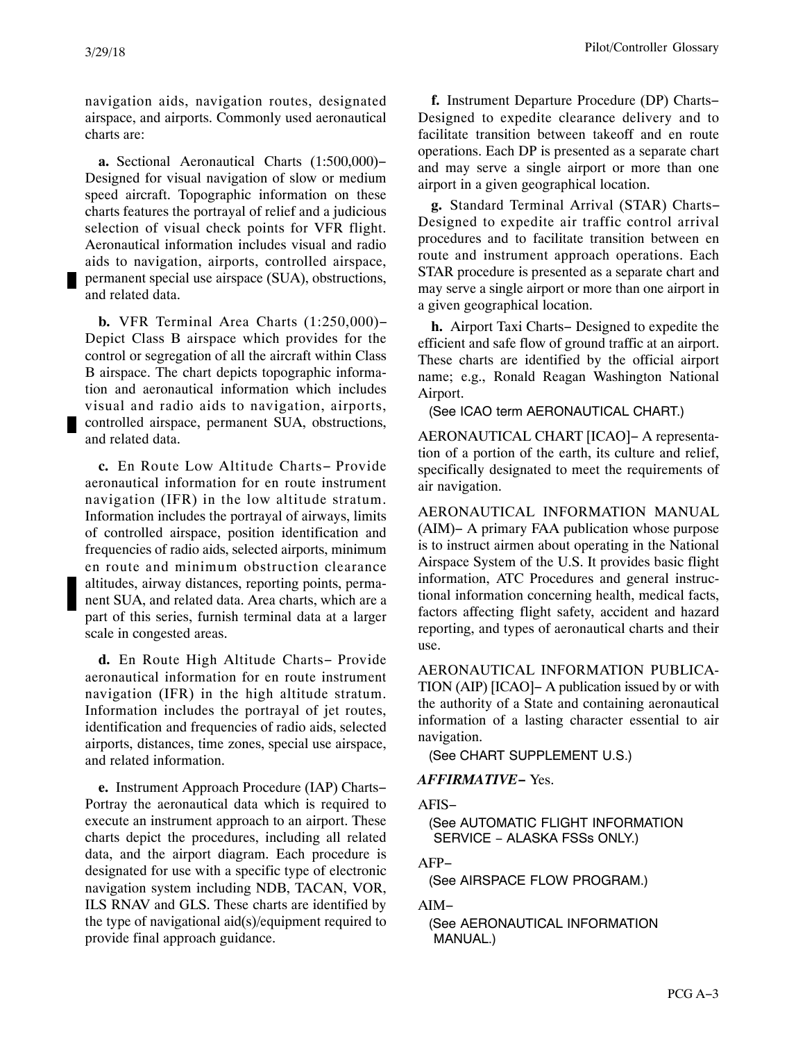navigation aids, navigation routes, designated airspace, and airports. Commonly used aeronautical charts are:

**a.** Sectional Aeronautical Charts (1:500,000)− Designed for visual navigation of slow or medium speed aircraft. Topographic information on these charts features the portrayal of relief and a judicious selection of visual check points for VFR flight. Aeronautical information includes visual and radio aids to navigation, airports, controlled airspace, permanent special use airspace (SUA), obstructions, and related data.

**b.** VFR Terminal Area Charts (1:250,000)− Depict Class B airspace which provides for the control or segregation of all the aircraft within Class B airspace. The chart depicts topographic information and aeronautical information which includes visual and radio aids to navigation, airports, controlled airspace, permanent SUA, obstructions, and related data.

**c.** En Route Low Altitude Charts− Provide aeronautical information for en route instrument navigation (IFR) in the low altitude stratum. Information includes the portrayal of airways, limits of controlled airspace, position identification and frequencies of radio aids, selected airports, minimum en route and minimum obstruction clearance altitudes, airway distances, reporting points, permanent SUA, and related data. Area charts, which are a part of this series, furnish terminal data at a larger scale in congested areas.

**d.** En Route High Altitude Charts− Provide aeronautical information for en route instrument navigation (IFR) in the high altitude stratum. Information includes the portrayal of jet routes, identification and frequencies of radio aids, selected airports, distances, time zones, special use airspace, and related information.

**e.** Instrument Approach Procedure (IAP) Charts− Portray the aeronautical data which is required to execute an instrument approach to an airport. These charts depict the procedures, including all related data, and the airport diagram. Each procedure is designated for use with a specific type of electronic navigation system including NDB, TACAN, VOR, ILS RNAV and GLS. These charts are identified by the type of navigational aid(s)/equipment required to provide final approach guidance.

**f.** Instrument Departure Procedure (DP) Charts− Designed to expedite clearance delivery and to facilitate transition between takeoff and en route operations. Each DP is presented as a separate chart and may serve a single airport or more than one airport in a given geographical location.

**g.** Standard Terminal Arrival (STAR) Charts− Designed to expedite air traffic control arrival procedures and to facilitate transition between en route and instrument approach operations. Each STAR procedure is presented as a separate chart and may serve a single airport or more than one airport in a given geographical location.

**h.** Airport Taxi Charts− Designed to expedite the efficient and safe flow of ground traffic at an airport. These charts are identified by the official airport name; e.g., Ronald Reagan Washington National Airport.

(See ICAO term AERONAUTICAL CHART.)

AERONAUTICAL CHART [ICAO]− A representation of a portion of the earth, its culture and relief, specifically designated to meet the requirements of air navigation.

AERONAUTICAL INFORMATION MANUAL (AIM)− A primary FAA publication whose purpose is to instruct airmen about operating in the National Airspace System of the U.S. It provides basic flight information, ATC Procedures and general instructional information concerning health, medical facts, factors affecting flight safety, accident and hazard reporting, and types of aeronautical charts and their use.

AERONAUTICAL INFORMATION PUBLICATION (AIP) [ICAO]− A publication issued by or with the authority of a State and containing aeronautical information of a lasting character essential to air navigation.

(See CHART SUPPLEMENT U.S.)

***AFFIRMATIVE***− Yes.

AFIS−

(See AUTOMATIC FLIGHT INFORMATION SERVICE − ALASKA FSSs ONLY.)

AFP−

(See AIRSPACE FLOW PROGRAM.)

AIM−

(See AERONAUTICAL INFORMATION MANUAL.)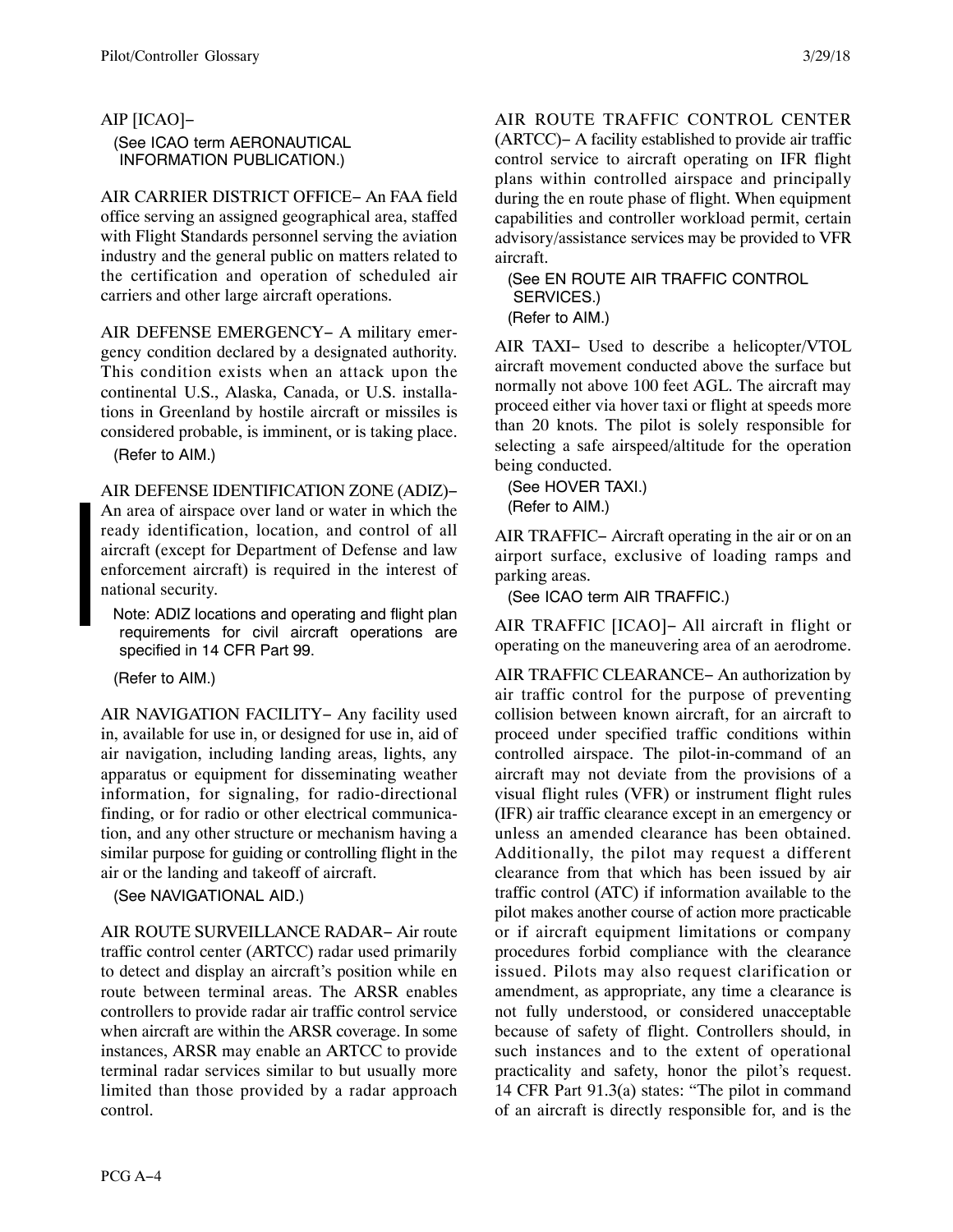AIP [ICAO]−

(See ICAO term AERONAUTICAL INFORMATION PUBLICATION.)

AIR CARRIER DISTRICT OFFICE− An FAA field office serving an assigned geographical area, staffed with Flight Standards personnel serving the aviation industry and the general public on matters related to the certification and operation of scheduled air carriers and other large aircraft operations.

AIR DEFENSE EMERGENCY− A military emergency condition declared by a designated authority. This condition exists when an attack upon the continental U.S., Alaska, Canada, or U.S. installations in Greenland by hostile aircraft or missiles is considered probable, is imminent, or is taking place.

(Refer to AIM.)

AIR DEFENSE IDENTIFICATION ZONE (ADIZ)− An area of airspace over land or water in which the ready identification, location, and control of all aircraft (except for Department of Defense and law enforcement aircraft) is required in the interest of national security.

Note: ADIZ locations and operating and flight plan requirements for civil aircraft operations are specified in 14 CFR Part 99.

(Refer to AIM.)

AIR NAVIGATION FACILITY− Any facility used in, available for use in, or designed for use in, aid of air navigation, including landing areas, lights, any apparatus or equipment for disseminating weather information, for signaling, for radio-directional finding, or for radio or other electrical communication, and any other structure or mechanism having a similar purpose for guiding or controlling flight in the air or the landing and takeoff of aircraft.

(See NAVIGATIONAL AID.)

AIR ROUTE SURVEILLANCE RADAR− Air route traffic control center (ARTCC) radar used primarily to detect and display an aircraft's position while en route between terminal areas. The ARSR enables controllers to provide radar air traffic control service when aircraft are within the ARSR coverage. In some instances, ARSR may enable an ARTCC to provide terminal radar services similar to but usually more limited than those provided by a radar approach control.

AIR ROUTE TRAFFIC CONTROL CENTER (ARTCC)− A facility established to provide air traffic control service to aircraft operating on IFR flight plans within controlled airspace and principally during the en route phase of flight. When equipment capabilities and controller workload permit, certain advisory/assistance services may be provided to VFR aircraft.

(See EN ROUTE AIR TRAFFIC CONTROL SERVICES.)
(Refer to AIM.)

AIR TAXI− Used to describe a helicopter/VTOL aircraft movement conducted above the surface but normally not above 100 feet AGL. The aircraft may proceed either via hover taxi or flight at speeds more than 20 knots. The pilot is solely responsible for selecting a safe airspeed/altitude for the operation being conducted.

(See HOVER TAXI.)
(Refer to AIM.)

AIR TRAFFIC− Aircraft operating in the air or on an airport surface, exclusive of loading ramps and parking areas.

(See ICAO term AIR TRAFFIC.)

AIR TRAFFIC [ICAO]− All aircraft in flight or operating on the maneuvering area of an aerodrome.

AIR TRAFFIC CLEARANCE− An authorization by air traffic control for the purpose of preventing collision between known aircraft, for an aircraft to proceed under specified traffic conditions within controlled airspace. The pilot-in-command of an aircraft may not deviate from the provisions of a visual flight rules (VFR) or instrument flight rules (IFR) air traffic clearance except in an emergency or unless an amended clearance has been obtained. Additionally, the pilot may request a different clearance from that which has been issued by air traffic control (ATC) if information available to the pilot makes another course of action more practicable or if aircraft equipment limitations or company procedures forbid compliance with the clearance issued. Pilots may also request clarification or amendment, as appropriate, any time a clearance is not fully understood, or considered unacceptable because of safety of flight. Controllers should, in such instances and to the extent of operational practicality and safety, honor the pilot's request. 14 CFR Part 91.3(a) states: "The pilot in command of an aircraft is directly responsible for, and is the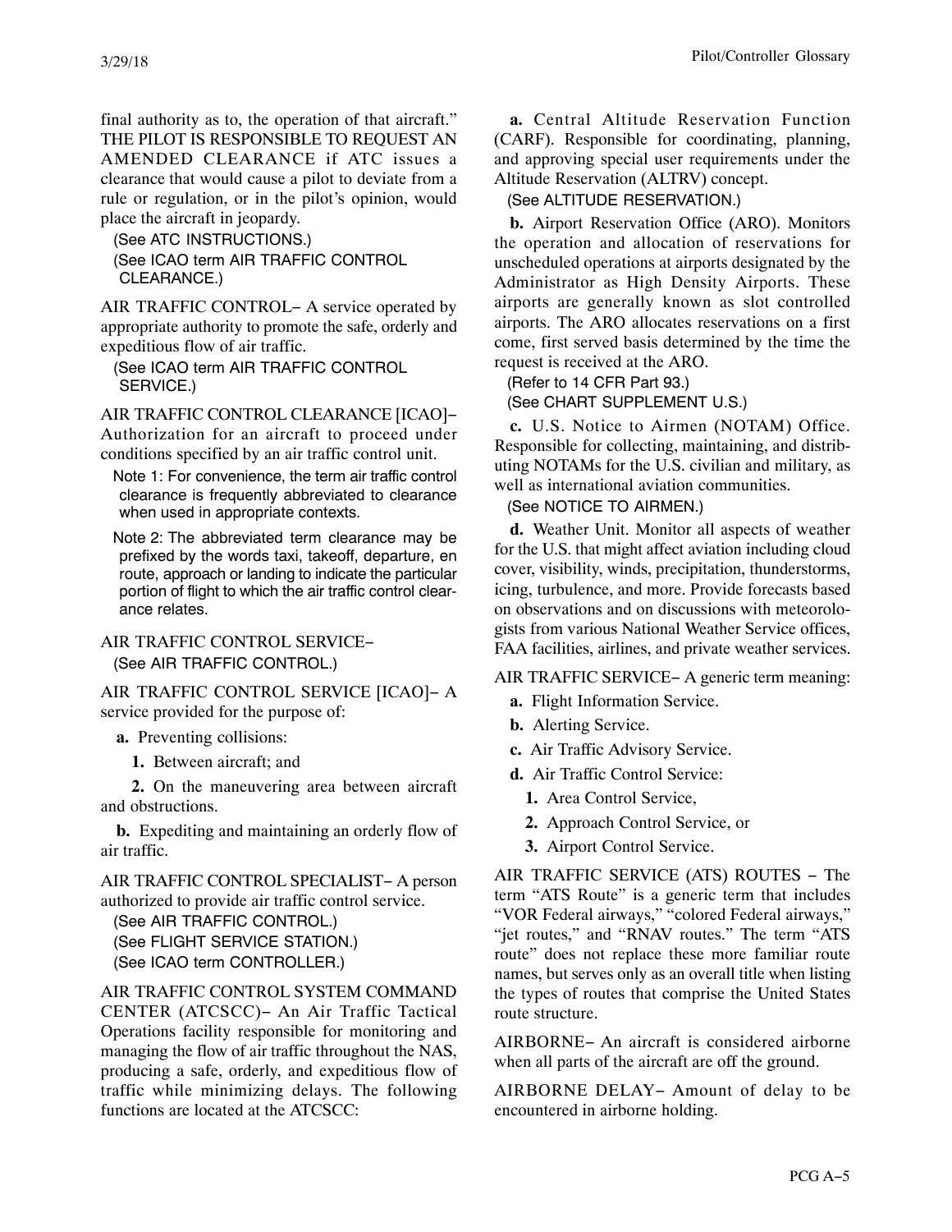final authority as to, the operation of that aircraft." THE PILOT IS RESPONSIBLE TO REQUEST AN AMENDED CLEARANCE if ATC issues a clearance that would cause a pilot to deviate from a rule or regulation, or in the pilot's opinion, would place the aircraft in jeopardy.

(See ATC INSTRUCTIONS.)
(See ICAO term AIR TRAFFIC CONTROL CLEARANCE.)

AIR TRAFFIC CONTROL− A service operated by appropriate authority to promote the safe, orderly and expeditious flow of air traffic.

(See ICAO term AIR TRAFFIC CONTROL SERVICE.)

AIR TRAFFIC CONTROL CLEARANCE [ICAO]− Authorization for an aircraft to proceed under conditions specified by an air traffic control unit.

Note 1: For convenience, the term air traffic control clearance is frequently abbreviated to clearance when used in appropriate contexts.

Note 2: The abbreviated term clearance may be prefixed by the words taxi, takeoff, departure, en route, approach or landing to indicate the particular portion of flight to which the air traffic control clearance relates.

AIR TRAFFIC CONTROL SERVICE−
(See AIR TRAFFIC CONTROL.)

AIR TRAFFIC CONTROL SERVICE [ICAO]− A service provided for the purpose of:

**a.** Preventing collisions:

**1.** Between aircraft; and

**2.** On the maneuvering area between aircraft and obstructions.

**b.** Expediting and maintaining an orderly flow of air traffic.

AIR TRAFFIC CONTROL SPECIALIST− A person authorized to provide air traffic control service.

(See AIR TRAFFIC CONTROL.)
(See FLIGHT SERVICE STATION.)
(See ICAO term CONTROLLER.)

AIR TRAFFIC CONTROL SYSTEM COMMAND CENTER (ATCSCC)− An Air Traffic Tactical Operations facility responsible for monitoring and managing the flow of air traffic throughout the NAS, producing a safe, orderly, and expeditious flow of traffic while minimizing delays. The following functions are located at the ATCSCC:

**a.** Central Altitude Reservation Function (CARF). Responsible for coordinating, planning, and approving special user requirements under the Altitude Reservation (ALTRV) concept.

(See ALTITUDE RESERVATION.)

**b.** Airport Reservation Office (ARO). Monitors the operation and allocation of reservations for unscheduled operations at airports designated by the Administrator as High Density Airports. These airports are generally known as slot controlled airports. The ARO allocates reservations on a first come, first served basis determined by the time the request is received at the ARO.

(Refer to 14 CFR Part 93.)
(See CHART SUPPLEMENT U.S.)

**c.** U.S. Notice to Airmen (NOTAM) Office. Responsible for collecting, maintaining, and distributing NOTAMs for the U.S. civilian and military, as well as international aviation communities.

(See NOTICE TO AIRMEN.)

**d.** Weather Unit. Monitor all aspects of weather for the U.S. that might affect aviation including cloud cover, visibility, winds, precipitation, thunderstorms, icing, turbulence, and more. Provide forecasts based on observations and on discussions with meteorologists from various National Weather Service offices, FAA facilities, airlines, and private weather services.

AIR TRAFFIC SERVICE− A generic term meaning:

**a.** Flight Information Service.

**b.** Alerting Service.

**c.** Air Traffic Advisory Service.

**d.** Air Traffic Control Service:

**1.** Area Control Service,

**2.** Approach Control Service, or

**3.** Airport Control Service.

AIR TRAFFIC SERVICE (ATS) ROUTES − The term "ATS Route" is a generic term that includes "VOR Federal airways," "colored Federal airways," "jet routes," and "RNAV routes." The term "ATS route" does not replace these more familiar route names, but serves only as an overall title when listing the types of routes that comprise the United States route structure.

AIRBORNE− An aircraft is considered airborne when all parts of the aircraft are off the ground.

AIRBORNE DELAY− Amount of delay to be encountered in airborne holding.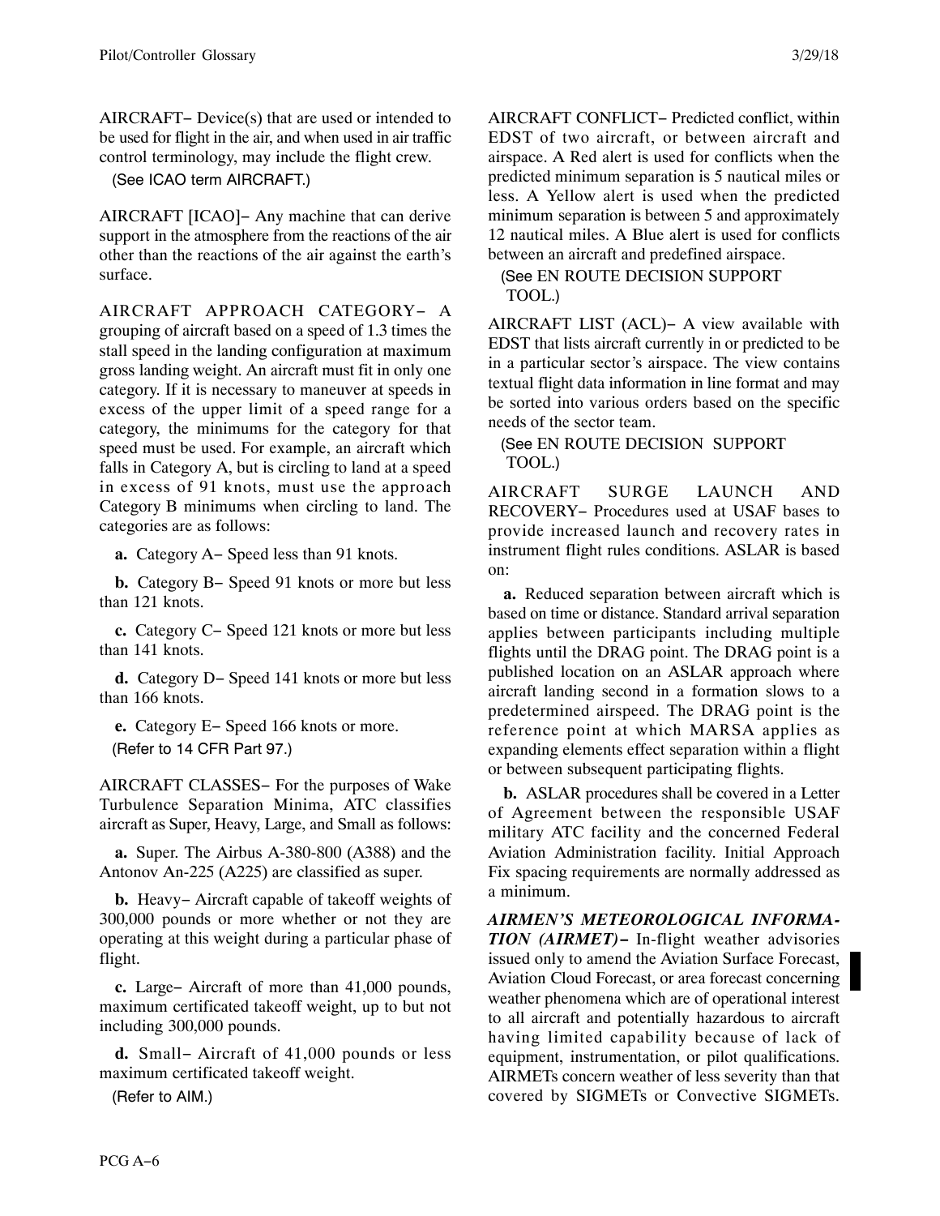AIRCRAFT− Device(s) that are used or intended to be used for flight in the air, and when used in air traffic control terminology, may include the flight crew.

(See ICAO term AIRCRAFT.)

AIRCRAFT [ICAO]− Any machine that can derive support in the atmosphere from the reactions of the air other than the reactions of the air against the earth's surface.

AIRCRAFT APPROACH CATEGORY− A grouping of aircraft based on a speed of 1.3 times the stall speed in the landing configuration at maximum gross landing weight. An aircraft must fit in only one category. If it is necessary to maneuver at speeds in excess of the upper limit of a speed range for a category, the minimums for the category for that speed must be used. For example, an aircraft which falls in Category A, but is circling to land at a speed in excess of 91 knots, must use the approach Category B minimums when circling to land. The categories are as follows:

**a.** Category A− Speed less than 91 knots.

**b.** Category B− Speed 91 knots or more but less than 121 knots.

**c.** Category C− Speed 121 knots or more but less than 141 knots.

**d.** Category D− Speed 141 knots or more but less than 166 knots.

**e.** Category E− Speed 166 knots or more.

(Refer to 14 CFR Part 97.)

AIRCRAFT CLASSES− For the purposes of Wake Turbulence Separation Minima, ATC classifies aircraft as Super, Heavy, Large, and Small as follows:

**a.** Super. The Airbus A-380-800 (A388) and the Antonov An-225 (A225) are classified as super.

**b.** Heavy− Aircraft capable of takeoff weights of 300,000 pounds or more whether or not they are operating at this weight during a particular phase of flight.

**c.** Large− Aircraft of more than 41,000 pounds, maximum certificated takeoff weight, up to but not including 300,000 pounds.

**d.** Small− Aircraft of 41,000 pounds or less maximum certificated takeoff weight.

(Refer to AIM.)

AIRCRAFT CONFLICT− Predicted conflict, within EDST of two aircraft, or between aircraft and airspace. A Red alert is used for conflicts when the predicted minimum separation is 5 nautical miles or less. A Yellow alert is used when the predicted minimum separation is between 5 and approximately 12 nautical miles. A Blue alert is used for conflicts between an aircraft and predefined airspace.

(See EN ROUTE DECISION SUPPORT TOOL.)

AIRCRAFT LIST (ACL)− A view available with EDST that lists aircraft currently in or predicted to be in a particular sector's airspace. The view contains textual flight data information in line format and may be sorted into various orders based on the specific needs of the sector team.

(See EN ROUTE DECISION SUPPORT TOOL.)

AIRCRAFT SURGE LAUNCH AND RECOVERY− Procedures used at USAF bases to provide increased launch and recovery rates in instrument flight rules conditions. ASLAR is based on:

**a.** Reduced separation between aircraft which is based on time or distance. Standard arrival separation applies between participants including multiple flights until the DRAG point. The DRAG point is a published location on an ASLAR approach where aircraft landing second in a formation slows to a predetermined airspeed. The DRAG point is the reference point at which MARSA applies as expanding elements effect separation within a flight or between subsequent participating flights.

**b.** ASLAR procedures shall be covered in a Letter of Agreement between the responsible USAF military ATC facility and the concerned Federal Aviation Administration facility. Initial Approach Fix spacing requirements are normally addressed as a minimum.

***AIRMEN'S METEOROLOGICAL INFORMATION (AIRMET)−*** In-flight weather advisories issued only to amend the Aviation Surface Forecast, Aviation Cloud Forecast, or area forecast concerning weather phenomena which are of operational interest to all aircraft and potentially hazardous to aircraft having limited capability because of lack of equipment, instrumentation, or pilot qualifications. AIRMETs concern weather of less severity than that covered by SIGMETs or Convective SIGMETs.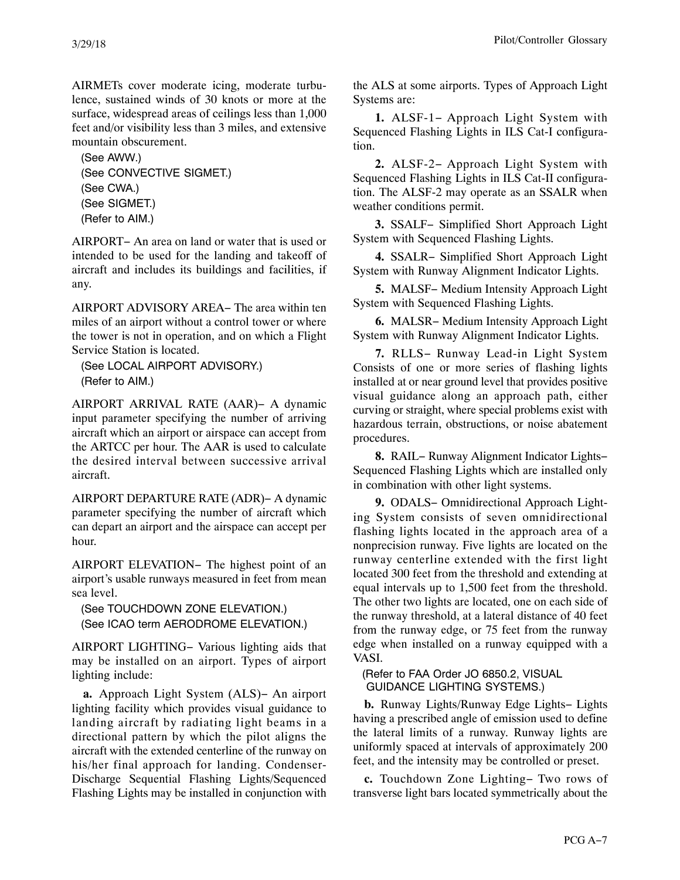AIRMETs cover moderate icing, moderate turbulence, sustained winds of 30 knots or more at the surface, widespread areas of ceilings less than 1,000 feet and/or visibility less than 3 miles, and extensive mountain obscurement.

(See AWW.)
(See CONVECTIVE SIGMET.)
(See CWA.)
(See SIGMET.)
(Refer to AIM.)

AIRPORT− An area on land or water that is used or intended to be used for the landing and takeoff of aircraft and includes its buildings and facilities, if any.

AIRPORT ADVISORY AREA− The area within ten miles of an airport without a control tower or where the tower is not in operation, and on which a Flight Service Station is located.

(See LOCAL AIRPORT ADVISORY.)
(Refer to AIM.)

AIRPORT ARRIVAL RATE (AAR)− A dynamic input parameter specifying the number of arriving aircraft which an airport or airspace can accept from the ARTCC per hour. The AAR is used to calculate the desired interval between successive arrival aircraft.

AIRPORT DEPARTURE RATE (ADR)− A dynamic parameter specifying the number of aircraft which can depart an airport and the airspace can accept per hour.

AIRPORT ELEVATION− The highest point of an airport's usable runways measured in feet from mean sea level.

(See TOUCHDOWN ZONE ELEVATION.)
(See ICAO term AERODROME ELEVATION.)

AIRPORT LIGHTING− Various lighting aids that may be installed on an airport. Types of airport lighting include:

**a.** Approach Light System (ALS)− An airport lighting facility which provides visual guidance to landing aircraft by radiating light beams in a directional pattern by which the pilot aligns the aircraft with the extended centerline of the runway on his/her final approach for landing. Condenser-Discharge Sequential Flashing Lights/Sequenced Flashing Lights may be installed in conjunction with the ALS at some airports. Types of Approach Light Systems are:

**1.** ALSF-1− Approach Light System with Sequenced Flashing Lights in ILS Cat-I configuration.

**2.** ALSF-2− Approach Light System with Sequenced Flashing Lights in ILS Cat-II configuration. The ALSF-2 may operate as an SSALR when weather conditions permit.

**3.** SSALF− Simplified Short Approach Light System with Sequenced Flashing Lights.

**4.** SSALR− Simplified Short Approach Light System with Runway Alignment Indicator Lights.

**5.** MALSF− Medium Intensity Approach Light System with Sequenced Flashing Lights.

**6.** MALSR− Medium Intensity Approach Light System with Runway Alignment Indicator Lights.

**7.** RLLS− Runway Lead-in Light System Consists of one or more series of flashing lights installed at or near ground level that provides positive visual guidance along an approach path, either curving or straight, where special problems exist with hazardous terrain, obstructions, or noise abatement procedures.

**8.** RAIL− Runway Alignment Indicator Lights− Sequenced Flashing Lights which are installed only in combination with other light systems.

**9.** ODALS− Omnidirectional Approach Lighting System consists of seven omnidirectional flashing lights located in the approach area of a nonprecision runway. Five lights are located on the runway centerline extended with the first light located 300 feet from the threshold and extending at equal intervals up to 1,500 feet from the threshold. The other two lights are located, one on each side of the runway threshold, at a lateral distance of 40 feet from the runway edge, or 75 feet from the runway edge when installed on a runway equipped with a VASI.

(Refer to FAA Order JO 6850.2, VISUAL GUIDANCE LIGHTING SYSTEMS.)

**b.** Runway Lights/Runway Edge Lights− Lights having a prescribed angle of emission used to define the lateral limits of a runway. Runway lights are uniformly spaced at intervals of approximately 200 feet, and the intensity may be controlled or preset.

**c.** Touchdown Zone Lighting− Two rows of transverse light bars located symmetrically about the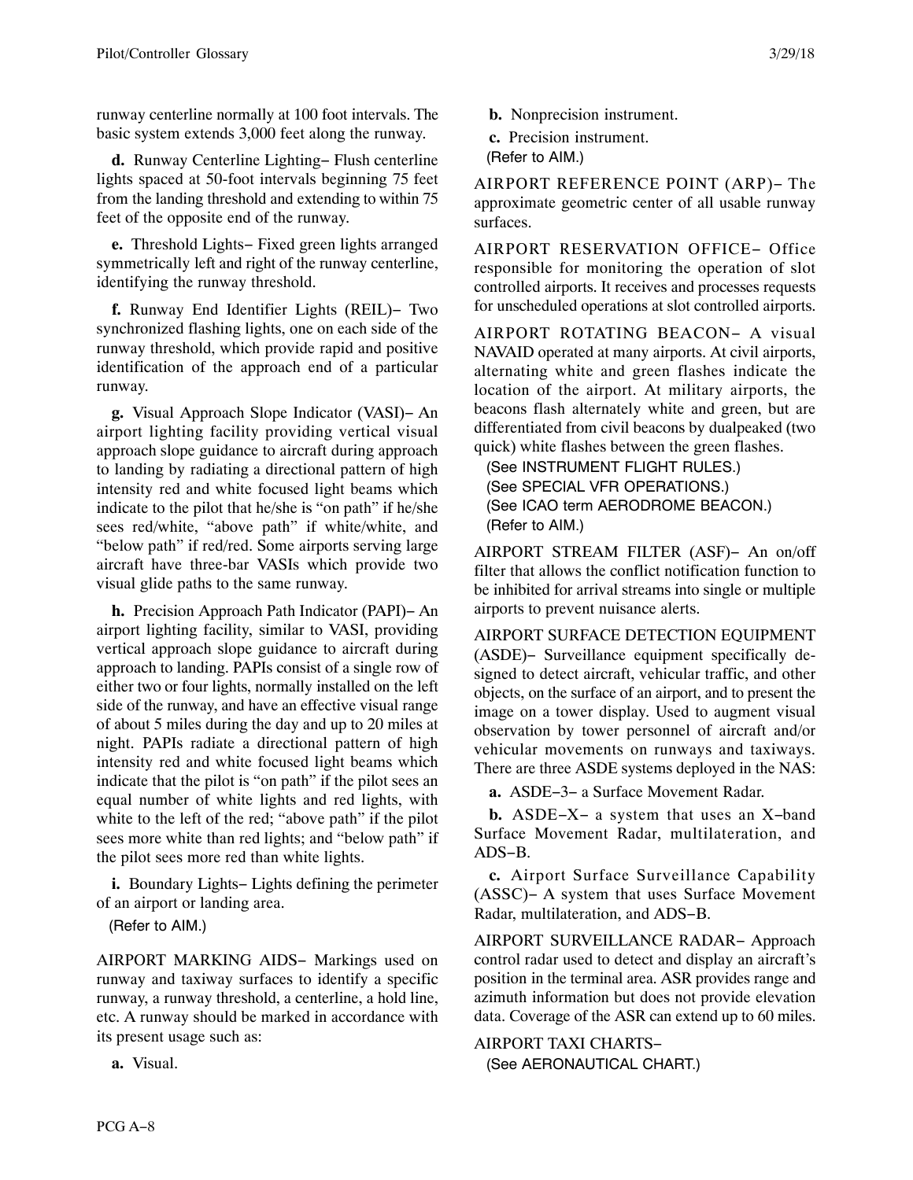runway centerline normally at 100 foot intervals. The basic system extends 3,000 feet along the runway.

**d.** Runway Centerline Lighting− Flush centerline lights spaced at 50-foot intervals beginning 75 feet from the landing threshold and extending to within 75 feet of the opposite end of the runway.

**e.** Threshold Lights− Fixed green lights arranged symmetrically left and right of the runway centerline, identifying the runway threshold.

**f.** Runway End Identifier Lights (REIL)− Two synchronized flashing lights, one on each side of the runway threshold, which provide rapid and positive identification of the approach end of a particular runway.

**g.** Visual Approach Slope Indicator (VASI)− An airport lighting facility providing vertical visual approach slope guidance to aircraft during approach to landing by radiating a directional pattern of high intensity red and white focused light beams which indicate to the pilot that he/she is "on path" if he/she sees red/white, "above path" if white/white, and "below path" if red/red. Some airports serving large aircraft have three-bar VASIs which provide two visual glide paths to the same runway.

**h.** Precision Approach Path Indicator (PAPI)− An airport lighting facility, similar to VASI, providing vertical approach slope guidance to aircraft during approach to landing. PAPIs consist of a single row of either two or four lights, normally installed on the left side of the runway, and have an effective visual range of about 5 miles during the day and up to 20 miles at night. PAPIs radiate a directional pattern of high intensity red and white focused light beams which indicate that the pilot is "on path" if the pilot sees an equal number of white lights and red lights, with white to the left of the red; "above path" if the pilot sees more white than red lights; and "below path" if the pilot sees more red than white lights.

**i.** Boundary Lights− Lights defining the perimeter of an airport or landing area.

(Refer to AIM.)

AIRPORT MARKING AIDS− Markings used on runway and taxiway surfaces to identify a specific runway, a runway threshold, a centerline, a hold line, etc. A runway should be marked in accordance with its present usage such as:

**a.** Visual.

**b.** Nonprecision instrument.

**c.** Precision instrument.

(Refer to AIM.)

AIRPORT REFERENCE POINT (ARP)− The approximate geometric center of all usable runway surfaces.

AIRPORT RESERVATION OFFICE− Office responsible for monitoring the operation of slot controlled airports. It receives and processes requests for unscheduled operations at slot controlled airports.

AIRPORT ROTATING BEACON− A visual NAVAID operated at many airports. At civil airports, alternating white and green flashes indicate the location of the airport. At military airports, the beacons flash alternately white and green, but are differentiated from civil beacons by dualpeaked (two quick) white flashes between the green flashes.

(See INSTRUMENT FLIGHT RULES.)
(See SPECIAL VFR OPERATIONS.)
(See ICAO term AERODROME BEACON.)
(Refer to AIM.)

AIRPORT STREAM FILTER (ASF)− An on/off filter that allows the conflict notification function to be inhibited for arrival streams into single or multiple airports to prevent nuisance alerts.

AIRPORT SURFACE DETECTION EQUIPMENT (ASDE)− Surveillance equipment specifically designed to detect aircraft, vehicular traffic, and other objects, on the surface of an airport, and to present the image on a tower display. Used to augment visual observation by tower personnel of aircraft and/or vehicular movements on runways and taxiways. There are three ASDE systems deployed in the NAS:

**a.** ASDE−3− a Surface Movement Radar.

**b.** ASDE−X− a system that uses an X−band Surface Movement Radar, multilateration, and ADS−B.

**c.** Airport Surface Surveillance Capability (ASSC)− A system that uses Surface Movement Radar, multilateration, and ADS−B.

AIRPORT SURVEILLANCE RADAR− Approach control radar used to detect and display an aircraft's position in the terminal area. ASR provides range and azimuth information but does not provide elevation data. Coverage of the ASR can extend up to 60 miles.

AIRPORT TAXI CHARTS−

(See AERONAUTICAL CHART.)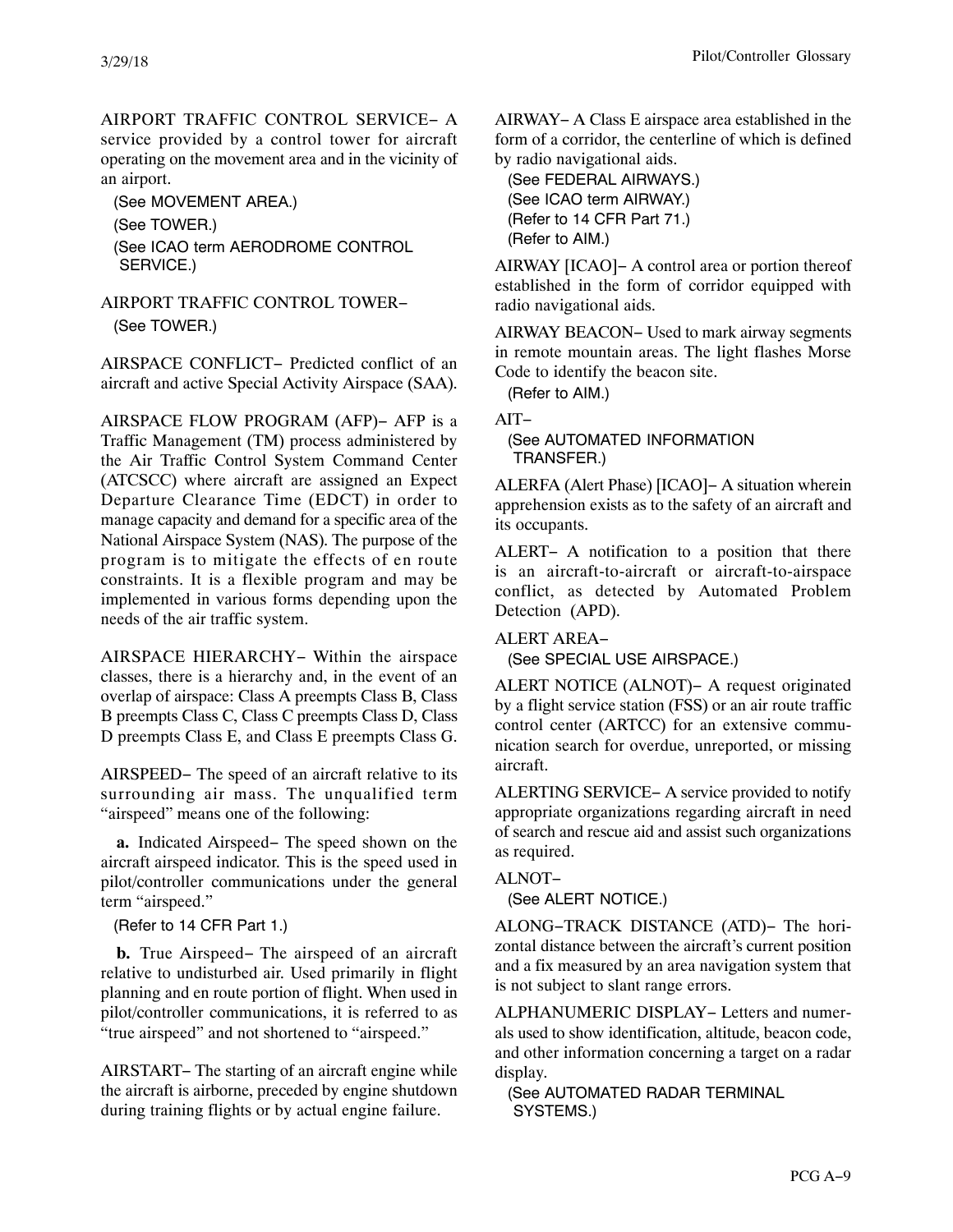AIRPORT TRAFFIC CONTROL SERVICE− A service provided by a control tower for aircraft operating on the movement area and in the vicinity of an airport.

(See MOVEMENT AREA.)
(See TOWER.)
(See ICAO term AERODROME CONTROL SERVICE.)

AIRPORT TRAFFIC CONTROL TOWER−
(See TOWER.)

AIRSPACE CONFLICT− Predicted conflict of an aircraft and active Special Activity Airspace (SAA).

AIRSPACE FLOW PROGRAM (AFP)− AFP is a Traffic Management (TM) process administered by the Air Traffic Control System Command Center (ATCSCC) where aircraft are assigned an Expect Departure Clearance Time (EDCT) in order to manage capacity and demand for a specific area of the National Airspace System (NAS). The purpose of the program is to mitigate the effects of en route constraints. It is a flexible program and may be implemented in various forms depending upon the needs of the air traffic system.

AIRSPACE HIERARCHY− Within the airspace classes, there is a hierarchy and, in the event of an overlap of airspace: Class A preempts Class B, Class B preempts Class C, Class C preempts Class D, Class D preempts Class E, and Class E preempts Class G.

AIRSPEED− The speed of an aircraft relative to its surrounding air mass. The unqualified term "airspeed" means one of the following:

**a.** Indicated Airspeed− The speed shown on the aircraft airspeed indicator. This is the speed used in pilot/controller communications under the general term "airspeed."

(Refer to 14 CFR Part 1.)

**b.** True Airspeed− The airspeed of an aircraft relative to undisturbed air. Used primarily in flight planning and en route portion of flight. When used in pilot/controller communications, it is referred to as "true airspeed" and not shortened to "airspeed."

AIRSTART− The starting of an aircraft engine while the aircraft is airborne, preceded by engine shutdown during training flights or by actual engine failure.

AIRWAY− A Class E airspace area established in the form of a corridor, the centerline of which is defined by radio navigational aids.

(See FEDERAL AIRWAYS.)
(See ICAO term AIRWAY.)
(Refer to 14 CFR Part 71.)
(Refer to AIM.)

AIRWAY [ICAO]− A control area or portion thereof established in the form of corridor equipped with radio navigational aids.

AIRWAY BEACON− Used to mark airway segments in remote mountain areas. The light flashes Morse Code to identify the beacon site.

(Refer to AIM.)

AIT−
(See AUTOMATED INFORMATION TRANSFER.)

ALERFA (Alert Phase) [ICAO]− A situation wherein apprehension exists as to the safety of an aircraft and its occupants.

ALERT− A notification to a position that there is an aircraft-to-aircraft or aircraft-to-airspace conflict, as detected by Automated Problem Detection (APD).

ALERT AREA−
(See SPECIAL USE AIRSPACE.)

ALERT NOTICE (ALNOT)− A request originated by a flight service station (FSS) or an air route traffic control center (ARTCC) for an extensive communication search for overdue, unreported, or missing aircraft.

ALERTING SERVICE− A service provided to notify appropriate organizations regarding aircraft in need of search and rescue aid and assist such organizations as required.

ALNOT−
(See ALERT NOTICE.)

ALONG−TRACK DISTANCE (ATD)− The horizontal distance between the aircraft's current position and a fix measured by an area navigation system that is not subject to slant range errors.

ALPHANUMERIC DISPLAY− Letters and numerals used to show identification, altitude, beacon code, and other information concerning a target on a radar display.

(See AUTOMATED RADAR TERMINAL SYSTEMS.)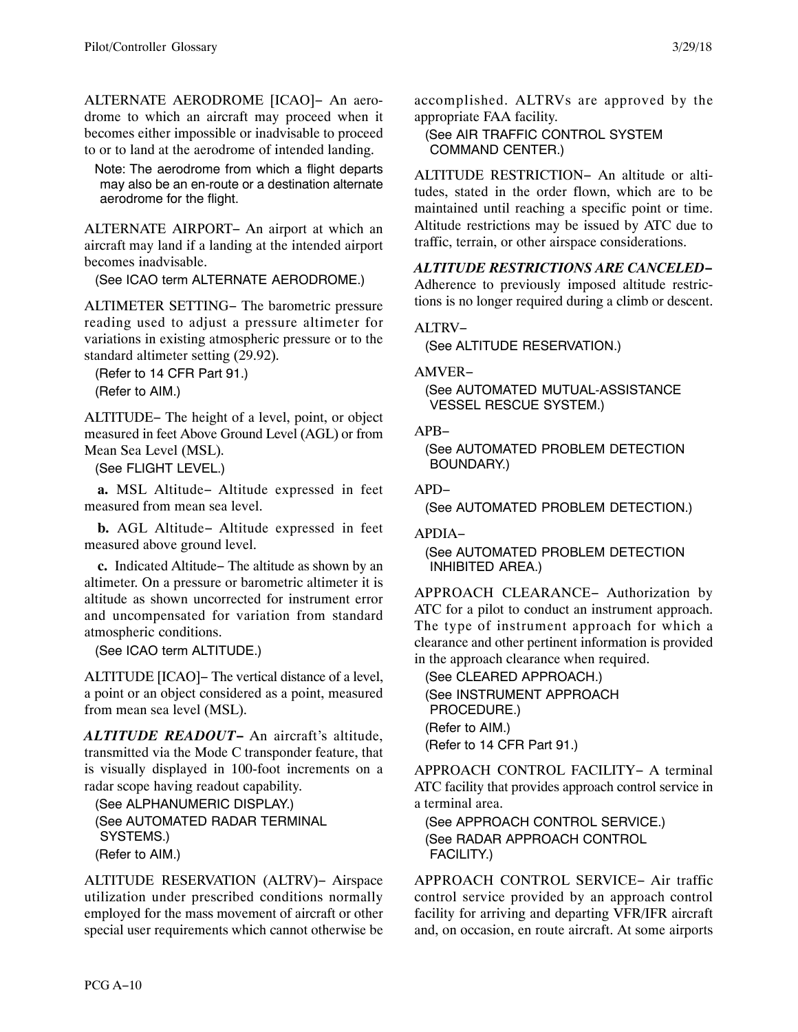ALTERNATE AERODROME [ICAO]− An aerodrome to which an aircraft may proceed when it becomes either impossible or inadvisable to proceed to or to land at the aerodrome of intended landing.

Note: The aerodrome from which a flight departs may also be an en-route or a destination alternate aerodrome for the flight.

ALTERNATE AIRPORT− An airport at which an aircraft may land if a landing at the intended airport becomes inadvisable.

(See ICAO term ALTERNATE AERODROME.)

ALTIMETER SETTING− The barometric pressure reading used to adjust a pressure altimeter for variations in existing atmospheric pressure or to the standard altimeter setting (29.92).

(Refer to 14 CFR Part 91.)
(Refer to AIM.)

ALTITUDE− The height of a level, point, or object measured in feet Above Ground Level (AGL) or from Mean Sea Level (MSL).

(See FLIGHT LEVEL.)

**a.** MSL Altitude− Altitude expressed in feet measured from mean sea level.

**b.** AGL Altitude− Altitude expressed in feet measured above ground level.

**c.** Indicated Altitude− The altitude as shown by an altimeter. On a pressure or barometric altimeter it is altitude as shown uncorrected for instrument error and uncompensated for variation from standard atmospheric conditions.

(See ICAO term ALTITUDE.)

ALTITUDE [ICAO]− The vertical distance of a level, a point or an object considered as a point, measured from mean sea level (MSL).

***ALTITUDE READOUT−*** An aircraft's altitude, transmitted via the Mode C transponder feature, that is visually displayed in 100-foot increments on a radar scope having readout capability.

(See ALPHANUMERIC DISPLAY.)
(See AUTOMATED RADAR TERMINAL SYSTEMS.)
(Refer to AIM.)

ALTITUDE RESERVATION (ALTRV)− Airspace utilization under prescribed conditions normally employed for the mass movement of aircraft or other special user requirements which cannot otherwise be accomplished. ALTRVs are approved by the appropriate FAA facility.

(See AIR TRAFFIC CONTROL SYSTEM COMMAND CENTER.)

ALTITUDE RESTRICTION− An altitude or altitudes, stated in the order flown, which are to be maintained until reaching a specific point or time. Altitude restrictions may be issued by ATC due to traffic, terrain, or other airspace considerations.

***ALTITUDE RESTRICTIONS ARE CANCELED−*** Adherence to previously imposed altitude restrictions is no longer required during a climb or descent.

ALTRV−

(See ALTITUDE RESERVATION.)

AMVER−

(See AUTOMATED MUTUAL-ASSISTANCE VESSEL RESCUE SYSTEM.)

APB−

(See AUTOMATED PROBLEM DETECTION BOUNDARY.)

APD−

(See AUTOMATED PROBLEM DETECTION.)

APDIA−

(See AUTOMATED PROBLEM DETECTION INHIBITED AREA.)

APPROACH CLEARANCE− Authorization by ATC for a pilot to conduct an instrument approach. The type of instrument approach for which a clearance and other pertinent information is provided in the approach clearance when required.

(See CLEARED APPROACH.)
(See INSTRUMENT APPROACH PROCEDURE.)
(Refer to AIM.)
(Refer to 14 CFR Part 91.)

APPROACH CONTROL FACILITY− A terminal ATC facility that provides approach control service in a terminal area.

(See APPROACH CONTROL SERVICE.)
(See RADAR APPROACH CONTROL FACILITY.)

APPROACH CONTROL SERVICE− Air traffic control service provided by an approach control facility for arriving and departing VFR/IFR aircraft and, on occasion, en route aircraft. At some airports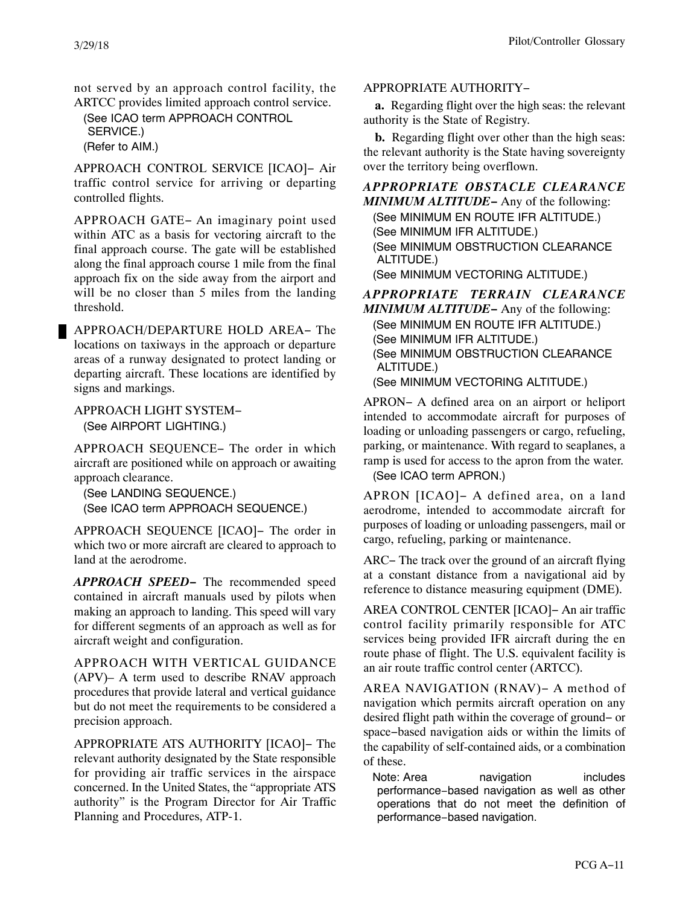not served by an approach control facility, the ARTCC provides limited approach control service.

(See ICAO term APPROACH CONTROL SERVICE.)
(Refer to AIM.)

APPROACH CONTROL SERVICE [ICAO]− Air traffic control service for arriving or departing controlled flights.

APPROACH GATE− An imaginary point used within ATC as a basis for vectoring aircraft to the final approach course. The gate will be established along the final approach course 1 mile from the final approach fix on the side away from the airport and will be no closer than 5 miles from the landing threshold.

APPROACH/DEPARTURE HOLD AREA− The locations on taxiways in the approach or departure areas of a runway designated to protect landing or departing aircraft. These locations are identified by signs and markings.

APPROACH LIGHT SYSTEM−
(See AIRPORT LIGHTING.)

APPROACH SEQUENCE− The order in which aircraft are positioned while on approach or awaiting approach clearance.

(See LANDING SEQUENCE.)
(See ICAO term APPROACH SEQUENCE.)

APPROACH SEQUENCE [ICAO]− The order in which two or more aircraft are cleared to approach to land at the aerodrome.

***APPROACH SPEED−*** The recommended speed contained in aircraft manuals used by pilots when making an approach to landing. This speed will vary for different segments of an approach as well as for aircraft weight and configuration.

APPROACH WITH VERTICAL GUIDANCE (APV)– A term used to describe RNAV approach procedures that provide lateral and vertical guidance but do not meet the requirements to be considered a precision approach.

APPROPRIATE ATS AUTHORITY [ICAO]− The relevant authority designated by the State responsible for providing air traffic services in the airspace concerned. In the United States, the "appropriate ATS authority" is the Program Director for Air Traffic Planning and Procedures, ATP-1.

APPROPRIATE AUTHORITY−

**a.** Regarding flight over the high seas: the relevant authority is the State of Registry.

**b.** Regarding flight over other than the high seas: the relevant authority is the State having sovereignty over the territory being overflown.

***APPROPRIATE OBSTACLE CLEARANCE MINIMUM ALTITUDE−*** Any of the following:

(See MINIMUM EN ROUTE IFR ALTITUDE.)
(See MINIMUM IFR ALTITUDE.)
(See MINIMUM OBSTRUCTION CLEARANCE ALTITUDE.)
(See MINIMUM VECTORING ALTITUDE.)

***APPROPRIATE TERRAIN CLEARANCE MINIMUM ALTITUDE−*** Any of the following:

(See MINIMUM EN ROUTE IFR ALTITUDE.)
(See MINIMUM IFR ALTITUDE.)
(See MINIMUM OBSTRUCTION CLEARANCE ALTITUDE.)
(See MINIMUM VECTORING ALTITUDE.)

APRON− A defined area on an airport or heliport intended to accommodate aircraft for purposes of loading or unloading passengers or cargo, refueling, parking, or maintenance. With regard to seaplanes, a ramp is used for access to the apron from the water.

(See ICAO term APRON.)

APRON [ICAO]− A defined area, on a land aerodrome, intended to accommodate aircraft for purposes of loading or unloading passengers, mail or cargo, refueling, parking or maintenance.

ARC− The track over the ground of an aircraft flying at a constant distance from a navigational aid by reference to distance measuring equipment (DME).

AREA CONTROL CENTER [ICAO]− An air traffic control facility primarily responsible for ATC services being provided IFR aircraft during the en route phase of flight. The U.S. equivalent facility is an air route traffic control center (ARTCC).

AREA NAVIGATION (RNAV)− A method of navigation which permits aircraft operation on any desired flight path within the coverage of ground− or space−based navigation aids or within the limits of the capability of self-contained aids, or a combination of these.

Note: Area navigation includes performance−based navigation as well as other operations that do not meet the definition of performance−based navigation.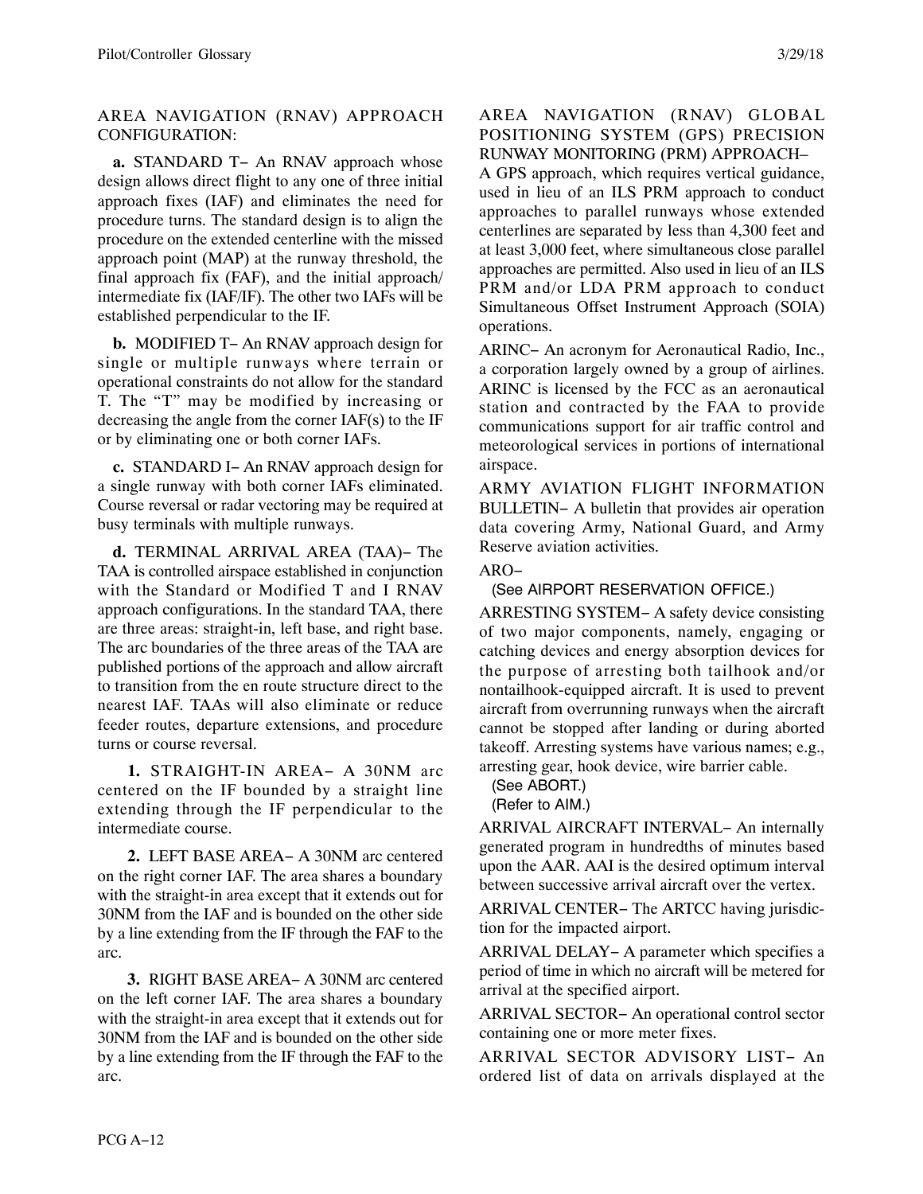AREA NAVIGATION (RNAV) APPROACH CONFIGURATION:

**a.** STANDARD T− An RNAV approach whose design allows direct flight to any one of three initial approach fixes (IAF) and eliminates the need for procedure turns. The standard design is to align the procedure on the extended centerline with the missed approach point (MAP) at the runway threshold, the final approach fix (FAF), and the initial approach/intermediate fix (IAF/IF). The other two IAFs will be established perpendicular to the IF.

**b.** MODIFIED T− An RNAV approach design for single or multiple runways where terrain or operational constraints do not allow for the standard T. The "T" may be modified by increasing or decreasing the angle from the corner IAF(s) to the IF or by eliminating one or both corner IAFs.

**c.** STANDARD I− An RNAV approach design for a single runway with both corner IAFs eliminated. Course reversal or radar vectoring may be required at busy terminals with multiple runways.

**d.** TERMINAL ARRIVAL AREA (TAA)− The TAA is controlled airspace established in conjunction with the Standard or Modified T and I RNAV approach configurations. In the standard TAA, there are three areas: straight-in, left base, and right base. The arc boundaries of the three areas of the TAA are published portions of the approach and allow aircraft to transition from the en route structure direct to the nearest IAF. TAAs will also eliminate or reduce feeder routes, departure extensions, and procedure turns or course reversal.

**1.** STRAIGHT-IN AREA− A 30NM arc centered on the IF bounded by a straight line extending through the IF perpendicular to the intermediate course.

**2.** LEFT BASE AREA− A 30NM arc centered on the right corner IAF. The area shares a boundary with the straight-in area except that it extends out for 30NM from the IAF and is bounded on the other side by a line extending from the IF through the FAF to the arc.

**3.** RIGHT BASE AREA− A 30NM arc centered on the left corner IAF. The area shares a boundary with the straight-in area except that it extends out for 30NM from the IAF and is bounded on the other side by a line extending from the IF through the FAF to the arc.

AREA NAVIGATION (RNAV) GLOBAL POSITIONING SYSTEM (GPS) PRECISION RUNWAY MONITORING (PRM) APPROACH− A GPS approach, which requires vertical guidance, used in lieu of an ILS PRM approach to conduct approaches to parallel runways whose extended centerlines are separated by less than 4,300 feet and at least 3,000 feet, where simultaneous close parallel approaches are permitted. Also used in lieu of an ILS PRM and/or LDA PRM approach to conduct Simultaneous Offset Instrument Approach (SOIA) operations.

ARINC− An acronym for Aeronautical Radio, Inc., a corporation largely owned by a group of airlines. ARINC is licensed by the FCC as an aeronautical station and contracted by the FAA to provide communications support for air traffic control and meteorological services in portions of international airspace.

ARMY AVIATION FLIGHT INFORMATION BULLETIN− A bulletin that provides air operation data covering Army, National Guard, and Army Reserve aviation activities.

ARO−

(See AIRPORT RESERVATION OFFICE.)

ARRESTING SYSTEM− A safety device consisting of two major components, namely, engaging or catching devices and energy absorption devices for the purpose of arresting both tailhook and/or nontailhook-equipped aircraft. It is used to prevent aircraft from overrunning runways when the aircraft cannot be stopped after landing or during aborted takeoff. Arresting systems have various names; e.g., arresting gear, hook device, wire barrier cable.

(See ABORT.)
(Refer to AIM.)

ARRIVAL AIRCRAFT INTERVAL− An internally generated program in hundredths of minutes based upon the AAR. AAI is the desired optimum interval between successive arrival aircraft over the vertex.

ARRIVAL CENTER− The ARTCC having jurisdiction for the impacted airport.

ARRIVAL DELAY− A parameter which specifies a period of time in which no aircraft will be metered for arrival at the specified airport.

ARRIVAL SECTOR− An operational control sector containing one or more meter fixes.

ARRIVAL SECTOR ADVISORY LIST− An ordered list of data on arrivals displayed at the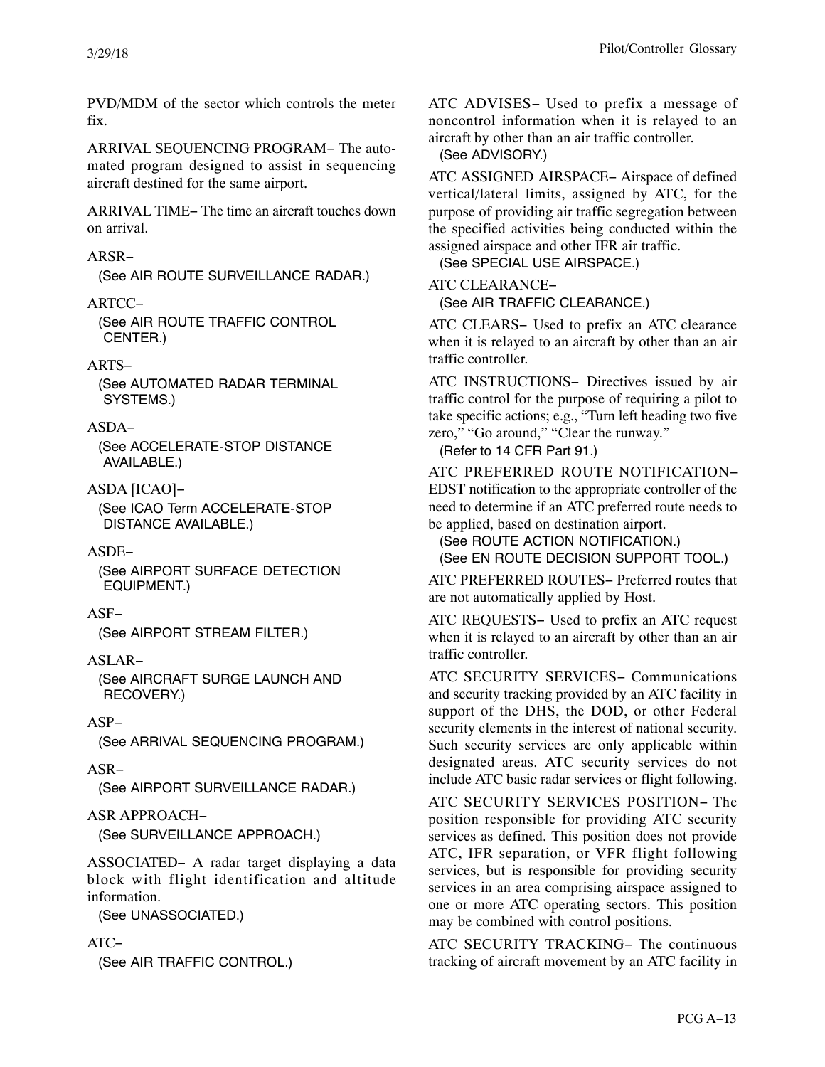PVD/MDM of the sector which controls the meter fix.

ARRIVAL SEQUENCING PROGRAM− The automated program designed to assist in sequencing aircraft destined for the same airport.

ARRIVAL TIME− The time an aircraft touches down on arrival.

ARSR−
(See AIR ROUTE SURVEILLANCE RADAR.)

ARTCC−
(See AIR ROUTE TRAFFIC CONTROL CENTER.)

ARTS−
(See AUTOMATED RADAR TERMINAL SYSTEMS.)

ASDA−
(See ACCELERATE-STOP DISTANCE AVAILABLE.)

ASDA [ICAO]−
(See ICAO Term ACCELERATE-STOP DISTANCE AVAILABLE.)

ASDE−
(See AIRPORT SURFACE DETECTION EQUIPMENT.)

ASF−
(See AIRPORT STREAM FILTER.)

ASLAR−
(See AIRCRAFT SURGE LAUNCH AND RECOVERY.)

ASP−
(See ARRIVAL SEQUENCING PROGRAM.)

ASR−
(See AIRPORT SURVEILLANCE RADAR.)

ASR APPROACH−
(See SURVEILLANCE APPROACH.)

ASSOCIATED− A radar target displaying a data block with flight identification and altitude information.
(See UNASSOCIATED.)

ATC−
(See AIR TRAFFIC CONTROL.)

ATC ADVISES− Used to prefix a message of noncontrol information when it is relayed to an aircraft by other than an air traffic controller.
(See ADVISORY.)

ATC ASSIGNED AIRSPACE− Airspace of defined vertical/lateral limits, assigned by ATC, for the purpose of providing air traffic segregation between the specified activities being conducted within the assigned airspace and other IFR air traffic.
(See SPECIAL USE AIRSPACE.)

ATC CLEARANCE−
(See AIR TRAFFIC CLEARANCE.)

ATC CLEARS− Used to prefix an ATC clearance when it is relayed to an aircraft by other than an air traffic controller.

ATC INSTRUCTIONS− Directives issued by air traffic control for the purpose of requiring a pilot to take specific actions; e.g., "Turn left heading two five zero," "Go around," "Clear the runway."
(Refer to 14 CFR Part 91.)

ATC PREFERRED ROUTE NOTIFICATION− EDST notification to the appropriate controller of the need to determine if an ATC preferred route needs to be applied, based on destination airport.
(See ROUTE ACTION NOTIFICATION.)
(See EN ROUTE DECISION SUPPORT TOOL.)

ATC PREFERRED ROUTES− Preferred routes that are not automatically applied by Host.

ATC REQUESTS− Used to prefix an ATC request when it is relayed to an aircraft by other than an air traffic controller.

ATC SECURITY SERVICES− Communications and security tracking provided by an ATC facility in support of the DHS, the DOD, or other Federal security elements in the interest of national security. Such security services are only applicable within designated areas. ATC security services do not include ATC basic radar services or flight following.

ATC SECURITY SERVICES POSITION− The position responsible for providing ATC security services as defined. This position does not provide ATC, IFR separation, or VFR flight following services, but is responsible for providing security services in an area comprising airspace assigned to one or more ATC operating sectors. This position may be combined with control positions.

ATC SECURITY TRACKING− The continuous tracking of aircraft movement by an ATC facility in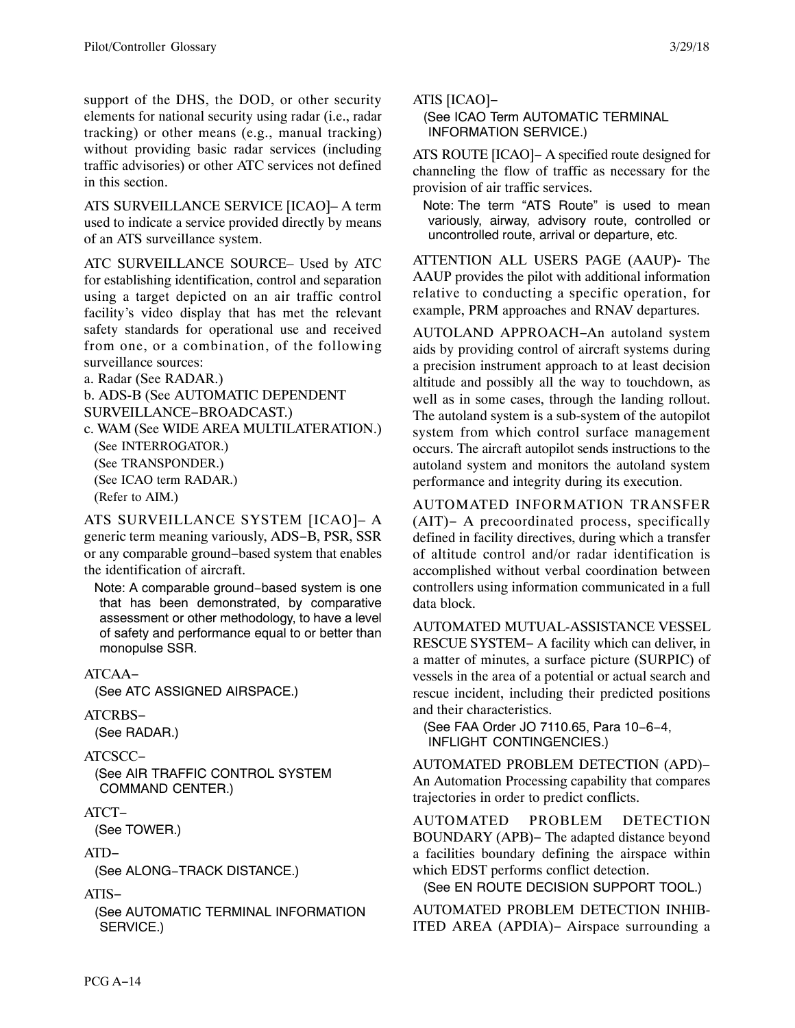support of the DHS, the DOD, or other security elements for national security using radar (i.e., radar tracking) or other means (e.g., manual tracking) without providing basic radar services (including traffic advisories) or other ATC services not defined in this section.

ATS SURVEILLANCE SERVICE [ICAO]− A term used to indicate a service provided directly by means of an ATS surveillance system.

ATC SURVEILLANCE SOURCE− Used by ATC for establishing identification, control and separation using a target depicted on an air traffic control facility's video display that has met the relevant safety standards for operational use and received from one, or a combination, of the following surveillance sources:

a. Radar (See RADAR.)

b. ADS-B (See AUTOMATIC DEPENDENT SURVEILLANCE−BROADCAST.)

c. WAM (See WIDE AREA MULTILATERATION.)

(See INTERROGATOR.)
(See TRANSPONDER.)
(See ICAO term RADAR.)
(Refer to AIM.)

ATS SURVEILLANCE SYSTEM [ICAO]− A generic term meaning variously, ADS−B, PSR, SSR or any comparable ground−based system that enables the identification of aircraft.

Note: A comparable ground−based system is one that has been demonstrated, by comparative assessment or other methodology, to have a level of safety and performance equal to or better than monopulse SSR.

ATCAA−
(See ATC ASSIGNED AIRSPACE.)

ATCRBS−
(See RADAR.)

ATCSCC−
(See AIR TRAFFIC CONTROL SYSTEM COMMAND CENTER.)

ATCT−
(See TOWER.)

ATD−
(See ALONG−TRACK DISTANCE.)

ATIS−
(See AUTOMATIC TERMINAL INFORMATION SERVICE.)

ATIS [ICAO]−
(See ICAO Term AUTOMATIC TERMINAL INFORMATION SERVICE.)

ATS ROUTE [ICAO]− A specified route designed for channeling the flow of traffic as necessary for the provision of air traffic services.

Note: The term "ATS Route" is used to mean variously, airway, advisory route, controlled or uncontrolled route, arrival or departure, etc.

ATTENTION ALL USERS PAGE (AAUP)- The AAUP provides the pilot with additional information relative to conducting a specific operation, for example, PRM approaches and RNAV departures.

AUTOLAND APPROACH−An autoland system aids by providing control of aircraft systems during a precision instrument approach to at least decision altitude and possibly all the way to touchdown, as well as in some cases, through the landing rollout. The autoland system is a sub-system of the autopilot system from which control surface management occurs. The aircraft autopilot sends instructions to the autoland system and monitors the autoland system performance and integrity during its execution.

AUTOMATED INFORMATION TRANSFER (AIT)− A precoordinated process, specifically defined in facility directives, during which a transfer of altitude control and/or radar identification is accomplished without verbal coordination between controllers using information communicated in a full data block.

AUTOMATED MUTUAL-ASSISTANCE VESSEL RESCUE SYSTEM− A facility which can deliver, in a matter of minutes, a surface picture (SURPIC) of vessels in the area of a potential or actual search and rescue incident, including their predicted positions and their characteristics.

(See FAA Order JO 7110.65, Para 10−6−4, INFLIGHT CONTINGENCIES.)

AUTOMATED PROBLEM DETECTION (APD)− An Automation Processing capability that compares trajectories in order to predict conflicts.

AUTOMATED PROBLEM DETECTION BOUNDARY (APB)− The adapted distance beyond a facilities boundary defining the airspace within which EDST performs conflict detection.

(See EN ROUTE DECISION SUPPORT TOOL.)

AUTOMATED PROBLEM DETECTION INHIBITED AREA (APDIA)− Airspace surrounding a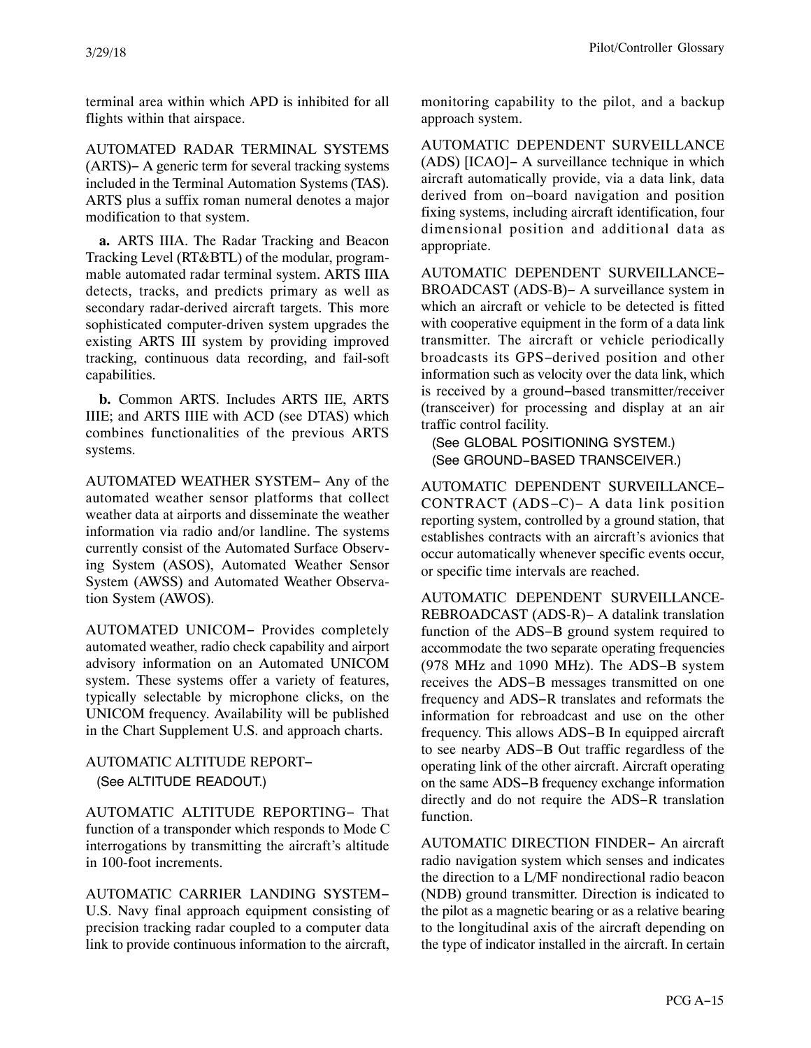terminal area within which APD is inhibited for all flights within that airspace.

AUTOMATED RADAR TERMINAL SYSTEMS (ARTS)− A generic term for several tracking systems included in the Terminal Automation Systems (TAS). ARTS plus a suffix roman numeral denotes a major modification to that system.

**a.** ARTS IIIA. The Radar Tracking and Beacon Tracking Level (RT&BTL) of the modular, programmable automated radar terminal system. ARTS IIIA detects, tracks, and predicts primary as well as secondary radar-derived aircraft targets. This more sophisticated computer-driven system upgrades the existing ARTS III system by providing improved tracking, continuous data recording, and fail-soft capabilities.

**b.** Common ARTS. Includes ARTS IIE, ARTS IIIE; and ARTS IIIE with ACD (see DTAS) which combines functionalities of the previous ARTS systems.

AUTOMATED WEATHER SYSTEM− Any of the automated weather sensor platforms that collect weather data at airports and disseminate the weather information via radio and/or landline. The systems currently consist of the Automated Surface Observing System (ASOS), Automated Weather Sensor System (AWSS) and Automated Weather Observation System (AWOS).

AUTOMATED UNICOM− Provides completely automated weather, radio check capability and airport advisory information on an Automated UNICOM system. These systems offer a variety of features, typically selectable by microphone clicks, on the UNICOM frequency. Availability will be published in the Chart Supplement U.S. and approach charts.

AUTOMATIC ALTITUDE REPORT−
(See ALTITUDE READOUT.)

AUTOMATIC ALTITUDE REPORTING− That function of a transponder which responds to Mode C interrogations by transmitting the aircraft's altitude in 100-foot increments.

AUTOMATIC CARRIER LANDING SYSTEM− U.S. Navy final approach equipment consisting of precision tracking radar coupled to a computer data link to provide continuous information to the aircraft, monitoring capability to the pilot, and a backup approach system.

AUTOMATIC DEPENDENT SURVEILLANCE (ADS) [ICAO]− A surveillance technique in which aircraft automatically provide, via a data link, data derived from on−board navigation and position fixing systems, including aircraft identification, four dimensional position and additional data as appropriate.

AUTOMATIC DEPENDENT SURVEILLANCE−BROADCAST (ADS-B)− A surveillance system in which an aircraft or vehicle to be detected is fitted with cooperative equipment in the form of a data link transmitter. The aircraft or vehicle periodically broadcasts its GPS−derived position and other information such as velocity over the data link, which is received by a ground−based transmitter/receiver (transceiver) for processing and display at an air traffic control facility.
(See GLOBAL POSITIONING SYSTEM.)
(See GROUND−BASED TRANSCEIVER.)

AUTOMATIC DEPENDENT SURVEILLANCE−CONTRACT (ADS−C)− A data link position reporting system, controlled by a ground station, that establishes contracts with an aircraft's avionics that occur automatically whenever specific events occur, or specific time intervals are reached.

AUTOMATIC DEPENDENT SURVEILLANCE-REBROADCAST (ADS-R)− A datalink translation function of the ADS−B ground system required to accommodate the two separate operating frequencies (978 MHz and 1090 MHz). The ADS−B system receives the ADS−B messages transmitted on one frequency and ADS−R translates and reformats the information for rebroadcast and use on the other frequency. This allows ADS−B In equipped aircraft to see nearby ADS−B Out traffic regardless of the operating link of the other aircraft. Aircraft operating on the same ADS−B frequency exchange information directly and do not require the ADS−R translation function.

AUTOMATIC DIRECTION FINDER− An aircraft radio navigation system which senses and indicates the direction to a L/MF nondirectional radio beacon (NDB) ground transmitter. Direction is indicated to the pilot as a magnetic bearing or as a relative bearing to the longitudinal axis of the aircraft depending on the type of indicator installed in the aircraft. In certain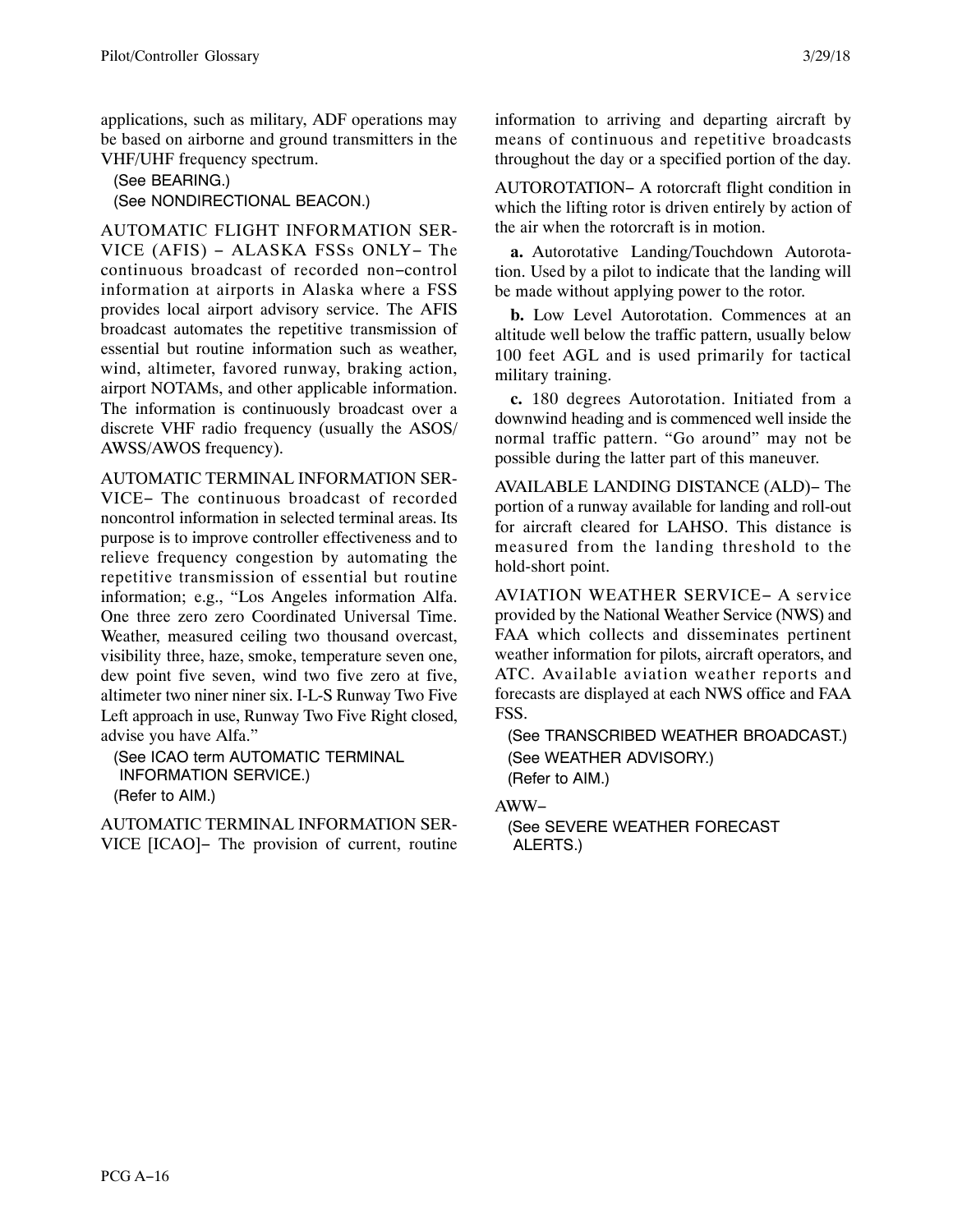applications, such as military, ADF operations may be based on airborne and ground transmitters in the VHF/UHF frequency spectrum.

(See BEARING.)
(See NONDIRECTIONAL BEACON.)

AUTOMATIC FLIGHT INFORMATION SERVICE (AFIS) − ALASKA FSSs ONLY− The continuous broadcast of recorded non−control information at airports in Alaska where a FSS provides local airport advisory service. The AFIS broadcast automates the repetitive transmission of essential but routine information such as weather, wind, altimeter, favored runway, braking action, airport NOTAMs, and other applicable information. The information is continuously broadcast over a discrete VHF radio frequency (usually the ASOS/AWSS/AWOS frequency).

AUTOMATIC TERMINAL INFORMATION SERVICE− The continuous broadcast of recorded noncontrol information in selected terminal areas. Its purpose is to improve controller effectiveness and to relieve frequency congestion by automating the repetitive transmission of essential but routine information; e.g., "Los Angeles information Alfa. One three zero zero Coordinated Universal Time. Weather, measured ceiling two thousand overcast, visibility three, haze, smoke, temperature seven one, dew point five seven, wind two five zero at five, altimeter two niner niner six. I-L-S Runway Two Five Left approach in use, Runway Two Five Right closed, advise you have Alfa."

(See ICAO term AUTOMATIC TERMINAL INFORMATION SERVICE.)
(Refer to AIM.)

AUTOMATIC TERMINAL INFORMATION SERVICE [ICAO]− The provision of current, routine information to arriving and departing aircraft by means of continuous and repetitive broadcasts throughout the day or a specified portion of the day.

AUTOROTATION− A rotorcraft flight condition in which the lifting rotor is driven entirely by action of the air when the rotorcraft is in motion.

**a.** Autorotative Landing/Touchdown Autorotation. Used by a pilot to indicate that the landing will be made without applying power to the rotor.

**b.** Low Level Autorotation. Commences at an altitude well below the traffic pattern, usually below 100 feet AGL and is used primarily for tactical military training.

**c.** 180 degrees Autorotation. Initiated from a downwind heading and is commenced well inside the normal traffic pattern. "Go around" may not be possible during the latter part of this maneuver.

AVAILABLE LANDING DISTANCE (ALD)− The portion of a runway available for landing and roll-out for aircraft cleared for LAHSO. This distance is measured from the landing threshold to the hold-short point.

AVIATION WEATHER SERVICE− A service provided by the National Weather Service (NWS) and FAA which collects and disseminates pertinent weather information for pilots, aircraft operators, and ATC. Available aviation weather reports and forecasts are displayed at each NWS office and FAA FSS.

(See TRANSCRIBED WEATHER BROADCAST.)
(See WEATHER ADVISORY.)
(Refer to AIM.)

AWW−

(See SEVERE WEATHER FORECAST ALERTS.)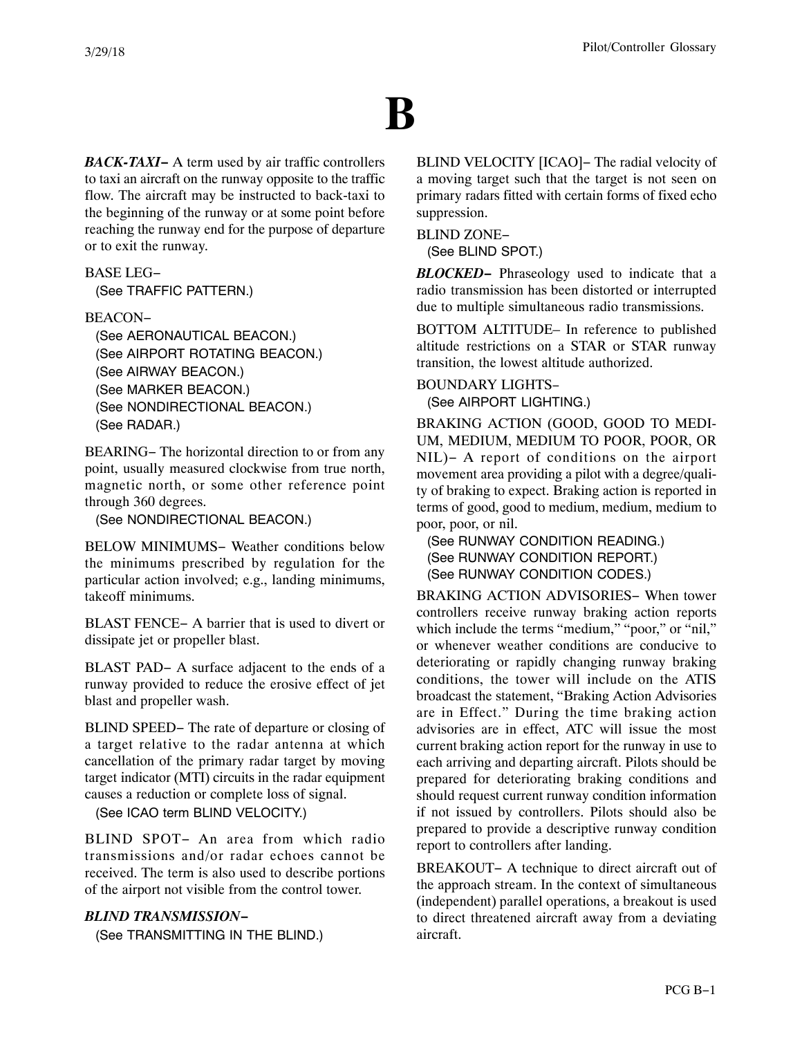# B

***BACK-TAXI−*** A term used by air traffic controllers to taxi an aircraft on the runway opposite to the traffic flow. The aircraft may be instructed to back-taxi to the beginning of the runway or at some point before reaching the runway end for the purpose of departure or to exit the runway.

BASE LEG−
(See TRAFFIC PATTERN.)

BEACON−
(See AERONAUTICAL BEACON.)
(See AIRPORT ROTATING BEACON.)
(See AIRWAY BEACON.)
(See MARKER BEACON.)
(See NONDIRECTIONAL BEACON.)
(See RADAR.)

BEARING− The horizontal direction to or from any point, usually measured clockwise from true north, magnetic north, or some other reference point through 360 degrees.
(See NONDIRECTIONAL BEACON.)

BELOW MINIMUMS− Weather conditions below the minimums prescribed by regulation for the particular action involved; e.g., landing minimums, takeoff minimums.

BLAST FENCE− A barrier that is used to divert or dissipate jet or propeller blast.

BLAST PAD− A surface adjacent to the ends of a runway provided to reduce the erosive effect of jet blast and propeller wash.

BLIND SPEED− The rate of departure or closing of a target relative to the radar antenna at which cancellation of the primary radar target by moving target indicator (MTI) circuits in the radar equipment causes a reduction or complete loss of signal.
(See ICAO term BLIND VELOCITY.)

BLIND SPOT− An area from which radio transmissions and/or radar echoes cannot be received. The term is also used to describe portions of the airport not visible from the control tower.

***BLIND TRANSMISSION−***
(See TRANSMITTING IN THE BLIND.)

BLIND VELOCITY [ICAO]− The radial velocity of a moving target such that the target is not seen on primary radars fitted with certain forms of fixed echo suppression.

BLIND ZONE−
(See BLIND SPOT.)

***BLOCKED−*** Phraseology used to indicate that a radio transmission has been distorted or interrupted due to multiple simultaneous radio transmissions.

BOTTOM ALTITUDE− In reference to published altitude restrictions on a STAR or STAR runway transition, the lowest altitude authorized.

BOUNDARY LIGHTS−
(See AIRPORT LIGHTING.)

BRAKING ACTION (GOOD, GOOD TO MEDIUM, MEDIUM, MEDIUM TO POOR, POOR, OR NIL)− A report of conditions on the airport movement area providing a pilot with a degree/quality of braking to expect. Braking action is reported in terms of good, good to medium, medium, medium to poor, poor, or nil.
(See RUNWAY CONDITION READING.)
(See RUNWAY CONDITION REPORT.)
(See RUNWAY CONDITION CODES.)

BRAKING ACTION ADVISORIES− When tower controllers receive runway braking action reports which include the terms "medium," "poor," or "nil," or whenever weather conditions are conducive to deteriorating or rapidly changing runway braking conditions, the tower will include on the ATIS broadcast the statement, "Braking Action Advisories are in Effect." During the time braking action advisories are in effect, ATC will issue the most current braking action report for the runway in use to each arriving and departing aircraft. Pilots should be prepared for deteriorating braking conditions and should request current runway condition information if not issued by controllers. Pilots should also be prepared to provide a descriptive runway condition report to controllers after landing.

BREAKOUT− A technique to direct aircraft out of the approach stream. In the context of simultaneous (independent) parallel operations, a breakout is used to direct threatened aircraft away from a deviating aircraft.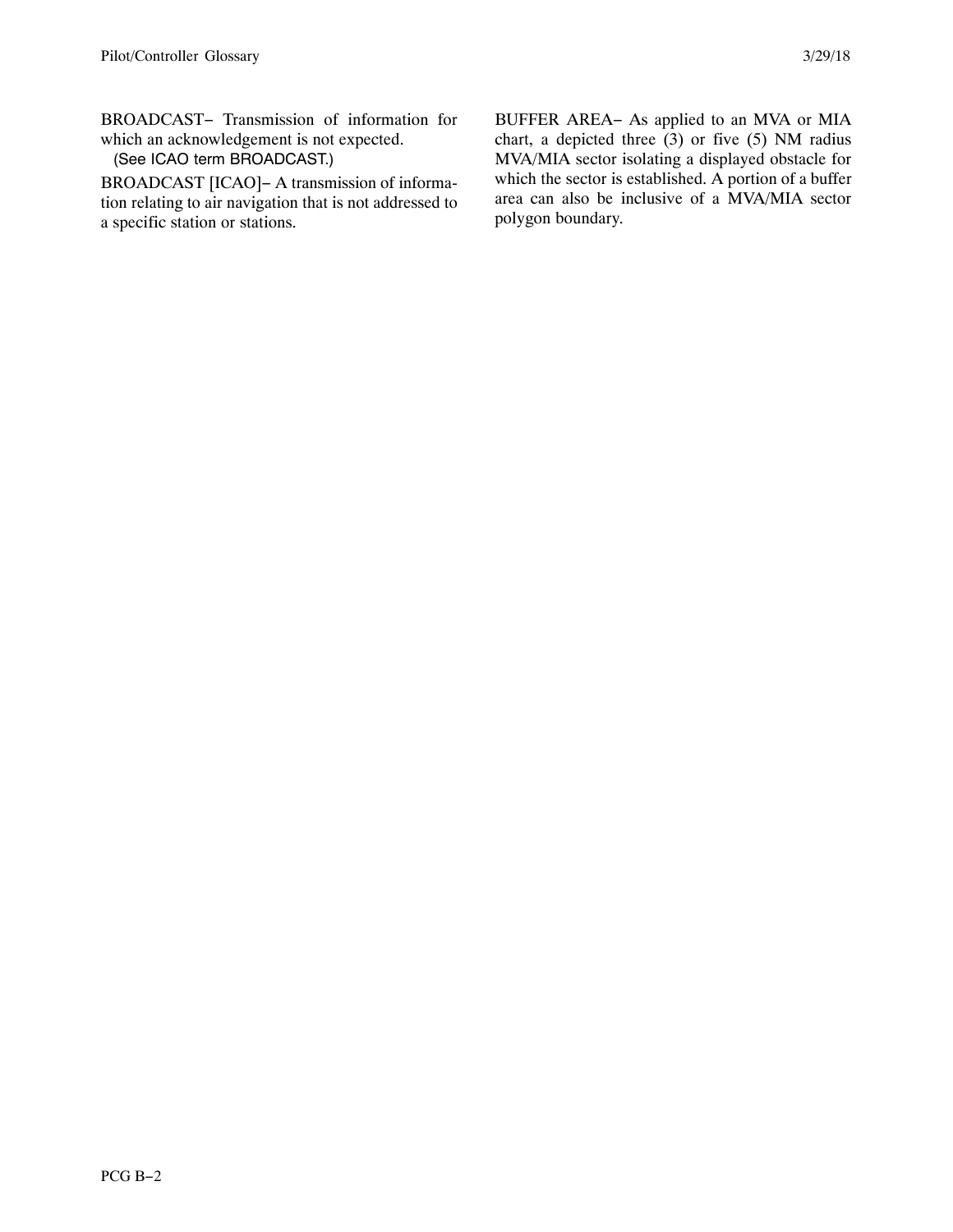BROADCAST− Transmission of information for which an acknowledgement is not expected.

(See ICAO term BROADCAST.)

BROADCAST [ICAO]− A transmission of information relating to air navigation that is not addressed to a specific station or stations.

BUFFER AREA− As applied to an MVA or MIA chart, a depicted three (3) or five (5) NM radius MVA/MIA sector isolating a displayed obstacle for which the sector is established. A portion of a buffer area can also be inclusive of a MVA/MIA sector polygon boundary.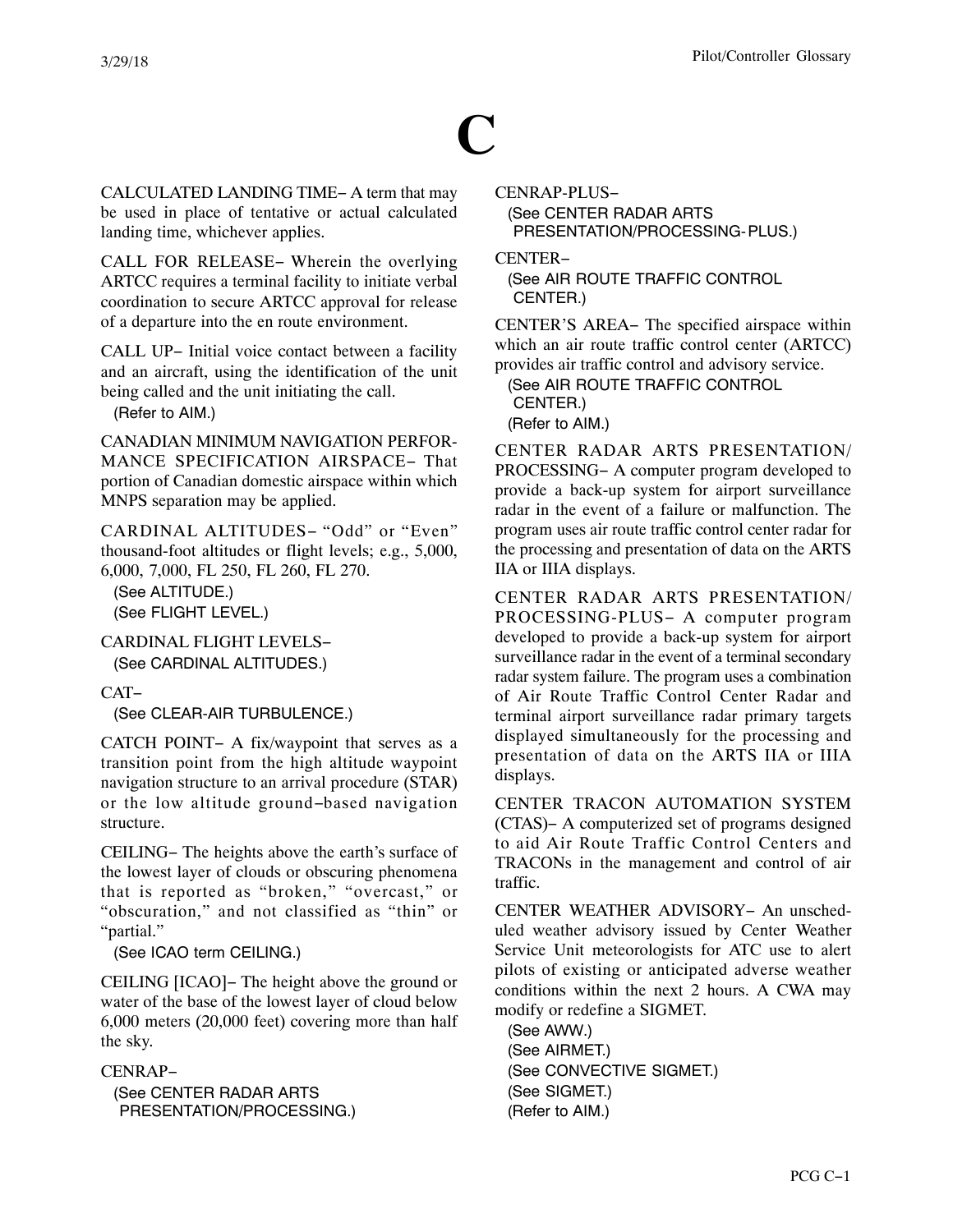# C

CALCULATED LANDING TIME− A term that may be used in place of tentative or actual calculated landing time, whichever applies.

CALL FOR RELEASE− Wherein the overlying ARTCC requires a terminal facility to initiate verbal coordination to secure ARTCC approval for release of a departure into the en route environment.

CALL UP− Initial voice contact between a facility and an aircraft, using the identification of the unit being called and the unit initiating the call.
(Refer to AIM.)

CANADIAN MINIMUM NAVIGATION PERFORMANCE SPECIFICATION AIRSPACE− That portion of Canadian domestic airspace within which MNPS separation may be applied.

CARDINAL ALTITUDES− "Odd" or "Even" thousand-foot altitudes or flight levels; e.g., 5,000, 6,000, 7,000, FL 250, FL 260, FL 270.
(See ALTITUDE.)
(See FLIGHT LEVEL.)

CARDINAL FLIGHT LEVELS−
(See CARDINAL ALTITUDES.)

CAT−
(See CLEAR-AIR TURBULENCE.)

CATCH POINT− A fix/waypoint that serves as a transition point from the high altitude waypoint navigation structure to an arrival procedure (STAR) or the low altitude ground−based navigation structure.

CEILING− The heights above the earth's surface of the lowest layer of clouds or obscuring phenomena that is reported as "broken," "overcast," or "obscuration," and not classified as "thin" or "partial."
(See ICAO term CEILING.)

CEILING [ICAO]− The height above the ground or water of the base of the lowest layer of cloud below 6,000 meters (20,000 feet) covering more than half the sky.

CENRAP−
(See CENTER RADAR ARTS PRESENTATION/PROCESSING.)

CENRAP-PLUS−
(See CENTER RADAR ARTS PRESENTATION/PROCESSING- PLUS.)

CENTER−
(See AIR ROUTE TRAFFIC CONTROL CENTER.)

CENTER'S AREA− The specified airspace within which an air route traffic control center (ARTCC) provides air traffic control and advisory service.
(See AIR ROUTE TRAFFIC CONTROL CENTER.)
(Refer to AIM.)

CENTER RADAR ARTS PRESENTATION/PROCESSING− A computer program developed to provide a back-up system for airport surveillance radar in the event of a failure or malfunction. The program uses air route traffic control center radar for the processing and presentation of data on the ARTS IIA or IIIA displays.

CENTER RADAR ARTS PRESENTATION/PROCESSING-PLUS− A computer program developed to provide a back-up system for airport surveillance radar in the event of a terminal secondary radar system failure. The program uses a combination of Air Route Traffic Control Center Radar and terminal airport surveillance radar primary targets displayed simultaneously for the processing and presentation of data on the ARTS IIA or IIIA displays.

CENTER TRACON AUTOMATION SYSTEM (CTAS)− A computerized set of programs designed to aid Air Route Traffic Control Centers and TRACONs in the management and control of air traffic.

CENTER WEATHER ADVISORY− An unscheduled weather advisory issued by Center Weather Service Unit meteorologists for ATC use to alert pilots of existing or anticipated adverse weather conditions within the next 2 hours. A CWA may modify or redefine a SIGMET.
(See AWW.)
(See AIRMET.)
(See CONVECTIVE SIGMET.)
(See SIGMET.)
(Refer to AIM.)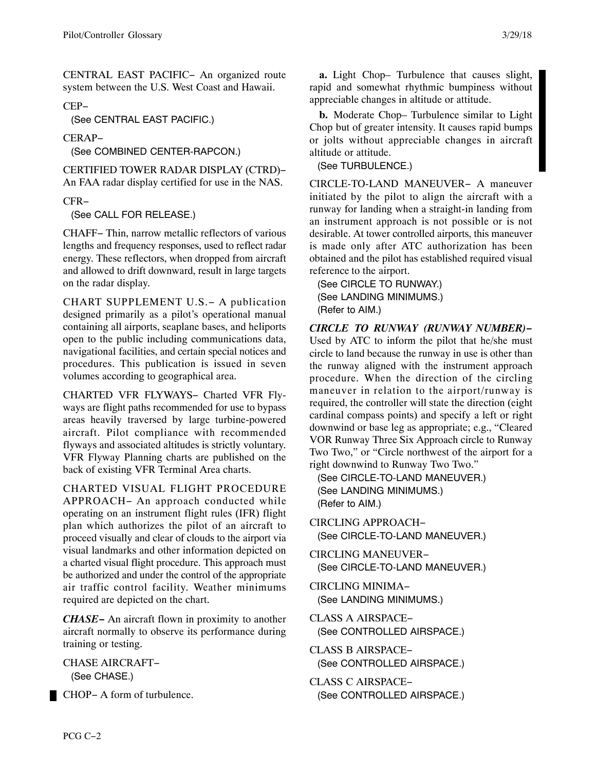CENTRAL EAST PACIFIC− An organized route system between the U.S. West Coast and Hawaii.

CEP−
(See CENTRAL EAST PACIFIC.)

CERAP−
(See COMBINED CENTER-RAPCON.)

CERTIFIED TOWER RADAR DISPLAY (CTRD)− An FAA radar display certified for use in the NAS.

CFR−
(See CALL FOR RELEASE.)

CHAFF− Thin, narrow metallic reflectors of various lengths and frequency responses, used to reflect radar energy. These reflectors, when dropped from aircraft and allowed to drift downward, result in large targets on the radar display.

CHART SUPPLEMENT U.S.− A publication designed primarily as a pilot's operational manual containing all airports, seaplane bases, and heliports open to the public including communications data, navigational facilities, and certain special notices and procedures. This publication is issued in seven volumes according to geographical area.

CHARTED VFR FLYWAYS− Charted VFR Flyways are flight paths recommended for use to bypass areas heavily traversed by large turbine-powered aircraft. Pilot compliance with recommended flyways and associated altitudes is strictly voluntary. VFR Flyway Planning charts are published on the back of existing VFR Terminal Area charts.

CHARTED VISUAL FLIGHT PROCEDURE APPROACH− An approach conducted while operating on an instrument flight rules (IFR) flight plan which authorizes the pilot of an aircraft to proceed visually and clear of clouds to the airport via visual landmarks and other information depicted on a charted visual flight procedure. This approach must be authorized and under the control of the appropriate air traffic control facility. Weather minimums required are depicted on the chart.

***CHASE−*** An aircraft flown in proximity to another aircraft normally to observe its performance during training or testing.

CHASE AIRCRAFT−
(See CHASE.)

CHOP− A form of turbulence.

**a.** Light Chop− Turbulence that causes slight, rapid and somewhat rhythmic bumpiness without appreciable changes in altitude or attitude.

**b.** Moderate Chop− Turbulence similar to Light Chop but of greater intensity. It causes rapid bumps or jolts without appreciable changes in aircraft altitude or attitude.

(See TURBULENCE.)

CIRCLE-TO-LAND MANEUVER− A maneuver initiated by the pilot to align the aircraft with a runway for landing when a straight-in landing from an instrument approach is not possible or is not desirable. At tower controlled airports, this maneuver is made only after ATC authorization has been obtained and the pilot has established required visual reference to the airport.

(See CIRCLE TO RUNWAY.)
(See LANDING MINIMUMS.)
(Refer to AIM.)

***CIRCLE TO RUNWAY (RUNWAY NUMBER)−*** Used by ATC to inform the pilot that he/she must circle to land because the runway in use is other than the runway aligned with the instrument approach procedure. When the direction of the circling maneuver in relation to the airport/runway is required, the controller will state the direction (eight cardinal compass points) and specify a left or right downwind or base leg as appropriate; e.g., "Cleared VOR Runway Three Six Approach circle to Runway Two Two," or "Circle northwest of the airport for a right downwind to Runway Two Two."

(See CIRCLE-TO-LAND MANEUVER.)
(See LANDING MINIMUMS.)
(Refer to AIM.)

CIRCLING APPROACH−
(See CIRCLE-TO-LAND MANEUVER.)

CIRCLING MANEUVER−
(See CIRCLE-TO-LAND MANEUVER.)

CIRCLING MINIMA−
(See LANDING MINIMUMS.)

CLASS A AIRSPACE−
(See CONTROLLED AIRSPACE.)

CLASS B AIRSPACE−
(See CONTROLLED AIRSPACE.)

CLASS C AIRSPACE−
(See CONTROLLED AIRSPACE.)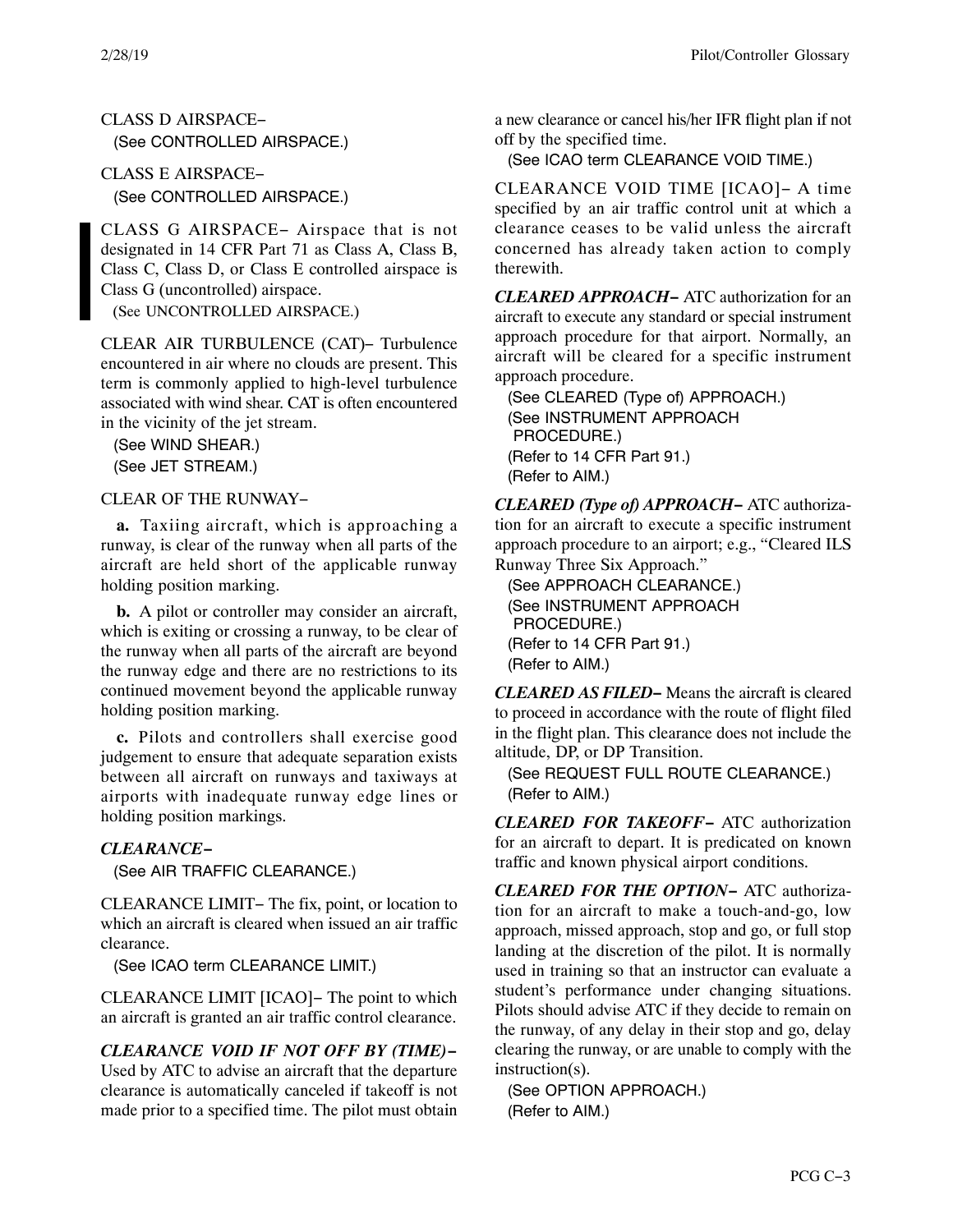CLASS D AIRSPACE−
(See CONTROLLED AIRSPACE.)

CLASS E AIRSPACE−
(See CONTROLLED AIRSPACE.)

CLASS G AIRSPACE− Airspace that is not designated in 14 CFR Part 71 as Class A, Class B, Class C, Class D, or Class E controlled airspace is Class G (uncontrolled) airspace.
(See UNCONTROLLED AIRSPACE.)

CLEAR AIR TURBULENCE (CAT)− Turbulence encountered in air where no clouds are present. This term is commonly applied to high-level turbulence associated with wind shear. CAT is often encountered in the vicinity of the jet stream.
(See WIND SHEAR.)
(See JET STREAM.)

CLEAR OF THE RUNWAY−

**a.** Taxiing aircraft, which is approaching a runway, is clear of the runway when all parts of the aircraft are held short of the applicable runway holding position marking.

**b.** A pilot or controller may consider an aircraft, which is exiting or crossing a runway, to be clear of the runway when all parts of the aircraft are beyond the runway edge and there are no restrictions to its continued movement beyond the applicable runway holding position marking.

**c.** Pilots and controllers shall exercise good judgement to ensure that adequate separation exists between all aircraft on runways and taxiways at airports with inadequate runway edge lines or holding position markings.

***CLEARANCE−***
(See AIR TRAFFIC CLEARANCE.)

CLEARANCE LIMIT− The fix, point, or location to which an aircraft is cleared when issued an air traffic clearance.
(See ICAO term CLEARANCE LIMIT.)

CLEARANCE LIMIT [ICAO]− The point to which an aircraft is granted an air traffic control clearance.

***CLEARANCE VOID IF NOT OFF BY (TIME)−*** Used by ATC to advise an aircraft that the departure clearance is automatically canceled if takeoff is not made prior to a specified time. The pilot must obtain a new clearance or cancel his/her IFR flight plan if not off by the specified time.
(See ICAO term CLEARANCE VOID TIME.)

CLEARANCE VOID TIME [ICAO]− A time specified by an air traffic control unit at which a clearance ceases to be valid unless the aircraft concerned has already taken action to comply therewith.

***CLEARED APPROACH−*** ATC authorization for an aircraft to execute any standard or special instrument approach procedure for that airport. Normally, an aircraft will be cleared for a specific instrument approach procedure.
(See CLEARED (Type of) APPROACH.)
(See INSTRUMENT APPROACH PROCEDURE.)
(Refer to 14 CFR Part 91.)
(Refer to AIM.)

***CLEARED (Type of) APPROACH−*** ATC authorization for an aircraft to execute a specific instrument approach procedure to an airport; e.g., "Cleared ILS Runway Three Six Approach."
(See APPROACH CLEARANCE.)
(See INSTRUMENT APPROACH PROCEDURE.)
(Refer to 14 CFR Part 91.)
(Refer to AIM.)

***CLEARED AS FILED−*** Means the aircraft is cleared to proceed in accordance with the route of flight filed in the flight plan. This clearance does not include the altitude, DP, or DP Transition.
(See REQUEST FULL ROUTE CLEARANCE.)
(Refer to AIM.)

***CLEARED FOR TAKEOFF−*** ATC authorization for an aircraft to depart. It is predicated on known traffic and known physical airport conditions.

***CLEARED FOR THE OPTION−*** ATC authorization for an aircraft to make a touch-and-go, low approach, missed approach, stop and go, or full stop landing at the discretion of the pilot. It is normally used in training so that an instructor can evaluate a student's performance under changing situations. Pilots should advise ATC if they decide to remain on the runway, of any delay in their stop and go, delay clearing the runway, or are unable to comply with the instruction(s).
(See OPTION APPROACH.)
(Refer to AIM.)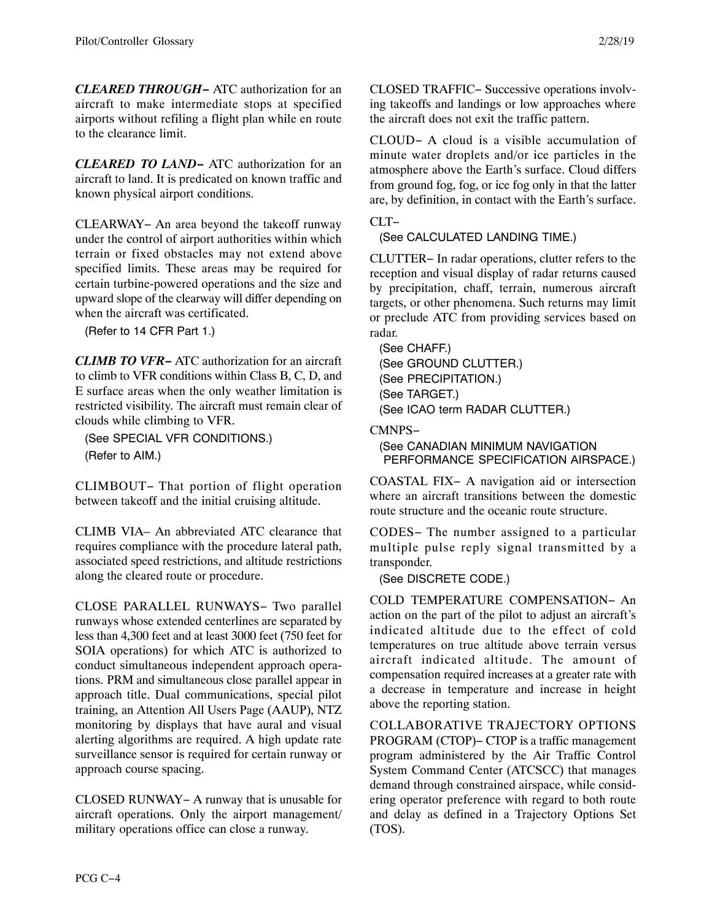***CLEARED THROUGH−*** ATC authorization for an aircraft to make intermediate stops at specified airports without refiling a flight plan while en route to the clearance limit.

***CLEARED TO LAND−*** ATC authorization for an aircraft to land. It is predicated on known traffic and known physical airport conditions.

CLEARWAY− An area beyond the takeoff runway under the control of airport authorities within which terrain or fixed obstacles may not extend above specified limits. These areas may be required for certain turbine-powered operations and the size and upward slope of the clearway will differ depending on when the aircraft was certificated.

(Refer to 14 CFR Part 1.)

***CLIMB TO VFR−*** ATC authorization for an aircraft to climb to VFR conditions within Class B, C, D, and E surface areas when the only weather limitation is restricted visibility. The aircraft must remain clear of clouds while climbing to VFR.

(See SPECIAL VFR CONDITIONS.)
(Refer to AIM.)

CLIMBOUT− That portion of flight operation between takeoff and the initial cruising altitude.

CLIMB VIA– An abbreviated ATC clearance that requires compliance with the procedure lateral path, associated speed restrictions, and altitude restrictions along the cleared route or procedure.

CLOSE PARALLEL RUNWAYS− Two parallel runways whose extended centerlines are separated by less than 4,300 feet and at least 3000 feet (750 feet for SOIA operations) for which ATC is authorized to conduct simultaneous independent approach operations. PRM and simultaneous close parallel appear in approach title. Dual communications, special pilot training, an Attention All Users Page (AAUP), NTZ monitoring by displays that have aural and visual alerting algorithms are required. A high update rate surveillance sensor is required for certain runway or approach course spacing.

CLOSED RUNWAY− A runway that is unusable for aircraft operations. Only the airport management/military operations office can close a runway.

CLOSED TRAFFIC− Successive operations involving takeoffs and landings or low approaches where the aircraft does not exit the traffic pattern.

CLOUD− A cloud is a visible accumulation of minute water droplets and/or ice particles in the atmosphere above the Earth's surface. Cloud differs from ground fog, fog, or ice fog only in that the latter are, by definition, in contact with the Earth's surface.

CLT−

(See CALCULATED LANDING TIME.)

CLUTTER− In radar operations, clutter refers to the reception and visual display of radar returns caused by precipitation, chaff, terrain, numerous aircraft targets, or other phenomena. Such returns may limit or preclude ATC from providing services based on radar.

(See CHAFF.)
(See GROUND CLUTTER.)
(See PRECIPITATION.)
(See TARGET.)
(See ICAO term RADAR CLUTTER.)

CMNPS−

(See CANADIAN MINIMUM NAVIGATION PERFORMANCE SPECIFICATION AIRSPACE.)

COASTAL FIX− A navigation aid or intersection where an aircraft transitions between the domestic route structure and the oceanic route structure.

CODES− The number assigned to a particular multiple pulse reply signal transmitted by a transponder.

(See DISCRETE CODE.)

COLD TEMPERATURE COMPENSATION− An action on the part of the pilot to adjust an aircraft's indicated altitude due to the effect of cold temperatures on true altitude above terrain versus aircraft indicated altitude. The amount of compensation required increases at a greater rate with a decrease in temperature and increase in height above the reporting station.

COLLABORATIVE TRAJECTORY OPTIONS PROGRAM (CTOP)− CTOP is a traffic management program administered by the Air Traffic Control System Command Center (ATCSCC) that manages demand through constrained airspace, while considering operator preference with regard to both route and delay as defined in a Trajectory Options Set (TOS).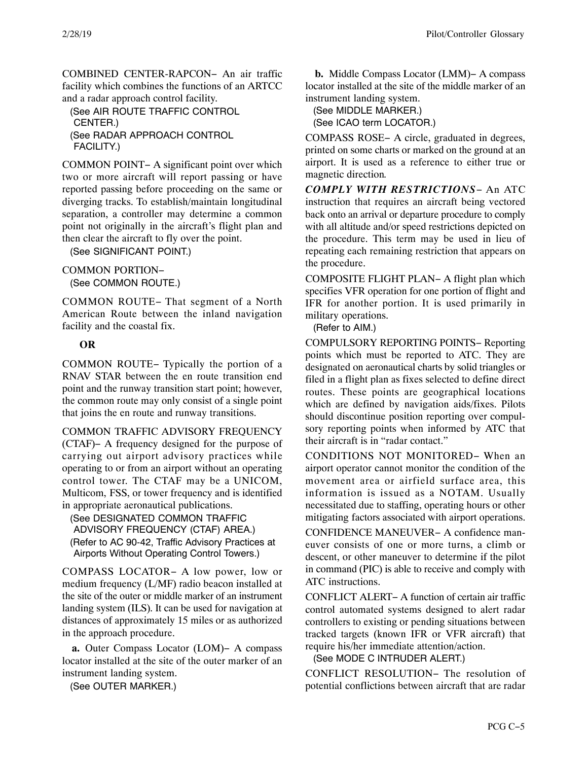COMBINED CENTER-RAPCON− An air traffic facility which combines the functions of an ARTCC and a radar approach control facility.

(See AIR ROUTE TRAFFIC CONTROL CENTER.)
(See RADAR APPROACH CONTROL FACILITY.)

COMMON POINT− A significant point over which two or more aircraft will report passing or have reported passing before proceeding on the same or diverging tracks. To establish/maintain longitudinal separation, a controller may determine a common point not originally in the aircraft's flight plan and then clear the aircraft to fly over the point.

(See SIGNIFICANT POINT.)

COMMON PORTION−
(See COMMON ROUTE.)

COMMON ROUTE− That segment of a North American Route between the inland navigation facility and the coastal fix.

**OR**

COMMON ROUTE− Typically the portion of a RNAV STAR between the en route transition end point and the runway transition start point; however, the common route may only consist of a single point that joins the en route and runway transitions.

COMMON TRAFFIC ADVISORY FREQUENCY (CTAF)− A frequency designed for the purpose of carrying out airport advisory practices while operating to or from an airport without an operating control tower. The CTAF may be a UNICOM, Multicom, FSS, or tower frequency and is identified in appropriate aeronautical publications.

(See DESIGNATED COMMON TRAFFIC ADVISORY FREQUENCY (CTAF) AREA.)
(Refer to AC 90-42, Traffic Advisory Practices at Airports Without Operating Control Towers.)

COMPASS LOCATOR− A low power, low or medium frequency (L/MF) radio beacon installed at the site of the outer or middle marker of an instrument landing system (ILS). It can be used for navigation at distances of approximately 15 miles or as authorized in the approach procedure.

**a.** Outer Compass Locator (LOM)− A compass locator installed at the site of the outer marker of an instrument landing system.

(See OUTER MARKER.)

**b.** Middle Compass Locator (LMM)− A compass locator installed at the site of the middle marker of an instrument landing system.

(See MIDDLE MARKER.)
(See ICAO term LOCATOR.)

COMPASS ROSE− A circle, graduated in degrees, printed on some charts or marked on the ground at an airport. It is used as a reference to either true or magnetic direction.

***COMPLY WITH RESTRICTIONS***− An ATC instruction that requires an aircraft being vectored back onto an arrival or departure procedure to comply with all altitude and/or speed restrictions depicted on the procedure. This term may be used in lieu of repeating each remaining restriction that appears on the procedure.

COMPOSITE FLIGHT PLAN− A flight plan which specifies VFR operation for one portion of flight and IFR for another portion. It is used primarily in military operations.

(Refer to AIM.)

COMPULSORY REPORTING POINTS− Reporting points which must be reported to ATC. They are designated on aeronautical charts by solid triangles or filed in a flight plan as fixes selected to define direct routes. These points are geographical locations which are defined by navigation aids/fixes. Pilots should discontinue position reporting over compulsory reporting points when informed by ATC that their aircraft is in "radar contact."

CONDITIONS NOT MONITORED− When an airport operator cannot monitor the condition of the movement area or airfield surface area, this information is issued as a NOTAM. Usually necessitated due to staffing, operating hours or other mitigating factors associated with airport operations.

CONFIDENCE MANEUVER− A confidence maneuver consists of one or more turns, a climb or descent, or other maneuver to determine if the pilot in command (PIC) is able to receive and comply with ATC instructions.

CONFLICT ALERT− A function of certain air traffic control automated systems designed to alert radar controllers to existing or pending situations between tracked targets (known IFR or VFR aircraft) that require his/her immediate attention/action.

(See MODE C INTRUDER ALERT.)

CONFLICT RESOLUTION− The resolution of potential conflictions between aircraft that are radar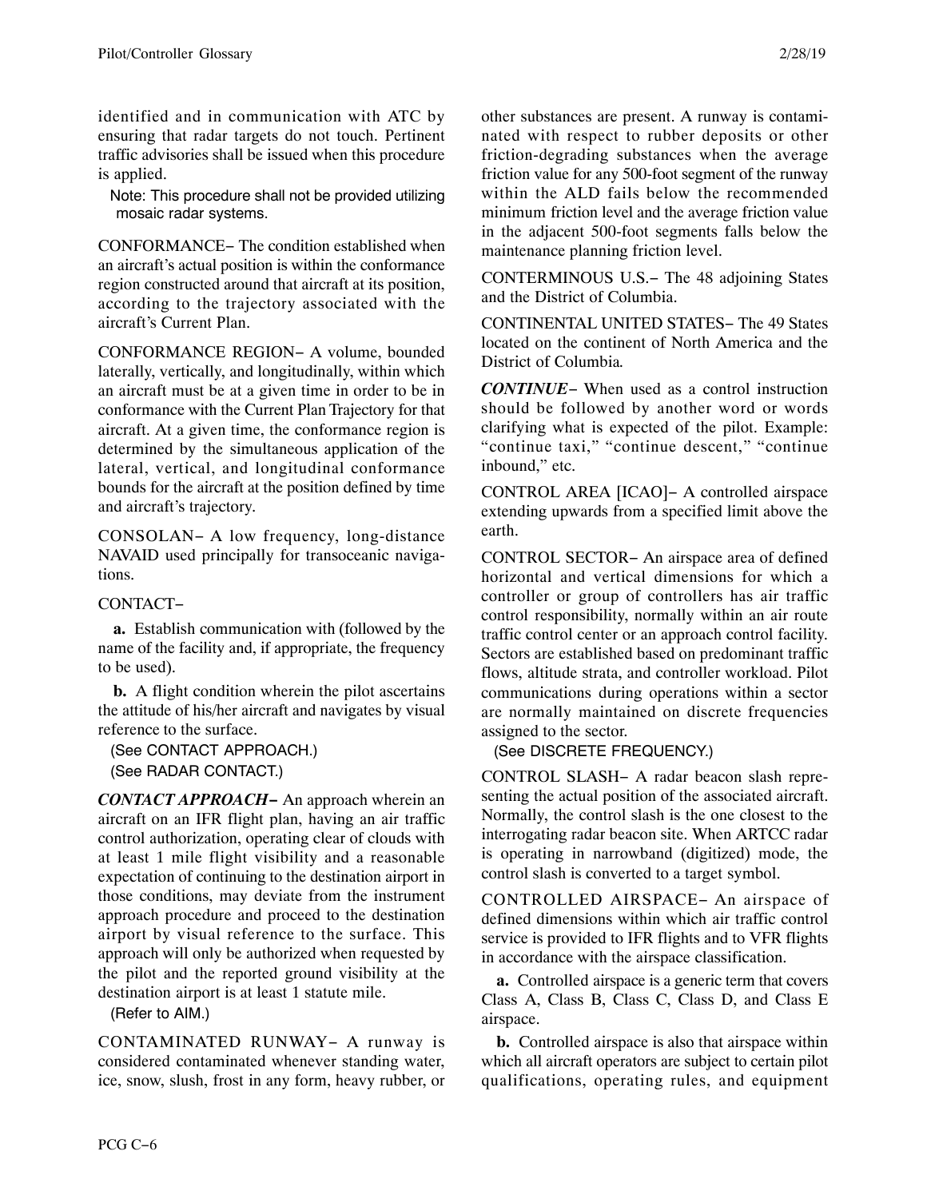identified and in communication with ATC by ensuring that radar targets do not touch. Pertinent traffic advisories shall be issued when this procedure is applied.

Note: This procedure shall not be provided utilizing mosaic radar systems.

CONFORMANCE− The condition established when an aircraft's actual position is within the conformance region constructed around that aircraft at its position, according to the trajectory associated with the aircraft's Current Plan.

CONFORMANCE REGION− A volume, bounded laterally, vertically, and longitudinally, within which an aircraft must be at a given time in order to be in conformance with the Current Plan Trajectory for that aircraft. At a given time, the conformance region is determined by the simultaneous application of the lateral, vertical, and longitudinal conformance bounds for the aircraft at the position defined by time and aircraft's trajectory.

CONSOLAN− A low frequency, long-distance NAVAID used principally for transoceanic navigations.

CONTACT−

**a.** Establish communication with (followed by the name of the facility and, if appropriate, the frequency to be used).

**b.** A flight condition wherein the pilot ascertains the attitude of his/her aircraft and navigates by visual reference to the surface.

(See CONTACT APPROACH.)
(See RADAR CONTACT.)

***CONTACT APPROACH−*** An approach wherein an aircraft on an IFR flight plan, having an air traffic control authorization, operating clear of clouds with at least 1 mile flight visibility and a reasonable expectation of continuing to the destination airport in those conditions, may deviate from the instrument approach procedure and proceed to the destination airport by visual reference to the surface. This approach will only be authorized when requested by the pilot and the reported ground visibility at the destination airport is at least 1 statute mile.

(Refer to AIM.)

CONTAMINATED RUNWAY− A runway is considered contaminated whenever standing water, ice, snow, slush, frost in any form, heavy rubber, or other substances are present. A runway is contaminated with respect to rubber deposits or other friction-degrading substances when the average friction value for any 500-foot segment of the runway within the ALD fails below the recommended minimum friction level and the average friction value in the adjacent 500-foot segments falls below the maintenance planning friction level.

CONTERMINOUS U.S.− The 48 adjoining States and the District of Columbia.

CONTINENTAL UNITED STATES− The 49 States located on the continent of North America and the District of Columbia.

***CONTINUE−*** When used as a control instruction should be followed by another word or words clarifying what is expected of the pilot. Example: "continue taxi," "continue descent," "continue inbound," etc.

CONTROL AREA [ICAO]− A controlled airspace extending upwards from a specified limit above the earth.

CONTROL SECTOR− An airspace area of defined horizontal and vertical dimensions for which a controller or group of controllers has air traffic control responsibility, normally within an air route traffic control center or an approach control facility. Sectors are established based on predominant traffic flows, altitude strata, and controller workload. Pilot communications during operations within a sector are normally maintained on discrete frequencies assigned to the sector.

(See DISCRETE FREQUENCY.)

CONTROL SLASH− A radar beacon slash representing the actual position of the associated aircraft. Normally, the control slash is the one closest to the interrogating radar beacon site. When ARTCC radar is operating in narrowband (digitized) mode, the control slash is converted to a target symbol.

CONTROLLED AIRSPACE− An airspace of defined dimensions within which air traffic control service is provided to IFR flights and to VFR flights in accordance with the airspace classification.

**a.** Controlled airspace is a generic term that covers Class A, Class B, Class C, Class D, and Class E airspace.

**b.** Controlled airspace is also that airspace within which all aircraft operators are subject to certain pilot qualifications, operating rules, and equipment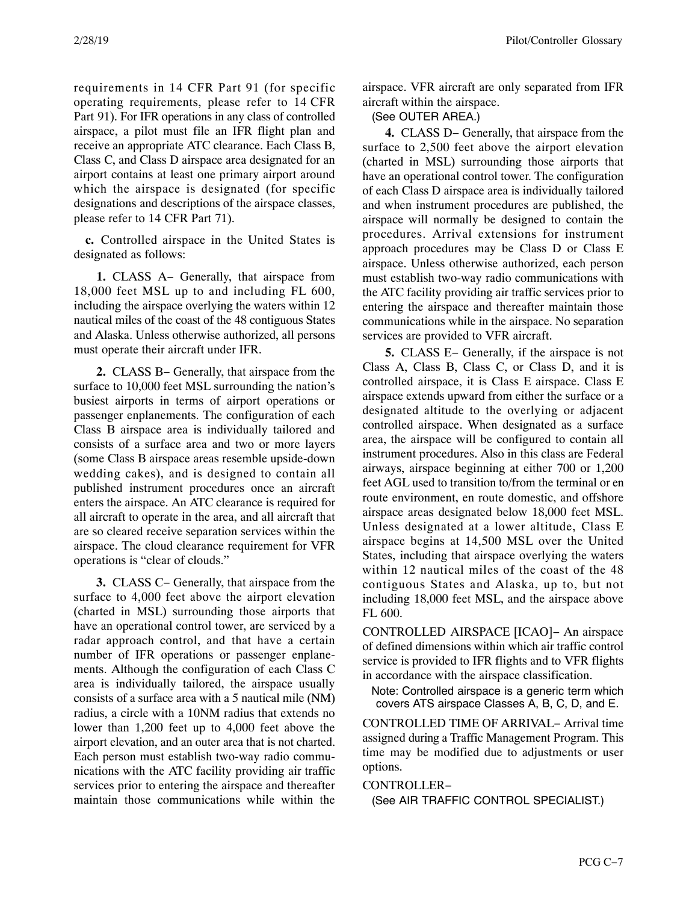requirements in 14 CFR Part 91 (for specific operating requirements, please refer to 14 CFR Part 91). For IFR operations in any class of controlled airspace, a pilot must file an IFR flight plan and receive an appropriate ATC clearance. Each Class B, Class C, and Class D airspace area designated for an airport contains at least one primary airport around which the airspace is designated (for specific designations and descriptions of the airspace classes, please refer to 14 CFR Part 71).

**c.** Controlled airspace in the United States is designated as follows:

**1.** CLASS A− Generally, that airspace from 18,000 feet MSL up to and including FL 600, including the airspace overlying the waters within 12 nautical miles of the coast of the 48 contiguous States and Alaska. Unless otherwise authorized, all persons must operate their aircraft under IFR.

**2.** CLASS B− Generally, that airspace from the surface to 10,000 feet MSL surrounding the nation's busiest airports in terms of airport operations or passenger enplanements. The configuration of each Class B airspace area is individually tailored and consists of a surface area and two or more layers (some Class B airspace areas resemble upside-down wedding cakes), and is designed to contain all published instrument procedures once an aircraft enters the airspace. An ATC clearance is required for all aircraft to operate in the area, and all aircraft that are so cleared receive separation services within the airspace. The cloud clearance requirement for VFR operations is "clear of clouds."

**3.** CLASS C− Generally, that airspace from the surface to 4,000 feet above the airport elevation (charted in MSL) surrounding those airports that have an operational control tower, are serviced by a radar approach control, and that have a certain number of IFR operations or passenger enplanements. Although the configuration of each Class C area is individually tailored, the airspace usually consists of a surface area with a 5 nautical mile (NM) radius, a circle with a 10NM radius that extends no lower than 1,200 feet up to 4,000 feet above the airport elevation, and an outer area that is not charted. Each person must establish two-way radio communications with the ATC facility providing air traffic services prior to entering the airspace and thereafter maintain those communications while within the airspace. VFR aircraft are only separated from IFR aircraft within the airspace.

(See OUTER AREA.)

**4.** CLASS D− Generally, that airspace from the surface to 2,500 feet above the airport elevation (charted in MSL) surrounding those airports that have an operational control tower. The configuration of each Class D airspace area is individually tailored and when instrument procedures are published, the airspace will normally be designed to contain the procedures. Arrival extensions for instrument approach procedures may be Class D or Class E airspace. Unless otherwise authorized, each person must establish two-way radio communications with the ATC facility providing air traffic services prior to entering the airspace and thereafter maintain those communications while in the airspace. No separation services are provided to VFR aircraft.

**5.** CLASS E− Generally, if the airspace is not Class A, Class B, Class C, or Class D, and it is controlled airspace, it is Class E airspace. Class E airspace extends upward from either the surface or a designated altitude to the overlying or adjacent controlled airspace. When designated as a surface area, the airspace will be configured to contain all instrument procedures. Also in this class are Federal airways, airspace beginning at either 700 or 1,200 feet AGL used to transition to/from the terminal or en route environment, en route domestic, and offshore airspace areas designated below 18,000 feet MSL. Unless designated at a lower altitude, Class E airspace begins at 14,500 MSL over the United States, including that airspace overlying the waters within 12 nautical miles of the coast of the 48 contiguous States and Alaska, up to, but not including 18,000 feet MSL, and the airspace above FL 600.

CONTROLLED AIRSPACE [ICAO]− An airspace of defined dimensions within which air traffic control service is provided to IFR flights and to VFR flights in accordance with the airspace classification.

Note: Controlled airspace is a generic term which covers ATS airspace Classes A, B, C, D, and E.

CONTROLLED TIME OF ARRIVAL− Arrival time assigned during a Traffic Management Program. This time may be modified due to adjustments or user options.

CONTROLLER−

(See AIR TRAFFIC CONTROL SPECIALIST.)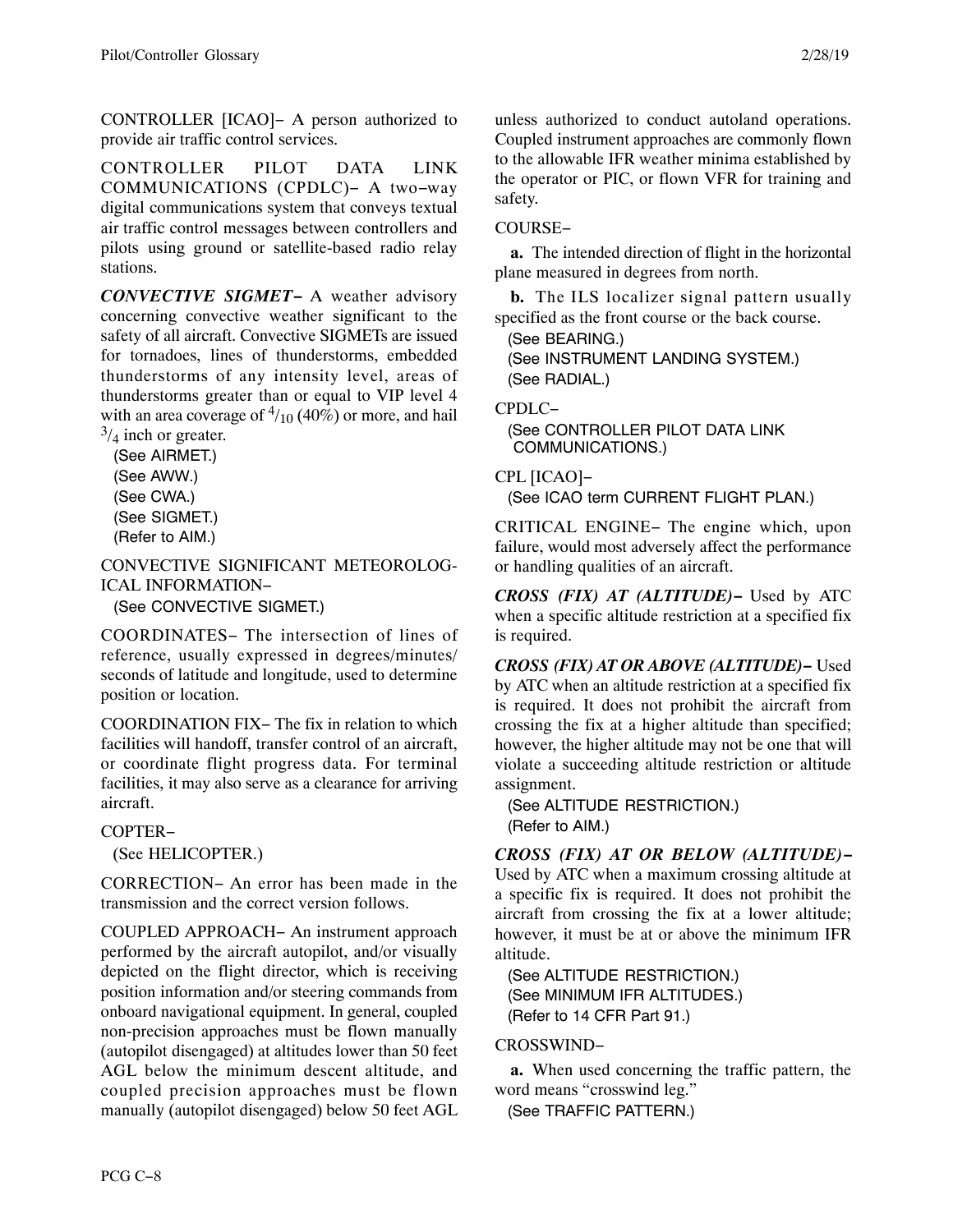CONTROLLER [ICAO]− A person authorized to provide air traffic control services.

CONTROLLER PILOT DATA LINK COMMUNICATIONS (CPDLC)− A two−way digital communications system that conveys textual air traffic control messages between controllers and pilots using ground or satellite-based radio relay stations.

***CONVECTIVE SIGMET−*** A weather advisory concerning convective weather significant to the safety of all aircraft. Convective SIGMETs are issued for tornadoes, lines of thunderstorms, embedded thunderstorms of any intensity level, areas of thunderstorms greater than or equal to VIP level 4 with an area coverage of $^4/_{10}$ (40%) or more, and hail $^3/_4$ inch or greater.

(See AIRMET.)
(See AWW.)
(See CWA.)
(See SIGMET.)
(Refer to AIM.)

CONVECTIVE SIGNIFICANT METEOROLOGICAL INFORMATION−

(See CONVECTIVE SIGMET.)

COORDINATES− The intersection of lines of reference, usually expressed in degrees/minutes/seconds of latitude and longitude, used to determine position or location.

COORDINATION FIX− The fix in relation to which facilities will handoff, transfer control of an aircraft, or coordinate flight progress data. For terminal facilities, it may also serve as a clearance for arriving aircraft.

COPTER−

(See HELICOPTER.)

CORRECTION− An error has been made in the transmission and the correct version follows.

COUPLED APPROACH− An instrument approach performed by the aircraft autopilot, and/or visually depicted on the flight director, which is receiving position information and/or steering commands from onboard navigational equipment. In general, coupled non-precision approaches must be flown manually (autopilot disengaged) at altitudes lower than 50 feet AGL below the minimum descent altitude, and coupled precision approaches must be flown manually (autopilot disengaged) below 50 feet AGL unless authorized to conduct autoland operations. Coupled instrument approaches are commonly flown to the allowable IFR weather minima established by the operator or PIC, or flown VFR for training and safety.

COURSE−

**a.** The intended direction of flight in the horizontal plane measured in degrees from north.

**b.** The ILS localizer signal pattern usually specified as the front course or the back course.

(See BEARING.)
(See INSTRUMENT LANDING SYSTEM.)
(See RADIAL.)

CPDLC−

(See CONTROLLER PILOT DATA LINK COMMUNICATIONS.)

CPL [ICAO]−

(See ICAO term CURRENT FLIGHT PLAN.)

CRITICAL ENGINE− The engine which, upon failure, would most adversely affect the performance or handling qualities of an aircraft.

***CROSS (FIX) AT (ALTITUDE)−*** Used by ATC when a specific altitude restriction at a specified fix is required.

***CROSS (FIX) AT OR ABOVE (ALTITUDE)−*** Used by ATC when an altitude restriction at a specified fix is required. It does not prohibit the aircraft from crossing the fix at a higher altitude than specified; however, the higher altitude may not be one that will violate a succeeding altitude restriction or altitude assignment.

(See ALTITUDE RESTRICTION.)
(Refer to AIM.)

***CROSS (FIX) AT OR BELOW (ALTITUDE)−*** Used by ATC when a maximum crossing altitude at a specific fix is required. It does not prohibit the aircraft from crossing the fix at a lower altitude; however, it must be at or above the minimum IFR altitude.

(See ALTITUDE RESTRICTION.)
(See MINIMUM IFR ALTITUDES.)
(Refer to 14 CFR Part 91.)

CROSSWIND−

**a.** When used concerning the traffic pattern, the word means "crosswind leg."

(See TRAFFIC PATTERN.)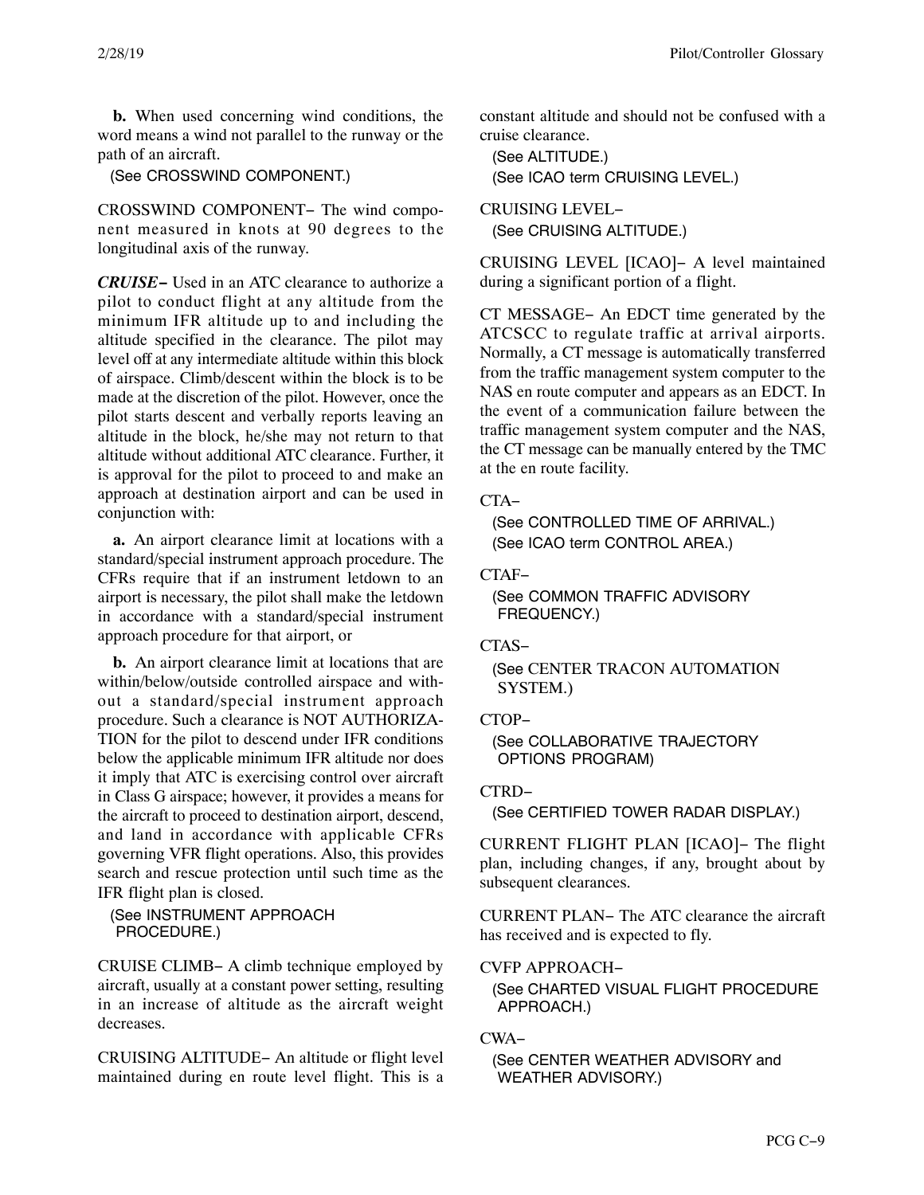**b.** When used concerning wind conditions, the word means a wind not parallel to the runway or the path of an aircraft.

(See CROSSWIND COMPONENT.)

CROSSWIND COMPONENT− The wind component measured in knots at 90 degrees to the longitudinal axis of the runway.

***CRUISE−*** Used in an ATC clearance to authorize a pilot to conduct flight at any altitude from the minimum IFR altitude up to and including the altitude specified in the clearance. The pilot may level off at any intermediate altitude within this block of airspace. Climb/descent within the block is to be made at the discretion of the pilot. However, once the pilot starts descent and verbally reports leaving an altitude in the block, he/she may not return to that altitude without additional ATC clearance. Further, it is approval for the pilot to proceed to and make an approach at destination airport and can be used in conjunction with:

**a.** An airport clearance limit at locations with a standard/special instrument approach procedure. The CFRs require that if an instrument letdown to an airport is necessary, the pilot shall make the letdown in accordance with a standard/special instrument approach procedure for that airport, or

**b.** An airport clearance limit at locations that are within/below/outside controlled airspace and without a standard/special instrument approach procedure. Such a clearance is NOT AUTHORIZATION for the pilot to descend under IFR conditions below the applicable minimum IFR altitude nor does it imply that ATC is exercising control over aircraft in Class G airspace; however, it provides a means for the aircraft to proceed to destination airport, descend, and land in accordance with applicable CFRs governing VFR flight operations. Also, this provides search and rescue protection until such time as the IFR flight plan is closed.

(See INSTRUMENT APPROACH PROCEDURE.)

CRUISE CLIMB− A climb technique employed by aircraft, usually at a constant power setting, resulting in an increase of altitude as the aircraft weight decreases.

CRUISING ALTITUDE− An altitude or flight level maintained during en route level flight. This is a constant altitude and should not be confused with a cruise clearance.

(See ALTITUDE.)
(See ICAO term CRUISING LEVEL.)

CRUISING LEVEL−
(See CRUISING ALTITUDE.)

CRUISING LEVEL [ICAO]− A level maintained during a significant portion of a flight.

CT MESSAGE− An EDCT time generated by the ATCSCC to regulate traffic at arrival airports. Normally, a CT message is automatically transferred from the traffic management system computer to the NAS en route computer and appears as an EDCT. In the event of a communication failure between the traffic management system computer and the NAS, the CT message can be manually entered by the TMC at the en route facility.

CTA−
(See CONTROLLED TIME OF ARRIVAL.)
(See ICAO term CONTROL AREA.)

CTAF−
(See COMMON TRAFFIC ADVISORY FREQUENCY.)

CTAS−
(See CENTER TRACON AUTOMATION SYSTEM.)

CTOP−
(See COLLABORATIVE TRAJECTORY OPTIONS PROGRAM)

CTRD−
(See CERTIFIED TOWER RADAR DISPLAY.)

CURRENT FLIGHT PLAN [ICAO]− The flight plan, including changes, if any, brought about by subsequent clearances.

CURRENT PLAN− The ATC clearance the aircraft has received and is expected to fly.

CVFP APPROACH−
(See CHARTED VISUAL FLIGHT PROCEDURE APPROACH.)

CWA−
(See CENTER WEATHER ADVISORY and WEATHER ADVISORY.)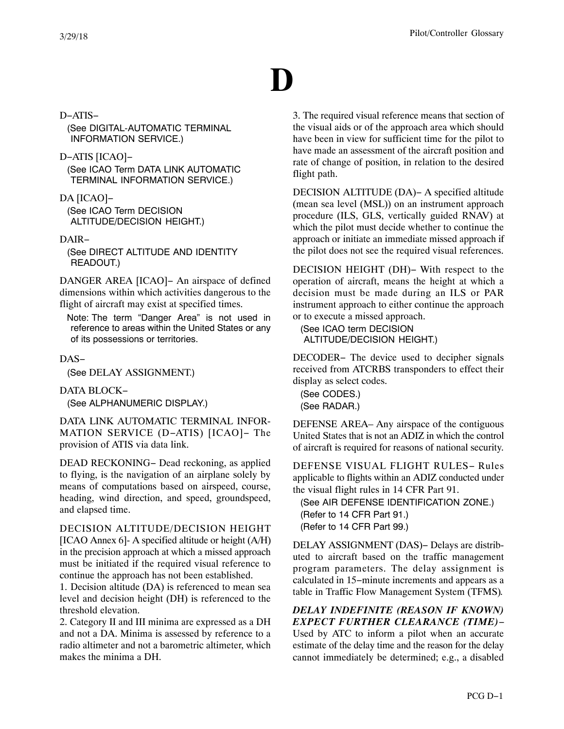# D

D–ATIS–

(See DIGITAL-AUTOMATIC TERMINAL INFORMATION SERVICE.)

D–ATIS [ICAO]–

(See ICAO Term DATA LINK AUTOMATIC TERMINAL INFORMATION SERVICE.)

DA [ICAO]–

(See ICAO Term DECISION ALTITUDE/DECISION HEIGHT.)

DAIR–

(See DIRECT ALTITUDE AND IDENTITY READOUT.)

DANGER AREA [ICAO]– An airspace of defined dimensions within which activities dangerous to the flight of aircraft may exist at specified times.

Note: The term "Danger Area" is not used in reference to areas within the United States or any of its possessions or territories.

DAS–

(See DELAY ASSIGNMENT.)

DATA BLOCK–

(See ALPHANUMERIC DISPLAY.)

DATA LINK AUTOMATIC TERMINAL INFORMATION SERVICE (D–ATIS) [ICAO]– The provision of ATIS via data link.

DEAD RECKONING– Dead reckoning, as applied to flying, is the navigation of an airplane solely by means of computations based on airspeed, course, heading, wind direction, and speed, groundspeed, and elapsed time.

DECISION ALTITUDE/DECISION HEIGHT [ICAO Annex 6]- A specified altitude or height (A/H) in the precision approach at which a missed approach must be initiated if the required visual reference to continue the approach has not been established.

1. Decision altitude (DA) is referenced to mean sea level and decision height (DH) is referenced to the threshold elevation.

2. Category II and III minima are expressed as a DH and not a DA. Minima is assessed by reference to a radio altimeter and not a barometric altimeter, which makes the minima a DH.

3. The required visual reference means that section of the visual aids or of the approach area which should have been in view for sufficient time for the pilot to have made an assessment of the aircraft position and rate of change of position, in relation to the desired flight path.

DECISION ALTITUDE (DA)– A specified altitude (mean sea level (MSL)) on an instrument approach procedure (ILS, GLS, vertically guided RNAV) at which the pilot must decide whether to continue the approach or initiate an immediate missed approach if the pilot does not see the required visual references.

DECISION HEIGHT (DH)– With respect to the operation of aircraft, means the height at which a decision must be made during an ILS or PAR instrument approach to either continue the approach or to execute a missed approach.

(See ICAO term DECISION ALTITUDE/DECISION HEIGHT.)

DECODER– The device used to decipher signals received from ATCRBS transponders to effect their display as select codes.

(See CODES.)
(See RADAR.)

DEFENSE AREA– Any airspace of the contiguous United States that is not an ADIZ in which the control of aircraft is required for reasons of national security.

DEFENSE VISUAL FLIGHT RULES– Rules applicable to flights within an ADIZ conducted under the visual flight rules in 14 CFR Part 91.

(See AIR DEFENSE IDENTIFICATION ZONE.)
(Refer to 14 CFR Part 91.)
(Refer to 14 CFR Part 99.)

DELAY ASSIGNMENT (DAS)– Delays are distributed to aircraft based on the traffic management program parameters. The delay assignment is calculated in 15–minute increments and appears as a table in Traffic Flow Management System (TFMS).

***DELAY INDEFINITE (REASON IF KNOWN) EXPECT FURTHER CLEARANCE (TIME)***– Used by ATC to inform a pilot when an accurate estimate of the delay time and the reason for the delay cannot immediately be determined; e.g., a disabled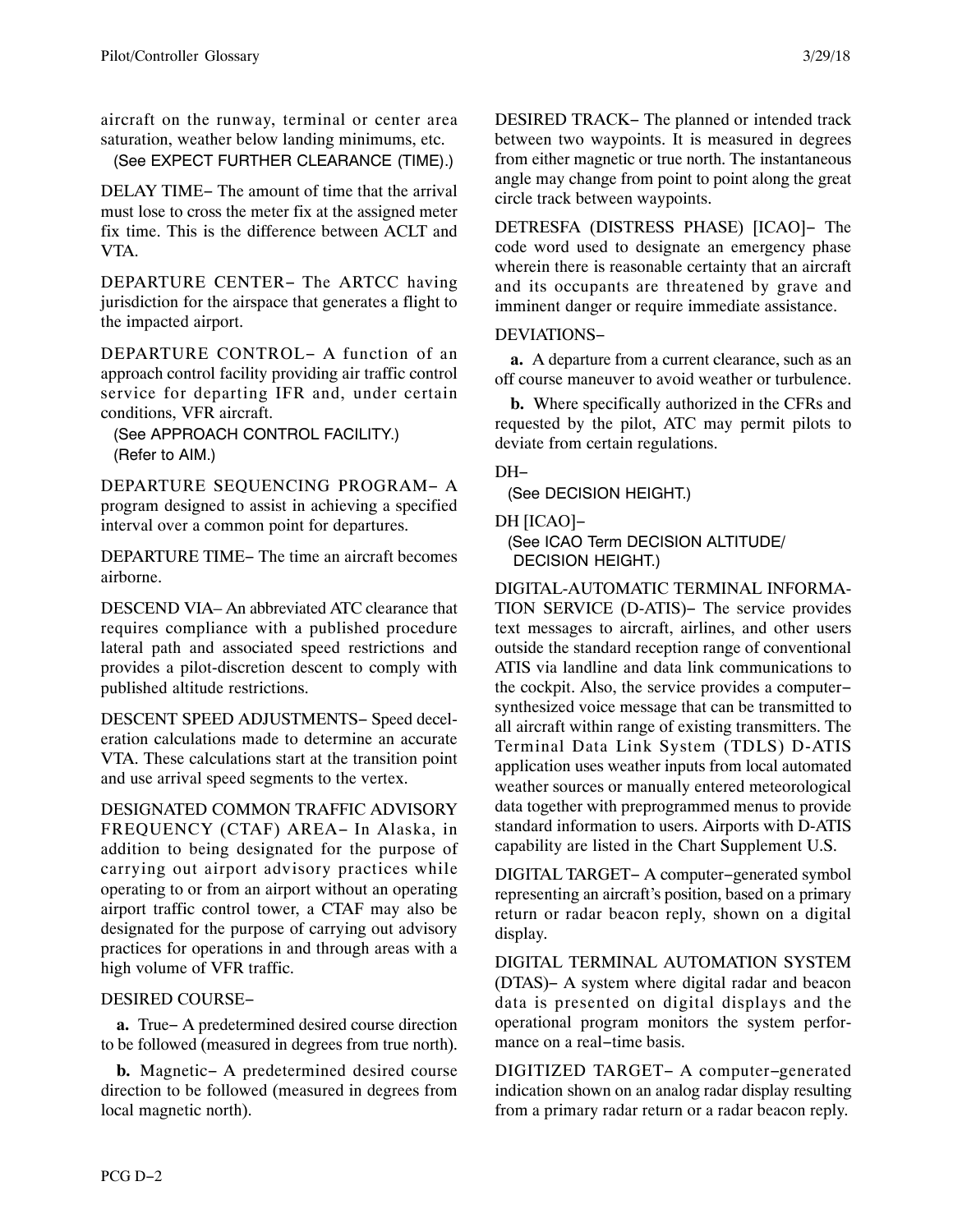aircraft on the runway, terminal or center area saturation, weather below landing minimums, etc.

(See EXPECT FURTHER CLEARANCE (TIME).)

DELAY TIME− The amount of time that the arrival must lose to cross the meter fix at the assigned meter fix time. This is the difference between ACLT and VTA.

DEPARTURE CENTER− The ARTCC having jurisdiction for the airspace that generates a flight to the impacted airport.

DEPARTURE CONTROL− A function of an approach control facility providing air traffic control service for departing IFR and, under certain conditions, VFR aircraft.

(See APPROACH CONTROL FACILITY.)
(Refer to AIM.)

DEPARTURE SEQUENCING PROGRAM− A program designed to assist in achieving a specified interval over a common point for departures.

DEPARTURE TIME− The time an aircraft becomes airborne.

DESCEND VIA− An abbreviated ATC clearance that requires compliance with a published procedure lateral path and associated speed restrictions and provides a pilot-discretion descent to comply with published altitude restrictions.

DESCENT SPEED ADJUSTMENTS− Speed deceleration calculations made to determine an accurate VTA. These calculations start at the transition point and use arrival speed segments to the vertex.

DESIGNATED COMMON TRAFFIC ADVISORY FREQUENCY (CTAF) AREA− In Alaska, in addition to being designated for the purpose of carrying out airport advisory practices while operating to or from an airport without an operating airport traffic control tower, a CTAF may also be designated for the purpose of carrying out advisory practices for operations in and through areas with a high volume of VFR traffic.

DESIRED COURSE−

**a.** True− A predetermined desired course direction to be followed (measured in degrees from true north).

**b.** Magnetic− A predetermined desired course direction to be followed (measured in degrees from local magnetic north).

DESIRED TRACK− The planned or intended track between two waypoints. It is measured in degrees from either magnetic or true north. The instantaneous angle may change from point to point along the great circle track between waypoints.

DETRESFA (DISTRESS PHASE) [ICAO]− The code word used to designate an emergency phase wherein there is reasonable certainty that an aircraft and its occupants are threatened by grave and imminent danger or require immediate assistance.

DEVIATIONS−

**a.** A departure from a current clearance, such as an off course maneuver to avoid weather or turbulence.

**b.** Where specifically authorized in the CFRs and requested by the pilot, ATC may permit pilots to deviate from certain regulations.

DH−

(See DECISION HEIGHT.)

DH [ICAO]−

(See ICAO Term DECISION ALTITUDE/ DECISION HEIGHT.)

DIGITAL-AUTOMATIC TERMINAL INFORMATION SERVICE (D-ATIS)− The service provides text messages to aircraft, airlines, and other users outside the standard reception range of conventional ATIS via landline and data link communications to the cockpit. Also, the service provides a computer−synthesized voice message that can be transmitted to all aircraft within range of existing transmitters. The Terminal Data Link System (TDLS) D-ATIS application uses weather inputs from local automated weather sources or manually entered meteorological data together with preprogrammed menus to provide standard information to users. Airports with D-ATIS capability are listed in the Chart Supplement U.S.

DIGITAL TARGET− A computer−generated symbol representing an aircraft's position, based on a primary return or radar beacon reply, shown on a digital display.

DIGITAL TERMINAL AUTOMATION SYSTEM (DTAS)− A system where digital radar and beacon data is presented on digital displays and the operational program monitors the system performance on a real−time basis.

DIGITIZED TARGET− A computer−generated indication shown on an analog radar display resulting from a primary radar return or a radar beacon reply.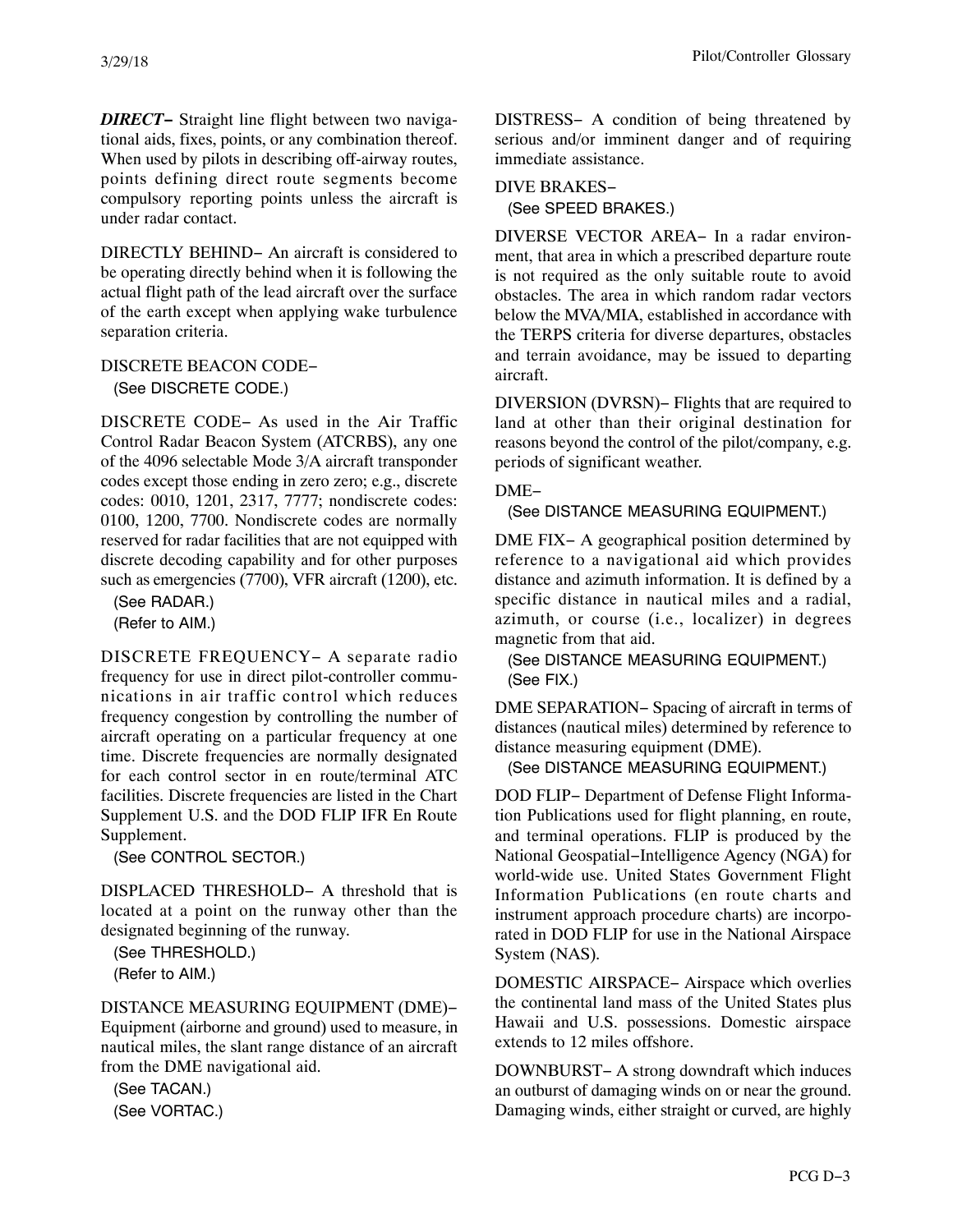***DIRECT−*** Straight line flight between two navigational aids, fixes, points, or any combination thereof. When used by pilots in describing off-airway routes, points defining direct route segments become compulsory reporting points unless the aircraft is under radar contact.

DIRECTLY BEHIND− An aircraft is considered to be operating directly behind when it is following the actual flight path of the lead aircraft over the surface of the earth except when applying wake turbulence separation criteria.

DISCRETE BEACON CODE−
(See DISCRETE CODE.)

DISCRETE CODE− As used in the Air Traffic Control Radar Beacon System (ATCRBS), any one of the 4096 selectable Mode 3/A aircraft transponder codes except those ending in zero zero; e.g., discrete codes: 0010, 1201, 2317, 7777; nondiscrete codes: 0100, 1200, 7700. Nondiscrete codes are normally reserved for radar facilities that are not equipped with discrete decoding capability and for other purposes such as emergencies (7700), VFR aircraft (1200), etc.
(See RADAR.)
(Refer to AIM.)

DISCRETE FREQUENCY− A separate radio frequency for use in direct pilot-controller communications in air traffic control which reduces frequency congestion by controlling the number of aircraft operating on a particular frequency at one time. Discrete frequencies are normally designated for each control sector in en route/terminal ATC facilities. Discrete frequencies are listed in the Chart Supplement U.S. and the DOD FLIP IFR En Route Supplement.
(See CONTROL SECTOR.)

DISPLACED THRESHOLD− A threshold that is located at a point on the runway other than the designated beginning of the runway.
(See THRESHOLD.)
(Refer to AIM.)

DISTANCE MEASURING EQUIPMENT (DME)− Equipment (airborne and ground) used to measure, in nautical miles, the slant range distance of an aircraft from the DME navigational aid.
(See TACAN.)
(See VORTAC.)

DISTRESS− A condition of being threatened by serious and/or imminent danger and of requiring immediate assistance.

DIVE BRAKES−
(See SPEED BRAKES.)

DIVERSE VECTOR AREA− In a radar environment, that area in which a prescribed departure route is not required as the only suitable route to avoid obstacles. The area in which random radar vectors below the MVA/MIA, established in accordance with the TERPS criteria for diverse departures, obstacles and terrain avoidance, may be issued to departing aircraft.

DIVERSION (DVRSN)− Flights that are required to land at other than their original destination for reasons beyond the control of the pilot/company, e.g. periods of significant weather.

DME−
(See DISTANCE MEASURING EQUIPMENT.)

DME FIX− A geographical position determined by reference to a navigational aid which provides distance and azimuth information. It is defined by a specific distance in nautical miles and a radial, azimuth, or course (i.e., localizer) in degrees magnetic from that aid.
(See DISTANCE MEASURING EQUIPMENT.)
(See FIX.)

DME SEPARATION− Spacing of aircraft in terms of distances (nautical miles) determined by reference to distance measuring equipment (DME).
(See DISTANCE MEASURING EQUIPMENT.)

DOD FLIP− Department of Defense Flight Information Publications used for flight planning, en route, and terminal operations. FLIP is produced by the National Geospatial−Intelligence Agency (NGA) for world-wide use. United States Government Flight Information Publications (en route charts and instrument approach procedure charts) are incorporated in DOD FLIP for use in the National Airspace System (NAS).

DOMESTIC AIRSPACE− Airspace which overlies the continental land mass of the United States plus Hawaii and U.S. possessions. Domestic airspace extends to 12 miles offshore.

DOWNBURST− A strong downdraft which induces an outburst of damaging winds on or near the ground. Damaging winds, either straight or curved, are highly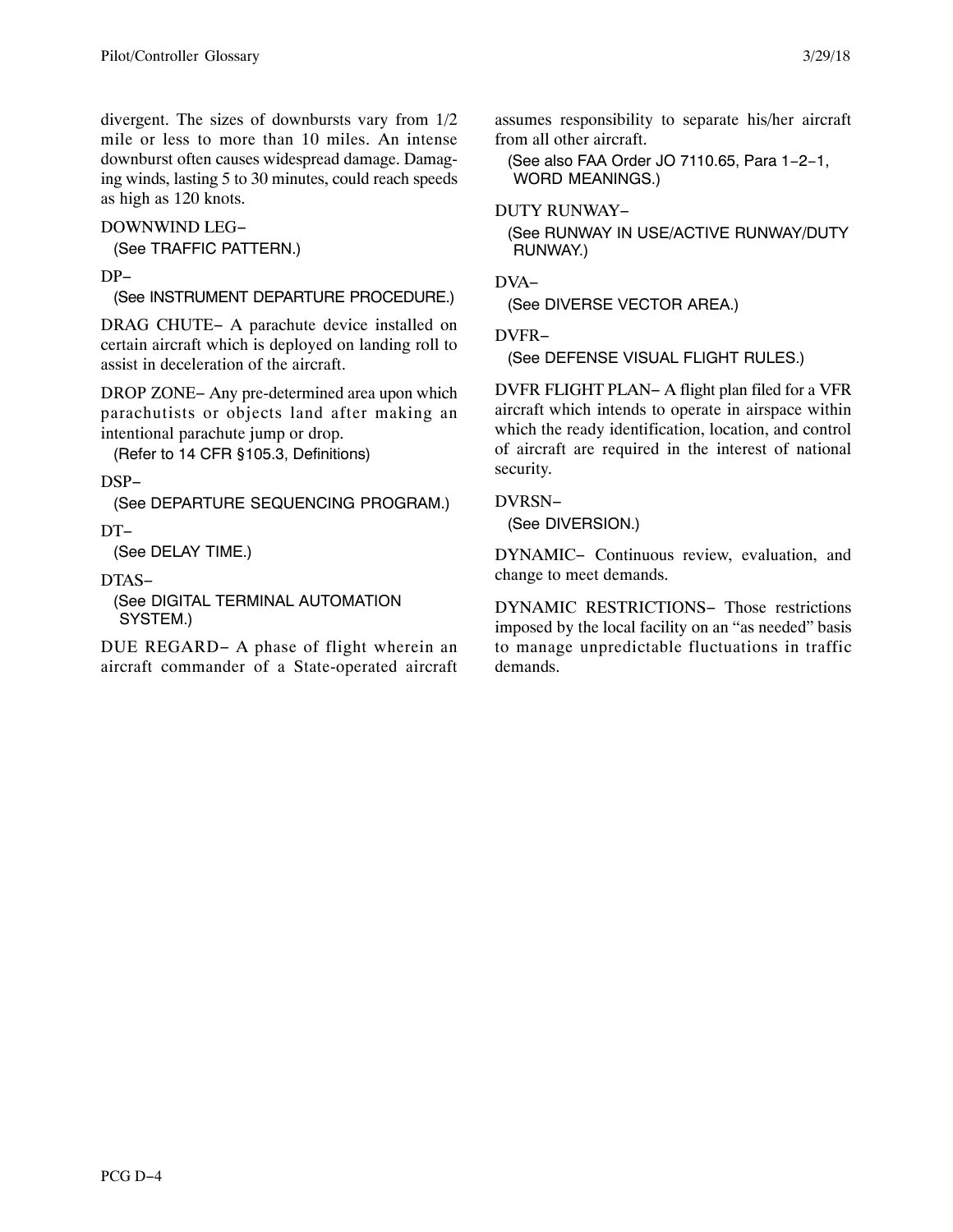divergent. The sizes of downbursts vary from 1/2 mile or less to more than 10 miles. An intense downburst often causes widespread damage. Damaging winds, lasting 5 to 30 minutes, could reach speeds as high as 120 knots.

DOWNWIND LEG−
(See TRAFFIC PATTERN.)

DP−
(See INSTRUMENT DEPARTURE PROCEDURE.)

DRAG CHUTE− A parachute device installed on certain aircraft which is deployed on landing roll to assist in deceleration of the aircraft.

DROP ZONE− Any pre-determined area upon which parachutists or objects land after making an intentional parachute jump or drop.
(Refer to 14 CFR §105.3, Definitions)

DSP−
(See DEPARTURE SEQUENCING PROGRAM.)

DT−
(See DELAY TIME.)

DTAS−
(See DIGITAL TERMINAL AUTOMATION SYSTEM.)

DUE REGARD− A phase of flight wherein an aircraft commander of a State-operated aircraft assumes responsibility to separate his/her aircraft from all other aircraft.
(See also FAA Order JO 7110.65, Para 1−2−1, WORD MEANINGS.)

DUTY RUNWAY−
(See RUNWAY IN USE/ACTIVE RUNWAY/DUTY RUNWAY.)

DVA−
(See DIVERSE VECTOR AREA.)

DVFR−
(See DEFENSE VISUAL FLIGHT RULES.)

DVFR FLIGHT PLAN− A flight plan filed for a VFR aircraft which intends to operate in airspace within which the ready identification, location, and control of aircraft are required in the interest of national security.

DVRSN−
(See DIVERSION.)

DYNAMIC− Continuous review, evaluation, and change to meet demands.

DYNAMIC RESTRICTIONS− Those restrictions imposed by the local facility on an "as needed" basis to manage unpredictable fluctuations in traffic demands.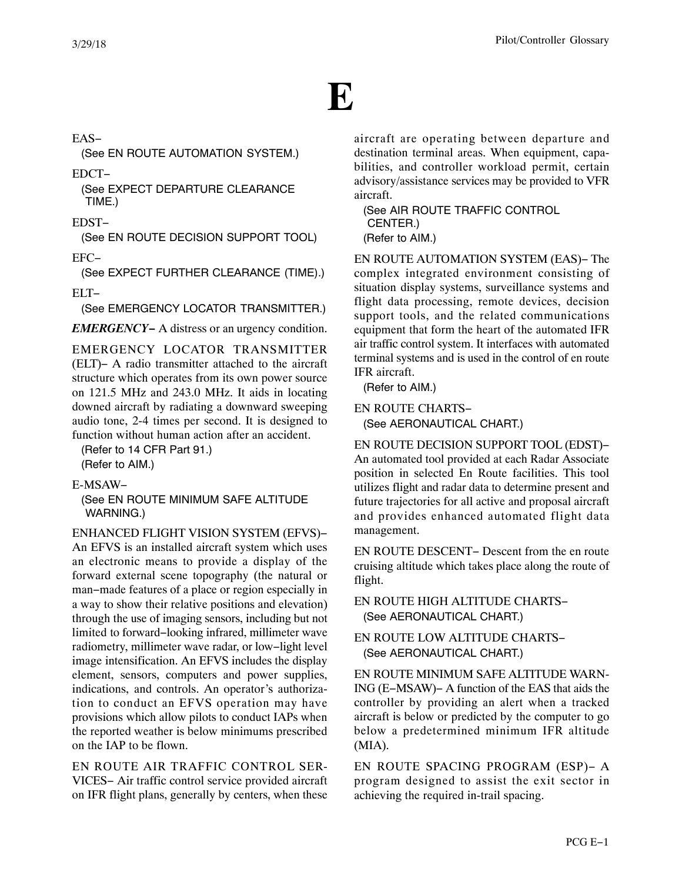# E

EAS−
(See EN ROUTE AUTOMATION SYSTEM.)

EDCT−
(See EXPECT DEPARTURE CLEARANCE TIME.)

EDST−
(See EN ROUTE DECISION SUPPORT TOOL)

EFC−
(See EXPECT FURTHER CLEARANCE (TIME).)

ELT−
(See EMERGENCY LOCATOR TRANSMITTER.)

***EMERGENCY−*** A distress or an urgency condition.

EMERGENCY LOCATOR TRANSMITTER (ELT)− A radio transmitter attached to the aircraft structure which operates from its own power source on 121.5 MHz and 243.0 MHz. It aids in locating downed aircraft by radiating a downward sweeping audio tone, 2-4 times per second. It is designed to function without human action after an accident.
(Refer to 14 CFR Part 91.)
(Refer to AIM.)

E-MSAW−
(See EN ROUTE MINIMUM SAFE ALTITUDE WARNING.)

ENHANCED FLIGHT VISION SYSTEM (EFVS)− An EFVS is an installed aircraft system which uses an electronic means to provide a display of the forward external scene topography (the natural or man−made features of a place or region especially in a way to show their relative positions and elevation) through the use of imaging sensors, including but not limited to forward−looking infrared, millimeter wave radiometry, millimeter wave radar, or low−light level image intensification. An EFVS includes the display element, sensors, computers and power supplies, indications, and controls. An operator's authorization to conduct an EFVS operation may have provisions which allow pilots to conduct IAPs when the reported weather is below minimums prescribed on the IAP to be flown.

EN ROUTE AIR TRAFFIC CONTROL SERVICES− Air traffic control service provided aircraft on IFR flight plans, generally by centers, when these aircraft are operating between departure and destination terminal areas. When equipment, capabilities, and controller workload permit, certain advisory/assistance services may be provided to VFR aircraft.
(See AIR ROUTE TRAFFIC CONTROL CENTER.)
(Refer to AIM.)

EN ROUTE AUTOMATION SYSTEM (EAS)− The complex integrated environment consisting of situation display systems, surveillance systems and flight data processing, remote devices, decision support tools, and the related communications equipment that form the heart of the automated IFR air traffic control system. It interfaces with automated terminal systems and is used in the control of en route IFR aircraft.
(Refer to AIM.)

EN ROUTE CHARTS−
(See AERONAUTICAL CHART.)

EN ROUTE DECISION SUPPORT TOOL (EDST)− An automated tool provided at each Radar Associate position in selected En Route facilities. This tool utilizes flight and radar data to determine present and future trajectories for all active and proposal aircraft and provides enhanced automated flight data management.

EN ROUTE DESCENT− Descent from the en route cruising altitude which takes place along the route of flight.

EN ROUTE HIGH ALTITUDE CHARTS−
(See AERONAUTICAL CHART.)

EN ROUTE LOW ALTITUDE CHARTS−
(See AERONAUTICAL CHART.)

EN ROUTE MINIMUM SAFE ALTITUDE WARNING (E−MSAW)− A function of the EAS that aids the controller by providing an alert when a tracked aircraft is below or predicted by the computer to go below a predetermined minimum IFR altitude (MIA).

EN ROUTE SPACING PROGRAM (ESP)− A program designed to assist the exit sector in achieving the required in-trail spacing.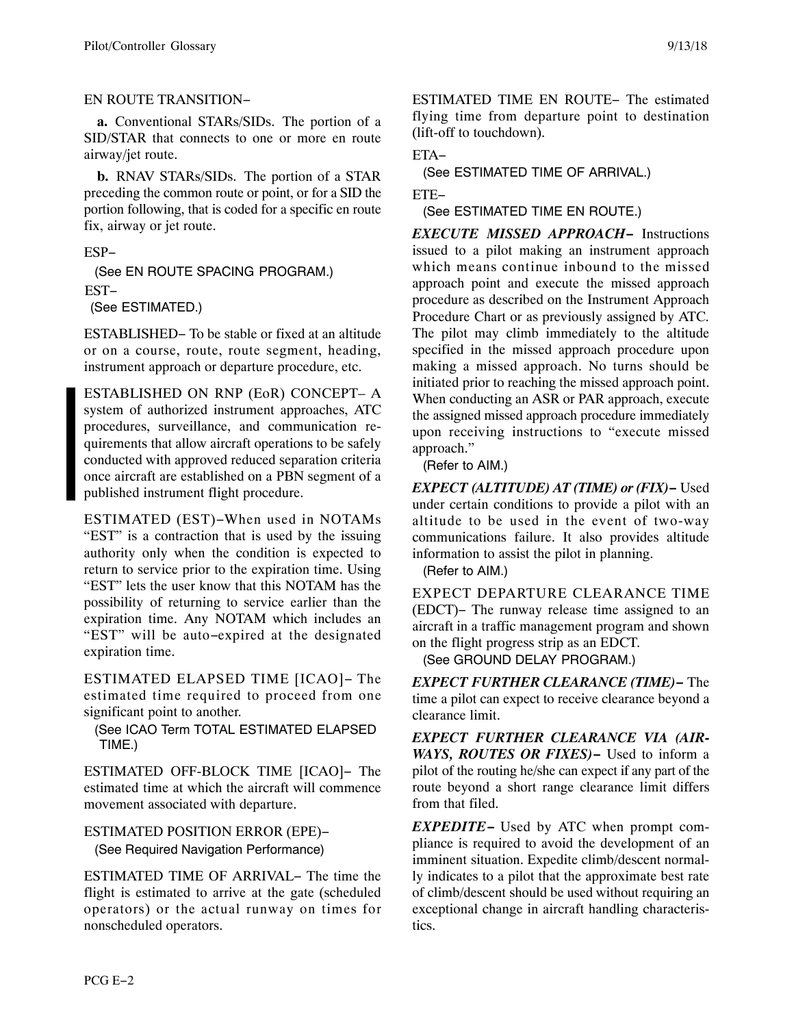EN ROUTE TRANSITION−

**a.** Conventional STARs/SIDs. The portion of a SID/STAR that connects to one or more en route airway/jet route.

**b.** RNAV STARs/SIDs. The portion of a STAR preceding the common route or point, or for a SID the portion following, that is coded for a specific en route fix, airway or jet route.

ESP−
(See EN ROUTE SPACING PROGRAM.)

EST−
(See ESTIMATED.)

ESTABLISHED− To be stable or fixed at an altitude or on a course, route, route segment, heading, instrument approach or departure procedure, etc.

ESTABLISHED ON RNP (EoR) CONCEPT− A system of authorized instrument approaches, ATC procedures, surveillance, and communication requirements that allow aircraft operations to be safely conducted with approved reduced separation criteria once aircraft are established on a PBN segment of a published instrument flight procedure.

ESTIMATED (EST)−When used in NOTAMs "EST" is a contraction that is used by the issuing authority only when the condition is expected to return to service prior to the expiration time. Using "EST" lets the user know that this NOTAM has the possibility of returning to service earlier than the expiration time. Any NOTAM which includes an "EST" will be auto−expired at the designated expiration time.

ESTIMATED ELAPSED TIME [ICAO]− The estimated time required to proceed from one significant point to another.
(See ICAO Term TOTAL ESTIMATED ELAPSED TIME.)

ESTIMATED OFF-BLOCK TIME [ICAO]− The estimated time at which the aircraft will commence movement associated with departure.

ESTIMATED POSITION ERROR (EPE)−
(See Required Navigation Performance)

ESTIMATED TIME OF ARRIVAL− The time the flight is estimated to arrive at the gate (scheduled operators) or the actual runway on times for nonscheduled operators.

ESTIMATED TIME EN ROUTE− The estimated flying time from departure point to destination (lift-off to touchdown).

ETA−
(See ESTIMATED TIME OF ARRIVAL.)

ETE−
(See ESTIMATED TIME EN ROUTE.)

***EXECUTE MISSED APPROACH−*** Instructions issued to a pilot making an instrument approach which means continue inbound to the missed approach point and execute the missed approach procedure as described on the Instrument Approach Procedure Chart or as previously assigned by ATC. The pilot may climb immediately to the altitude specified in the missed approach procedure upon making a missed approach. No turns should be initiated prior to reaching the missed approach point. When conducting an ASR or PAR approach, execute the assigned missed approach procedure immediately upon receiving instructions to "execute missed approach."
(Refer to AIM.)

***EXPECT (ALTITUDE) AT (TIME) or (FIX)−*** Used under certain conditions to provide a pilot with an altitude to be used in the event of two-way communications failure. It also provides altitude information to assist the pilot in planning.
(Refer to AIM.)

EXPECT DEPARTURE CLEARANCE TIME (EDCT)− The runway release time assigned to an aircraft in a traffic management program and shown on the flight progress strip as an EDCT.
(See GROUND DELAY PROGRAM.)

***EXPECT FURTHER CLEARANCE (TIME)−*** The time a pilot can expect to receive clearance beyond a clearance limit.

***EXPECT FURTHER CLEARANCE VIA (AIRWAYS, ROUTES OR FIXES)−*** Used to inform a pilot of the routing he/she can expect if any part of the route beyond a short range clearance limit differs from that filed.

***EXPEDITE−*** Used by ATC when prompt compliance is required to avoid the development of an imminent situation. Expedite climb/descent normally indicates to a pilot that the approximate best rate of climb/descent should be used without requiring an exceptional change in aircraft handling characteristics.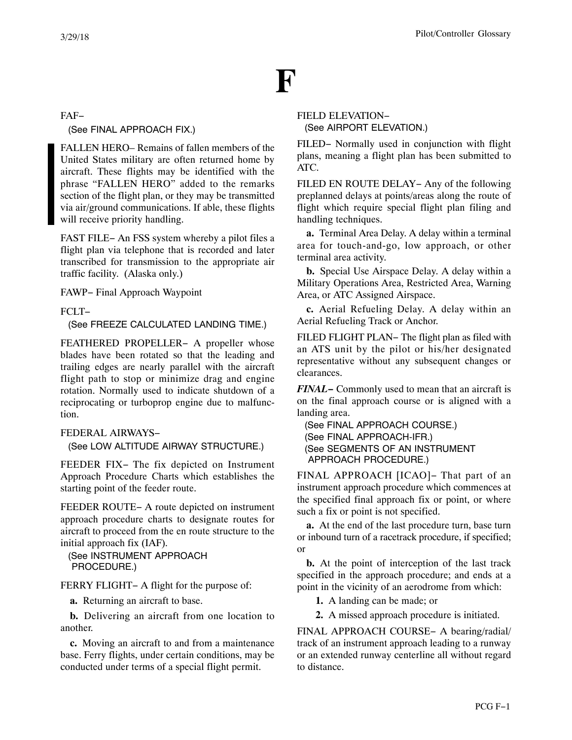# F

FAF−
(See FINAL APPROACH FIX.)

FALLEN HERO− Remains of fallen members of the United States military are often returned home by aircraft. These flights may be identified with the phrase "FALLEN HERO" added to the remarks section of the flight plan, or they may be transmitted via air/ground communications. If able, these flights will receive priority handling.

FAST FILE− An FSS system whereby a pilot files a flight plan via telephone that is recorded and later transcribed for transmission to the appropriate air traffic facility. (Alaska only.)

FAWP− Final Approach Waypoint

FCLT−
(See FREEZE CALCULATED LANDING TIME.)

FEATHERED PROPELLER− A propeller whose blades have been rotated so that the leading and trailing edges are nearly parallel with the aircraft flight path to stop or minimize drag and engine rotation. Normally used to indicate shutdown of a reciprocating or turboprop engine due to malfunction.

FEDERAL AIRWAYS−
(See LOW ALTITUDE AIRWAY STRUCTURE.)

FEEDER FIX− The fix depicted on Instrument Approach Procedure Charts which establishes the starting point of the feeder route.

FEEDER ROUTE− A route depicted on instrument approach procedure charts to designate routes for aircraft to proceed from the en route structure to the initial approach fix (IAF).
(See INSTRUMENT APPROACH PROCEDURE.)

FERRY FLIGHT− A flight for the purpose of:

**a.** Returning an aircraft to base.

**b.** Delivering an aircraft from one location to another.

**c.** Moving an aircraft to and from a maintenance base. Ferry flights, under certain conditions, may be conducted under terms of a special flight permit.

FIELD ELEVATION−
(See AIRPORT ELEVATION.)

FILED− Normally used in conjunction with flight plans, meaning a flight plan has been submitted to ATC.

FILED EN ROUTE DELAY− Any of the following preplanned delays at points/areas along the route of flight which require special flight plan filing and handling techniques.

**a.** Terminal Area Delay. A delay within a terminal area for touch-and-go, low approach, or other terminal area activity.

**b.** Special Use Airspace Delay. A delay within a Military Operations Area, Restricted Area, Warning Area, or ATC Assigned Airspace.

**c.** Aerial Refueling Delay. A delay within an Aerial Refueling Track or Anchor.

FILED FLIGHT PLAN− The flight plan as filed with an ATS unit by the pilot or his/her designated representative without any subsequent changes or clearances.

***FINAL−*** Commonly used to mean that an aircraft is on the final approach course or is aligned with a landing area.
(See FINAL APPROACH COURSE.)
(See FINAL APPROACH-IFR.)
(See SEGMENTS OF AN INSTRUMENT APPROACH PROCEDURE.)

FINAL APPROACH [ICAO]− That part of an instrument approach procedure which commences at the specified final approach fix or point, or where such a fix or point is not specified.

**a.** At the end of the last procedure turn, base turn or inbound turn of a racetrack procedure, if specified; or

**b.** At the point of interception of the last track specified in the approach procedure; and ends at a point in the vicinity of an aerodrome from which:

**1.** A landing can be made; or

**2.** A missed approach procedure is initiated.

FINAL APPROACH COURSE− A bearing/radial/track of an instrument approach leading to a runway or an extended runway centerline all without regard to distance.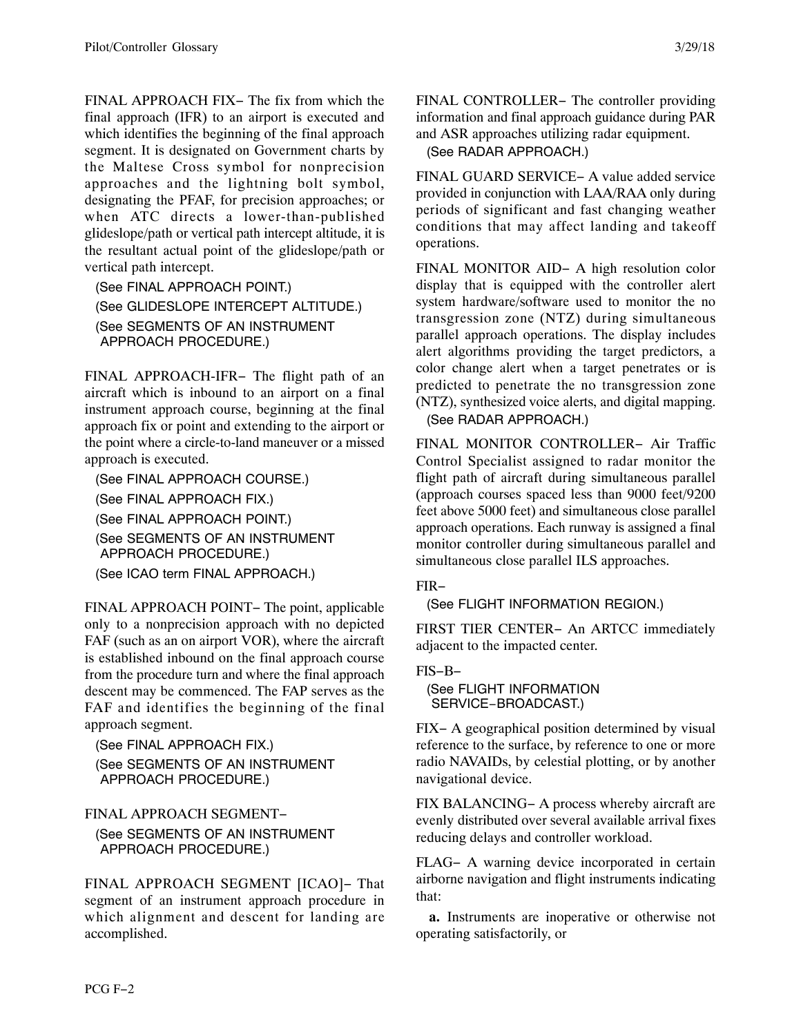FINAL APPROACH FIX− The fix from which the final approach (IFR) to an airport is executed and which identifies the beginning of the final approach segment. It is designated on Government charts by the Maltese Cross symbol for nonprecision approaches and the lightning bolt symbol, designating the PFAF, for precision approaches; or when ATC directs a lower-than-published glideslope/path or vertical path intercept altitude, it is the resultant actual point of the glideslope/path or vertical path intercept.

(See FINAL APPROACH POINT.)
(See GLIDESLOPE INTERCEPT ALTITUDE.)
(See SEGMENTS OF AN INSTRUMENT APPROACH PROCEDURE.)

FINAL APPROACH-IFR− The flight path of an aircraft which is inbound to an airport on a final instrument approach course, beginning at the final approach fix or point and extending to the airport or the point where a circle-to-land maneuver or a missed approach is executed.

(See FINAL APPROACH COURSE.)
(See FINAL APPROACH FIX.)
(See FINAL APPROACH POINT.)
(See SEGMENTS OF AN INSTRUMENT APPROACH PROCEDURE.)
(See ICAO term FINAL APPROACH.)

FINAL APPROACH POINT− The point, applicable only to a nonprecision approach with no depicted FAF (such as an on airport VOR), where the aircraft is established inbound on the final approach course from the procedure turn and where the final approach descent may be commenced. The FAP serves as the FAF and identifies the beginning of the final approach segment.

(See FINAL APPROACH FIX.)
(See SEGMENTS OF AN INSTRUMENT APPROACH PROCEDURE.)

FINAL APPROACH SEGMENT−

(See SEGMENTS OF AN INSTRUMENT APPROACH PROCEDURE.)

FINAL APPROACH SEGMENT [ICAO]− That segment of an instrument approach procedure in which alignment and descent for landing are accomplished.

FINAL CONTROLLER− The controller providing information and final approach guidance during PAR and ASR approaches utilizing radar equipment.

(See RADAR APPROACH.)

FINAL GUARD SERVICE− A value added service provided in conjunction with LAA/RAA only during periods of significant and fast changing weather conditions that may affect landing and takeoff operations.

FINAL MONITOR AID− A high resolution color display that is equipped with the controller alert system hardware/software used to monitor the no transgression zone (NTZ) during simultaneous parallel approach operations. The display includes alert algorithms providing the target predictors, a color change alert when a target penetrates or is predicted to penetrate the no transgression zone (NTZ), synthesized voice alerts, and digital mapping.

(See RADAR APPROACH.)

FINAL MONITOR CONTROLLER− Air Traffic Control Specialist assigned to radar monitor the flight path of aircraft during simultaneous parallel (approach courses spaced less than 9000 feet/9200 feet above 5000 feet) and simultaneous close parallel approach operations. Each runway is assigned a final monitor controller during simultaneous parallel and simultaneous close parallel ILS approaches.

FIR−

(See FLIGHT INFORMATION REGION.)

FIRST TIER CENTER− An ARTCC immediately adjacent to the impacted center.

FIS−B−

(See FLIGHT INFORMATION SERVICE−BROADCAST.)

FIX− A geographical position determined by visual reference to the surface, by reference to one or more radio NAVAIDs, by celestial plotting, or by another navigational device.

FIX BALANCING− A process whereby aircraft are evenly distributed over several available arrival fixes reducing delays and controller workload.

FLAG− A warning device incorporated in certain airborne navigation and flight instruments indicating that:

**a.** Instruments are inoperative or otherwise not operating satisfactorily, or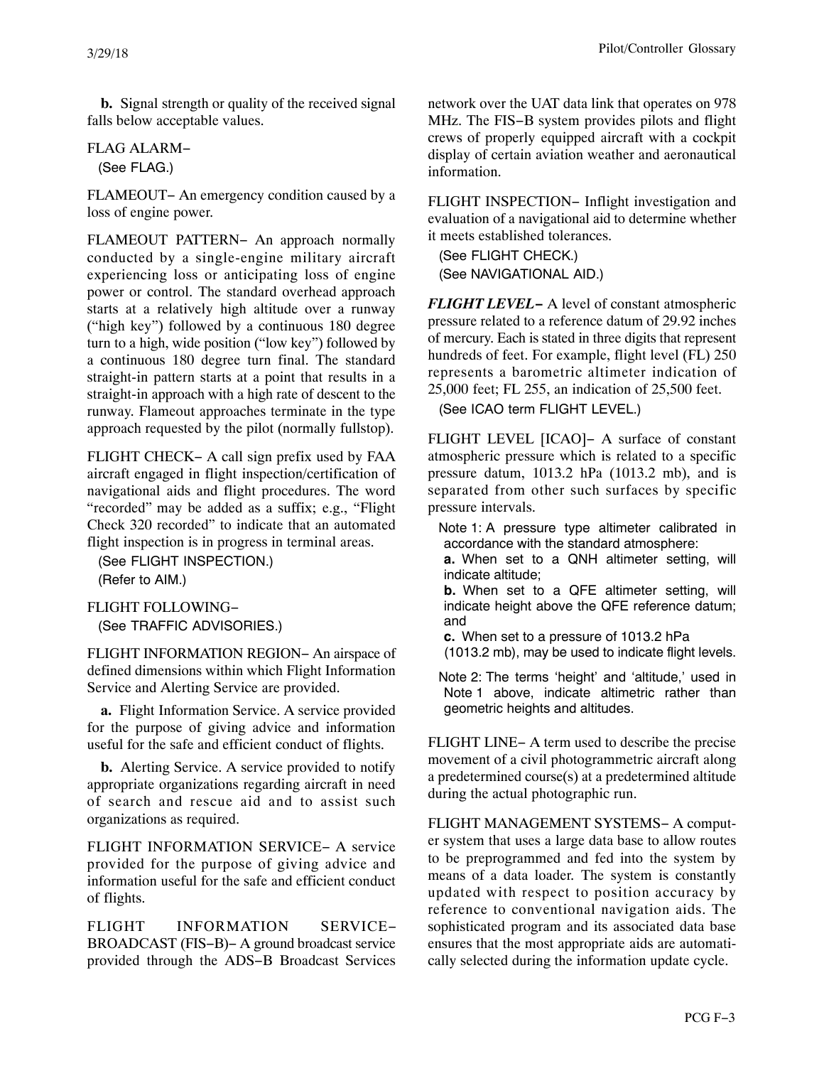**b.** Signal strength or quality of the received signal falls below acceptable values.

FLAG ALARM−
(See FLAG.)

FLAMEOUT− An emergency condition caused by a loss of engine power.

FLAMEOUT PATTERN− An approach normally conducted by a single-engine military aircraft experiencing loss or anticipating loss of engine power or control. The standard overhead approach starts at a relatively high altitude over a runway ("high key") followed by a continuous 180 degree turn to a high, wide position ("low key") followed by a continuous 180 degree turn final. The standard straight-in pattern starts at a point that results in a straight-in approach with a high rate of descent to the runway. Flameout approaches terminate in the type approach requested by the pilot (normally fullstop).

FLIGHT CHECK− A call sign prefix used by FAA aircraft engaged in flight inspection/certification of navigational aids and flight procedures. The word "recorded" may be added as a suffix; e.g., "Flight Check 320 recorded" to indicate that an automated flight inspection is in progress in terminal areas.
(See FLIGHT INSPECTION.)
(Refer to AIM.)

FLIGHT FOLLOWING−
(See TRAFFIC ADVISORIES.)

FLIGHT INFORMATION REGION− An airspace of defined dimensions within which Flight Information Service and Alerting Service are provided.

**a.** Flight Information Service. A service provided for the purpose of giving advice and information useful for the safe and efficient conduct of flights.

**b.** Alerting Service. A service provided to notify appropriate organizations regarding aircraft in need of search and rescue aid and to assist such organizations as required.

FLIGHT INFORMATION SERVICE− A service provided for the purpose of giving advice and information useful for the safe and efficient conduct of flights.

FLIGHT INFORMATION SERVICE− BROADCAST (FIS−B)− A ground broadcast service provided through the ADS−B Broadcast Services network over the UAT data link that operates on 978 MHz. The FIS−B system provides pilots and flight crews of properly equipped aircraft with a cockpit display of certain aviation weather and aeronautical information.

FLIGHT INSPECTION− Inflight investigation and evaluation of a navigational aid to determine whether it meets established tolerances.
(See FLIGHT CHECK.)
(See NAVIGATIONAL AID.)

***FLIGHT LEVEL−*** A level of constant atmospheric pressure related to a reference datum of 29.92 inches of mercury. Each is stated in three digits that represent hundreds of feet. For example, flight level (FL) 250 represents a barometric altimeter indication of 25,000 feet; FL 255, an indication of 25,500 feet.
(See ICAO term FLIGHT LEVEL.)

FLIGHT LEVEL [ICAO]− A surface of constant atmospheric pressure which is related to a specific pressure datum, 1013.2 hPa (1013.2 mb), and is separated from other such surfaces by specific pressure intervals.

Note 1: A pressure type altimeter calibrated in accordance with the standard atmosphere:
**a.** When set to a QNH altimeter setting, will indicate altitude;
**b.** When set to a QFE altimeter setting, will indicate height above the QFE reference datum; and
**c.** When set to a pressure of 1013.2 hPa (1013.2 mb), may be used to indicate flight levels.

Note 2: The terms 'height' and 'altitude,' used in Note 1 above, indicate altimetric rather than geometric heights and altitudes.

FLIGHT LINE− A term used to describe the precise movement of a civil photogrammetric aircraft along a predetermined course(s) at a predetermined altitude during the actual photographic run.

FLIGHT MANAGEMENT SYSTEMS− A computer system that uses a large data base to allow routes to be preprogrammed and fed into the system by means of a data loader. The system is constantly updated with respect to position accuracy by reference to conventional navigation aids. The sophisticated program and its associated data base ensures that the most appropriate aids are automatically selected during the information update cycle.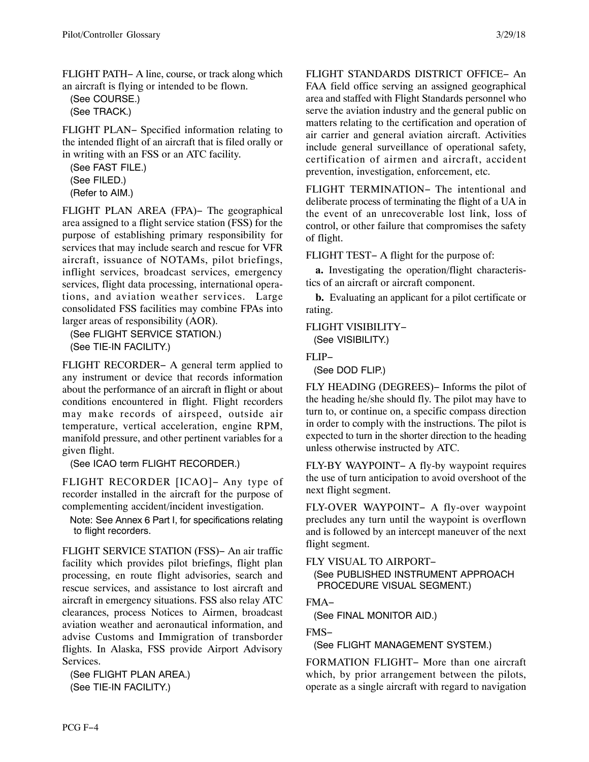FLIGHT PATH− A line, course, or track along which an aircraft is flying or intended to be flown.

(See COURSE.)
(See TRACK.)

FLIGHT PLAN− Specified information relating to the intended flight of an aircraft that is filed orally or in writing with an FSS or an ATC facility.

(See FAST FILE.)
(See FILED.)
(Refer to AIM.)

FLIGHT PLAN AREA (FPA)− The geographical area assigned to a flight service station (FSS) for the purpose of establishing primary responsibility for services that may include search and rescue for VFR aircraft, issuance of NOTAMs, pilot briefings, inflight services, broadcast services, emergency services, flight data processing, international operations, and aviation weather services. Large consolidated FSS facilities may combine FPAs into larger areas of responsibility (AOR).

(See FLIGHT SERVICE STATION.)
(See TIE-IN FACILITY.)

FLIGHT RECORDER− A general term applied to any instrument or device that records information about the performance of an aircraft in flight or about conditions encountered in flight. Flight recorders may make records of airspeed, outside air temperature, vertical acceleration, engine RPM, manifold pressure, and other pertinent variables for a given flight.

(See ICAO term FLIGHT RECORDER.)

FLIGHT RECORDER [ICAO]− Any type of recorder installed in the aircraft for the purpose of complementing accident/incident investigation.

Note: See Annex 6 Part I, for specifications relating to flight recorders.

FLIGHT SERVICE STATION (FSS)− An air traffic facility which provides pilot briefings, flight plan processing, en route flight advisories, search and rescue services, and assistance to lost aircraft and aircraft in emergency situations. FSS also relay ATC clearances, process Notices to Airmen, broadcast aviation weather and aeronautical information, and advise Customs and Immigration of transborder flights. In Alaska, FSS provide Airport Advisory Services.

(See FLIGHT PLAN AREA.)
(See TIE-IN FACILITY.)

FLIGHT STANDARDS DISTRICT OFFICE− An FAA field office serving an assigned geographical area and staffed with Flight Standards personnel who serve the aviation industry and the general public on matters relating to the certification and operation of air carrier and general aviation aircraft. Activities include general surveillance of operational safety, certification of airmen and aircraft, accident prevention, investigation, enforcement, etc.

FLIGHT TERMINATION− The intentional and deliberate process of terminating the flight of a UA in the event of an unrecoverable lost link, loss of control, or other failure that compromises the safety of flight.

FLIGHT TEST− A flight for the purpose of:

**a.** Investigating the operation/flight characteristics of an aircraft or aircraft component.

**b.** Evaluating an applicant for a pilot certificate or rating.

FLIGHT VISIBILITY−

(See VISIBILITY.)

FLIP−

(See DOD FLIP.)

FLY HEADING (DEGREES)− Informs the pilot of the heading he/she should fly. The pilot may have to turn to, or continue on, a specific compass direction in order to comply with the instructions. The pilot is expected to turn in the shorter direction to the heading unless otherwise instructed by ATC.

FLY-BY WAYPOINT− A fly-by waypoint requires the use of turn anticipation to avoid overshoot of the next flight segment.

FLY-OVER WAYPOINT− A fly-over waypoint precludes any turn until the waypoint is overflown and is followed by an intercept maneuver of the next flight segment.

FLY VISUAL TO AIRPORT−

(See PUBLISHED INSTRUMENT APPROACH PROCEDURE VISUAL SEGMENT.)

FMA−

(See FINAL MONITOR AID.)

FMS−

(See FLIGHT MANAGEMENT SYSTEM.)

FORMATION FLIGHT− More than one aircraft which, by prior arrangement between the pilots, operate as a single aircraft with regard to navigation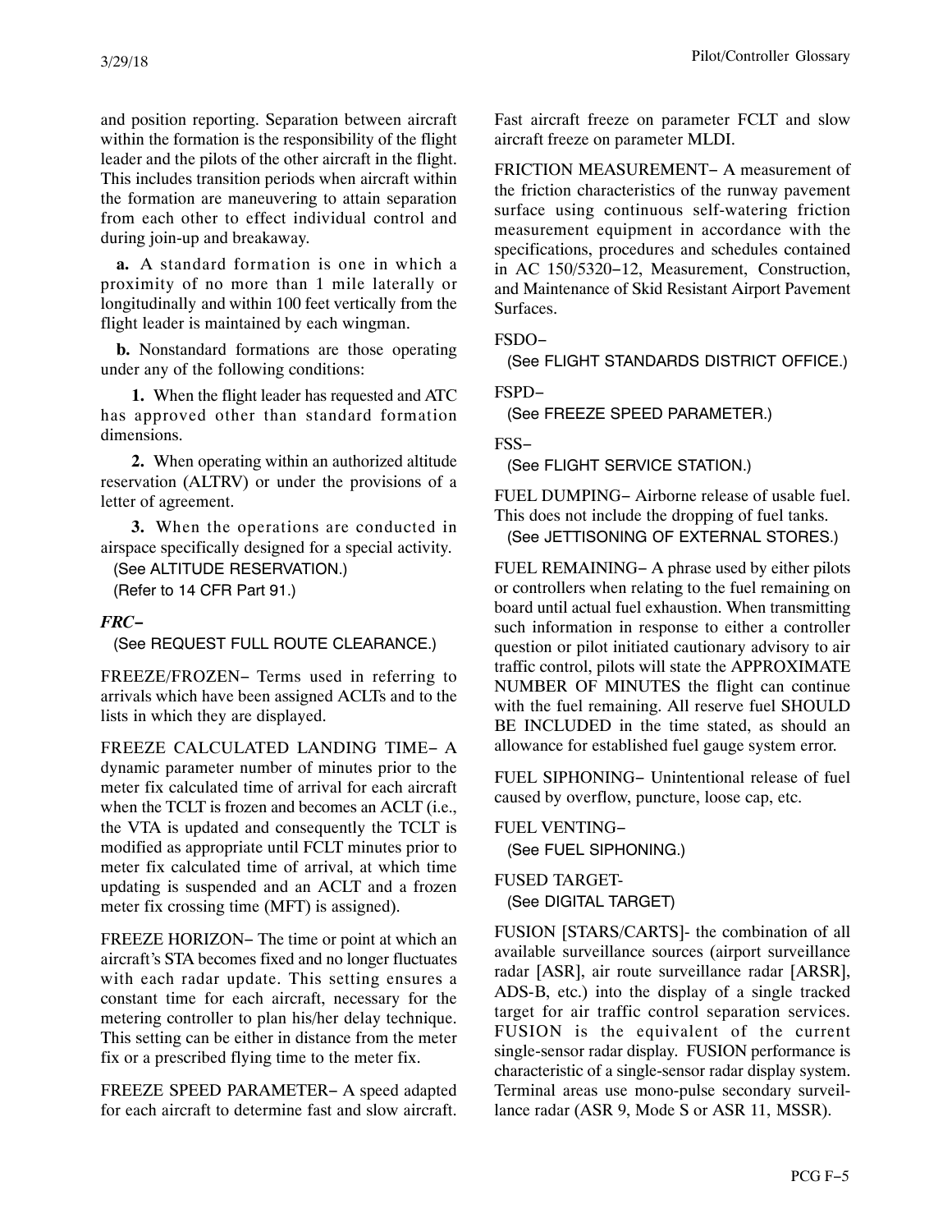and position reporting. Separation between aircraft within the formation is the responsibility of the flight leader and the pilots of the other aircraft in the flight. This includes transition periods when aircraft within the formation are maneuvering to attain separation from each other to effect individual control and during join-up and breakaway.

**a.** A standard formation is one in which a proximity of no more than 1 mile laterally or longitudinally and within 100 feet vertically from the flight leader is maintained by each wingman.

**b.** Nonstandard formations are those operating under any of the following conditions:

**1.** When the flight leader has requested and ATC has approved other than standard formation dimensions.

**2.** When operating within an authorized altitude reservation (ALTRV) or under the provisions of a letter of agreement.

**3.** When the operations are conducted in airspace specifically designed for a special activity.

(See ALTITUDE RESERVATION.)
(Refer to 14 CFR Part 91.)

***FRC−***
(See REQUEST FULL ROUTE CLEARANCE.)

FREEZE/FROZEN− Terms used in referring to arrivals which have been assigned ACLTs and to the lists in which they are displayed.

FREEZE CALCULATED LANDING TIME− A dynamic parameter number of minutes prior to the meter fix calculated time of arrival for each aircraft when the TCLT is frozen and becomes an ACLT (i.e., the VTA is updated and consequently the TCLT is modified as appropriate until FCLT minutes prior to meter fix calculated time of arrival, at which time updating is suspended and an ACLT and a frozen meter fix crossing time (MFT) is assigned).

FREEZE HORIZON− The time or point at which an aircraft's STA becomes fixed and no longer fluctuates with each radar update. This setting ensures a constant time for each aircraft, necessary for the metering controller to plan his/her delay technique. This setting can be either in distance from the meter fix or a prescribed flying time to the meter fix.

FREEZE SPEED PARAMETER− A speed adapted for each aircraft to determine fast and slow aircraft. Fast aircraft freeze on parameter FCLT and slow aircraft freeze on parameter MLDI.

FRICTION MEASUREMENT− A measurement of the friction characteristics of the runway pavement surface using continuous self-watering friction measurement equipment in accordance with the specifications, procedures and schedules contained in AC 150/5320−12, Measurement, Construction, and Maintenance of Skid Resistant Airport Pavement Surfaces.

FSDO−
(See FLIGHT STANDARDS DISTRICT OFFICE.)

FSPD−
(See FREEZE SPEED PARAMETER.)

FSS−
(See FLIGHT SERVICE STATION.)

FUEL DUMPING− Airborne release of usable fuel. This does not include the dropping of fuel tanks.
(See JETTISONING OF EXTERNAL STORES.)

FUEL REMAINING− A phrase used by either pilots or controllers when relating to the fuel remaining on board until actual fuel exhaustion. When transmitting such information in response to either a controller question or pilot initiated cautionary advisory to air traffic control, pilots will state the APPROXIMATE NUMBER OF MINUTES the flight can continue with the fuel remaining. All reserve fuel SHOULD BE INCLUDED in the time stated, as should an allowance for established fuel gauge system error.

FUEL SIPHONING− Unintentional release of fuel caused by overflow, puncture, loose cap, etc.

FUEL VENTING−
(See FUEL SIPHONING.)

FUSED TARGET-
(See DIGITAL TARGET)

FUSION [STARS/CARTS]- the combination of all available surveillance sources (airport surveillance radar [ASR], air route surveillance radar [ARSR], ADS-B, etc.) into the display of a single tracked target for air traffic control separation services. FUSION is the equivalent of the current single-sensor radar display. FUSION performance is characteristic of a single-sensor radar display system. Terminal areas use mono-pulse secondary surveillance radar (ASR 9, Mode S or ASR 11, MSSR).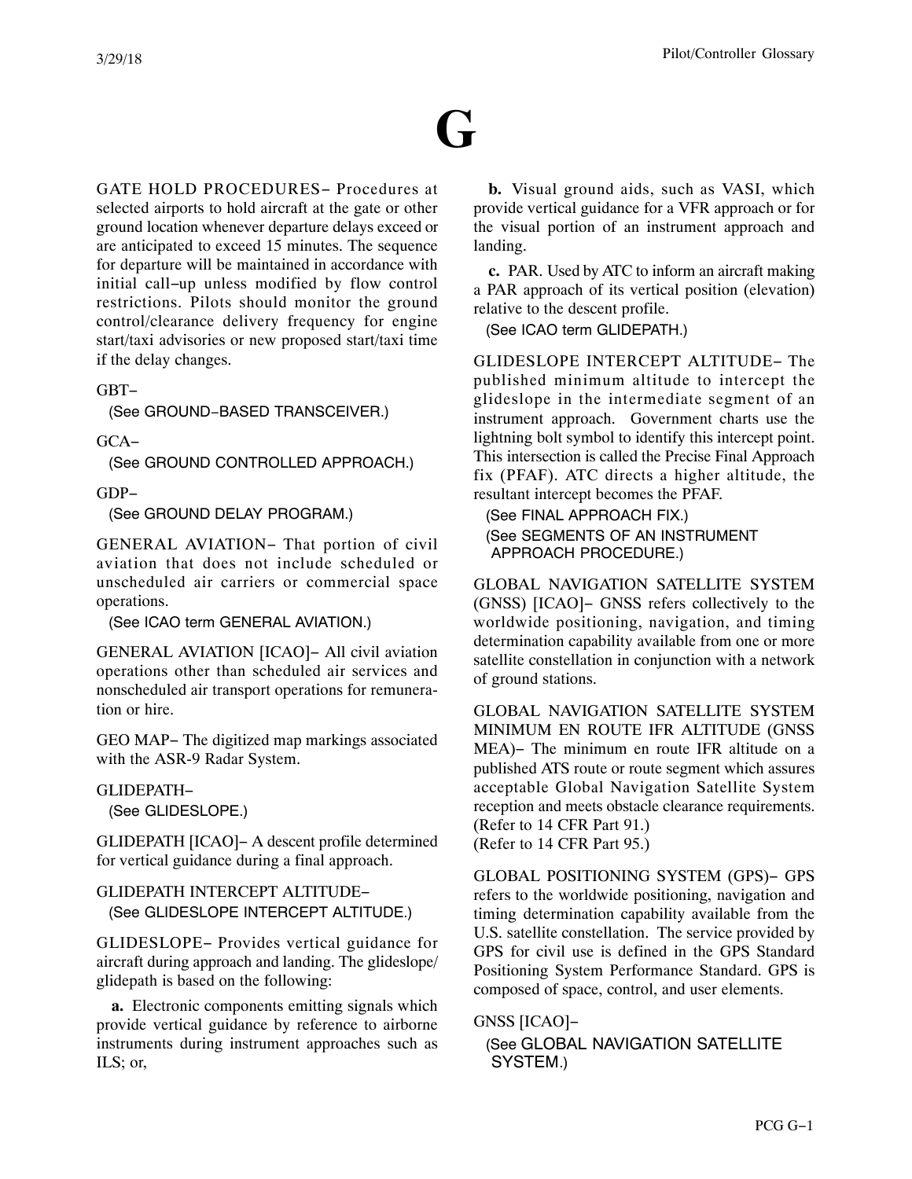# G

GATE HOLD PROCEDURES− Procedures at selected airports to hold aircraft at the gate or other ground location whenever departure delays exceed or are anticipated to exceed 15 minutes. The sequence for departure will be maintained in accordance with initial call−up unless modified by flow control restrictions. Pilots should monitor the ground control/clearance delivery frequency for engine start/taxi advisories or new proposed start/taxi time if the delay changes.

GBT−
(See GROUND−BASED TRANSCEIVER.)

GCA−
(See GROUND CONTROLLED APPROACH.)

GDP−
(See GROUND DELAY PROGRAM.)

GENERAL AVIATION− That portion of civil aviation that does not include scheduled or unscheduled air carriers or commercial space operations.
(See ICAO term GENERAL AVIATION.)

GENERAL AVIATION [ICAO]− All civil aviation operations other than scheduled air services and nonscheduled air transport operations for remuneration or hire.

GEO MAP− The digitized map markings associated with the ASR-9 Radar System.

GLIDEPATH−
(See GLIDESLOPE.)

GLIDEPATH [ICAO]− A descent profile determined for vertical guidance during a final approach.

GLIDEPATH INTERCEPT ALTITUDE−
(See GLIDESLOPE INTERCEPT ALTITUDE.)

GLIDESLOPE− Provides vertical guidance for aircraft during approach and landing. The glideslope/glidepath is based on the following:

**a.** Electronic components emitting signals which provide vertical guidance by reference to airborne instruments during instrument approaches such as ILS; or,

**b.** Visual ground aids, such as VASI, which provide vertical guidance for a VFR approach or for the visual portion of an instrument approach and landing.

**c.** PAR. Used by ATC to inform an aircraft making a PAR approach of its vertical position (elevation) relative to the descent profile.
(See ICAO term GLIDEPATH.)

GLIDESLOPE INTERCEPT ALTITUDE− The published minimum altitude to intercept the glideslope in the intermediate segment of an instrument approach. Government charts use the lightning bolt symbol to identify this intercept point. This intersection is called the Precise Final Approach fix (PFAF). ATC directs a higher altitude, the resultant intercept becomes the PFAF.
(See FINAL APPROACH FIX.)
(See SEGMENTS OF AN INSTRUMENT APPROACH PROCEDURE.)

GLOBAL NAVIGATION SATELLITE SYSTEM (GNSS) [ICAO]− GNSS refers collectively to the worldwide positioning, navigation, and timing determination capability available from one or more satellite constellation in conjunction with a network of ground stations.

GLOBAL NAVIGATION SATELLITE SYSTEM MINIMUM EN ROUTE IFR ALTITUDE (GNSS MEA)− The minimum en route IFR altitude on a published ATS route or route segment which assures acceptable Global Navigation Satellite System reception and meets obstacle clearance requirements.
(Refer to 14 CFR Part 91.)
(Refer to 14 CFR Part 95.)

GLOBAL POSITIONING SYSTEM (GPS)− GPS refers to the worldwide positioning, navigation and timing determination capability available from the U.S. satellite constellation. The service provided by GPS for civil use is defined in the GPS Standard Positioning System Performance Standard. GPS is composed of space, control, and user elements.

GNSS [ICAO]−
(See GLOBAL NAVIGATION SATELLITE SYSTEM.)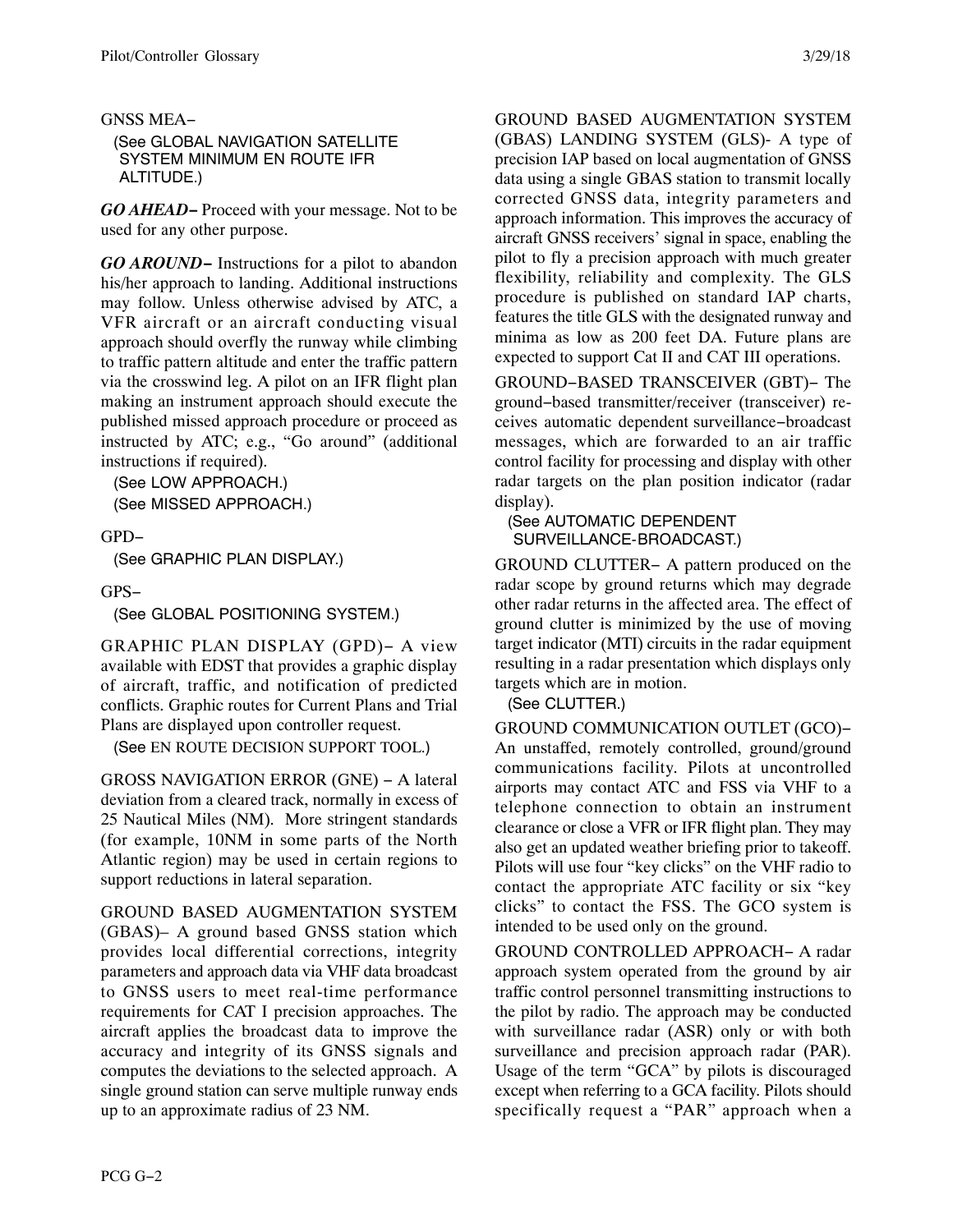GNSS MEA−

(See GLOBAL NAVIGATION SATELLITE SYSTEM MINIMUM EN ROUTE IFR ALTITUDE.)

***GO AHEAD−*** Proceed with your message. Not to be used for any other purpose.

***GO AROUND−*** Instructions for a pilot to abandon his/her approach to landing. Additional instructions may follow. Unless otherwise advised by ATC, a VFR aircraft or an aircraft conducting visual approach should overfly the runway while climbing to traffic pattern altitude and enter the traffic pattern via the crosswind leg. A pilot on an IFR flight plan making an instrument approach should execute the published missed approach procedure or proceed as instructed by ATC; e.g., "Go around" (additional instructions if required).

(See LOW APPROACH.)
(See MISSED APPROACH.)

GPD−

(See GRAPHIC PLAN DISPLAY.)

GPS−

(See GLOBAL POSITIONING SYSTEM.)

GRAPHIC PLAN DISPLAY (GPD)− A view available with EDST that provides a graphic display of aircraft, traffic, and notification of predicted conflicts. Graphic routes for Current Plans and Trial Plans are displayed upon controller request.

(See EN ROUTE DECISION SUPPORT TOOL.)

GROSS NAVIGATION ERROR (GNE) − A lateral deviation from a cleared track, normally in excess of 25 Nautical Miles (NM). More stringent standards (for example, 10NM in some parts of the North Atlantic region) may be used in certain regions to support reductions in lateral separation.

GROUND BASED AUGMENTATION SYSTEM (GBAS)– A ground based GNSS station which provides local differential corrections, integrity parameters and approach data via VHF data broadcast to GNSS users to meet real-time performance requirements for CAT I precision approaches. The aircraft applies the broadcast data to improve the accuracy and integrity of its GNSS signals and computes the deviations to the selected approach. A single ground station can serve multiple runway ends up to an approximate radius of 23 NM.

GROUND BASED AUGMENTATION SYSTEM (GBAS) LANDING SYSTEM (GLS)- A type of precision IAP based on local augmentation of GNSS data using a single GBAS station to transmit locally corrected GNSS data, integrity parameters and approach information. This improves the accuracy of aircraft GNSS receivers' signal in space, enabling the pilot to fly a precision approach with much greater flexibility, reliability and complexity. The GLS procedure is published on standard IAP charts, features the title GLS with the designated runway and minima as low as 200 feet DA. Future plans are expected to support Cat II and CAT III operations.

GROUND−BASED TRANSCEIVER (GBT)− The ground−based transmitter/receiver (transceiver) receives automatic dependent surveillance−broadcast messages, which are forwarded to an air traffic control facility for processing and display with other radar targets on the plan position indicator (radar display).

(See AUTOMATIC DEPENDENT SURVEILLANCE-BROADCAST.)

GROUND CLUTTER− A pattern produced on the radar scope by ground returns which may degrade other radar returns in the affected area. The effect of ground clutter is minimized by the use of moving target indicator (MTI) circuits in the radar equipment resulting in a radar presentation which displays only targets which are in motion.

(See CLUTTER.)

GROUND COMMUNICATION OUTLET (GCO)− An unstaffed, remotely controlled, ground/ground communications facility. Pilots at uncontrolled airports may contact ATC and FSS via VHF to a telephone connection to obtain an instrument clearance or close a VFR or IFR flight plan. They may also get an updated weather briefing prior to takeoff. Pilots will use four "key clicks" on the VHF radio to contact the appropriate ATC facility or six "key clicks" to contact the FSS. The GCO system is intended to be used only on the ground.

GROUND CONTROLLED APPROACH− A radar approach system operated from the ground by air traffic control personnel transmitting instructions to the pilot by radio. The approach may be conducted with surveillance radar (ASR) only or with both surveillance and precision approach radar (PAR). Usage of the term "GCA" by pilots is discouraged except when referring to a GCA facility. Pilots should specifically request a "PAR" approach when a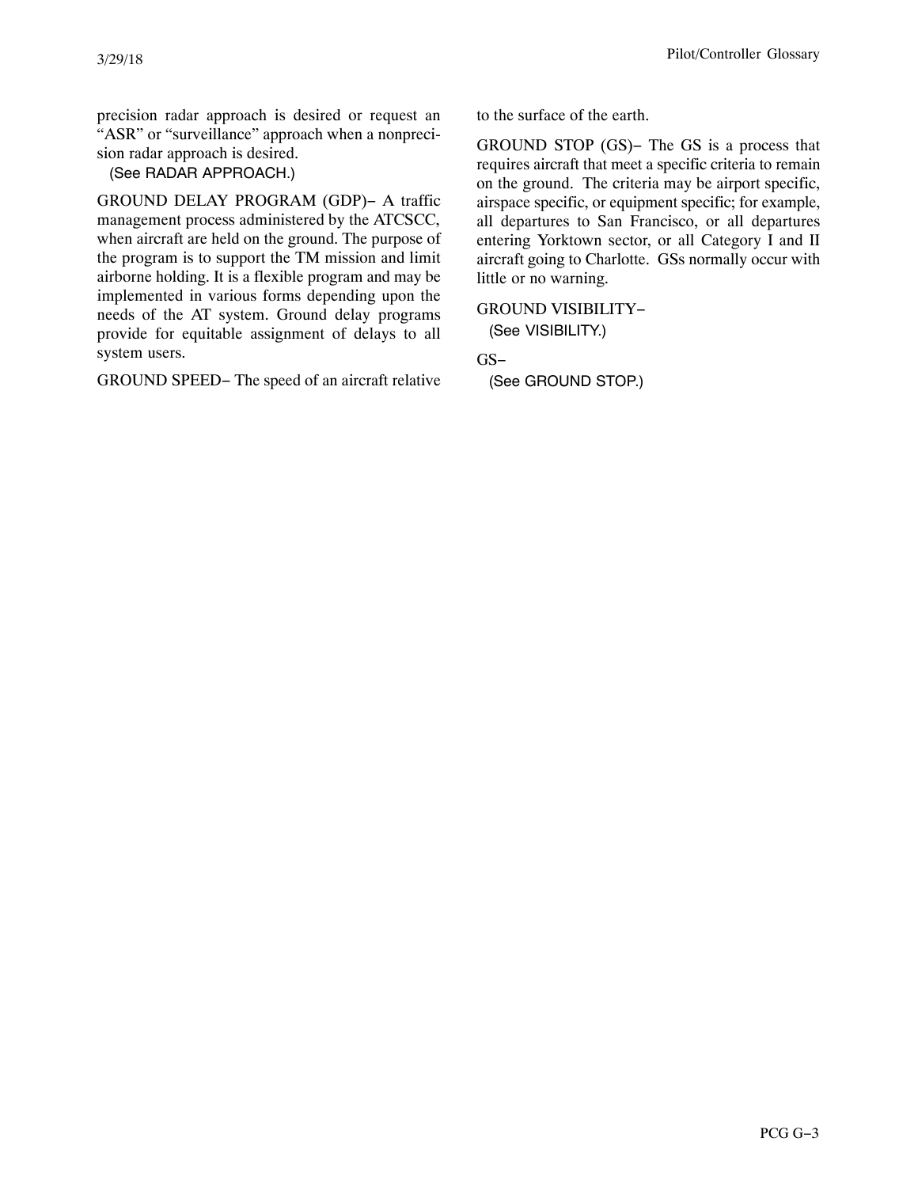precision radar approach is desired or request an "ASR" or "surveillance" approach when a nonprecision radar approach is desired.

(See RADAR APPROACH.)

GROUND DELAY PROGRAM (GDP)− A traffic management process administered by the ATCSCC, when aircraft are held on the ground. The purpose of the program is to support the TM mission and limit airborne holding. It is a flexible program and may be implemented in various forms depending upon the needs of the AT system. Ground delay programs provide for equitable assignment of delays to all system users.

GROUND SPEED− The speed of an aircraft relative to the surface of the earth.

GROUND STOP (GS)− The GS is a process that requires aircraft that meet a specific criteria to remain on the ground. The criteria may be airport specific, airspace specific, or equipment specific; for example, all departures to San Francisco, or all departures entering Yorktown sector, or all Category I and II aircraft going to Charlotte. GSs normally occur with little or no warning.

GROUND VISIBILITY−

(See VISIBILITY.)

GS−

(See GROUND STOP.)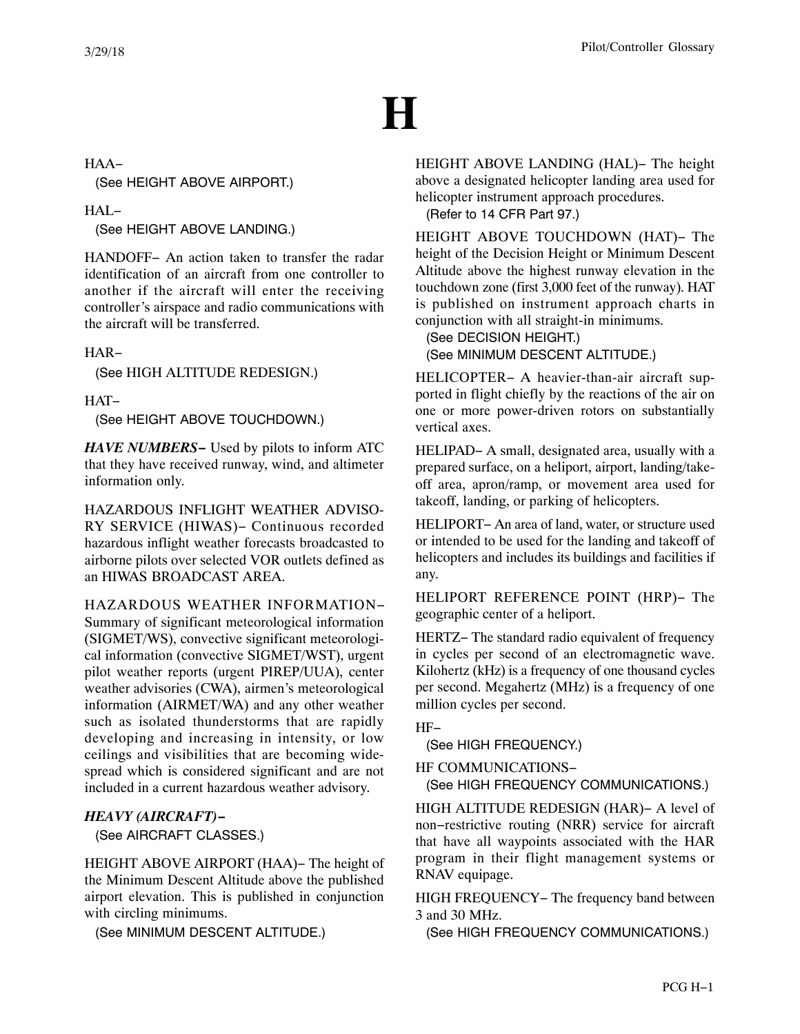# H

HAA−

(See HEIGHT ABOVE AIRPORT.)

HAL−

(See HEIGHT ABOVE LANDING.)

HANDOFF− An action taken to transfer the radar identification of an aircraft from one controller to another if the aircraft will enter the receiving controller's airspace and radio communications with the aircraft will be transferred.

HAR−

(See HIGH ALTITUDE REDESIGN.)

HAT−

(See HEIGHT ABOVE TOUCHDOWN.)

***HAVE NUMBERS***− Used by pilots to inform ATC that they have received runway, wind, and altimeter information only.

HAZARDOUS INFLIGHT WEATHER ADVISORY SERVICE (HIWAS)− Continuous recorded hazardous inflight weather forecasts broadcasted to airborne pilots over selected VOR outlets defined as an HIWAS BROADCAST AREA.

HAZARDOUS WEATHER INFORMATION− Summary of significant meteorological information (SIGMET/WS), convective significant meteorological information (convective SIGMET/WST), urgent pilot weather reports (urgent PIREP/UUA), center weather advisories (CWA), airmen's meteorological information (AIRMET/WA) and any other weather such as isolated thunderstorms that are rapidly developing and increasing in intensity, or low ceilings and visibilities that are becoming widespread which is considered significant and are not included in a current hazardous weather advisory.

***HEAVY (AIRCRAFT)***−

(See AIRCRAFT CLASSES.)

HEIGHT ABOVE AIRPORT (HAA)− The height of the Minimum Descent Altitude above the published airport elevation. This is published in conjunction with circling minimums.

(See MINIMUM DESCENT ALTITUDE.)

HEIGHT ABOVE LANDING (HAL)− The height above a designated helicopter landing area used for helicopter instrument approach procedures.

(Refer to 14 CFR Part 97.)

HEIGHT ABOVE TOUCHDOWN (HAT)− The height of the Decision Height or Minimum Descent Altitude above the highest runway elevation in the touchdown zone (first 3,000 feet of the runway). HAT is published on instrument approach charts in conjunction with all straight-in minimums.

(See DECISION HEIGHT.)
(See MINIMUM DESCENT ALTITUDE.)

HELICOPTER− A heavier-than-air aircraft supported in flight chiefly by the reactions of the air on one or more power-driven rotors on substantially vertical axes.

HELIPAD− A small, designated area, usually with a prepared surface, on a heliport, airport, landing/takeoff area, apron/ramp, or movement area used for takeoff, landing, or parking of helicopters.

HELIPORT− An area of land, water, or structure used or intended to be used for the landing and takeoff of helicopters and includes its buildings and facilities if any.

HELIPORT REFERENCE POINT (HRP)− The geographic center of a heliport.

HERTZ− The standard radio equivalent of frequency in cycles per second of an electromagnetic wave. Kilohertz (kHz) is a frequency of one thousand cycles per second. Megahertz (MHz) is a frequency of one million cycles per second.

HF−

(See HIGH FREQUENCY.)

HF COMMUNICATIONS−

(See HIGH FREQUENCY COMMUNICATIONS.)

HIGH ALTITUDE REDESIGN (HAR)− A level of non−restrictive routing (NRR) service for aircraft that have all waypoints associated with the HAR program in their flight management systems or RNAV equipage.

HIGH FREQUENCY− The frequency band between 3 and 30 MHz.

(See HIGH FREQUENCY COMMUNICATIONS.)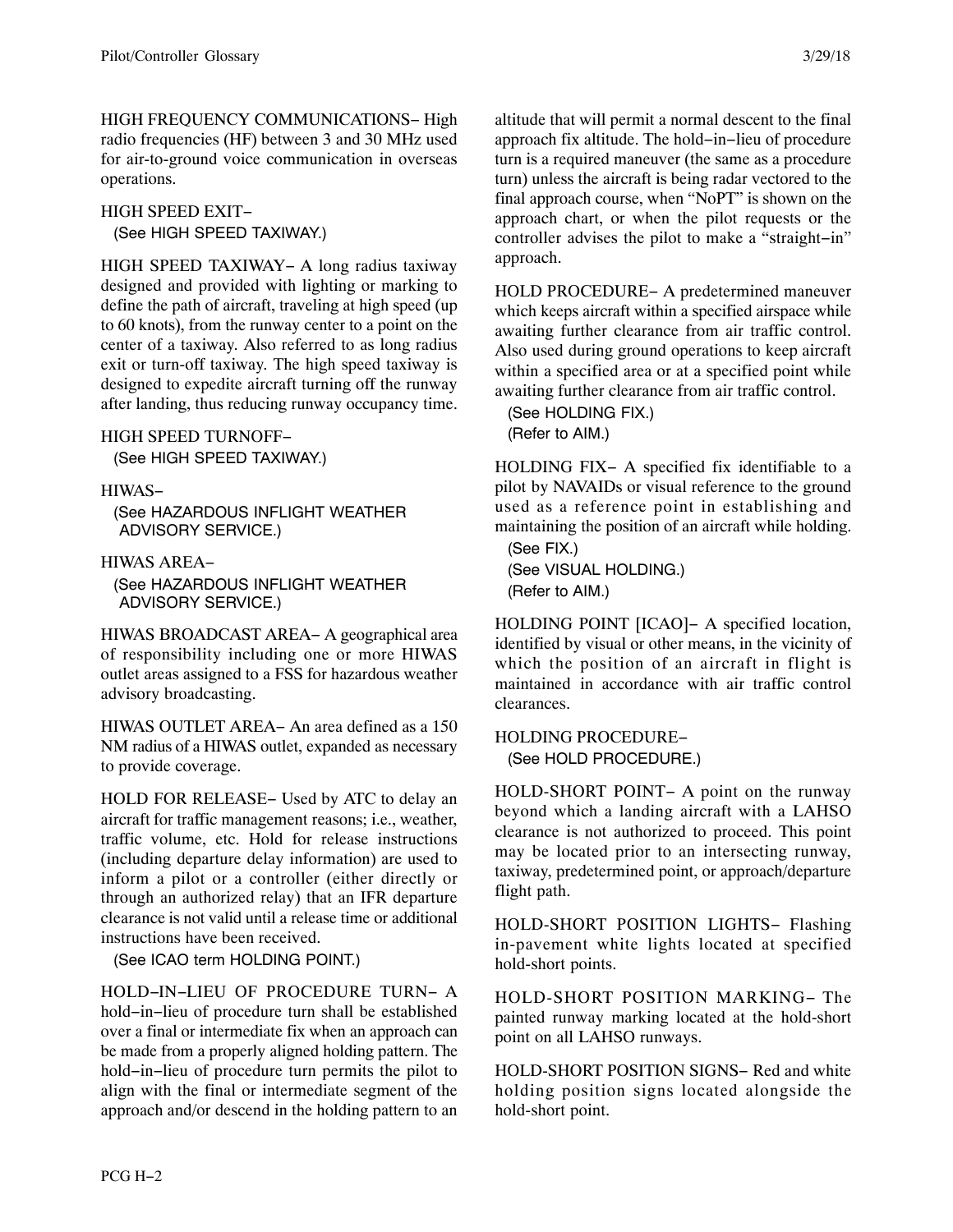HIGH FREQUENCY COMMUNICATIONS− High radio frequencies (HF) between 3 and 30 MHz used for air-to-ground voice communication in overseas operations.

HIGH SPEED EXIT−
(See HIGH SPEED TAXIWAY.)

HIGH SPEED TAXIWAY− A long radius taxiway designed and provided with lighting or marking to define the path of aircraft, traveling at high speed (up to 60 knots), from the runway center to a point on the center of a taxiway. Also referred to as long radius exit or turn-off taxiway. The high speed taxiway is designed to expedite aircraft turning off the runway after landing, thus reducing runway occupancy time.

HIGH SPEED TURNOFF−
(See HIGH SPEED TAXIWAY.)

HIWAS−
(See HAZARDOUS INFLIGHT WEATHER ADVISORY SERVICE.)

HIWAS AREA−
(See HAZARDOUS INFLIGHT WEATHER ADVISORY SERVICE.)

HIWAS BROADCAST AREA− A geographical area of responsibility including one or more HIWAS outlet areas assigned to a FSS for hazardous weather advisory broadcasting.

HIWAS OUTLET AREA− An area defined as a 150 NM radius of a HIWAS outlet, expanded as necessary to provide coverage.

HOLD FOR RELEASE− Used by ATC to delay an aircraft for traffic management reasons; i.e., weather, traffic volume, etc. Hold for release instructions (including departure delay information) are used to inform a pilot or a controller (either directly or through an authorized relay) that an IFR departure clearance is not valid until a release time or additional instructions have been received.
(See ICAO term HOLDING POINT.)

HOLD−IN−LIEU OF PROCEDURE TURN− A hold−in−lieu of procedure turn shall be established over a final or intermediate fix when an approach can be made from a properly aligned holding pattern. The hold−in−lieu of procedure turn permits the pilot to align with the final or intermediate segment of the approach and/or descend in the holding pattern to an altitude that will permit a normal descent to the final approach fix altitude. The hold−in−lieu of procedure turn is a required maneuver (the same as a procedure turn) unless the aircraft is being radar vectored to the final approach course, when "NoPT" is shown on the approach chart, or when the pilot requests or the controller advises the pilot to make a "straight−in" approach.

HOLD PROCEDURE− A predetermined maneuver which keeps aircraft within a specified airspace while awaiting further clearance from air traffic control. Also used during ground operations to keep aircraft within a specified area or at a specified point while awaiting further clearance from air traffic control.
(See HOLDING FIX.)
(Refer to AIM.)

HOLDING FIX− A specified fix identifiable to a pilot by NAVAIDs or visual reference to the ground used as a reference point in establishing and maintaining the position of an aircraft while holding.
(See FIX.)
(See VISUAL HOLDING.)
(Refer to AIM.)

HOLDING POINT [ICAO]− A specified location, identified by visual or other means, in the vicinity of which the position of an aircraft in flight is maintained in accordance with air traffic control clearances.

HOLDING PROCEDURE−
(See HOLD PROCEDURE.)

HOLD-SHORT POINT− A point on the runway beyond which a landing aircraft with a LAHSO clearance is not authorized to proceed. This point may be located prior to an intersecting runway, taxiway, predetermined point, or approach/departure flight path.

HOLD-SHORT POSITION LIGHTS− Flashing in-pavement white lights located at specified hold-short points.

HOLD-SHORT POSITION MARKING− The painted runway marking located at the hold-short point on all LAHSO runways.

HOLD-SHORT POSITION SIGNS− Red and white holding position signs located alongside the hold-short point.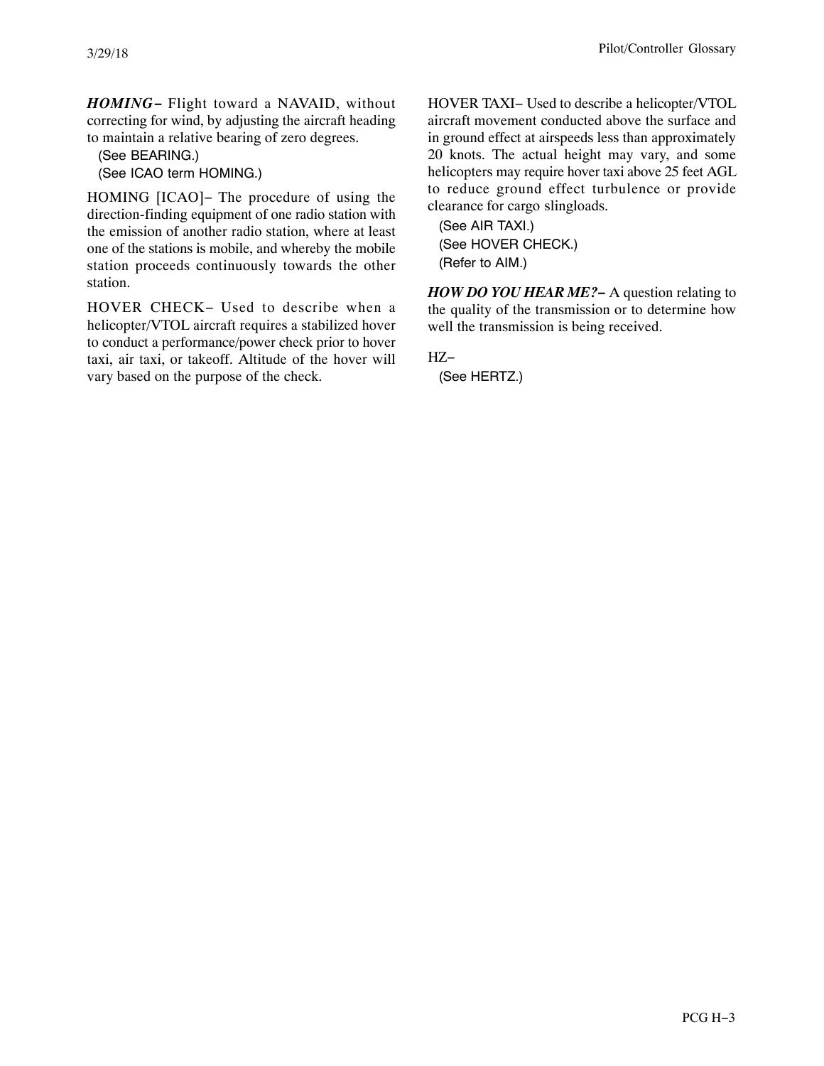***HOMING−*** Flight toward a NAVAID, without correcting for wind, by adjusting the aircraft heading to maintain a relative bearing of zero degrees.

(See BEARING.)
(See ICAO term HOMING.)

HOMING [ICAO]− The procedure of using the direction-finding equipment of one radio station with the emission of another radio station, where at least one of the stations is mobile, and whereby the mobile station proceeds continuously towards the other station.

HOVER CHECK− Used to describe when a helicopter/VTOL aircraft requires a stabilized hover to conduct a performance/power check prior to hover taxi, air taxi, or takeoff. Altitude of the hover will vary based on the purpose of the check.

HOVER TAXI− Used to describe a helicopter/VTOL aircraft movement conducted above the surface and in ground effect at airspeeds less than approximately 20 knots. The actual height may vary, and some helicopters may require hover taxi above 25 feet AGL to reduce ground effect turbulence or provide clearance for cargo slingloads.

(See AIR TAXI.)
(See HOVER CHECK.)
(Refer to AIM.)

***HOW DO YOU HEAR ME?−*** A question relating to the quality of the transmission or to determine how well the transmission is being received.

HZ−

(See HERTZ.)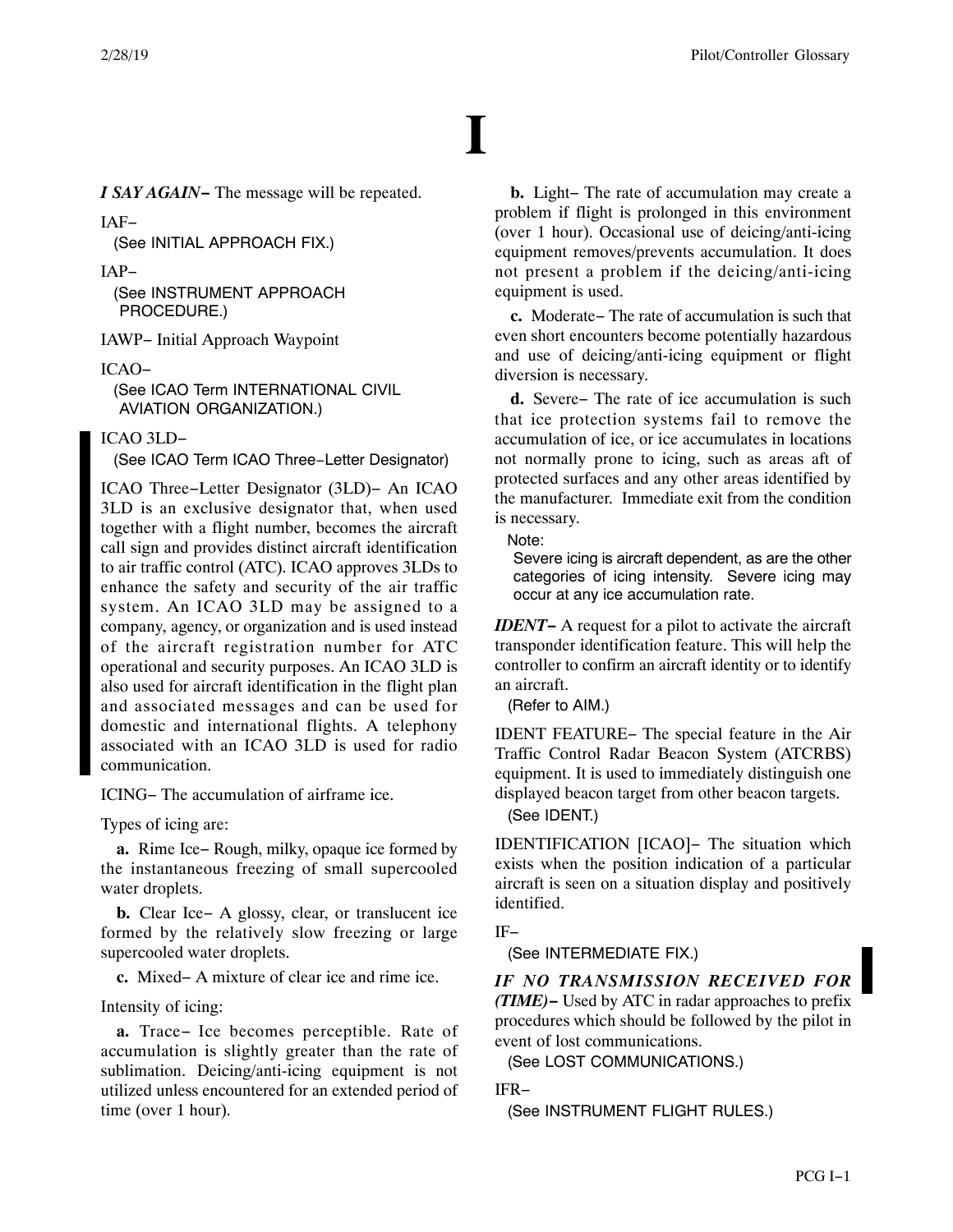# I

***I SAY AGAIN−*** The message will be repeated.

IAF−

(See INITIAL APPROACH FIX.)

IAP−

(See INSTRUMENT APPROACH PROCEDURE.)

IAWP− Initial Approach Waypoint

ICAO−

(See ICAO Term INTERNATIONAL CIVIL AVIATION ORGANIZATION.)

ICAO 3LD−

(See ICAO Term ICAO Three−Letter Designator)

ICAO Three−Letter Designator (3LD)− An ICAO 3LD is an exclusive designator that, when used together with a flight number, becomes the aircraft call sign and provides distinct aircraft identification to air traffic control (ATC). ICAO approves 3LDs to enhance the safety and security of the air traffic system. An ICAO 3LD may be assigned to a company, agency, or organization and is used instead of the aircraft registration number for ATC operational and security purposes. An ICAO 3LD is also used for aircraft identification in the flight plan and associated messages and can be used for domestic and international flights. A telephony associated with an ICAO 3LD is used for radio communication.

ICING− The accumulation of airframe ice.

Types of icing are:

**a.** Rime Ice− Rough, milky, opaque ice formed by the instantaneous freezing of small supercooled water droplets.

**b.** Clear Ice− A glossy, clear, or translucent ice formed by the relatively slow freezing or large supercooled water droplets.

**c.** Mixed− A mixture of clear ice and rime ice.

Intensity of icing:

**a.** Trace− Ice becomes perceptible. Rate of accumulation is slightly greater than the rate of sublimation. Deicing/anti-icing equipment is not utilized unless encountered for an extended period of time (over 1 hour).

**b.** Light− The rate of accumulation may create a problem if flight is prolonged in this environment (over 1 hour). Occasional use of deicing/anti-icing equipment removes/prevents accumulation. It does not present a problem if the deicing/anti-icing equipment is used.

**c.** Moderate− The rate of accumulation is such that even short encounters become potentially hazardous and use of deicing/anti-icing equipment or flight diversion is necessary.

**d.** Severe− The rate of ice accumulation is such that ice protection systems fail to remove the accumulation of ice, or ice accumulates in locations not normally prone to icing, such as areas aft of protected surfaces and any other areas identified by the manufacturer. Immediate exit from the condition is necessary.

Note:
Severe icing is aircraft dependent, as are the other categories of icing intensity. Severe icing may occur at any ice accumulation rate.

***IDENT−*** A request for a pilot to activate the aircraft transponder identification feature. This will help the controller to confirm an aircraft identity or to identify an aircraft.

(Refer to AIM.)

IDENT FEATURE− The special feature in the Air Traffic Control Radar Beacon System (ATCRBS) equipment. It is used to immediately distinguish one displayed beacon target from other beacon targets.

(See IDENT.)

IDENTIFICATION [ICAO]− The situation which exists when the position indication of a particular aircraft is seen on a situation display and positively identified.

IF−

(See INTERMEDIATE FIX.)

***IF NO TRANSMISSION RECEIVED FOR (TIME)−*** Used by ATC in radar approaches to prefix procedures which should be followed by the pilot in event of lost communications.

(See LOST COMMUNICATIONS.)

IFR−

(See INSTRUMENT FLIGHT RULES.)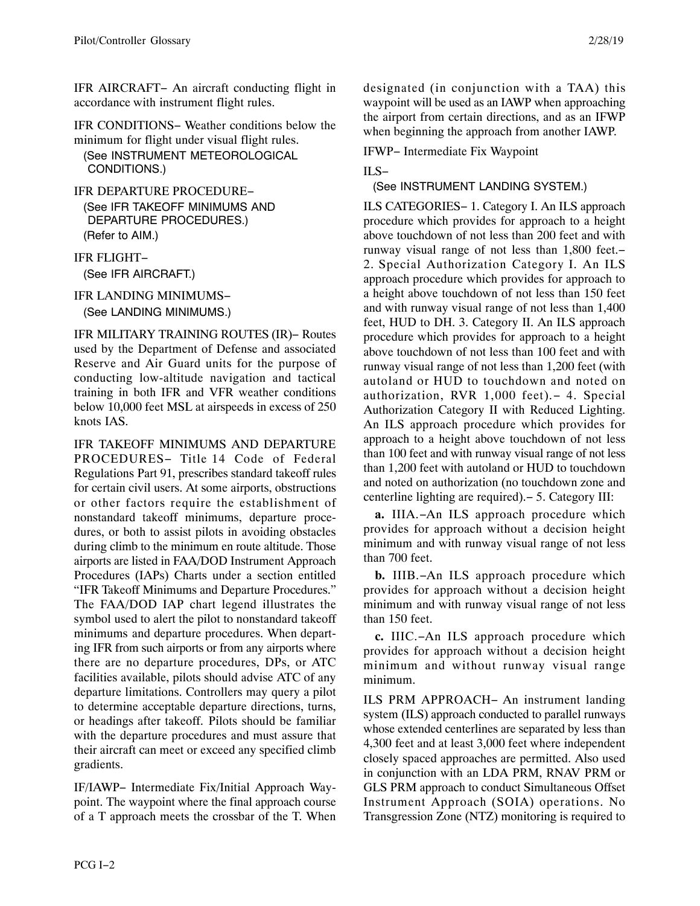IFR AIRCRAFT− An aircraft conducting flight in accordance with instrument flight rules.

IFR CONDITIONS− Weather conditions below the minimum for flight under visual flight rules.

(See INSTRUMENT METEOROLOGICAL CONDITIONS.)

IFR DEPARTURE PROCEDURE−

(See IFR TAKEOFF MINIMUMS AND DEPARTURE PROCEDURES.)
(Refer to AIM.)

IFR FLIGHT−

(See IFR AIRCRAFT.)

IFR LANDING MINIMUMS−

(See LANDING MINIMUMS.)

IFR MILITARY TRAINING ROUTES (IR)− Routes used by the Department of Defense and associated Reserve and Air Guard units for the purpose of conducting low-altitude navigation and tactical training in both IFR and VFR weather conditions below 10,000 feet MSL at airspeeds in excess of 250 knots IAS.

IFR TAKEOFF MINIMUMS AND DEPARTURE PROCEDURES− Title 14 Code of Federal Regulations Part 91, prescribes standard takeoff rules for certain civil users. At some airports, obstructions or other factors require the establishment of nonstandard takeoff minimums, departure procedures, or both to assist pilots in avoiding obstacles during climb to the minimum en route altitude. Those airports are listed in FAA/DOD Instrument Approach Procedures (IAPs) Charts under a section entitled "IFR Takeoff Minimums and Departure Procedures." The FAA/DOD IAP chart legend illustrates the symbol used to alert the pilot to nonstandard takeoff minimums and departure procedures. When departing IFR from such airports or from any airports where there are no departure procedures, DPs, or ATC facilities available, pilots should advise ATC of any departure limitations. Controllers may query a pilot to determine acceptable departure directions, turns, or headings after takeoff. Pilots should be familiar with the departure procedures and must assure that their aircraft can meet or exceed any specified climb gradients.

IF/IAWP− Intermediate Fix/Initial Approach Waypoint. The waypoint where the final approach course of a T approach meets the crossbar of the T. When designated (in conjunction with a TAA) this waypoint will be used as an IAWP when approaching the airport from certain directions, and as an IFWP when beginning the approach from another IAWP.

IFWP− Intermediate Fix Waypoint

ILS−

(See INSTRUMENT LANDING SYSTEM.)

ILS CATEGORIES− 1. Category I. An ILS approach procedure which provides for approach to a height above touchdown of not less than 200 feet and with runway visual range of not less than 1,800 feet.− 2. Special Authorization Category I. An ILS approach procedure which provides for approach to a height above touchdown of not less than 150 feet and with runway visual range of not less than 1,400 feet, HUD to DH. 3. Category II. An ILS approach procedure which provides for approach to a height above touchdown of not less than 100 feet and with runway visual range of not less than 1,200 feet (with autoland or HUD to touchdown and noted on authorization, RVR 1,000 feet).− 4. Special Authorization Category II with Reduced Lighting. An ILS approach procedure which provides for approach to a height above touchdown of not less than 100 feet and with runway visual range of not less than 1,200 feet with autoland or HUD to touchdown and noted on authorization (no touchdown zone and centerline lighting are required).− 5. Category III:

**a.** IIIA.−An ILS approach procedure which provides for approach without a decision height minimum and with runway visual range of not less than 700 feet.

**b.** IIIB.−An ILS approach procedure which provides for approach without a decision height minimum and with runway visual range of not less than 150 feet.

**c.** IIIC.−An ILS approach procedure which provides for approach without a decision height minimum and without runway visual range minimum.

ILS PRM APPROACH− An instrument landing system (ILS) approach conducted to parallel runways whose extended centerlines are separated by less than 4,300 feet and at least 3,000 feet where independent closely spaced approaches are permitted. Also used in conjunction with an LDA PRM, RNAV PRM or GLS PRM approach to conduct Simultaneous Offset Instrument Approach (SOIA) operations. No Transgression Zone (NTZ) monitoring is required to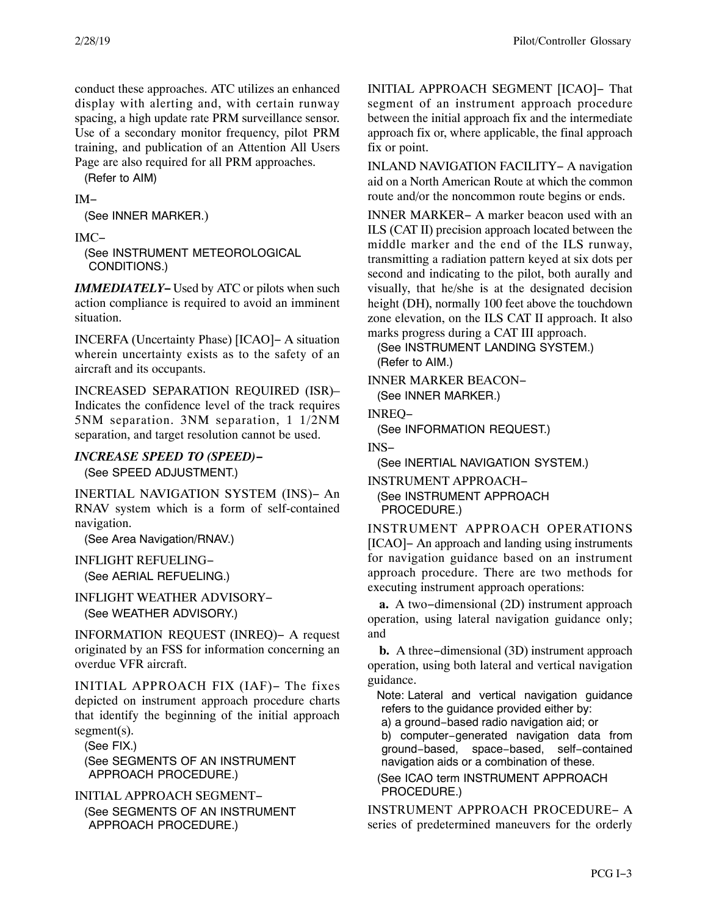conduct these approaches. ATC utilizes an enhanced display with alerting and, with certain runway spacing, a high update rate PRM surveillance sensor. Use of a secondary monitor frequency, pilot PRM training, and publication of an Attention All Users Page are also required for all PRM approaches.

(Refer to AIM)

IM−

(See INNER MARKER.)

IMC−

(See INSTRUMENT METEOROLOGICAL CONDITIONS.)

***IMMEDIATELY−*** Used by ATC or pilots when such action compliance is required to avoid an imminent situation.

INCERFA (Uncertainty Phase) [ICAO]− A situation wherein uncertainty exists as to the safety of an aircraft and its occupants.

INCREASED SEPARATION REQUIRED (ISR)– Indicates the confidence level of the track requires 5NM separation. 3NM separation, 1 1/2NM separation, and target resolution cannot be used.

***INCREASE SPEED TO (SPEED)−***

(See SPEED ADJUSTMENT.)

INERTIAL NAVIGATION SYSTEM (INS)− An RNAV system which is a form of self-contained navigation.

(See Area Navigation/RNAV.)

INFLIGHT REFUELING−

(See AERIAL REFUELING.)

INFLIGHT WEATHER ADVISORY−

(See WEATHER ADVISORY.)

INFORMATION REQUEST (INREQ)− A request originated by an FSS for information concerning an overdue VFR aircraft.

INITIAL APPROACH FIX (IAF)− The fixes depicted on instrument approach procedure charts that identify the beginning of the initial approach segment(s).

(See FIX.)

(See SEGMENTS OF AN INSTRUMENT APPROACH PROCEDURE.)

INITIAL APPROACH SEGMENT−

(See SEGMENTS OF AN INSTRUMENT APPROACH PROCEDURE.)

INITIAL APPROACH SEGMENT [ICAO]− That segment of an instrument approach procedure between the initial approach fix and the intermediate approach fix or, where applicable, the final approach fix or point.

INLAND NAVIGATION FACILITY− A navigation aid on a North American Route at which the common route and/or the noncommon route begins or ends.

INNER MARKER− A marker beacon used with an ILS (CAT II) precision approach located between the middle marker and the end of the ILS runway, transmitting a radiation pattern keyed at six dots per second and indicating to the pilot, both aurally and visually, that he/she is at the designated decision height (DH), normally 100 feet above the touchdown zone elevation, on the ILS CAT II approach. It also marks progress during a CAT III approach.

(See INSTRUMENT LANDING SYSTEM.)
(Refer to AIM.)

INNER MARKER BEACON−

(See INNER MARKER.)

INREQ−

(See INFORMATION REQUEST.)

INS−

(See INERTIAL NAVIGATION SYSTEM.)

INSTRUMENT APPROACH−

(See INSTRUMENT APPROACH PROCEDURE.)

INSTRUMENT APPROACH OPERATIONS [ICAO]− An approach and landing using instruments for navigation guidance based on an instrument approach procedure. There are two methods for executing instrument approach operations:

**a.** A two−dimensional (2D) instrument approach operation, using lateral navigation guidance only; and

**b.** A three−dimensional (3D) instrument approach operation, using both lateral and vertical navigation guidance.

Note: Lateral and vertical navigation guidance refers to the guidance provided either by:
a) a ground−based radio navigation aid; or
b) computer−generated navigation data from ground−based, space−based, self−contained navigation aids or a combination of these.

(See ICAO term INSTRUMENT APPROACH PROCEDURE.)

INSTRUMENT APPROACH PROCEDURE− A series of predetermined maneuvers for the orderly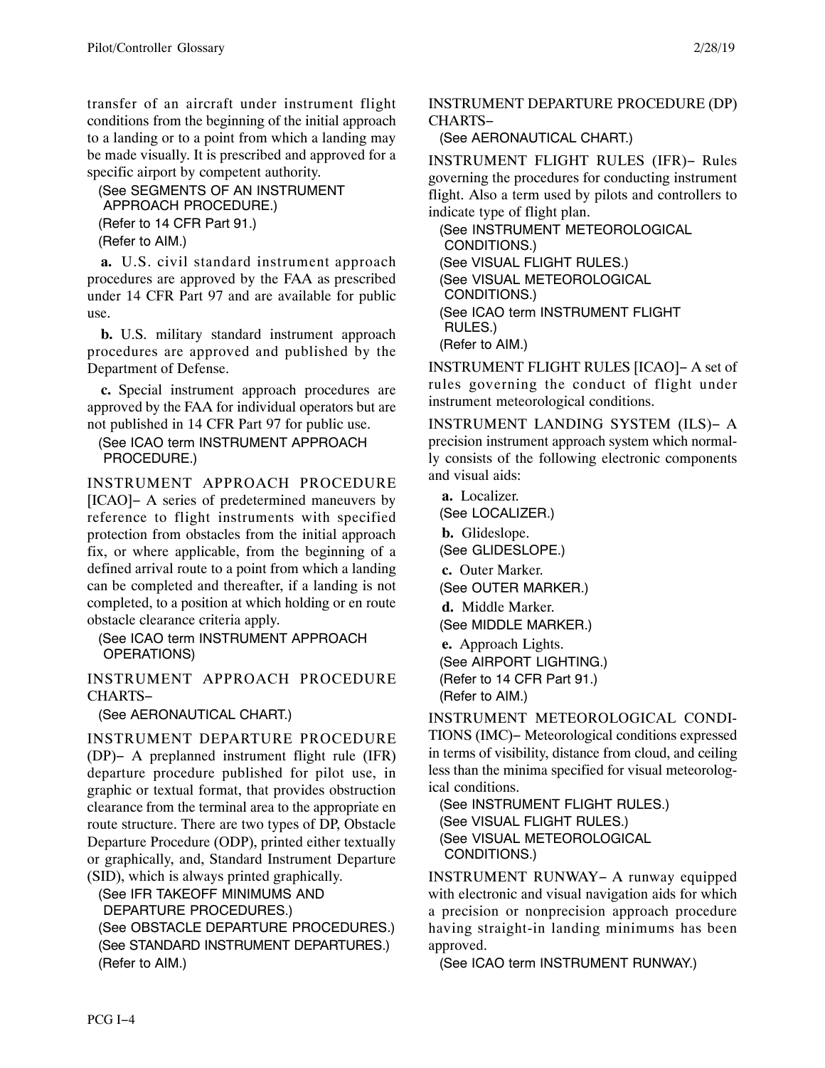transfer of an aircraft under instrument flight conditions from the beginning of the initial approach to a landing or to a point from which a landing may be made visually. It is prescribed and approved for a specific airport by competent authority.

(See SEGMENTS OF AN INSTRUMENT APPROACH PROCEDURE.)
(Refer to 14 CFR Part 91.)
(Refer to AIM.)

**a.** U.S. civil standard instrument approach procedures are approved by the FAA as prescribed under 14 CFR Part 97 and are available for public use.

**b.** U.S. military standard instrument approach procedures are approved and published by the Department of Defense.

**c.** Special instrument approach procedures are approved by the FAA for individual operators but are not published in 14 CFR Part 97 for public use.

(See ICAO term INSTRUMENT APPROACH PROCEDURE.)

INSTRUMENT APPROACH PROCEDURE [ICAO]− A series of predetermined maneuvers by reference to flight instruments with specified protection from obstacles from the initial approach fix, or where applicable, from the beginning of a defined arrival route to a point from which a landing can be completed and thereafter, if a landing is not completed, to a position at which holding or en route obstacle clearance criteria apply.

(See ICAO term INSTRUMENT APPROACH OPERATIONS)

INSTRUMENT APPROACH PROCEDURE CHARTS−

(See AERONAUTICAL CHART.)

INSTRUMENT DEPARTURE PROCEDURE (DP)− A preplanned instrument flight rule (IFR) departure procedure published for pilot use, in graphic or textual format, that provides obstruction clearance from the terminal area to the appropriate en route structure. There are two types of DP, Obstacle Departure Procedure (ODP), printed either textually or graphically, and, Standard Instrument Departure (SID), which is always printed graphically.

(See IFR TAKEOFF MINIMUMS AND DEPARTURE PROCEDURES.)
(See OBSTACLE DEPARTURE PROCEDURES.)
(See STANDARD INSTRUMENT DEPARTURES.)
(Refer to AIM.)

INSTRUMENT DEPARTURE PROCEDURE (DP) CHARTS−

(See AERONAUTICAL CHART.)

INSTRUMENT FLIGHT RULES (IFR)− Rules governing the procedures for conducting instrument flight. Also a term used by pilots and controllers to indicate type of flight plan.

(See INSTRUMENT METEOROLOGICAL CONDITIONS.)
(See VISUAL FLIGHT RULES.)
(See VISUAL METEOROLOGICAL CONDITIONS.)
(See ICAO term INSTRUMENT FLIGHT RULES.)
(Refer to AIM.)

INSTRUMENT FLIGHT RULES [ICAO]− A set of rules governing the conduct of flight under instrument meteorological conditions.

INSTRUMENT LANDING SYSTEM (ILS)− A precision instrument approach system which normally consists of the following electronic components and visual aids:

**a.** Localizer.
(See LOCALIZER.)

**b.** Glideslope.
(See GLIDESLOPE.)

**c.** Outer Marker.
(See OUTER MARKER.)

**d.** Middle Marker.
(See MIDDLE MARKER.)

**e.** Approach Lights.
(See AIRPORT LIGHTING.)
(Refer to 14 CFR Part 91.)
(Refer to AIM.)

INSTRUMENT METEOROLOGICAL CONDITIONS (IMC)− Meteorological conditions expressed in terms of visibility, distance from cloud, and ceiling less than the minima specified for visual meteorological conditions.

(See INSTRUMENT FLIGHT RULES.)
(See VISUAL FLIGHT RULES.)
(See VISUAL METEOROLOGICAL CONDITIONS.)

INSTRUMENT RUNWAY− A runway equipped with electronic and visual navigation aids for which a precision or nonprecision approach procedure having straight-in landing minimums has been approved.

(See ICAO term INSTRUMENT RUNWAY.)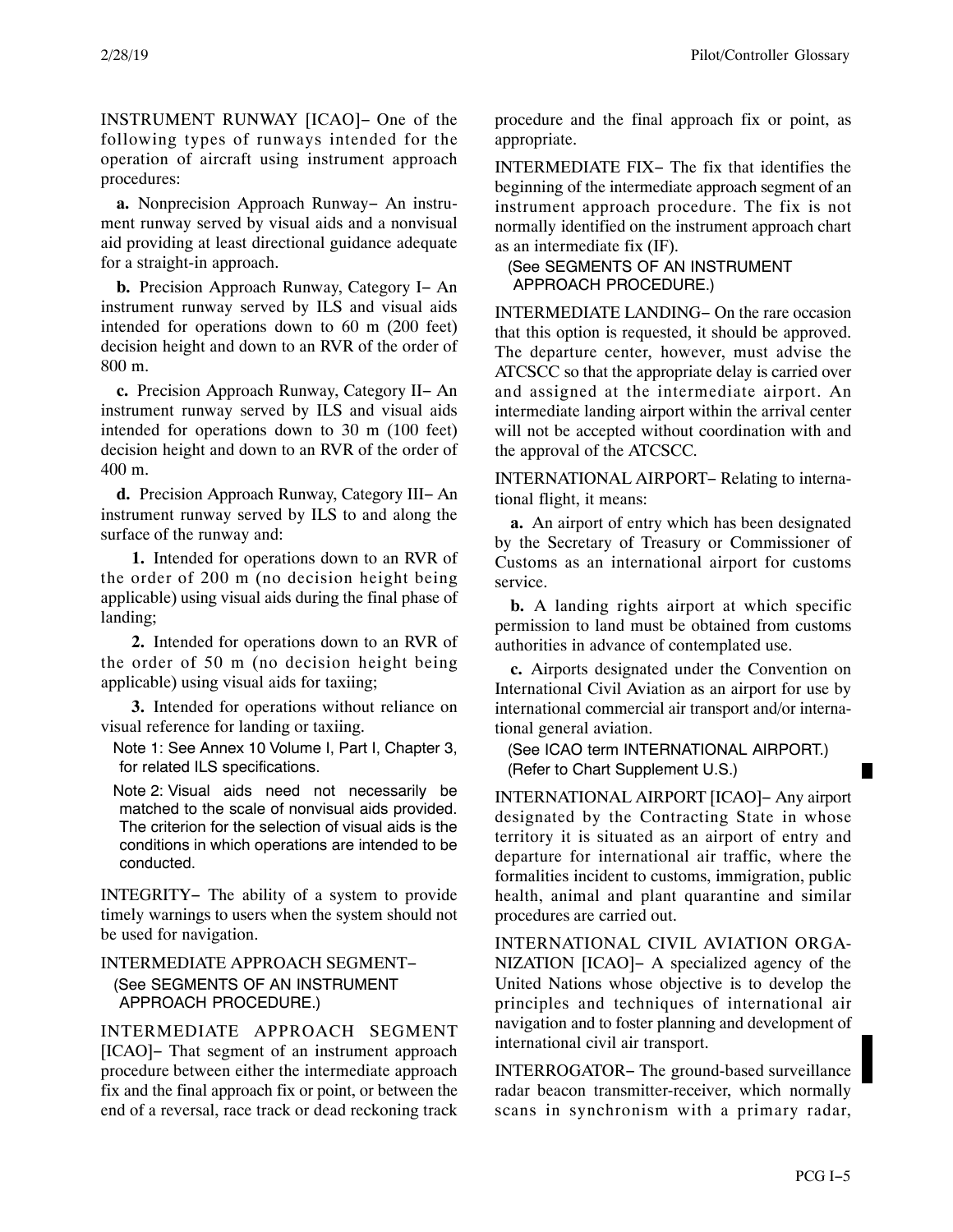INSTRUMENT RUNWAY [ICAO]− One of the following types of runways intended for the operation of aircraft using instrument approach procedures:

**a.** Nonprecision Approach Runway− An instrument runway served by visual aids and a nonvisual aid providing at least directional guidance adequate for a straight-in approach.

**b.** Precision Approach Runway, Category I− An instrument runway served by ILS and visual aids intended for operations down to 60 m (200 feet) decision height and down to an RVR of the order of 800 m.

**c.** Precision Approach Runway, Category II− An instrument runway served by ILS and visual aids intended for operations down to 30 m (100 feet) decision height and down to an RVR of the order of 400 m.

**d.** Precision Approach Runway, Category III− An instrument runway served by ILS to and along the surface of the runway and:

**1.** Intended for operations down to an RVR of the order of 200 m (no decision height being applicable) using visual aids during the final phase of landing;

**2.** Intended for operations down to an RVR of the order of 50 m (no decision height being applicable) using visual aids for taxiing;

**3.** Intended for operations without reliance on visual reference for landing or taxiing.

Note 1: See Annex 10 Volume I, Part I, Chapter 3, for related ILS specifications.

Note 2: Visual aids need not necessarily be matched to the scale of nonvisual aids provided. The criterion for the selection of visual aids is the conditions in which operations are intended to be conducted.

INTEGRITY− The ability of a system to provide timely warnings to users when the system should not be used for navigation.

INTERMEDIATE APPROACH SEGMENT−
(See SEGMENTS OF AN INSTRUMENT APPROACH PROCEDURE.)

INTERMEDIATE APPROACH SEGMENT [ICAO]− That segment of an instrument approach procedure between either the intermediate approach fix and the final approach fix or point, or between the end of a reversal, race track or dead reckoning track procedure and the final approach fix or point, as appropriate.

INTERMEDIATE FIX− The fix that identifies the beginning of the intermediate approach segment of an instrument approach procedure. The fix is not normally identified on the instrument approach chart as an intermediate fix (IF).
(See SEGMENTS OF AN INSTRUMENT APPROACH PROCEDURE.)

INTERMEDIATE LANDING− On the rare occasion that this option is requested, it should be approved. The departure center, however, must advise the ATCSCC so that the appropriate delay is carried over and assigned at the intermediate airport. An intermediate landing airport within the arrival center will not be accepted without coordination with and the approval of the ATCSCC.

INTERNATIONAL AIRPORT− Relating to international flight, it means:

**a.** An airport of entry which has been designated by the Secretary of Treasury or Commissioner of Customs as an international airport for customs service.

**b.** A landing rights airport at which specific permission to land must be obtained from customs authorities in advance of contemplated use.

**c.** Airports designated under the Convention on International Civil Aviation as an airport for use by international commercial air transport and/or international general aviation.
(See ICAO term INTERNATIONAL AIRPORT.)
(Refer to Chart Supplement U.S.)

INTERNATIONAL AIRPORT [ICAO]− Any airport designated by the Contracting State in whose territory it is situated as an airport of entry and departure for international air traffic, where the formalities incident to customs, immigration, public health, animal and plant quarantine and similar procedures are carried out.

INTERNATIONAL CIVIL AVIATION ORGANIZATION [ICAO]− A specialized agency of the United Nations whose objective is to develop the principles and techniques of international air navigation and to foster planning and development of international civil air transport.

INTERROGATOR− The ground-based surveillance radar beacon transmitter-receiver, which normally scans in synchronism with a primary radar,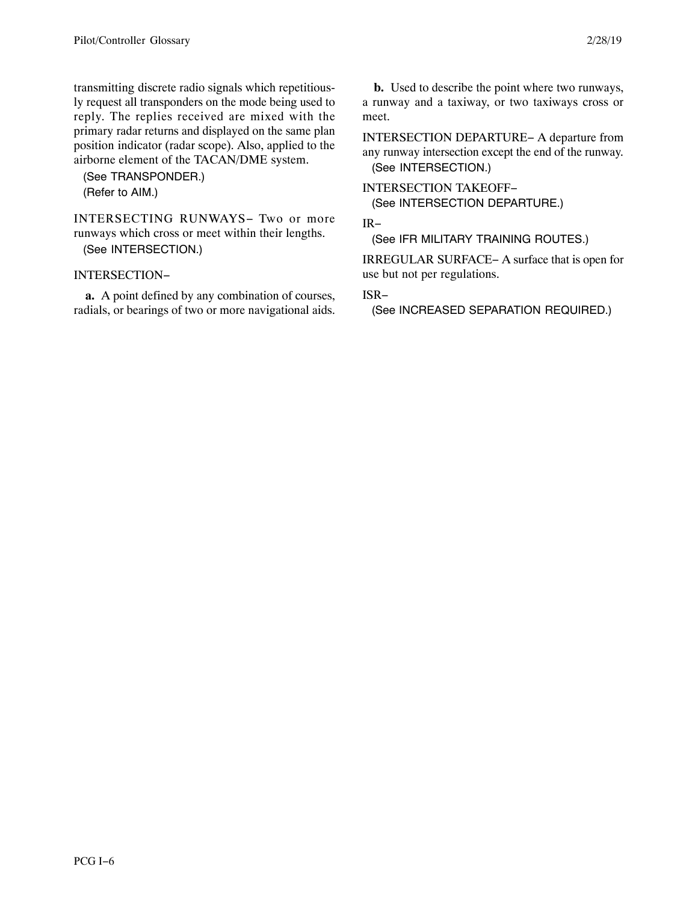transmitting discrete radio signals which repetitiously request all transponders on the mode being used to reply. The replies received are mixed with the primary radar returns and displayed on the same plan position indicator (radar scope). Also, applied to the airborne element of the TACAN/DME system.

(See TRANSPONDER.)
(Refer to AIM.)

INTERSECTING RUNWAYS− Two or more runways which cross or meet within their lengths.
(See INTERSECTION.)

INTERSECTION−

**a.** A point defined by any combination of courses, radials, or bearings of two or more navigational aids.

**b.** Used to describe the point where two runways, a runway and a taxiway, or two taxiways cross or meet.

INTERSECTION DEPARTURE− A departure from any runway intersection except the end of the runway.
(See INTERSECTION.)

INTERSECTION TAKEOFF−
(See INTERSECTION DEPARTURE.)

IR−
(See IFR MILITARY TRAINING ROUTES.)

IRREGULAR SURFACE− A surface that is open for use but not per regulations.

ISR−
(See INCREASED SEPARATION REQUIRED.)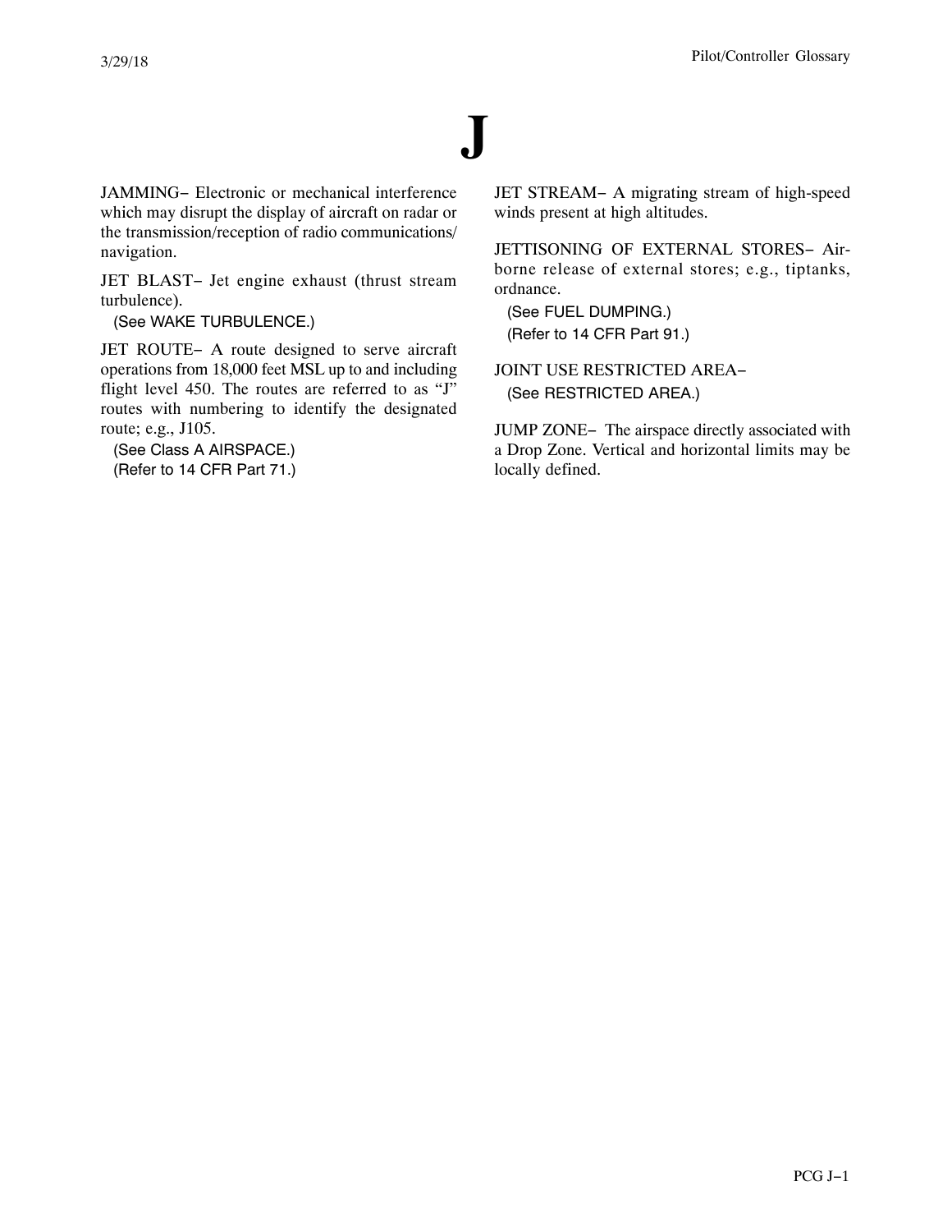# J

JAMMING− Electronic or mechanical interference which may disrupt the display of aircraft on radar or the transmission/reception of radio communications/navigation.

JET BLAST− Jet engine exhaust (thrust stream turbulence).

(See WAKE TURBULENCE.)

JET ROUTE− A route designed to serve aircraft operations from 18,000 feet MSL up to and including flight level 450. The routes are referred to as "J" routes with numbering to identify the designated route; e.g., J105.

(See Class A AIRSPACE.)
(Refer to 14 CFR Part 71.)

JET STREAM− A migrating stream of high-speed winds present at high altitudes.

JETTISONING OF EXTERNAL STORES− Airborne release of external stores; e.g., tiptanks, ordnance.

(See FUEL DUMPING.)
(Refer to 14 CFR Part 91.)

JOINT USE RESTRICTED AREA−

(See RESTRICTED AREA.)

JUMP ZONE− The airspace directly associated with a Drop Zone. Vertical and horizontal limits may be locally defined.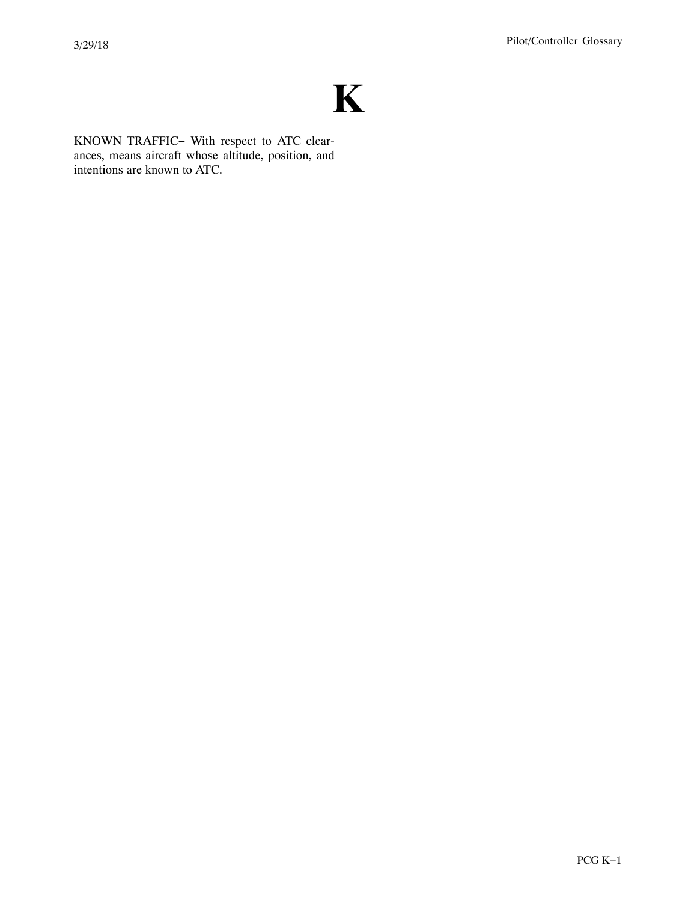# K

KNOWN TRAFFIC− With respect to ATC clearances, means aircraft whose altitude, position, and intentions are known to ATC.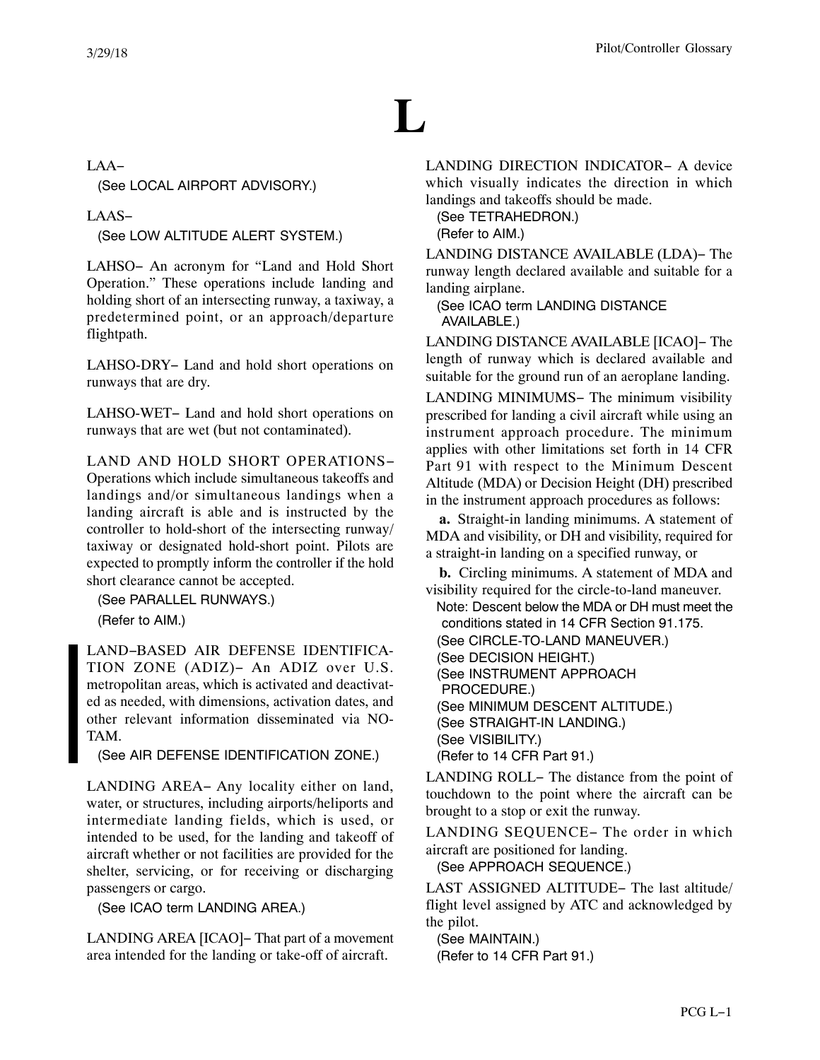# L

LAA−

(See LOCAL AIRPORT ADVISORY.)

LAAS−

(See LOW ALTITUDE ALERT SYSTEM.)

LAHSO− An acronym for "Land and Hold Short Operation." These operations include landing and holding short of an intersecting runway, a taxiway, a predetermined point, or an approach/departure flightpath.

LAHSO-DRY− Land and hold short operations on runways that are dry.

LAHSO-WET− Land and hold short operations on runways that are wet (but not contaminated).

LAND AND HOLD SHORT OPERATIONS− Operations which include simultaneous takeoffs and landings and/or simultaneous landings when a landing aircraft is able and is instructed by the controller to hold-short of the intersecting runway/ taxiway or designated hold-short point. Pilots are expected to promptly inform the controller if the hold short clearance cannot be accepted.

(See PARALLEL RUNWAYS.)

(Refer to AIM.)

LAND−BASED AIR DEFENSE IDENTIFICATION ZONE (ADIZ)− An ADIZ over U.S. metropolitan areas, which is activated and deactivated as needed, with dimensions, activation dates, and other relevant information disseminated via NOTAM.

(See AIR DEFENSE IDENTIFICATION ZONE.)

LANDING AREA− Any locality either on land, water, or structures, including airports/heliports and intermediate landing fields, which is used, or intended to be used, for the landing and takeoff of aircraft whether or not facilities are provided for the shelter, servicing, or for receiving or discharging passengers or cargo.

(See ICAO term LANDING AREA.)

LANDING AREA [ICAO]− That part of a movement area intended for the landing or take-off of aircraft.

LANDING DIRECTION INDICATOR− A device which visually indicates the direction in which landings and takeoffs should be made.

(See TETRAHEDRON.)

(Refer to AIM.)

LANDING DISTANCE AVAILABLE (LDA)− The runway length declared available and suitable for a landing airplane.

(See ICAO term LANDING DISTANCE AVAILABLE.)

LANDING DISTANCE AVAILABLE [ICAO]− The length of runway which is declared available and suitable for the ground run of an aeroplane landing.

LANDING MINIMUMS− The minimum visibility prescribed for landing a civil aircraft while using an instrument approach procedure. The minimum applies with other limitations set forth in 14 CFR Part 91 with respect to the Minimum Descent Altitude (MDA) or Decision Height (DH) prescribed in the instrument approach procedures as follows:

**a.** Straight-in landing minimums. A statement of MDA and visibility, or DH and visibility, required for a straight-in landing on a specified runway, or

**b.** Circling minimums. A statement of MDA and visibility required for the circle-to-land maneuver.

Note: Descent below the MDA or DH must meet the conditions stated in 14 CFR Section 91.175.

(See CIRCLE-TO-LAND MANEUVER.)

(See DECISION HEIGHT.)

(See INSTRUMENT APPROACH PROCEDURE.)

(See MINIMUM DESCENT ALTITUDE.)

(See STRAIGHT-IN LANDING.)

(See VISIBILITY.)

(Refer to 14 CFR Part 91.)

LANDING ROLL− The distance from the point of touchdown to the point where the aircraft can be brought to a stop or exit the runway.

LANDING SEQUENCE− The order in which aircraft are positioned for landing.

(See APPROACH SEQUENCE.)

LAST ASSIGNED ALTITUDE− The last altitude/ flight level assigned by ATC and acknowledged by the pilot.

(See MAINTAIN.)

(Refer to 14 CFR Part 91.)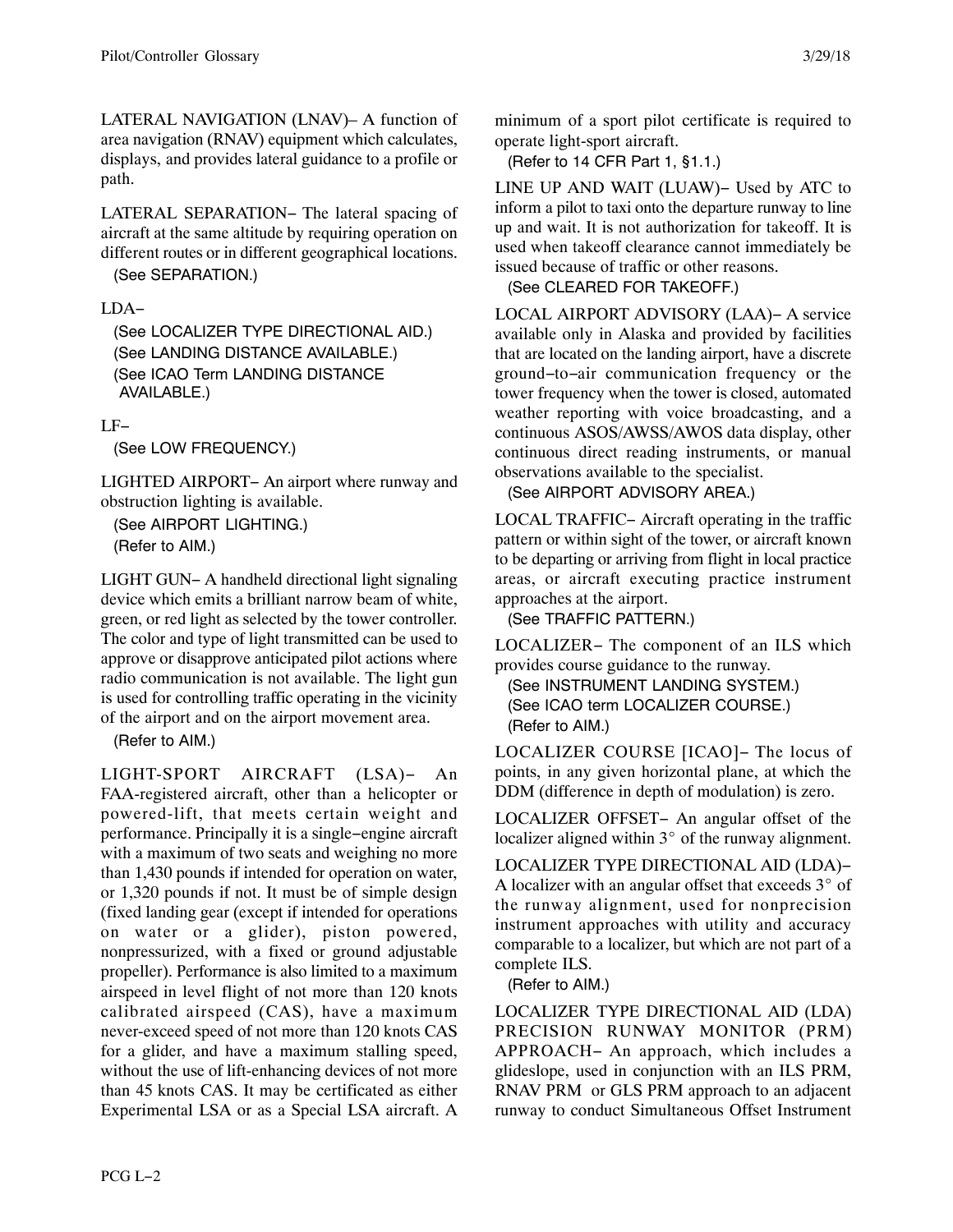LATERAL NAVIGATION (LNAV)− A function of area navigation (RNAV) equipment which calculates, displays, and provides lateral guidance to a profile or path.

LATERAL SEPARATION− The lateral spacing of aircraft at the same altitude by requiring operation on different routes or in different geographical locations.

(See SEPARATION.)

LDA−

(See LOCALIZER TYPE DIRECTIONAL AID.)
(See LANDING DISTANCE AVAILABLE.)
(See ICAO Term LANDING DISTANCE AVAILABLE.)

LF−

(See LOW FREQUENCY.)

LIGHTED AIRPORT− An airport where runway and obstruction lighting is available.

(See AIRPORT LIGHTING.)
(Refer to AIM.)

LIGHT GUN− A handheld directional light signaling device which emits a brilliant narrow beam of white, green, or red light as selected by the tower controller. The color and type of light transmitted can be used to approve or disapprove anticipated pilot actions where radio communication is not available. The light gun is used for controlling traffic operating in the vicinity of the airport and on the airport movement area.

(Refer to AIM.)

LIGHT-SPORT AIRCRAFT (LSA)− An FAA-registered aircraft, other than a helicopter or powered-lift, that meets certain weight and performance. Principally it is a single−engine aircraft with a maximum of two seats and weighing no more than 1,430 pounds if intended for operation on water, or 1,320 pounds if not. It must be of simple design (fixed landing gear (except if intended for operations on water or a glider), piston powered, nonpressurized, with a fixed or ground adjustable propeller). Performance is also limited to a maximum airspeed in level flight of not more than 120 knots calibrated airspeed (CAS), have a maximum never-exceed speed of not more than 120 knots CAS for a glider, and have a maximum stalling speed, without the use of lift-enhancing devices of not more than 45 knots CAS. It may be certificated as either Experimental LSA or as a Special LSA aircraft. A minimum of a sport pilot certificate is required to operate light-sport aircraft.

(Refer to 14 CFR Part 1, §1.1.)

LINE UP AND WAIT (LUAW)− Used by ATC to inform a pilot to taxi onto the departure runway to line up and wait. It is not authorization for takeoff. It is used when takeoff clearance cannot immediately be issued because of traffic or other reasons.

(See CLEARED FOR TAKEOFF.)

LOCAL AIRPORT ADVISORY (LAA)− A service available only in Alaska and provided by facilities that are located on the landing airport, have a discrete ground−to−air communication frequency or the tower frequency when the tower is closed, automated weather reporting with voice broadcasting, and a continuous ASOS/AWSS/AWOS data display, other continuous direct reading instruments, or manual observations available to the specialist.

(See AIRPORT ADVISORY AREA.)

LOCAL TRAFFIC− Aircraft operating in the traffic pattern or within sight of the tower, or aircraft known to be departing or arriving from flight in local practice areas, or aircraft executing practice instrument approaches at the airport.

(See TRAFFIC PATTERN.)

LOCALIZER− The component of an ILS which provides course guidance to the runway.

(See INSTRUMENT LANDING SYSTEM.)
(See ICAO term LOCALIZER COURSE.)
(Refer to AIM.)

LOCALIZER COURSE [ICAO]− The locus of points, in any given horizontal plane, at which the DDM (difference in depth of modulation) is zero.

LOCALIZER OFFSET− An angular offset of the localizer aligned within 3° of the runway alignment.

LOCALIZER TYPE DIRECTIONAL AID (LDA)− A localizer with an angular offset that exceeds 3° of the runway alignment, used for nonprecision instrument approaches with utility and accuracy comparable to a localizer, but which are not part of a complete ILS.

(Refer to AIM.)

LOCALIZER TYPE DIRECTIONAL AID (LDA) PRECISION RUNWAY MONITOR (PRM) APPROACH− An approach, which includes a glideslope, used in conjunction with an ILS PRM, RNAV PRM or GLS PRM approach to an adjacent runway to conduct Simultaneous Offset Instrument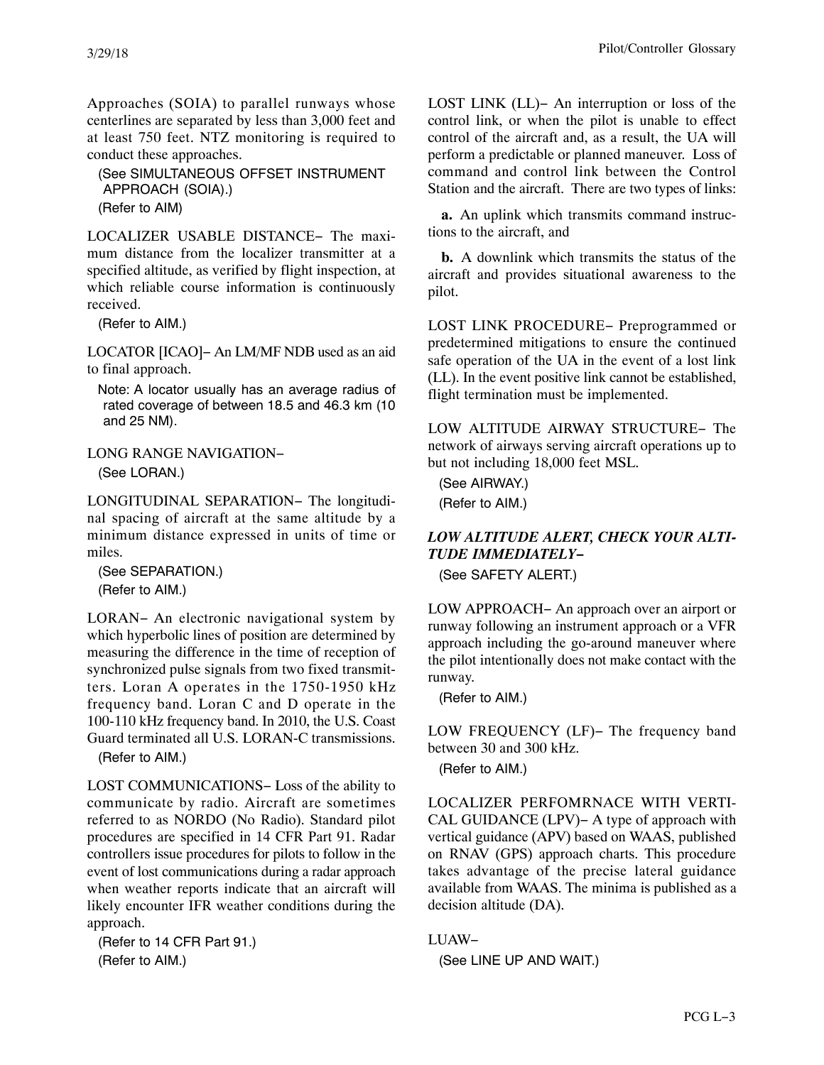Approaches (SOIA) to parallel runways whose centerlines are separated by less than 3,000 feet and at least 750 feet. NTZ monitoring is required to conduct these approaches.

(See SIMULTANEOUS OFFSET INSTRUMENT APPROACH (SOIA).)
(Refer to AIM)

LOCALIZER USABLE DISTANCE− The maximum distance from the localizer transmitter at a specified altitude, as verified by flight inspection, at which reliable course information is continuously received.

(Refer to AIM.)

LOCATOR [ICAO]− An LM/MF NDB used as an aid to final approach.

Note: A locator usually has an average radius of rated coverage of between 18.5 and 46.3 km (10 and 25 NM).

LONG RANGE NAVIGATION−

(See LORAN.)

LONGITUDINAL SEPARATION− The longitudinal spacing of aircraft at the same altitude by a minimum distance expressed in units of time or miles.

(See SEPARATION.)
(Refer to AIM.)

LORAN− An electronic navigational system by which hyperbolic lines of position are determined by measuring the difference in the time of reception of synchronized pulse signals from two fixed transmitters. Loran A operates in the 1750-1950 kHz frequency band. Loran C and D operate in the 100-110 kHz frequency band. In 2010, the U.S. Coast Guard terminated all U.S. LORAN-C transmissions.

(Refer to AIM.)

LOST COMMUNICATIONS− Loss of the ability to communicate by radio. Aircraft are sometimes referred to as NORDO (No Radio). Standard pilot procedures are specified in 14 CFR Part 91. Radar controllers issue procedures for pilots to follow in the event of lost communications during a radar approach when weather reports indicate that an aircraft will likely encounter IFR weather conditions during the approach.

(Refer to 14 CFR Part 91.)
(Refer to AIM.)

LOST LINK (LL)− An interruption or loss of the control link, or when the pilot is unable to effect control of the aircraft and, as a result, the UA will perform a predictable or planned maneuver. Loss of command and control link between the Control Station and the aircraft. There are two types of links:

**a.** An uplink which transmits command instructions to the aircraft, and

**b.** A downlink which transmits the status of the aircraft and provides situational awareness to the pilot.

LOST LINK PROCEDURE− Preprogrammed or predetermined mitigations to ensure the continued safe operation of the UA in the event of a lost link (LL). In the event positive link cannot be established, flight termination must be implemented.

LOW ALTITUDE AIRWAY STRUCTURE− The network of airways serving aircraft operations up to but not including 18,000 feet MSL.

(See AIRWAY.)
(Refer to AIM.)

*LOW ALTITUDE ALERT, CHECK YOUR ALTITUDE IMMEDIATELY−*

(See SAFETY ALERT.)

LOW APPROACH− An approach over an airport or runway following an instrument approach or a VFR approach including the go-around maneuver where the pilot intentionally does not make contact with the runway.

(Refer to AIM.)

LOW FREQUENCY (LF)− The frequency band between 30 and 300 kHz.

(Refer to AIM.)

LOCALIZER PERFOMRNACE WITH VERTICAL GUIDANCE (LPV)− A type of approach with vertical guidance (APV) based on WAAS, published on RNAV (GPS) approach charts. This procedure takes advantage of the precise lateral guidance available from WAAS. The minima is published as a decision altitude (DA).

LUAW−

(See LINE UP AND WAIT.)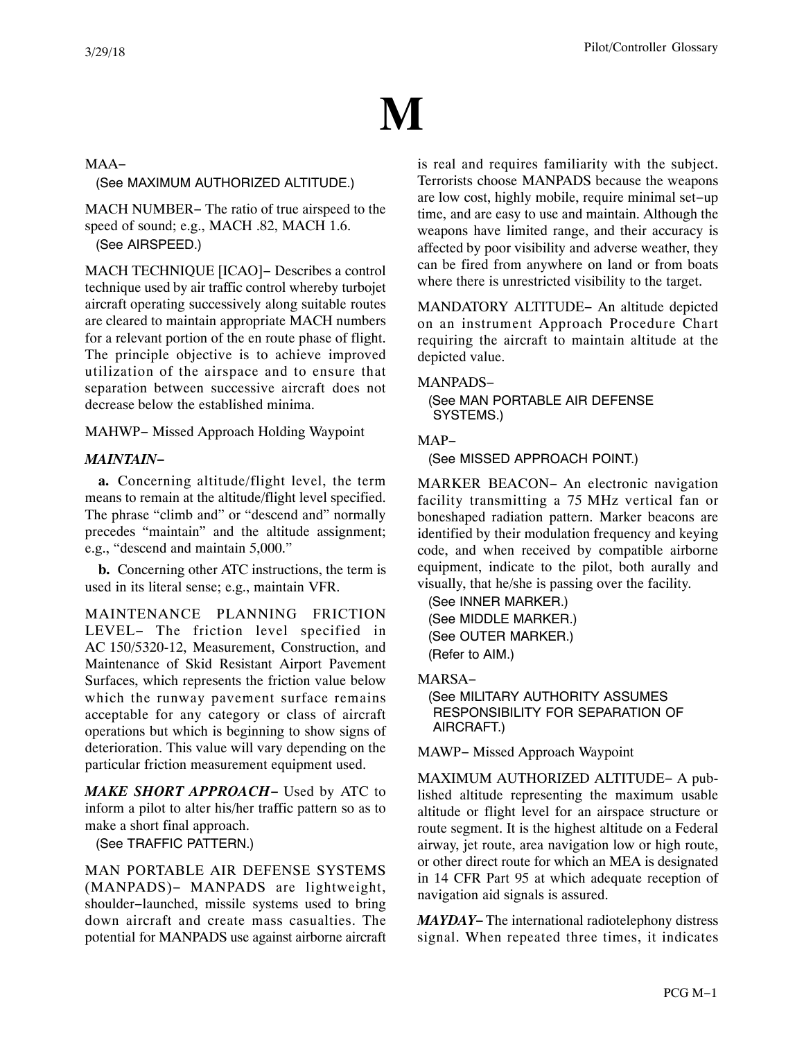# M

MAA−
(See MAXIMUM AUTHORIZED ALTITUDE.)

MACH NUMBER− The ratio of true airspeed to the speed of sound; e.g., MACH .82, MACH 1.6.
(See AIRSPEED.)

MACH TECHNIQUE [ICAO]− Describes a control technique used by air traffic control whereby turbojet aircraft operating successively along suitable routes are cleared to maintain appropriate MACH numbers for a relevant portion of the en route phase of flight. The principle objective is to achieve improved utilization of the airspace and to ensure that separation between successive aircraft does not decrease below the established minima.

MAHWP− Missed Approach Holding Waypoint

***MAINTAIN−***

**a.** Concerning altitude/flight level, the term means to remain at the altitude/flight level specified. The phrase "climb and" or "descend and" normally precedes "maintain" and the altitude assignment; e.g., "descend and maintain 5,000."

**b.** Concerning other ATC instructions, the term is used in its literal sense; e.g., maintain VFR.

MAINTENANCE PLANNING FRICTION LEVEL− The friction level specified in AC 150/5320-12, Measurement, Construction, and Maintenance of Skid Resistant Airport Pavement Surfaces, which represents the friction value below which the runway pavement surface remains acceptable for any category or class of aircraft operations but which is beginning to show signs of deterioration. This value will vary depending on the particular friction measurement equipment used.

***MAKE SHORT APPROACH−*** Used by ATC to inform a pilot to alter his/her traffic pattern so as to make a short final approach.
(See TRAFFIC PATTERN.)

MAN PORTABLE AIR DEFENSE SYSTEMS (MANPADS)− MANPADS are lightweight, shoulder−launched, missile systems used to bring down aircraft and create mass casualties. The potential for MANPADS use against airborne aircraft is real and requires familiarity with the subject. Terrorists choose MANPADS because the weapons are low cost, highly mobile, require minimal set−up time, and are easy to use and maintain. Although the weapons have limited range, and their accuracy is affected by poor visibility and adverse weather, they can be fired from anywhere on land or from boats where there is unrestricted visibility to the target.

MANDATORY ALTITUDE− An altitude depicted on an instrument Approach Procedure Chart requiring the aircraft to maintain altitude at the depicted value.

MANPADS−
(See MAN PORTABLE AIR DEFENSE SYSTEMS.)

MAP−
(See MISSED APPROACH POINT.)

MARKER BEACON− An electronic navigation facility transmitting a 75 MHz vertical fan or boneshaped radiation pattern. Marker beacons are identified by their modulation frequency and keying code, and when received by compatible airborne equipment, indicate to the pilot, both aurally and visually, that he/she is passing over the facility.
(See INNER MARKER.)
(See MIDDLE MARKER.)
(See OUTER MARKER.)
(Refer to AIM.)

MARSA−
(See MILITARY AUTHORITY ASSUMES RESPONSIBILITY FOR SEPARATION OF AIRCRAFT.)

MAWP− Missed Approach Waypoint

MAXIMUM AUTHORIZED ALTITUDE− A published altitude representing the maximum usable altitude or flight level for an airspace structure or route segment. It is the highest altitude on a Federal airway, jet route, area navigation low or high route, or other direct route for which an MEA is designated in 14 CFR Part 95 at which adequate reception of navigation aid signals is assured.

***MAYDAY−*** The international radiotelephony distress signal. When repeated three times, it indicates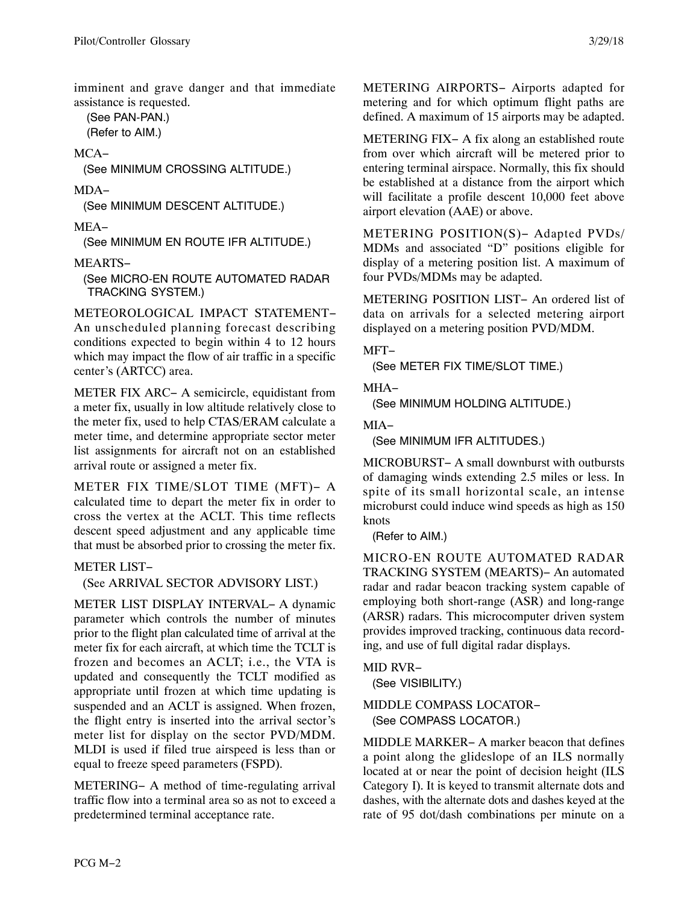imminent and grave danger and that immediate assistance is requested.

(See PAN-PAN.)
(Refer to AIM.)

MCA−
(See MINIMUM CROSSING ALTITUDE.)

MDA−
(See MINIMUM DESCENT ALTITUDE.)

MEA−
(See MINIMUM EN ROUTE IFR ALTITUDE.)

MEARTS−
(See MICRO-EN ROUTE AUTOMATED RADAR TRACKING SYSTEM.)

METEOROLOGICAL IMPACT STATEMENT− An unscheduled planning forecast describing conditions expected to begin within 4 to 12 hours which may impact the flow of air traffic in a specific center's (ARTCC) area.

METER FIX ARC− A semicircle, equidistant from a meter fix, usually in low altitude relatively close to the meter fix, used to help CTAS/ERAM calculate a meter time, and determine appropriate sector meter list assignments for aircraft not on an established arrival route or assigned a meter fix.

METER FIX TIME/SLOT TIME (MFT)− A calculated time to depart the meter fix in order to cross the vertex at the ACLT. This time reflects descent speed adjustment and any applicable time that must be absorbed prior to crossing the meter fix.

METER LIST−
(See ARRIVAL SECTOR ADVISORY LIST.)

METER LIST DISPLAY INTERVAL− A dynamic parameter which controls the number of minutes prior to the flight plan calculated time of arrival at the meter fix for each aircraft, at which time the TCLT is frozen and becomes an ACLT; i.e., the VTA is updated and consequently the TCLT modified as appropriate until frozen at which time updating is suspended and an ACLT is assigned. When frozen, the flight entry is inserted into the arrival sector's meter list for display on the sector PVD/MDM. MLDI is used if filed true airspeed is less than or equal to freeze speed parameters (FSPD).

METERING− A method of time-regulating arrival traffic flow into a terminal area so as not to exceed a predetermined terminal acceptance rate.

METERING AIRPORTS− Airports adapted for metering and for which optimum flight paths are defined. A maximum of 15 airports may be adapted.

METERING FIX− A fix along an established route from over which aircraft will be metered prior to entering terminal airspace. Normally, this fix should be established at a distance from the airport which will facilitate a profile descent 10,000 feet above airport elevation (AAE) or above.

METERING POSITION(S)− Adapted PVDs/MDMs and associated "D" positions eligible for display of a metering position list. A maximum of four PVDs/MDMs may be adapted.

METERING POSITION LIST− An ordered list of data on arrivals for a selected metering airport displayed on a metering position PVD/MDM.

MFT−
(See METER FIX TIME/SLOT TIME.)

MHA−
(See MINIMUM HOLDING ALTITUDE.)

MIA−
(See MINIMUM IFR ALTITUDES.)

MICROBURST− A small downburst with outbursts of damaging winds extending 2.5 miles or less. In spite of its small horizontal scale, an intense microburst could induce wind speeds as high as 150 knots

(Refer to AIM.)

MICRO-EN ROUTE AUTOMATED RADAR TRACKING SYSTEM (MEARTS)− An automated radar and radar beacon tracking system capable of employing both short-range (ASR) and long-range (ARSR) radars. This microcomputer driven system provides improved tracking, continuous data recording, and use of full digital radar displays.

MID RVR−
(See VISIBILITY.)

MIDDLE COMPASS LOCATOR−
(See COMPASS LOCATOR.)

MIDDLE MARKER− A marker beacon that defines a point along the glideslope of an ILS normally located at or near the point of decision height (ILS Category I). It is keyed to transmit alternate dots and dashes, with the alternate dots and dashes keyed at the rate of 95 dot/dash combinations per minute on a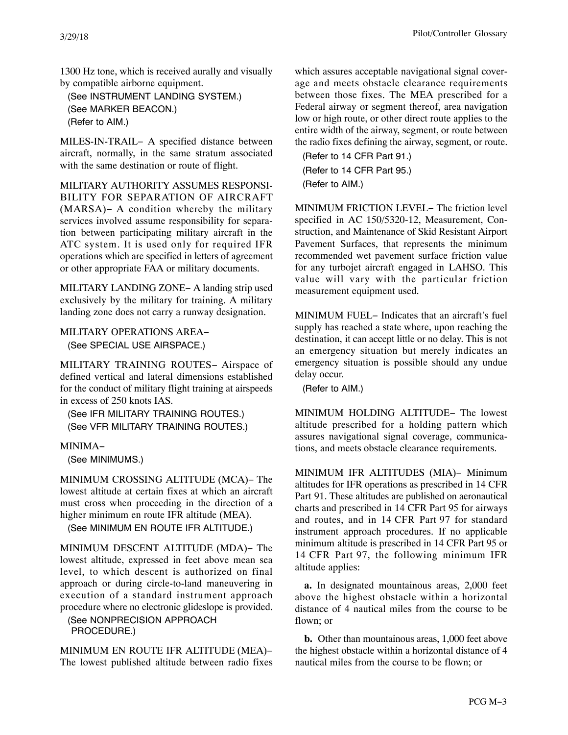1300 Hz tone, which is received aurally and visually by compatible airborne equipment.

(See INSTRUMENT LANDING SYSTEM.)
(See MARKER BEACON.)
(Refer to AIM.)

MILES-IN-TRAIL− A specified distance between aircraft, normally, in the same stratum associated with the same destination or route of flight.

MILITARY AUTHORITY ASSUMES RESPONSIBILITY FOR SEPARATION OF AIRCRAFT (MARSA)− A condition whereby the military services involved assume responsibility for separation between participating military aircraft in the ATC system. It is used only for required IFR operations which are specified in letters of agreement or other appropriate FAA or military documents.

MILITARY LANDING ZONE− A landing strip used exclusively by the military for training. A military landing zone does not carry a runway designation.

MILITARY OPERATIONS AREA−

(See SPECIAL USE AIRSPACE.)

MILITARY TRAINING ROUTES− Airspace of defined vertical and lateral dimensions established for the conduct of military flight training at airspeeds in excess of 250 knots IAS.

(See IFR MILITARY TRAINING ROUTES.)
(See VFR MILITARY TRAINING ROUTES.)

MINIMA−

(See MINIMUMS.)

MINIMUM CROSSING ALTITUDE (MCA)− The lowest altitude at certain fixes at which an aircraft must cross when proceeding in the direction of a higher minimum en route IFR altitude (MEA).

(See MINIMUM EN ROUTE IFR ALTITUDE.)

MINIMUM DESCENT ALTITUDE (MDA)− The lowest altitude, expressed in feet above mean sea level, to which descent is authorized on final approach or during circle-to-land maneuvering in execution of a standard instrument approach procedure where no electronic glideslope is provided.

(See NONPRECISION APPROACH PROCEDURE.)

MINIMUM EN ROUTE IFR ALTITUDE (MEA)− The lowest published altitude between radio fixes which assures acceptable navigational signal coverage and meets obstacle clearance requirements between those fixes. The MEA prescribed for a Federal airway or segment thereof, area navigation low or high route, or other direct route applies to the entire width of the airway, segment, or route between the radio fixes defining the airway, segment, or route.

(Refer to 14 CFR Part 91.)
(Refer to 14 CFR Part 95.)
(Refer to AIM.)

MINIMUM FRICTION LEVEL− The friction level specified in AC 150/5320-12, Measurement, Construction, and Maintenance of Skid Resistant Airport Pavement Surfaces, that represents the minimum recommended wet pavement surface friction value for any turbojet aircraft engaged in LAHSO. This value will vary with the particular friction measurement equipment used.

MINIMUM FUEL− Indicates that an aircraft's fuel supply has reached a state where, upon reaching the destination, it can accept little or no delay. This is not an emergency situation but merely indicates an emergency situation is possible should any undue delay occur.

(Refer to AIM.)

MINIMUM HOLDING ALTITUDE− The lowest altitude prescribed for a holding pattern which assures navigational signal coverage, communications, and meets obstacle clearance requirements.

MINIMUM IFR ALTITUDES (MIA)− Minimum altitudes for IFR operations as prescribed in 14 CFR Part 91. These altitudes are published on aeronautical charts and prescribed in 14 CFR Part 95 for airways and routes, and in 14 CFR Part 97 for standard instrument approach procedures. If no applicable minimum altitude is prescribed in 14 CFR Part 95 or 14 CFR Part 97, the following minimum IFR altitude applies:

**a.** In designated mountainous areas, 2,000 feet above the highest obstacle within a horizontal distance of 4 nautical miles from the course to be flown; or

**b.** Other than mountainous areas, 1,000 feet above the highest obstacle within a horizontal distance of 4 nautical miles from the course to be flown; or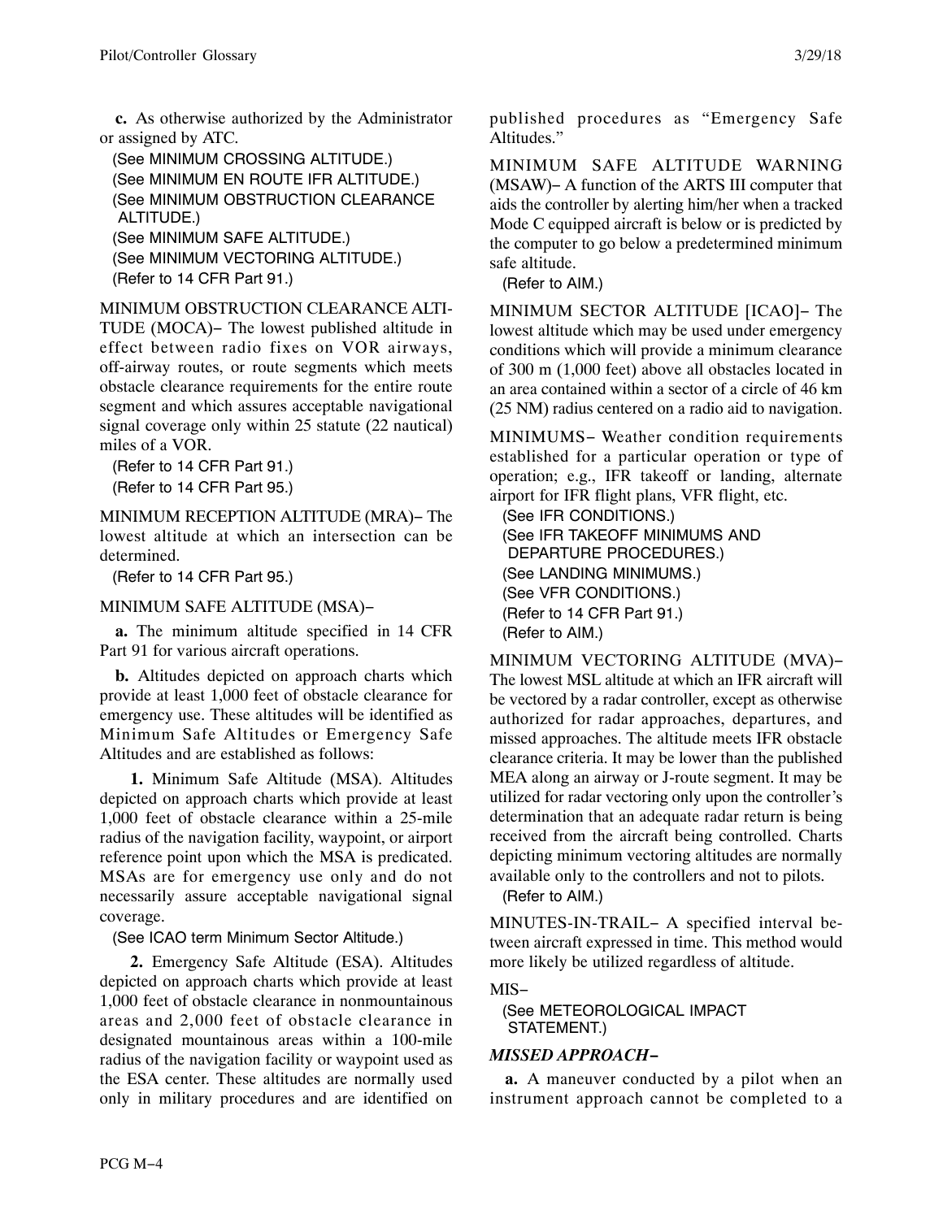**c.** As otherwise authorized by the Administrator or assigned by ATC.

(See MINIMUM CROSSING ALTITUDE.)
(See MINIMUM EN ROUTE IFR ALTITUDE.)
(See MINIMUM OBSTRUCTION CLEARANCE ALTITUDE.)
(See MINIMUM SAFE ALTITUDE.)
(See MINIMUM VECTORING ALTITUDE.)
(Refer to 14 CFR Part 91.)

MINIMUM OBSTRUCTION CLEARANCE ALTITUDE (MOCA)− The lowest published altitude in effect between radio fixes on VOR airways, off-airway routes, or route segments which meets obstacle clearance requirements for the entire route segment and which assures acceptable navigational signal coverage only within 25 statute (22 nautical) miles of a VOR.

(Refer to 14 CFR Part 91.)
(Refer to 14 CFR Part 95.)

MINIMUM RECEPTION ALTITUDE (MRA)− The lowest altitude at which an intersection can be determined.

(Refer to 14 CFR Part 95.)

MINIMUM SAFE ALTITUDE (MSA)−

**a.** The minimum altitude specified in 14 CFR Part 91 for various aircraft operations.

**b.** Altitudes depicted on approach charts which provide at least 1,000 feet of obstacle clearance for emergency use. These altitudes will be identified as Minimum Safe Altitudes or Emergency Safe Altitudes and are established as follows:

**1.** Minimum Safe Altitude (MSA). Altitudes depicted on approach charts which provide at least 1,000 feet of obstacle clearance within a 25-mile radius of the navigation facility, waypoint, or airport reference point upon which the MSA is predicated. MSAs are for emergency use only and do not necessarily assure acceptable navigational signal coverage.

(See ICAO term Minimum Sector Altitude.)

**2.** Emergency Safe Altitude (ESA). Altitudes depicted on approach charts which provide at least 1,000 feet of obstacle clearance in nonmountainous areas and 2,000 feet of obstacle clearance in designated mountainous areas within a 100-mile radius of the navigation facility or waypoint used as the ESA center. These altitudes are normally used only in military procedures and are identified on published procedures as "Emergency Safe Altitudes."

MINIMUM SAFE ALTITUDE WARNING (MSAW)− A function of the ARTS III computer that aids the controller by alerting him/her when a tracked Mode C equipped aircraft is below or is predicted by the computer to go below a predetermined minimum safe altitude.

(Refer to AIM.)

MINIMUM SECTOR ALTITUDE [ICAO]− The lowest altitude which may be used under emergency conditions which will provide a minimum clearance of 300 m (1,000 feet) above all obstacles located in an area contained within a sector of a circle of 46 km (25 NM) radius centered on a radio aid to navigation.

MINIMUMS− Weather condition requirements established for a particular operation or type of operation; e.g., IFR takeoff or landing, alternate airport for IFR flight plans, VFR flight, etc.

(See IFR CONDITIONS.)
(See IFR TAKEOFF MINIMUMS AND DEPARTURE PROCEDURES.)
(See LANDING MINIMUMS.)
(See VFR CONDITIONS.)
(Refer to 14 CFR Part 91.)
(Refer to AIM.)

MINIMUM VECTORING ALTITUDE (MVA)− The lowest MSL altitude at which an IFR aircraft will be vectored by a radar controller, except as otherwise authorized for radar approaches, departures, and missed approaches. The altitude meets IFR obstacle clearance criteria. It may be lower than the published MEA along an airway or J-route segment. It may be utilized for radar vectoring only upon the controller's determination that an adequate radar return is being received from the aircraft being controlled. Charts depicting minimum vectoring altitudes are normally available only to the controllers and not to pilots.

(Refer to AIM.)

MINUTES-IN-TRAIL− A specified interval between aircraft expressed in time. This method would more likely be utilized regardless of altitude.

MIS−

(See METEOROLOGICAL IMPACT STATEMENT.)

***MISSED APPROACH−***

**a.** A maneuver conducted by a pilot when an instrument approach cannot be completed to a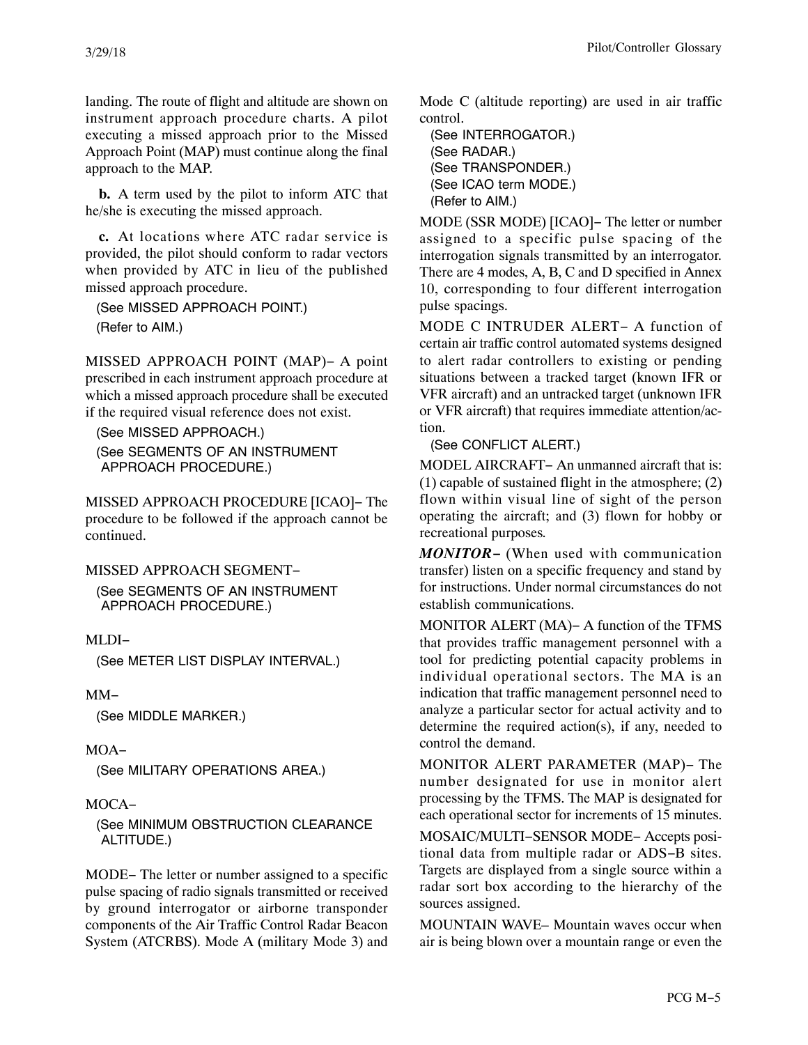landing. The route of flight and altitude are shown on instrument approach procedure charts. A pilot executing a missed approach prior to the Missed Approach Point (MAP) must continue along the final approach to the MAP.

**b.** A term used by the pilot to inform ATC that he/she is executing the missed approach.

**c.** At locations where ATC radar service is provided, the pilot should conform to radar vectors when provided by ATC in lieu of the published missed approach procedure.

(See MISSED APPROACH POINT.)
(Refer to AIM.)

MISSED APPROACH POINT (MAP)− A point prescribed in each instrument approach procedure at which a missed approach procedure shall be executed if the required visual reference does not exist.

(See MISSED APPROACH.)
(See SEGMENTS OF AN INSTRUMENT APPROACH PROCEDURE.)

MISSED APPROACH PROCEDURE [ICAO]− The procedure to be followed if the approach cannot be continued.

MISSED APPROACH SEGMENT−

(See SEGMENTS OF AN INSTRUMENT APPROACH PROCEDURE.)

MLDI−

(See METER LIST DISPLAY INTERVAL.)

MM−

(See MIDDLE MARKER.)

MOA−

(See MILITARY OPERATIONS AREA.)

MOCA−

(See MINIMUM OBSTRUCTION CLEARANCE ALTITUDE.)

MODE− The letter or number assigned to a specific pulse spacing of radio signals transmitted or received by ground interrogator or airborne transponder components of the Air Traffic Control Radar Beacon System (ATCRBS). Mode A (military Mode 3) and Mode C (altitude reporting) are used in air traffic control.

(See INTERROGATOR.)
(See RADAR.)
(See TRANSPONDER.)
(See ICAO term MODE.)
(Refer to AIM.)

MODE (SSR MODE) [ICAO]− The letter or number assigned to a specific pulse spacing of the interrogation signals transmitted by an interrogator. There are 4 modes, A, B, C and D specified in Annex 10, corresponding to four different interrogation pulse spacings.

MODE C INTRUDER ALERT− A function of certain air traffic control automated systems designed to alert radar controllers to existing or pending situations between a tracked target (known IFR or VFR aircraft) and an untracked target (unknown IFR or VFR aircraft) that requires immediate attention/action.

(See CONFLICT ALERT.)

MODEL AIRCRAFT− An unmanned aircraft that is: (1) capable of sustained flight in the atmosphere; (2) flown within visual line of sight of the person operating the aircraft; and (3) flown for hobby or recreational purposes.

***MONITOR−*** (When used with communication transfer) listen on a specific frequency and stand by for instructions. Under normal circumstances do not establish communications.

MONITOR ALERT (MA)− A function of the TFMS that provides traffic management personnel with a tool for predicting potential capacity problems in individual operational sectors. The MA is an indication that traffic management personnel need to analyze a particular sector for actual activity and to determine the required action(s), if any, needed to control the demand.

MONITOR ALERT PARAMETER (MAP)− The number designated for use in monitor alert processing by the TFMS. The MAP is designated for each operational sector for increments of 15 minutes.

MOSAIC/MULTI−SENSOR MODE− Accepts positional data from multiple radar or ADS−B sites. Targets are displayed from a single source within a radar sort box according to the hierarchy of the sources assigned.

MOUNTAIN WAVE− Mountain waves occur when air is being blown over a mountain range or even the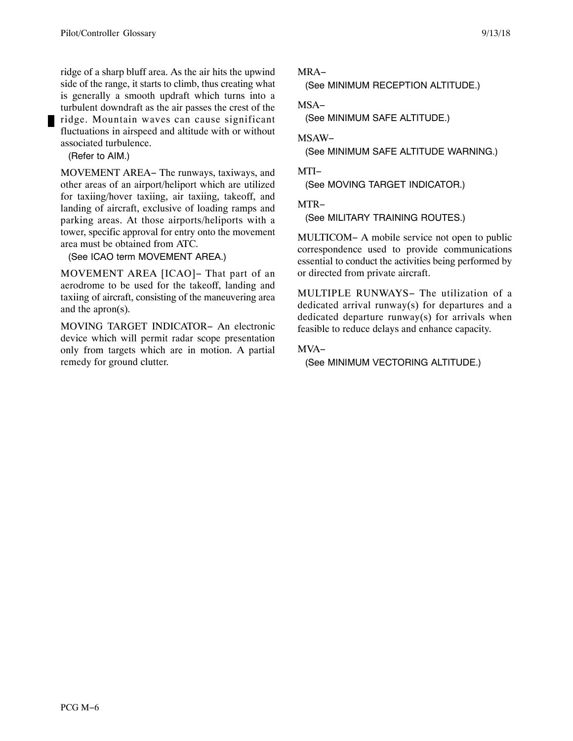ridge of a sharp bluff area. As the air hits the upwind side of the range, it starts to climb, thus creating what is generally a smooth updraft which turns into a turbulent downdraft as the air passes the crest of the ridge. Mountain waves can cause significant fluctuations in airspeed and altitude with or without associated turbulence.

(Refer to AIM.)

MOVEMENT AREA− The runways, taxiways, and other areas of an airport/heliport which are utilized for taxiing/hover taxiing, air taxiing, takeoff, and landing of aircraft, exclusive of loading ramps and parking areas. At those airports/heliports with a tower, specific approval for entry onto the movement area must be obtained from ATC.

(See ICAO term MOVEMENT AREA.)

MOVEMENT AREA [ICAO]− That part of an aerodrome to be used for the takeoff, landing and taxiing of aircraft, consisting of the maneuvering area and the apron(s).

MOVING TARGET INDICATOR− An electronic device which will permit radar scope presentation only from targets which are in motion. A partial remedy for ground clutter.

MRA−

(See MINIMUM RECEPTION ALTITUDE.)

MSA−

(See MINIMUM SAFE ALTITUDE.)

MSAW−

(See MINIMUM SAFE ALTITUDE WARNING.)

MTI−

(See MOVING TARGET INDICATOR.)

MTR−

(See MILITARY TRAINING ROUTES.)

MULTICOM− A mobile service not open to public correspondence used to provide communications essential to conduct the activities being performed by or directed from private aircraft.

MULTIPLE RUNWAYS− The utilization of a dedicated arrival runway(s) for departures and a dedicated departure runway(s) for arrivals when feasible to reduce delays and enhance capacity.

MVA−

(See MINIMUM VECTORING ALTITUDE.)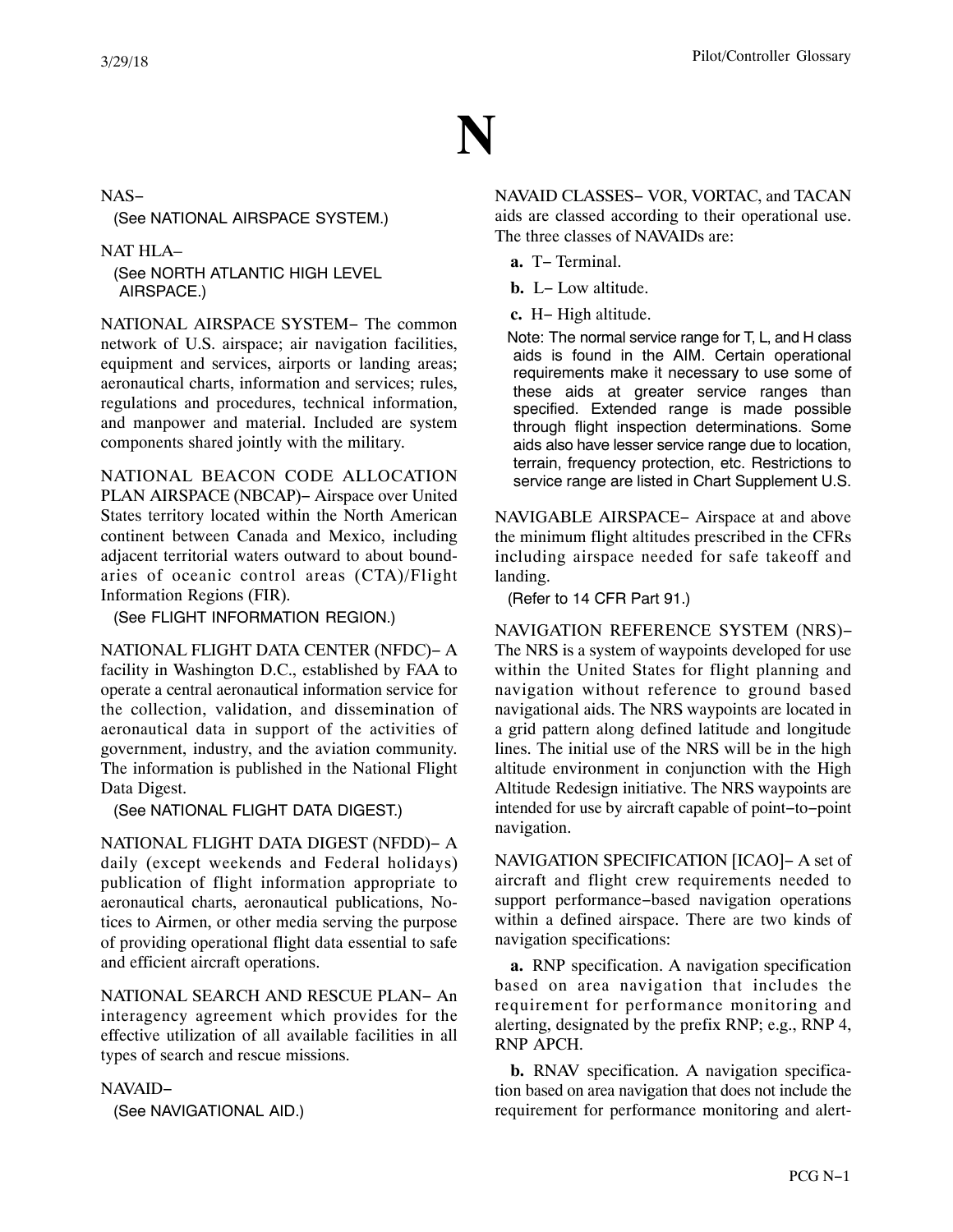# N

NAS−

(See NATIONAL AIRSPACE SYSTEM.)

NAT HLA–

(See NORTH ATLANTIC HIGH LEVEL AIRSPACE.)

NATIONAL AIRSPACE SYSTEM− The common network of U.S. airspace; air navigation facilities, equipment and services, airports or landing areas; aeronautical charts, information and services; rules, regulations and procedures, technical information, and manpower and material. Included are system components shared jointly with the military.

NATIONAL BEACON CODE ALLOCATION PLAN AIRSPACE (NBCAP)− Airspace over United States territory located within the North American continent between Canada and Mexico, including adjacent territorial waters outward to about boundaries of oceanic control areas (CTA)/Flight Information Regions (FIR).

(See FLIGHT INFORMATION REGION.)

NATIONAL FLIGHT DATA CENTER (NFDC)− A facility in Washington D.C., established by FAA to operate a central aeronautical information service for the collection, validation, and dissemination of aeronautical data in support of the activities of government, industry, and the aviation community. The information is published in the National Flight Data Digest.

(See NATIONAL FLIGHT DATA DIGEST.)

NATIONAL FLIGHT DATA DIGEST (NFDD)− A daily (except weekends and Federal holidays) publication of flight information appropriate to aeronautical charts, aeronautical publications, Notices to Airmen, or other media serving the purpose of providing operational flight data essential to safe and efficient aircraft operations.

NATIONAL SEARCH AND RESCUE PLAN− An interagency agreement which provides for the effective utilization of all available facilities in all types of search and rescue missions.

NAVAID−

(See NAVIGATIONAL AID.)

NAVAID CLASSES− VOR, VORTAC, and TACAN aids are classed according to their operational use. The three classes of NAVAIDs are:

**a.** T− Terminal.

**b.** L− Low altitude.

**c.** H− High altitude.

Note: The normal service range for T, L, and H class aids is found in the AIM. Certain operational requirements make it necessary to use some of these aids at greater service ranges than specified. Extended range is made possible through flight inspection determinations. Some aids also have lesser service range due to location, terrain, frequency protection, etc. Restrictions to service range are listed in Chart Supplement U.S.

NAVIGABLE AIRSPACE− Airspace at and above the minimum flight altitudes prescribed in the CFRs including airspace needed for safe takeoff and landing.

(Refer to 14 CFR Part 91.)

NAVIGATION REFERENCE SYSTEM (NRS)− The NRS is a system of waypoints developed for use within the United States for flight planning and navigation without reference to ground based navigational aids. The NRS waypoints are located in a grid pattern along defined latitude and longitude lines. The initial use of the NRS will be in the high altitude environment in conjunction with the High Altitude Redesign initiative. The NRS waypoints are intended for use by aircraft capable of point−to−point navigation.

NAVIGATION SPECIFICATION [ICAO]− A set of aircraft and flight crew requirements needed to support performance−based navigation operations within a defined airspace. There are two kinds of navigation specifications:

**a.** RNP specification. A navigation specification based on area navigation that includes the requirement for performance monitoring and alerting, designated by the prefix RNP; e.g., RNP 4, RNP APCH.

**b.** RNAV specification. A navigation specification based on area navigation that does not include the requirement for performance monitoring and alert-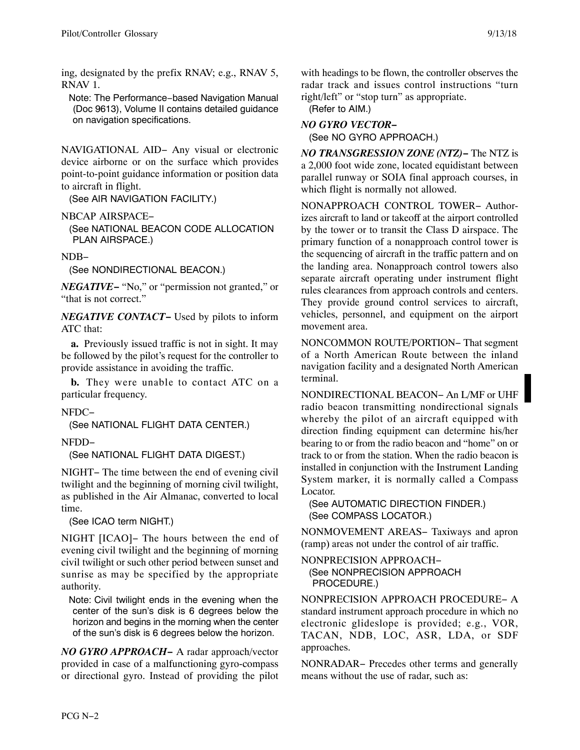ing, designated by the prefix RNAV; e.g., RNAV 5, RNAV 1.

Note: The Performance−based Navigation Manual (Doc 9613), Volume II contains detailed guidance on navigation specifications.

NAVIGATIONAL AID− Any visual or electronic device airborne or on the surface which provides point-to-point guidance information or position data to aircraft in flight.

(See AIR NAVIGATION FACILITY.)

NBCAP AIRSPACE−

(See NATIONAL BEACON CODE ALLOCATION PLAN AIRSPACE.)

NDB−

(See NONDIRECTIONAL BEACON.)

***NEGATIVE***− "No," or "permission not granted," or "that is not correct."

***NEGATIVE CONTACT***− Used by pilots to inform ATC that:

**a.** Previously issued traffic is not in sight. It may be followed by the pilot's request for the controller to provide assistance in avoiding the traffic.

**b.** They were unable to contact ATC on a particular frequency.

NFDC−

(See NATIONAL FLIGHT DATA CENTER.)

NFDD−

(See NATIONAL FLIGHT DATA DIGEST.)

NIGHT− The time between the end of evening civil twilight and the beginning of morning civil twilight, as published in the Air Almanac, converted to local time.

(See ICAO term NIGHT.)

NIGHT [ICAO]− The hours between the end of evening civil twilight and the beginning of morning civil twilight or such other period between sunset and sunrise as may be specified by the appropriate authority.

Note: Civil twilight ends in the evening when the center of the sun's disk is 6 degrees below the horizon and begins in the morning when the center of the sun's disk is 6 degrees below the horizon.

***NO GYRO APPROACH***− A radar approach/vector provided in case of a malfunctioning gyro-compass or directional gyro. Instead of providing the pilot with headings to be flown, the controller observes the radar track and issues control instructions "turn right/left" or "stop turn" as appropriate.

(Refer to AIM.)

***NO GYRO VECTOR***−

(See NO GYRO APPROACH.)

***NO TRANSGRESSION ZONE (NTZ)***− The NTZ is a 2,000 foot wide zone, located equidistant between parallel runway or SOIA final approach courses, in which flight is normally not allowed.

NONAPPROACH CONTROL TOWER− Authorizes aircraft to land or takeoff at the airport controlled by the tower or to transit the Class D airspace. The primary function of a nonapproach control tower is the sequencing of aircraft in the traffic pattern and on the landing area. Nonapproach control towers also separate aircraft operating under instrument flight rules clearances from approach controls and centers. They provide ground control services to aircraft, vehicles, personnel, and equipment on the airport movement area.

NONCOMMON ROUTE/PORTION− That segment of a North American Route between the inland navigation facility and a designated North American terminal.

NONDIRECTIONAL BEACON− An L/MF or UHF radio beacon transmitting nondirectional signals whereby the pilot of an aircraft equipped with direction finding equipment can determine his/her bearing to or from the radio beacon and "home" on or track to or from the station. When the radio beacon is installed in conjunction with the Instrument Landing System marker, it is normally called a Compass Locator.

(See AUTOMATIC DIRECTION FINDER.)
(See COMPASS LOCATOR.)

NONMOVEMENT AREAS− Taxiways and apron (ramp) areas not under the control of air traffic.

NONPRECISION APPROACH−

(See NONPRECISION APPROACH PROCEDURE.)

NONPRECISION APPROACH PROCEDURE− A standard instrument approach procedure in which no electronic glideslope is provided; e.g., VOR, TACAN, NDB, LOC, ASR, LDA, or SDF approaches.

NONRADAR− Precedes other terms and generally means without the use of radar, such as: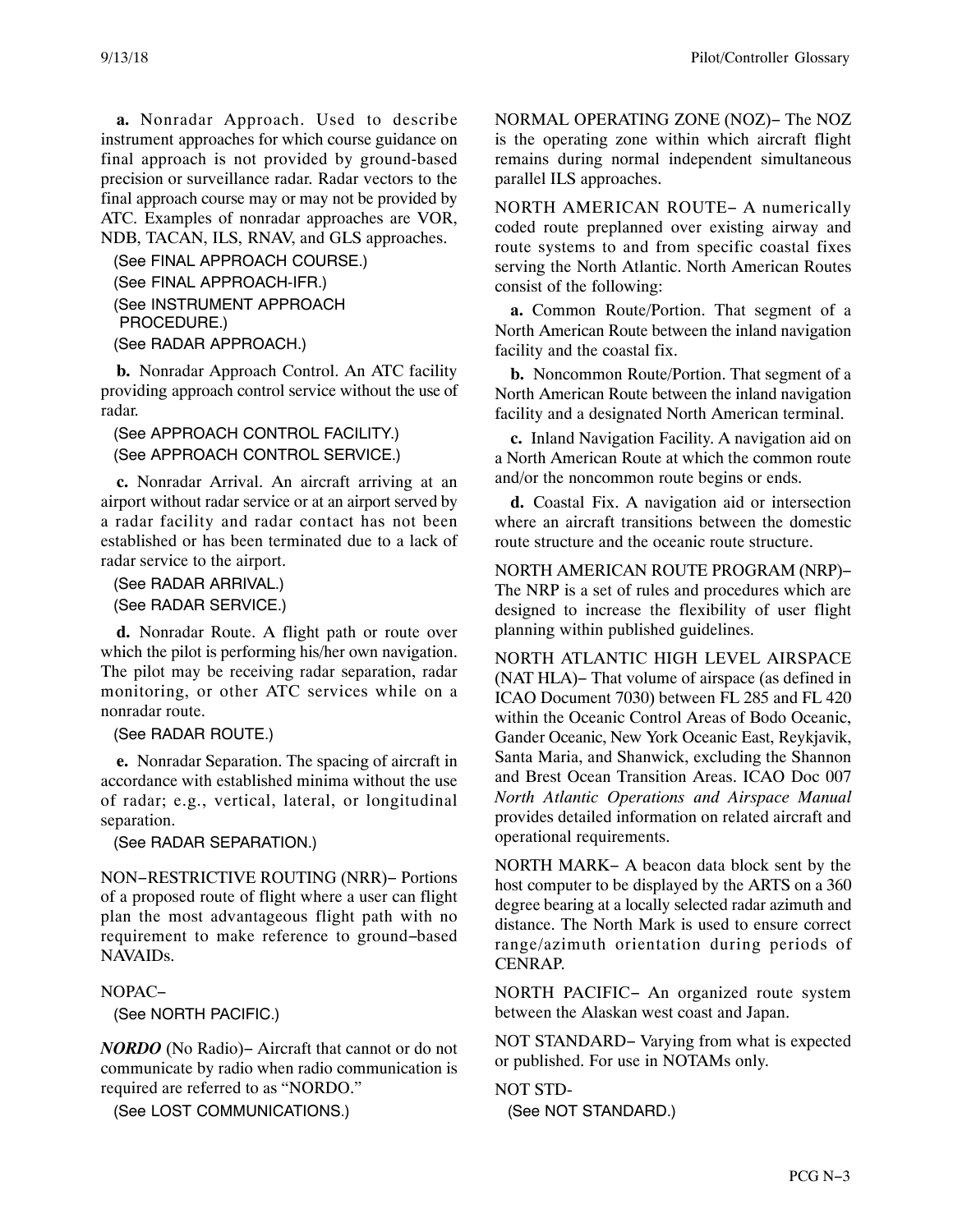**a.** Nonradar Approach. Used to describe instrument approaches for which course guidance on final approach is not provided by ground-based precision or surveillance radar. Radar vectors to the final approach course may or may not be provided by ATC. Examples of nonradar approaches are VOR, NDB, TACAN, ILS, RNAV, and GLS approaches.

(See FINAL APPROACH COURSE.)
(See FINAL APPROACH-IFR.)
(See INSTRUMENT APPROACH PROCEDURE.)
(See RADAR APPROACH.)

**b.** Nonradar Approach Control. An ATC facility providing approach control service without the use of radar.

(See APPROACH CONTROL FACILITY.)
(See APPROACH CONTROL SERVICE.)

**c.** Nonradar Arrival. An aircraft arriving at an airport without radar service or at an airport served by a radar facility and radar contact has not been established or has been terminated due to a lack of radar service to the airport.

(See RADAR ARRIVAL.)
(See RADAR SERVICE.)

**d.** Nonradar Route. A flight path or route over which the pilot is performing his/her own navigation. The pilot may be receiving radar separation, radar monitoring, or other ATC services while on a nonradar route.

(See RADAR ROUTE.)

**e.** Nonradar Separation. The spacing of aircraft in accordance with established minima without the use of radar; e.g., vertical, lateral, or longitudinal separation.

(See RADAR SEPARATION.)

NON−RESTRICTIVE ROUTING (NRR)− Portions of a proposed route of flight where a user can flight plan the most advantageous flight path with no requirement to make reference to ground−based NAVAIDs.

NOPAC−
(See NORTH PACIFIC.)

***NORDO*** (No Radio)− Aircraft that cannot or do not communicate by radio when radio communication is required are referred to as "NORDO."

(See LOST COMMUNICATIONS.)

NORMAL OPERATING ZONE (NOZ)− The NOZ is the operating zone within which aircraft flight remains during normal independent simultaneous parallel ILS approaches.

NORTH AMERICAN ROUTE− A numerically coded route preplanned over existing airway and route systems to and from specific coastal fixes serving the North Atlantic. North American Routes consist of the following:

**a.** Common Route/Portion. That segment of a North American Route between the inland navigation facility and the coastal fix.

**b.** Noncommon Route/Portion. That segment of a North American Route between the inland navigation facility and a designated North American terminal.

**c.** Inland Navigation Facility. A navigation aid on a North American Route at which the common route and/or the noncommon route begins or ends.

**d.** Coastal Fix. A navigation aid or intersection where an aircraft transitions between the domestic route structure and the oceanic route structure.

NORTH AMERICAN ROUTE PROGRAM (NRP)− The NRP is a set of rules and procedures which are designed to increase the flexibility of user flight planning within published guidelines.

NORTH ATLANTIC HIGH LEVEL AIRSPACE (NAT HLA)− That volume of airspace (as defined in ICAO Document 7030) between FL 285 and FL 420 within the Oceanic Control Areas of Bodo Oceanic, Gander Oceanic, New York Oceanic East, Reykjavik, Santa Maria, and Shanwick, excluding the Shannon and Brest Ocean Transition Areas. ICAO Doc 007 *North Atlantic Operations and Airspace Manual* provides detailed information on related aircraft and operational requirements.

NORTH MARK− A beacon data block sent by the host computer to be displayed by the ARTS on a 360 degree bearing at a locally selected radar azimuth and distance. The North Mark is used to ensure correct range/azimuth orientation during periods of CENRAP.

NORTH PACIFIC− An organized route system between the Alaskan west coast and Japan.

NOT STANDARD− Varying from what is expected or published. For use in NOTAMs only.

NOT STD-
(See NOT STANDARD.)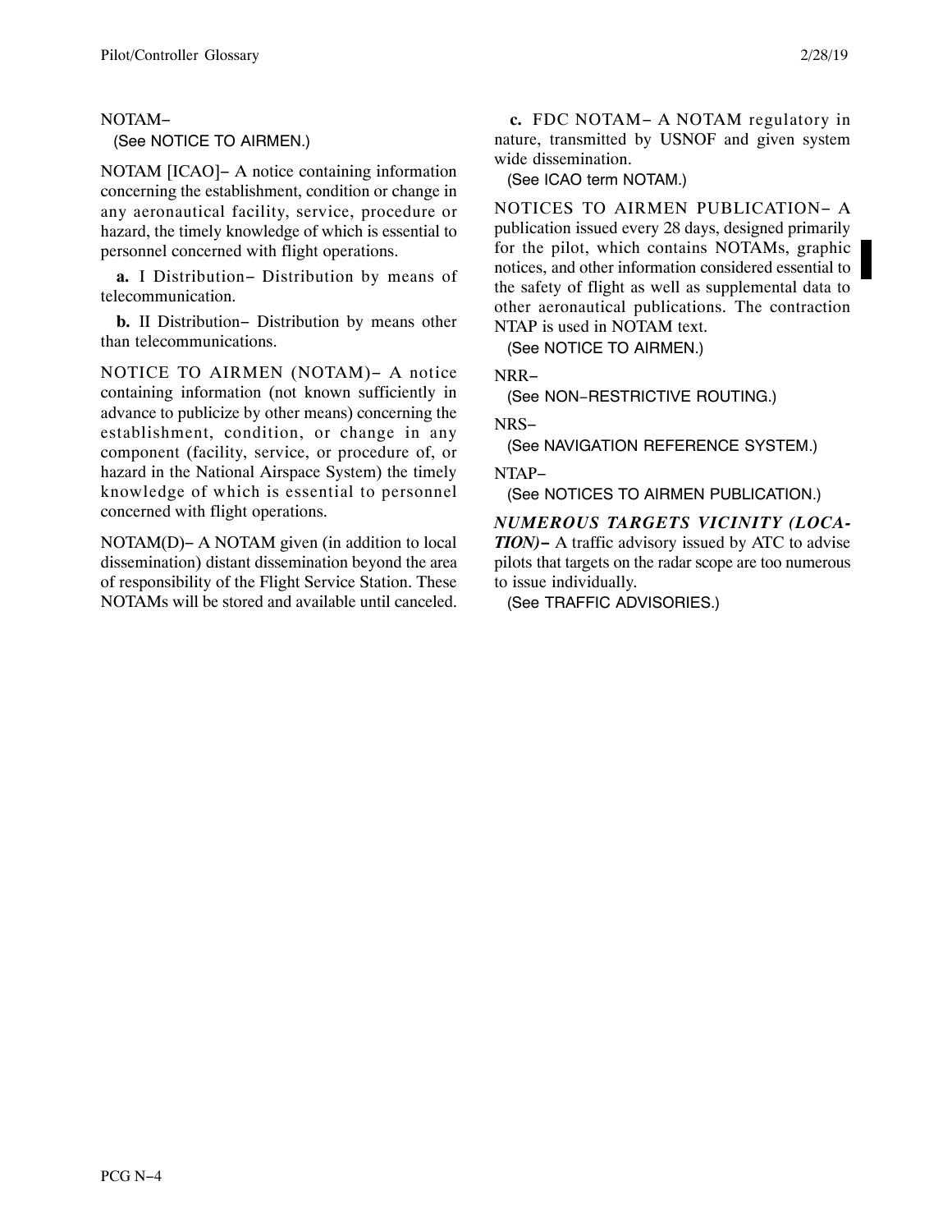NOTAM−

(See NOTICE TO AIRMEN.)

NOTAM [ICAO]− A notice containing information concerning the establishment, condition or change in any aeronautical facility, service, procedure or hazard, the timely knowledge of which is essential to personnel concerned with flight operations.

**a.** I Distribution− Distribution by means of telecommunication.

**b.** II Distribution− Distribution by means other than telecommunications.

NOTICE TO AIRMEN (NOTAM)− A notice containing information (not known sufficiently in advance to publicize by other means) concerning the establishment, condition, or change in any component (facility, service, or procedure of, or hazard in the National Airspace System) the timely knowledge of which is essential to personnel concerned with flight operations.

NOTAM(D)− A NOTAM given (in addition to local dissemination) distant dissemination beyond the area of responsibility of the Flight Service Station. These NOTAMs will be stored and available until canceled.

**c.** FDC NOTAM− A NOTAM regulatory in nature, transmitted by USNOF and given system wide dissemination.

(See ICAO term NOTAM.)

NOTICES TO AIRMEN PUBLICATION− A publication issued every 28 days, designed primarily for the pilot, which contains NOTAMs, graphic notices, and other information considered essential to the safety of flight as well as supplemental data to other aeronautical publications. The contraction NTAP is used in NOTAM text.

(See NOTICE TO AIRMEN.)

NRR−

(See NON−RESTRICTIVE ROUTING.)

NRS−

(See NAVIGATION REFERENCE SYSTEM.)

NTAP−

(See NOTICES TO AIRMEN PUBLICATION.)

***NUMEROUS TARGETS VICINITY (LOCATION)−*** A traffic advisory issued by ATC to advise pilots that targets on the radar scope are too numerous to issue individually.

(See TRAFFIC ADVISORIES.)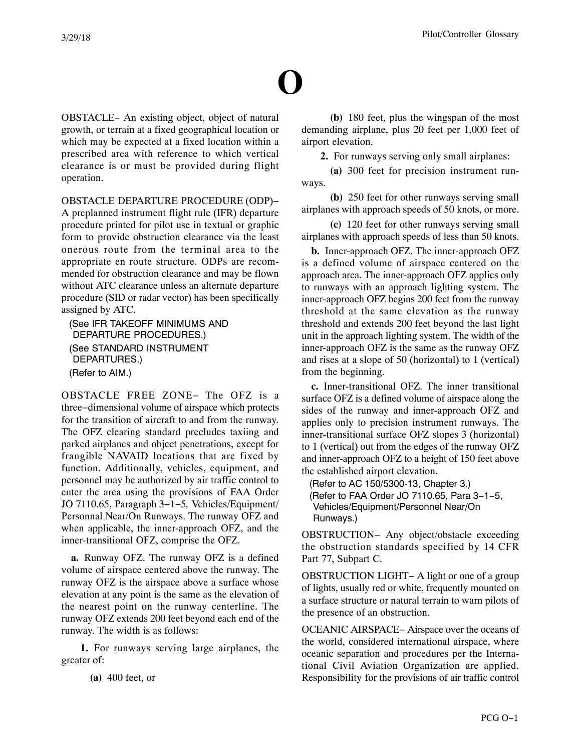# O

OBSTACLE− An existing object, object of natural growth, or terrain at a fixed geographical location or which may be expected at a fixed location within a prescribed area with reference to which vertical clearance is or must be provided during flight operation.

OBSTACLE DEPARTURE PROCEDURE (ODP)− A preplanned instrument flight rule (IFR) departure procedure printed for pilot use in textual or graphic form to provide obstruction clearance via the least onerous route from the terminal area to the appropriate en route structure. ODPs are recommended for obstruction clearance and may be flown without ATC clearance unless an alternate departure procedure (SID or radar vector) has been specifically assigned by ATC.

(See IFR TAKEOFF MINIMUMS AND DEPARTURE PROCEDURES.)
(See STANDARD INSTRUMENT DEPARTURES.)
(Refer to AIM.)

OBSTACLE FREE ZONE− The OFZ is a three−dimensional volume of airspace which protects for the transition of aircraft to and from the runway. The OFZ clearing standard precludes taxiing and parked airplanes and object penetrations, except for frangible NAVAID locations that are fixed by function. Additionally, vehicles, equipment, and personnel may be authorized by air traffic control to enter the area using the provisions of FAA Order JO 7110.65, Paragraph 3−1−5, Vehicles/Equipment/Personnal Near/On Runways. The runway OFZ and when applicable, the inner-approach OFZ, and the inner-transitional OFZ, comprise the OFZ.

**a.** Runway OFZ. The runway OFZ is a defined volume of airspace centered above the runway. The runway OFZ is the airspace above a surface whose elevation at any point is the same as the elevation of the nearest point on the runway centerline. The runway OFZ extends 200 feet beyond each end of the runway. The width is as follows:

**1.** For runways serving large airplanes, the greater of:

**(a)** 400 feet, or

**(b)** 180 feet, plus the wingspan of the most demanding airplane, plus 20 feet per 1,000 feet of airport elevation.

**2.** For runways serving only small airplanes:

**(a)** 300 feet for precision instrument runways.

**(b)** 250 feet for other runways serving small airplanes with approach speeds of 50 knots, or more.

**(c)** 120 feet for other runways serving small airplanes with approach speeds of less than 50 knots.

**b.** Inner-approach OFZ. The inner-approach OFZ is a defined volume of airspace centered on the approach area. The inner-approach OFZ applies only to runways with an approach lighting system. The inner-approach OFZ begins 200 feet from the runway threshold at the same elevation as the runway threshold and extends 200 feet beyond the last light unit in the approach lighting system. The width of the inner-approach OFZ is the same as the runway OFZ and rises at a slope of 50 (horizontal) to 1 (vertical) from the beginning.

**c.** Inner-transitional OFZ. The inner transitional surface OFZ is a defined volume of airspace along the sides of the runway and inner-approach OFZ and applies only to precision instrument runways. The inner-transitional surface OFZ slopes 3 (horizontal) to 1 (vertical) out from the edges of the runway OFZ and inner-approach OFZ to a height of 150 feet above the established airport elevation.

(Refer to AC 150/5300-13, Chapter 3.)
(Refer to FAA Order JO 7110.65, Para 3−1−5, Vehicles/Equipment/Personnel Near/On Runways.)

OBSTRUCTION− Any object/obstacle exceeding the obstruction standards specified by 14 CFR Part 77, Subpart C.

OBSTRUCTION LIGHT− A light or one of a group of lights, usually red or white, frequently mounted on a surface structure or natural terrain to warn pilots of the presence of an obstruction.

OCEANIC AIRSPACE− Airspace over the oceans of the world, considered international airspace, where oceanic separation and procedures per the International Civil Aviation Organization are applied. Responsibility for the provisions of air traffic control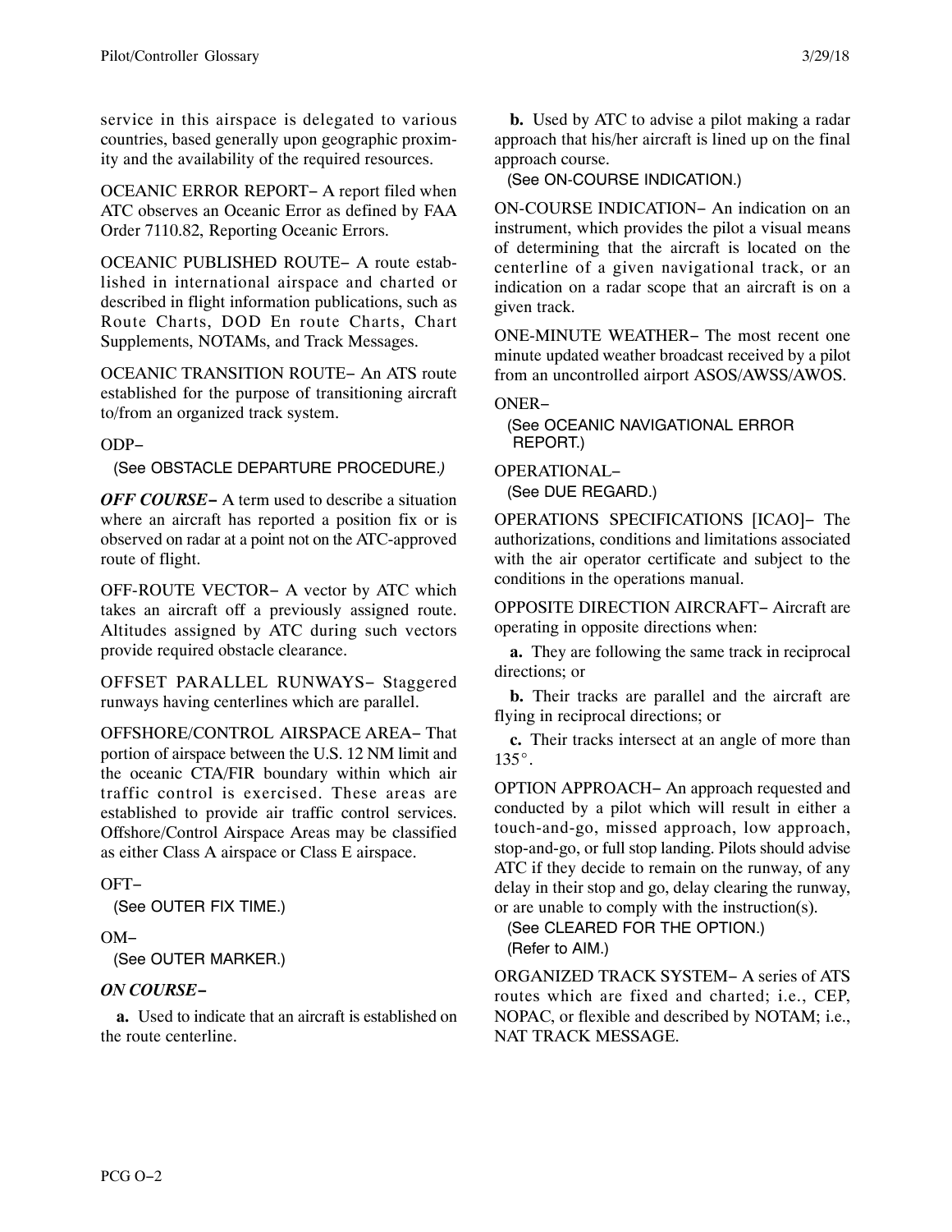service in this airspace is delegated to various countries, based generally upon geographic proximity and the availability of the required resources.

OCEANIC ERROR REPORT− A report filed when ATC observes an Oceanic Error as defined by FAA Order 7110.82, Reporting Oceanic Errors.

OCEANIC PUBLISHED ROUTE− A route established in international airspace and charted or described in flight information publications, such as Route Charts, DOD En route Charts, Chart Supplements, NOTAMs, and Track Messages.

OCEANIC TRANSITION ROUTE− An ATS route established for the purpose of transitioning aircraft to/from an organized track system.

ODP−

(See OBSTACLE DEPARTURE PROCEDURE.)

***OFF COURSE−*** A term used to describe a situation where an aircraft has reported a position fix or is observed on radar at a point not on the ATC-approved route of flight.

OFF-ROUTE VECTOR− A vector by ATC which takes an aircraft off a previously assigned route. Altitudes assigned by ATC during such vectors provide required obstacle clearance.

OFFSET PARALLEL RUNWAYS− Staggered runways having centerlines which are parallel.

OFFSHORE/CONTROL AIRSPACE AREA− That portion of airspace between the U.S. 12 NM limit and the oceanic CTA/FIR boundary within which air traffic control is exercised. These areas are established to provide air traffic control services. Offshore/Control Airspace Areas may be classified as either Class A airspace or Class E airspace.

OFT−

(See OUTER FIX TIME.)

OM−

(See OUTER MARKER.)

***ON COURSE−***

**a.** Used to indicate that an aircraft is established on the route centerline.

**b.** Used by ATC to advise a pilot making a radar approach that his/her aircraft is lined up on the final approach course.

(See ON-COURSE INDICATION.)

ON-COURSE INDICATION− An indication on an instrument, which provides the pilot a visual means of determining that the aircraft is located on the centerline of a given navigational track, or an indication on a radar scope that an aircraft is on a given track.

ONE-MINUTE WEATHER− The most recent one minute updated weather broadcast received by a pilot from an uncontrolled airport ASOS/AWSS/AWOS.

ONER−

(See OCEANIC NAVIGATIONAL ERROR REPORT.)

OPERATIONAL−

(See DUE REGARD.)

OPERATIONS SPECIFICATIONS [ICAO]− The authorizations, conditions and limitations associated with the air operator certificate and subject to the conditions in the operations manual.

OPPOSITE DIRECTION AIRCRAFT− Aircraft are operating in opposite directions when:

**a.** They are following the same track in reciprocal directions; or

**b.** Their tracks are parallel and the aircraft are flying in reciprocal directions; or

**c.** Their tracks intersect at an angle of more than 135°.

OPTION APPROACH− An approach requested and conducted by a pilot which will result in either a touch-and-go, missed approach, low approach, stop-and-go, or full stop landing. Pilots should advise ATC if they decide to remain on the runway, of any delay in their stop and go, delay clearing the runway, or are unable to comply with the instruction(s).

(See CLEARED FOR THE OPTION.)
(Refer to AIM.)

ORGANIZED TRACK SYSTEM− A series of ATS routes which are fixed and charted; i.e., CEP, NOPAC, or flexible and described by NOTAM; i.e., NAT TRACK MESSAGE.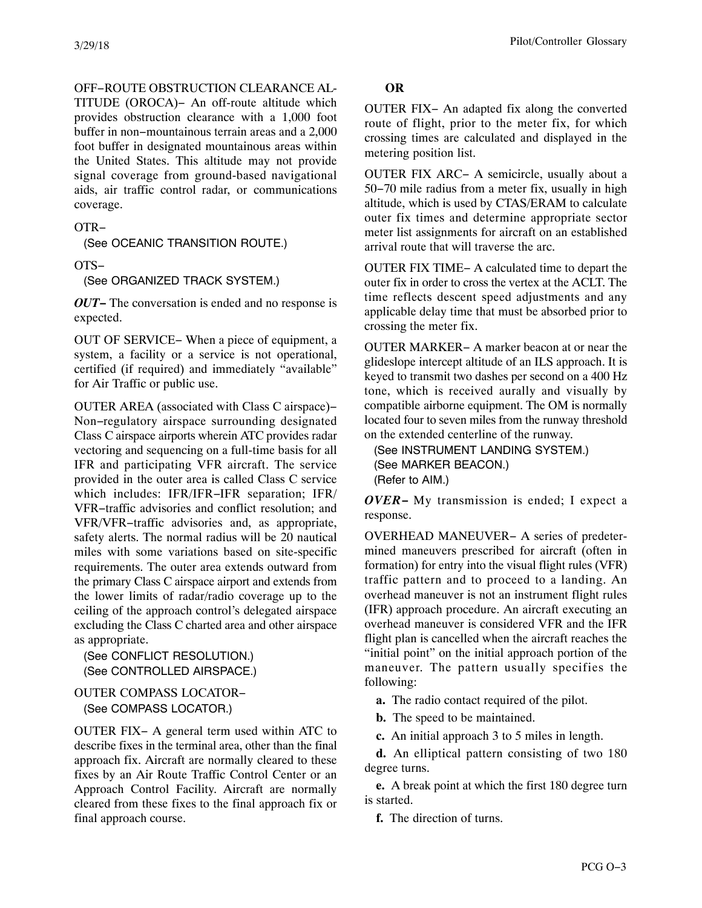OFF−ROUTE OBSTRUCTION CLEARANCE ALTITUDE (OROCA)− An off-route altitude which provides obstruction clearance with a 1,000 foot buffer in non−mountainous terrain areas and a 2,000 foot buffer in designated mountainous areas within the United States. This altitude may not provide signal coverage from ground-based navigational aids, air traffic control radar, or communications coverage.

OTR−
(See OCEANIC TRANSITION ROUTE.)

OTS−
(See ORGANIZED TRACK SYSTEM.)

***OUT−*** The conversation is ended and no response is expected.

OUT OF SERVICE− When a piece of equipment, a system, a facility or a service is not operational, certified (if required) and immediately "available" for Air Traffic or public use.

OUTER AREA (associated with Class C airspace)− Non−regulatory airspace surrounding designated Class C airspace airports wherein ATC provides radar vectoring and sequencing on a full-time basis for all IFR and participating VFR aircraft. The service provided in the outer area is called Class C service which includes: IFR/IFR−IFR separation; IFR/VFR−traffic advisories and conflict resolution; and VFR/VFR−traffic advisories and, as appropriate, safety alerts. The normal radius will be 20 nautical miles with some variations based on site-specific requirements. The outer area extends outward from the primary Class C airspace airport and extends from the lower limits of radar/radio coverage up to the ceiling of the approach control's delegated airspace excluding the Class C charted area and other airspace as appropriate.
(See CONFLICT RESOLUTION.)
(See CONTROLLED AIRSPACE.)

OUTER COMPASS LOCATOR−
(See COMPASS LOCATOR.)

OUTER FIX− A general term used within ATC to describe fixes in the terminal area, other than the final approach fix. Aircraft are normally cleared to these fixes by an Air Route Traffic Control Center or an Approach Control Facility. Aircraft are normally cleared from these fixes to the final approach fix or final approach course.

**OR**

OUTER FIX− An adapted fix along the converted route of flight, prior to the meter fix, for which crossing times are calculated and displayed in the metering position list.

OUTER FIX ARC− A semicircle, usually about a 50−70 mile radius from a meter fix, usually in high altitude, which is used by CTAS/ERAM to calculate outer fix times and determine appropriate sector meter list assignments for aircraft on an established arrival route that will traverse the arc.

OUTER FIX TIME− A calculated time to depart the outer fix in order to cross the vertex at the ACLT. The time reflects descent speed adjustments and any applicable delay time that must be absorbed prior to crossing the meter fix.

OUTER MARKER− A marker beacon at or near the glideslope intercept altitude of an ILS approach. It is keyed to transmit two dashes per second on a 400 Hz tone, which is received aurally and visually by compatible airborne equipment. The OM is normally located four to seven miles from the runway threshold on the extended centerline of the runway.
(See INSTRUMENT LANDING SYSTEM.)
(See MARKER BEACON.)
(Refer to AIM.)

***OVER−*** My transmission is ended; I expect a response.

OVERHEAD MANEUVER− A series of predetermined maneuvers prescribed for aircraft (often in formation) for entry into the visual flight rules (VFR) traffic pattern and to proceed to a landing. An overhead maneuver is not an instrument flight rules (IFR) approach procedure. An aircraft executing an overhead maneuver is considered VFR and the IFR flight plan is cancelled when the aircraft reaches the "initial point" on the initial approach portion of the maneuver. The pattern usually specifies the following:

**a.** The radio contact required of the pilot.

**b.** The speed to be maintained.

**c.** An initial approach 3 to 5 miles in length.

**d.** An elliptical pattern consisting of two 180 degree turns.

**e.** A break point at which the first 180 degree turn is started.

**f.** The direction of turns.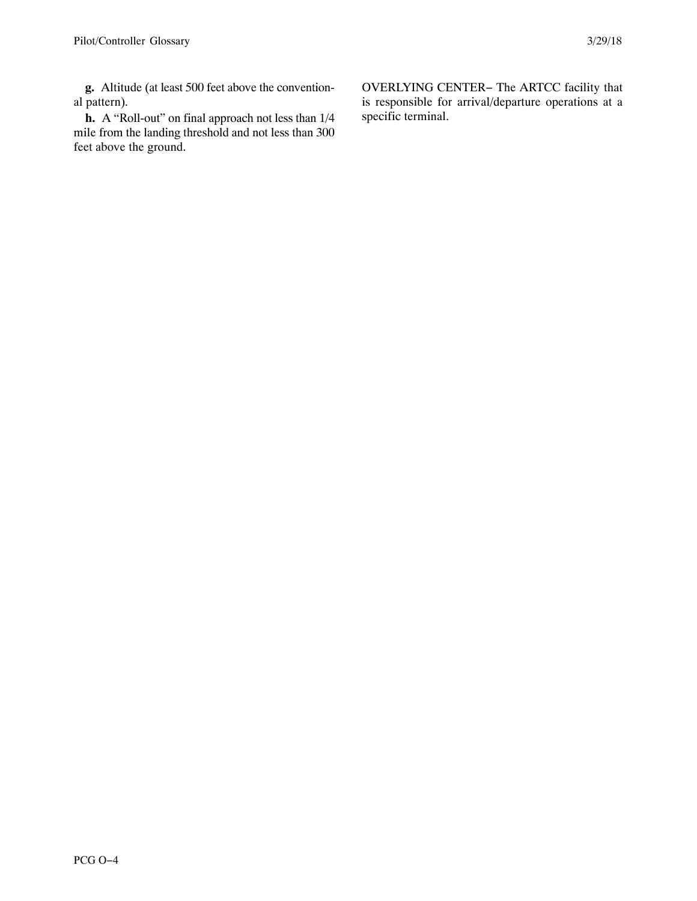**g.** Altitude (at least 500 feet above the conventional pattern).

**h.** A "Roll-out" on final approach not less than 1/4 mile from the landing threshold and not less than 300 feet above the ground.

OVERLYING CENTER− The ARTCC facility that is responsible for arrival/departure operations at a specific terminal.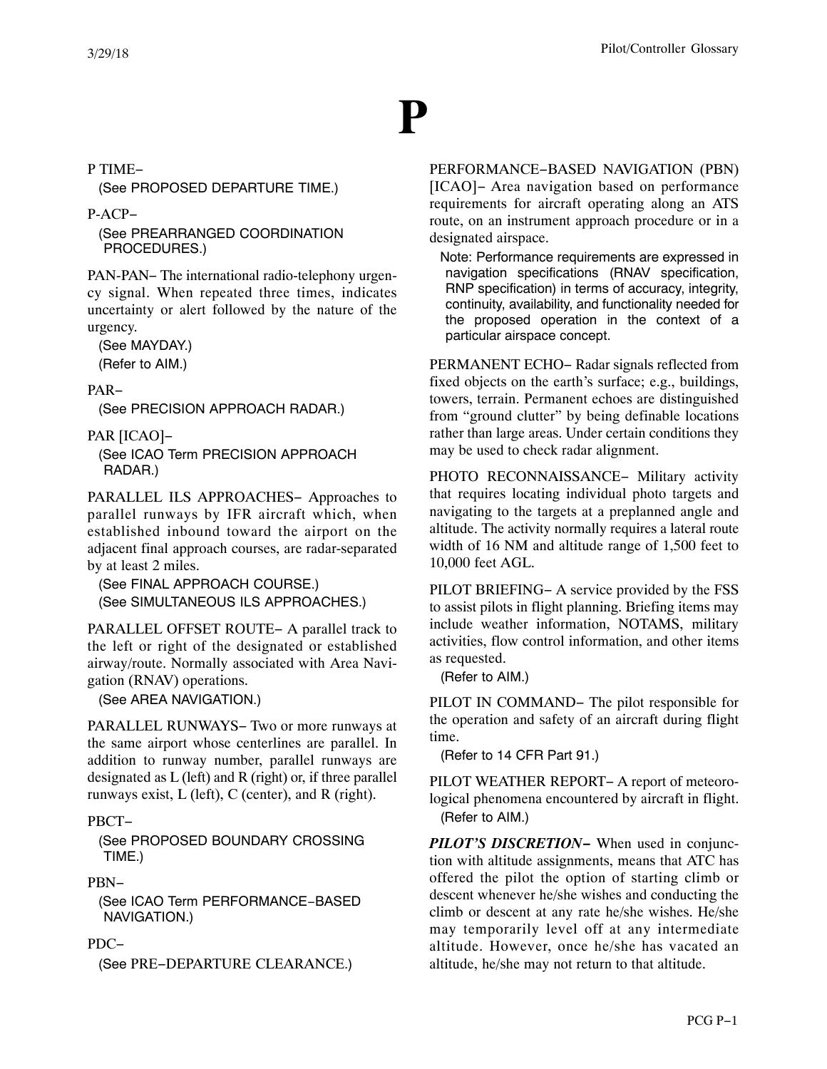# P

P TIME−

(See PROPOSED DEPARTURE TIME.)

P-ACP−

(See PREARRANGED COORDINATION PROCEDURES.)

PAN-PAN− The international radio-telephony urgency signal. When repeated three times, indicates uncertainty or alert followed by the nature of the urgency.

(See MAYDAY.)
(Refer to AIM.)

PAR−

(See PRECISION APPROACH RADAR.)

PAR [ICAO]−

(See ICAO Term PRECISION APPROACH RADAR.)

PARALLEL ILS APPROACHES− Approaches to parallel runways by IFR aircraft which, when established inbound toward the airport on the adjacent final approach courses, are radar-separated by at least 2 miles.

(See FINAL APPROACH COURSE.)
(See SIMULTANEOUS ILS APPROACHES.)

PARALLEL OFFSET ROUTE− A parallel track to the left or right of the designated or established airway/route. Normally associated with Area Navigation (RNAV) operations.

(See AREA NAVIGATION.)

PARALLEL RUNWAYS− Two or more runways at the same airport whose centerlines are parallel. In addition to runway number, parallel runways are designated as L (left) and R (right) or, if three parallel runways exist, L (left), C (center), and R (right).

PBCT−

(See PROPOSED BOUNDARY CROSSING TIME.)

PBN−

(See ICAO Term PERFORMANCE−BASED NAVIGATION.)

PDC−

(See PRE−DEPARTURE CLEARANCE.)

PERFORMANCE−BASED NAVIGATION (PBN) [ICAO]− Area navigation based on performance requirements for aircraft operating along an ATS route, on an instrument approach procedure or in a designated airspace.

Note: Performance requirements are expressed in navigation specifications (RNAV specification, RNP specification) in terms of accuracy, integrity, continuity, availability, and functionality needed for the proposed operation in the context of a particular airspace concept.

PERMANENT ECHO− Radar signals reflected from fixed objects on the earth's surface; e.g., buildings, towers, terrain. Permanent echoes are distinguished from "ground clutter" by being definable locations rather than large areas. Under certain conditions they may be used to check radar alignment.

PHOTO RECONNAISSANCE− Military activity that requires locating individual photo targets and navigating to the targets at a preplanned angle and altitude. The activity normally requires a lateral route width of 16 NM and altitude range of 1,500 feet to 10,000 feet AGL.

PILOT BRIEFING− A service provided by the FSS to assist pilots in flight planning. Briefing items may include weather information, NOTAMS, military activities, flow control information, and other items as requested.

(Refer to AIM.)

PILOT IN COMMAND− The pilot responsible for the operation and safety of an aircraft during flight time.

(Refer to 14 CFR Part 91.)

PILOT WEATHER REPORT− A report of meteorological phenomena encountered by aircraft in flight.

(Refer to AIM.)

***PILOT'S DISCRETION−*** When used in conjunction with altitude assignments, means that ATC has offered the pilot the option of starting climb or descent whenever he/she wishes and conducting the climb or descent at any rate he/she wishes. He/she may temporarily level off at any intermediate altitude. However, once he/she has vacated an altitude, he/she may not return to that altitude.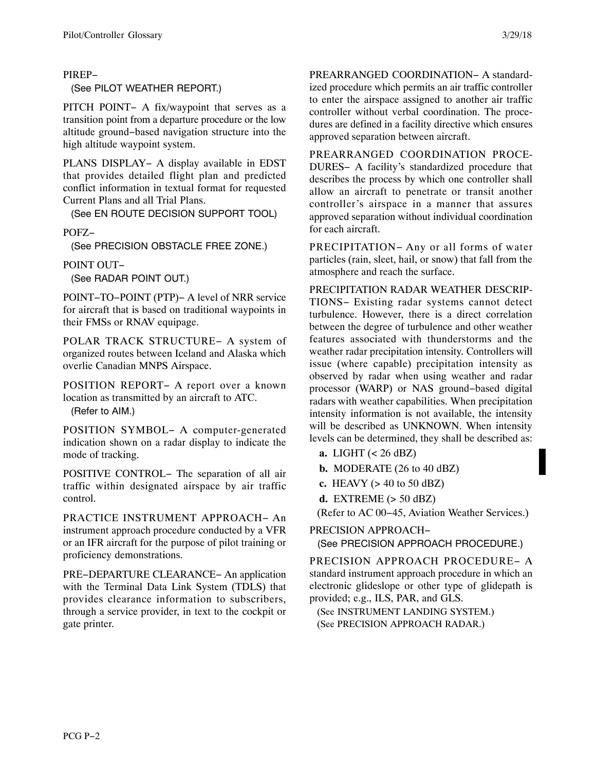PIREP−

(See PILOT WEATHER REPORT.)

PITCH POINT− A fix/waypoint that serves as a transition point from a departure procedure or the low altitude ground−based navigation structure into the high altitude waypoint system.

PLANS DISPLAY− A display available in EDST that provides detailed flight plan and predicted conflict information in textual format for requested Current Plans and all Trial Plans.

(See EN ROUTE DECISION SUPPORT TOOL)

POFZ−

(See PRECISION OBSTACLE FREE ZONE.)

POINT OUT−

(See RADAR POINT OUT.)

POINT−TO−POINT (PTP)− A level of NRR service for aircraft that is based on traditional waypoints in their FMSs or RNAV equipage.

POLAR TRACK STRUCTURE− A system of organized routes between Iceland and Alaska which overlie Canadian MNPS Airspace.

POSITION REPORT− A report over a known location as transmitted by an aircraft to ATC.

(Refer to AIM.)

POSITION SYMBOL− A computer-generated indication shown on a radar display to indicate the mode of tracking.

POSITIVE CONTROL− The separation of all air traffic within designated airspace by air traffic control.

PRACTICE INSTRUMENT APPROACH− An instrument approach procedure conducted by a VFR or an IFR aircraft for the purpose of pilot training or proficiency demonstrations.

PRE−DEPARTURE CLEARANCE− An application with the Terminal Data Link System (TDLS) that provides clearance information to subscribers, through a service provider, in text to the cockpit or gate printer.

PREARRANGED COORDINATION− A standardized procedure which permits an air traffic controller to enter the airspace assigned to another air traffic controller without verbal coordination. The procedures are defined in a facility directive which ensures approved separation between aircraft.

PREARRANGED COORDINATION PROCEDURES− A facility's standardized procedure that describes the process by which one controller shall allow an aircraft to penetrate or transit another controller's airspace in a manner that assures approved separation without individual coordination for each aircraft.

PRECIPITATION− Any or all forms of water particles (rain, sleet, hail, or snow) that fall from the atmosphere and reach the surface.

PRECIPITATION RADAR WEATHER DESCRIPTIONS− Existing radar systems cannot detect turbulence. However, there is a direct correlation between the degree of turbulence and other weather features associated with thunderstorms and the weather radar precipitation intensity. Controllers will issue (where capable) precipitation intensity as observed by radar when using weather and radar processor (WARP) or NAS ground−based digital radars with weather capabilities. When precipitation intensity information is not available, the intensity will be described as UNKNOWN. When intensity levels can be determined, they shall be described as:

**a.** LIGHT (< 26 dBZ)

**b.** MODERATE (26 to 40 dBZ)

**c.** HEAVY (> 40 to 50 dBZ)

**d.** EXTREME (> 50 dBZ)

(Refer to AC 00−45, Aviation Weather Services.)

PRECISION APPROACH−

(See PRECISION APPROACH PROCEDURE.)

PRECISION APPROACH PROCEDURE− A standard instrument approach procedure in which an electronic glideslope or other type of glidepath is provided; e.g., ILS, PAR, and GLS.

(See INSTRUMENT LANDING SYSTEM.)
(See PRECISION APPROACH RADAR.)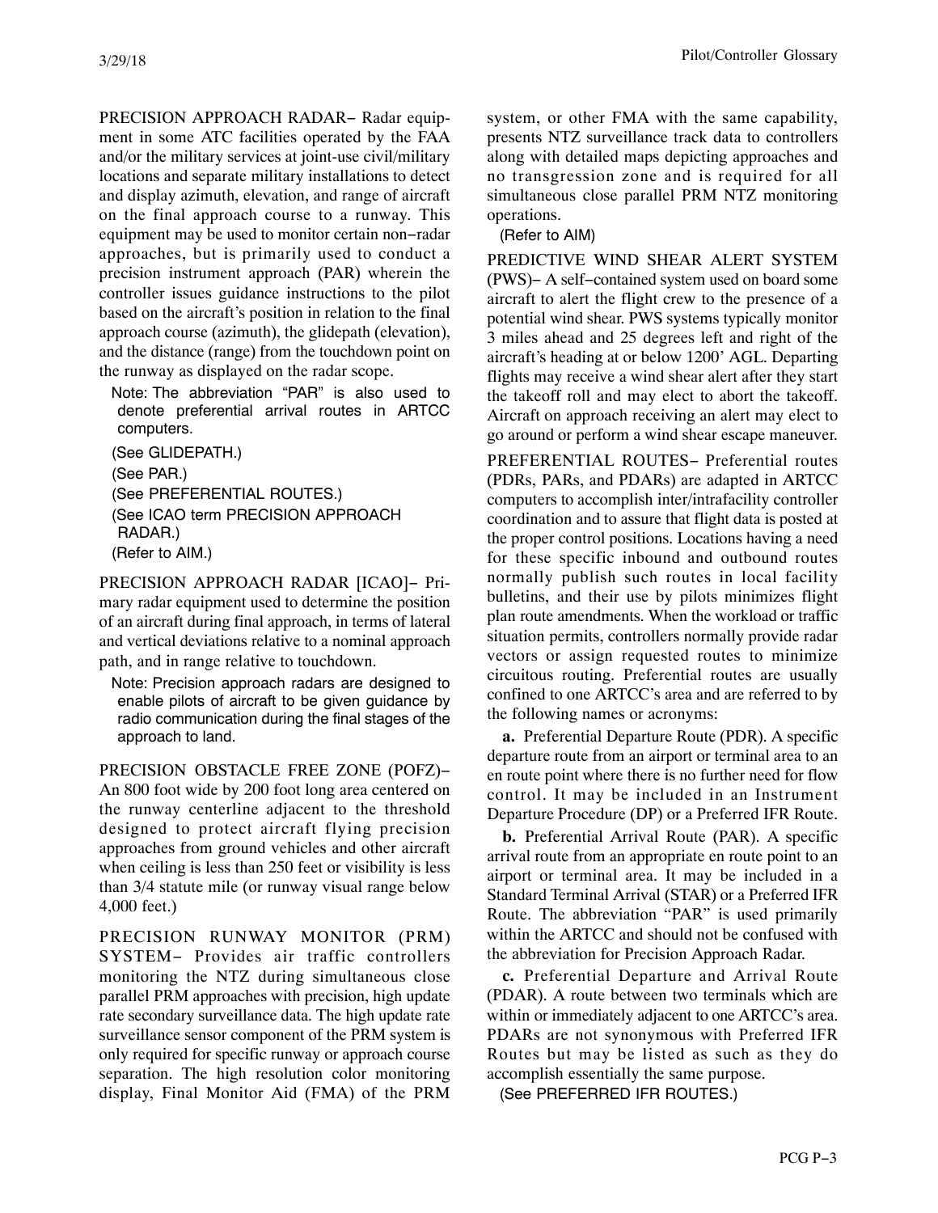PRECISION APPROACH RADAR− Radar equipment in some ATC facilities operated by the FAA and/or the military services at joint-use civil/military locations and separate military installations to detect and display azimuth, elevation, and range of aircraft on the final approach course to a runway. This equipment may be used to monitor certain non−radar approaches, but is primarily used to conduct a precision instrument approach (PAR) wherein the controller issues guidance instructions to the pilot based on the aircraft's position in relation to the final approach course (azimuth), the glidepath (elevation), and the distance (range) from the touchdown point on the runway as displayed on the radar scope.

Note: The abbreviation "PAR" is also used to denote preferential arrival routes in ARTCC computers.

(See GLIDEPATH.)
(See PAR.)
(See PREFERENTIAL ROUTES.)
(See ICAO term PRECISION APPROACH RADAR.)
(Refer to AIM.)

PRECISION APPROACH RADAR [ICAO]− Primary radar equipment used to determine the position of an aircraft during final approach, in terms of lateral and vertical deviations relative to a nominal approach path, and in range relative to touchdown.

Note: Precision approach radars are designed to enable pilots of aircraft to be given guidance by radio communication during the final stages of the approach to land.

PRECISION OBSTACLE FREE ZONE (POFZ)− An 800 foot wide by 200 foot long area centered on the runway centerline adjacent to the threshold designed to protect aircraft flying precision approaches from ground vehicles and other aircraft when ceiling is less than 250 feet or visibility is less than 3/4 statute mile (or runway visual range below 4,000 feet.)

PRECISION RUNWAY MONITOR (PRM) SYSTEM− Provides air traffic controllers monitoring the NTZ during simultaneous close parallel PRM approaches with precision, high update rate secondary surveillance data. The high update rate surveillance sensor component of the PRM system is only required for specific runway or approach course separation. The high resolution color monitoring display, Final Monitor Aid (FMA) of the PRM system, or other FMA with the same capability, presents NTZ surveillance track data to controllers along with detailed maps depicting approaches and no transgression zone and is required for all simultaneous close parallel PRM NTZ monitoring operations.

(Refer to AIM)

PREDICTIVE WIND SHEAR ALERT SYSTEM (PWS)− A self−contained system used on board some aircraft to alert the flight crew to the presence of a potential wind shear. PWS systems typically monitor 3 miles ahead and 25 degrees left and right of the aircraft's heading at or below 1200' AGL. Departing flights may receive a wind shear alert after they start the takeoff roll and may elect to abort the takeoff. Aircraft on approach receiving an alert may elect to go around or perform a wind shear escape maneuver.

PREFERENTIAL ROUTES− Preferential routes (PDRs, PARs, and PDARs) are adapted in ARTCC computers to accomplish inter/intrafacility controller coordination and to assure that flight data is posted at the proper control positions. Locations having a need for these specific inbound and outbound routes normally publish such routes in local facility bulletins, and their use by pilots minimizes flight plan route amendments. When the workload or traffic situation permits, controllers normally provide radar vectors or assign requested routes to minimize circuitous routing. Preferential routes are usually confined to one ARTCC's area and are referred to by the following names or acronyms:

**a.** Preferential Departure Route (PDR). A specific departure route from an airport or terminal area to an en route point where there is no further need for flow control. It may be included in an Instrument Departure Procedure (DP) or a Preferred IFR Route.

**b.** Preferential Arrival Route (PAR). A specific arrival route from an appropriate en route point to an airport or terminal area. It may be included in a Standard Terminal Arrival (STAR) or a Preferred IFR Route. The abbreviation "PAR" is used primarily within the ARTCC and should not be confused with the abbreviation for Precision Approach Radar.

**c.** Preferential Departure and Arrival Route (PDAR). A route between two terminals which are within or immediately adjacent to one ARTCC's area. PDARs are not synonymous with Preferred IFR Routes but may be listed as such as they do accomplish essentially the same purpose.

(See PREFERRED IFR ROUTES.)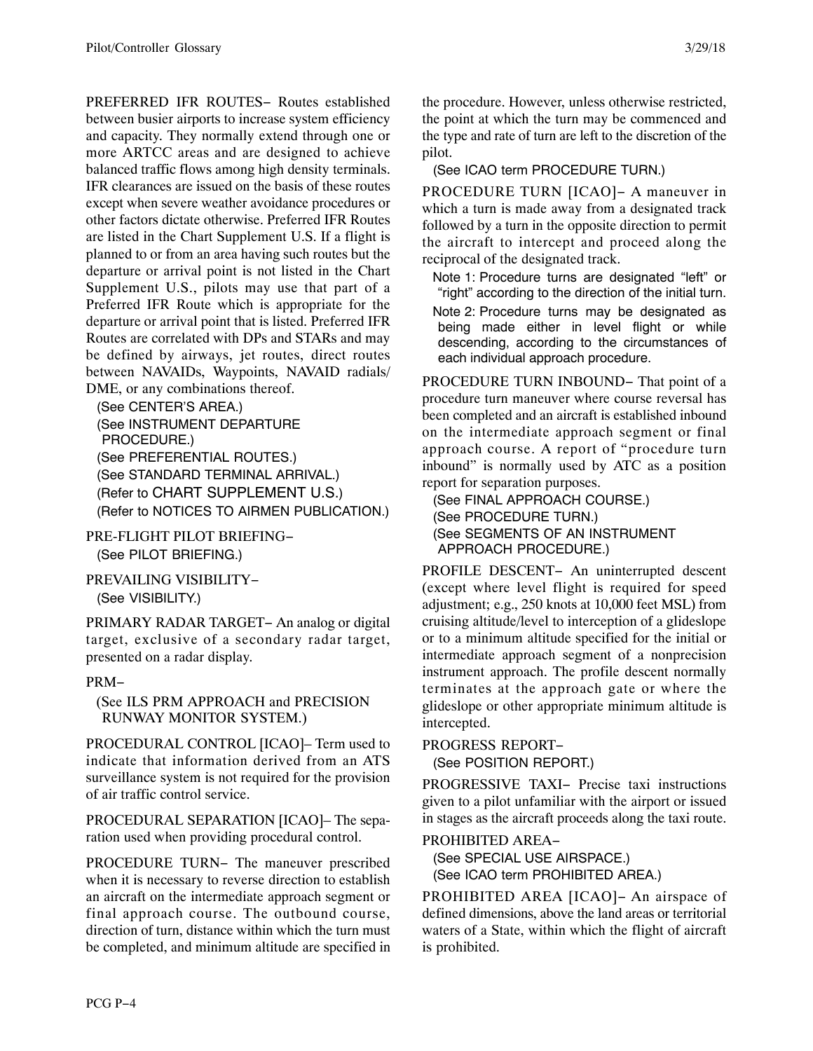PREFERRED IFR ROUTES− Routes established between busier airports to increase system efficiency and capacity. They normally extend through one or more ARTCC areas and are designed to achieve balanced traffic flows among high density terminals. IFR clearances are issued on the basis of these routes except when severe weather avoidance procedures or other factors dictate otherwise. Preferred IFR Routes are listed in the Chart Supplement U.S. If a flight is planned to or from an area having such routes but the departure or arrival point is not listed in the Chart Supplement U.S., pilots may use that part of a Preferred IFR Route which is appropriate for the departure or arrival point that is listed. Preferred IFR Routes are correlated with DPs and STARs and may be defined by airways, jet routes, direct routes between NAVAIDs, Waypoints, NAVAID radials/ DME, or any combinations thereof.

(See CENTER'S AREA.)
(See INSTRUMENT DEPARTURE PROCEDURE.)
(See PREFERENTIAL ROUTES.)
(See STANDARD TERMINAL ARRIVAL.)
(Refer to CHART SUPPLEMENT U.S.)
(Refer to NOTICES TO AIRMEN PUBLICATION.)

PRE-FLIGHT PILOT BRIEFING−
(See PILOT BRIEFING.)

PREVAILING VISIBILITY−
(See VISIBILITY.)

PRIMARY RADAR TARGET− An analog or digital target, exclusive of a secondary radar target, presented on a radar display.

PRM−
(See ILS PRM APPROACH and PRECISION RUNWAY MONITOR SYSTEM.)

PROCEDURAL CONTROL [ICAO]– Term used to indicate that information derived from an ATS surveillance system is not required for the provision of air traffic control service.

PROCEDURAL SEPARATION [ICAO]– The separation used when providing procedural control.

PROCEDURE TURN− The maneuver prescribed when it is necessary to reverse direction to establish an aircraft on the intermediate approach segment or final approach course. The outbound course, direction of turn, distance within which the turn must be completed, and minimum altitude are specified in the procedure. However, unless otherwise restricted, the point at which the turn may be commenced and the type and rate of turn are left to the discretion of the pilot.

(See ICAO term PROCEDURE TURN.)

PROCEDURE TURN [ICAO]− A maneuver in which a turn is made away from a designated track followed by a turn in the opposite direction to permit the aircraft to intercept and proceed along the reciprocal of the designated track.

Note 1: Procedure turns are designated "left" or "right" according to the direction of the initial turn.

Note 2: Procedure turns may be designated as being made either in level flight or while descending, according to the circumstances of each individual approach procedure.

PROCEDURE TURN INBOUND− That point of a procedure turn maneuver where course reversal has been completed and an aircraft is established inbound on the intermediate approach segment or final approach course. A report of "procedure turn inbound" is normally used by ATC as a position report for separation purposes.

(See FINAL APPROACH COURSE.)
(See PROCEDURE TURN.)
(See SEGMENTS OF AN INSTRUMENT APPROACH PROCEDURE.)

PROFILE DESCENT− An uninterrupted descent (except where level flight is required for speed adjustment; e.g., 250 knots at 10,000 feet MSL) from cruising altitude/level to interception of a glideslope or to a minimum altitude specified for the initial or intermediate approach segment of a nonprecision instrument approach. The profile descent normally terminates at the approach gate or where the glideslope or other appropriate minimum altitude is intercepted.

PROGRESS REPORT−
(See POSITION REPORT.)

PROGRESSIVE TAXI− Precise taxi instructions given to a pilot unfamiliar with the airport or issued in stages as the aircraft proceeds along the taxi route.

PROHIBITED AREA−
(See SPECIAL USE AIRSPACE.)
(See ICAO term PROHIBITED AREA.)

PROHIBITED AREA [ICAO]− An airspace of defined dimensions, above the land areas or territorial waters of a State, within which the flight of aircraft is prohibited.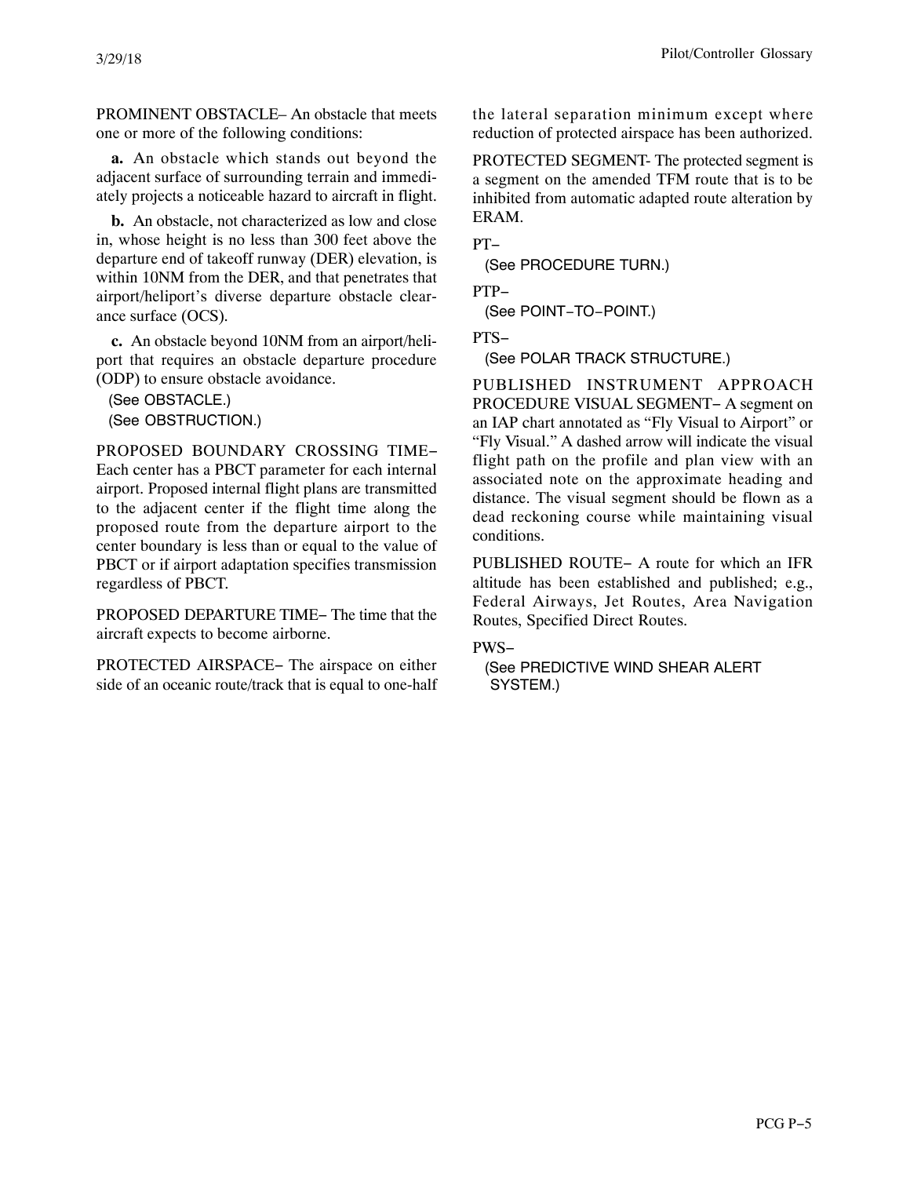PROMINENT OBSTACLE− An obstacle that meets one or more of the following conditions:

**a.** An obstacle which stands out beyond the adjacent surface of surrounding terrain and immediately projects a noticeable hazard to aircraft in flight.

**b.** An obstacle, not characterized as low and close in, whose height is no less than 300 feet above the departure end of takeoff runway (DER) elevation, is within 10NM from the DER, and that penetrates that airport/heliport's diverse departure obstacle clearance surface (OCS).

**c.** An obstacle beyond 10NM from an airport/heliport that requires an obstacle departure procedure (ODP) to ensure obstacle avoidance.

(See OBSTACLE.)
(See OBSTRUCTION.)

PROPOSED BOUNDARY CROSSING TIME− Each center has a PBCT parameter for each internal airport. Proposed internal flight plans are transmitted to the adjacent center if the flight time along the proposed route from the departure airport to the center boundary is less than or equal to the value of PBCT or if airport adaptation specifies transmission regardless of PBCT.

PROPOSED DEPARTURE TIME− The time that the aircraft expects to become airborne.

PROTECTED AIRSPACE− The airspace on either side of an oceanic route/track that is equal to one-half the lateral separation minimum except where reduction of protected airspace has been authorized.

PROTECTED SEGMENT- The protected segment is a segment on the amended TFM route that is to be inhibited from automatic adapted route alteration by ERAM.

PT−
(See PROCEDURE TURN.)

PTP−
(See POINT−TO−POINT.)

PTS−
(See POLAR TRACK STRUCTURE.)

PUBLISHED INSTRUMENT APPROACH PROCEDURE VISUAL SEGMENT− A segment on an IAP chart annotated as "Fly Visual to Airport" or "Fly Visual." A dashed arrow will indicate the visual flight path on the profile and plan view with an associated note on the approximate heading and distance. The visual segment should be flown as a dead reckoning course while maintaining visual conditions.

PUBLISHED ROUTE− A route for which an IFR altitude has been established and published; e.g., Federal Airways, Jet Routes, Area Navigation Routes, Specified Direct Routes.

PWS−
(See PREDICTIVE WIND SHEAR ALERT SYSTEM.)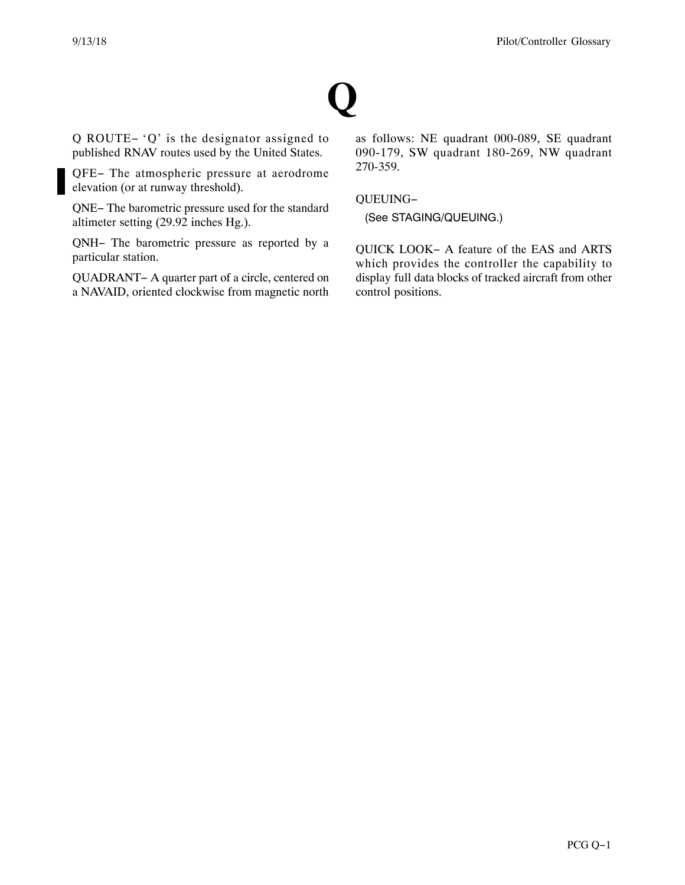# Q

Q ROUTE− 'Q' is the designator assigned to published RNAV routes used by the United States.

QFE− The atmospheric pressure at aerodrome elevation (or at runway threshold).

QNE− The barometric pressure used for the standard altimeter setting (29.92 inches Hg.).

QNH− The barometric pressure as reported by a particular station.

QUADRANT− A quarter part of a circle, centered on a NAVAID, oriented clockwise from magnetic north as follows: NE quadrant 000-089, SE quadrant 090-179, SW quadrant 180-269, NW quadrant 270-359.

QUEUING−

(See STAGING/QUEUING.)

QUICK LOOK− A feature of the EAS and ARTS which provides the controller the capability to display full data blocks of tracked aircraft from other control positions.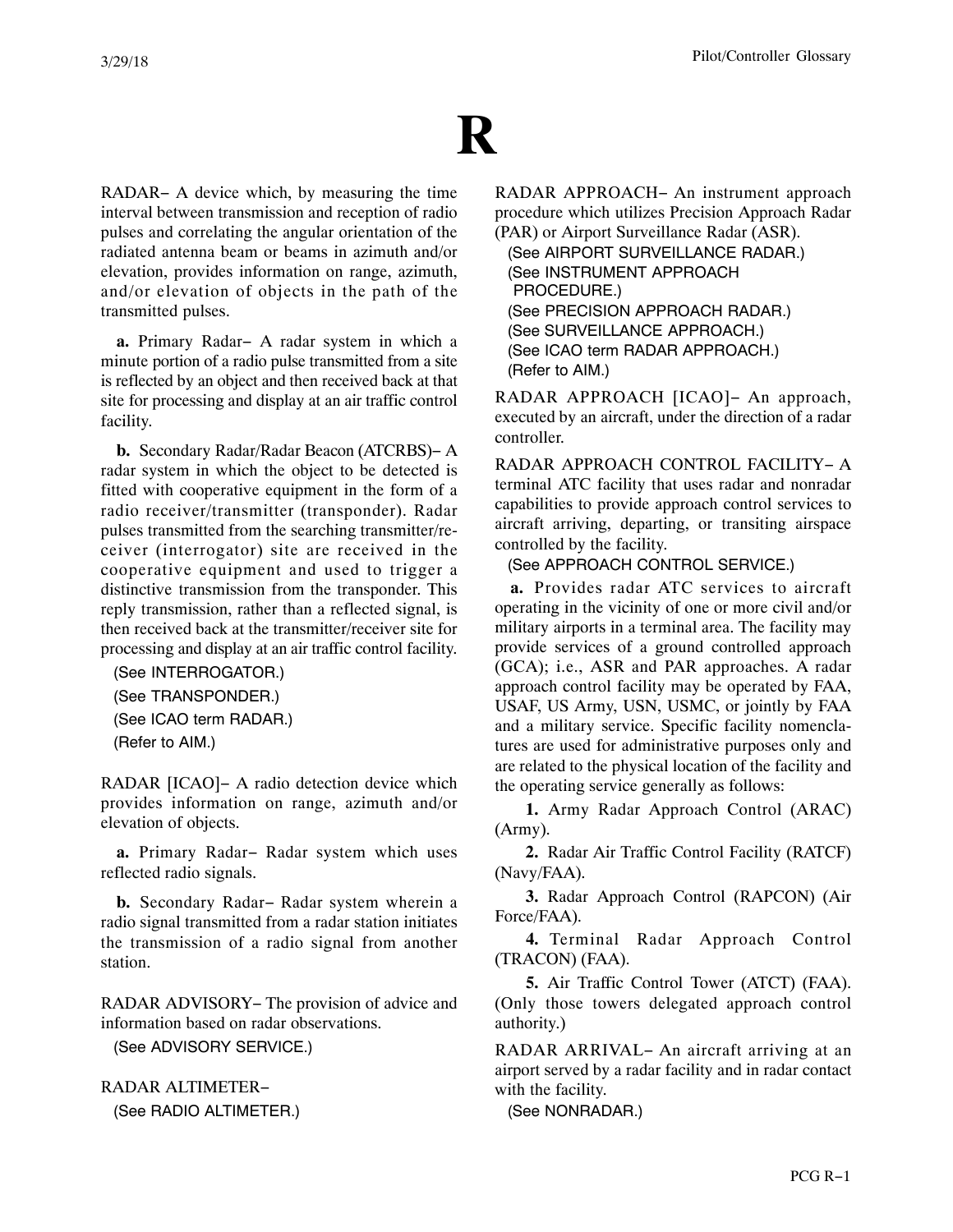# R

RADAR− A device which, by measuring the time interval between transmission and reception of radio pulses and correlating the angular orientation of the radiated antenna beam or beams in azimuth and/or elevation, provides information on range, azimuth, and/or elevation of objects in the path of the transmitted pulses.

**a.** Primary Radar− A radar system in which a minute portion of a radio pulse transmitted from a site is reflected by an object and then received back at that site for processing and display at an air traffic control facility.

**b.** Secondary Radar/Radar Beacon (ATCRBS)− A radar system in which the object to be detected is fitted with cooperative equipment in the form of a radio receiver/transmitter (transponder). Radar pulses transmitted from the searching transmitter/receiver (interrogator) site are received in the cooperative equipment and used to trigger a distinctive transmission from the transponder. This reply transmission, rather than a reflected signal, is then received back at the transmitter/receiver site for processing and display at an air traffic control facility.

(See INTERROGATOR.)
(See TRANSPONDER.)
(See ICAO term RADAR.)
(Refer to AIM.)

RADAR [ICAO]− A radio detection device which provides information on range, azimuth and/or elevation of objects.

**a.** Primary Radar− Radar system which uses reflected radio signals.

**b.** Secondary Radar− Radar system wherein a radio signal transmitted from a radar station initiates the transmission of a radio signal from another station.

RADAR ADVISORY− The provision of advice and information based on radar observations.

(See ADVISORY SERVICE.)

RADAR ALTIMETER−

(See RADIO ALTIMETER.)

RADAR APPROACH− An instrument approach procedure which utilizes Precision Approach Radar (PAR) or Airport Surveillance Radar (ASR).

(See AIRPORT SURVEILLANCE RADAR.)
(See INSTRUMENT APPROACH PROCEDURE.)
(See PRECISION APPROACH RADAR.)
(See SURVEILLANCE APPROACH.)
(See ICAO term RADAR APPROACH.)
(Refer to AIM.)

RADAR APPROACH [ICAO]− An approach, executed by an aircraft, under the direction of a radar controller.

RADAR APPROACH CONTROL FACILITY− A terminal ATC facility that uses radar and nonradar capabilities to provide approach control services to aircraft arriving, departing, or transiting airspace controlled by the facility.

(See APPROACH CONTROL SERVICE.)

**a.** Provides radar ATC services to aircraft operating in the vicinity of one or more civil and/or military airports in a terminal area. The facility may provide services of a ground controlled approach (GCA); i.e., ASR and PAR approaches. A radar approach control facility may be operated by FAA, USAF, US Army, USN, USMC, or jointly by FAA and a military service. Specific facility nomenclatures are used for administrative purposes only and are related to the physical location of the facility and the operating service generally as follows:

**1.** Army Radar Approach Control (ARAC) (Army).

**2.** Radar Air Traffic Control Facility (RATCF) (Navy/FAA).

**3.** Radar Approach Control (RAPCON) (Air Force/FAA).

**4.** Terminal Radar Approach Control (TRACON) (FAA).

**5.** Air Traffic Control Tower (ATCT) (FAA). (Only those towers delegated approach control authority.)

RADAR ARRIVAL− An aircraft arriving at an airport served by a radar facility and in radar contact with the facility.

(See NONRADAR.)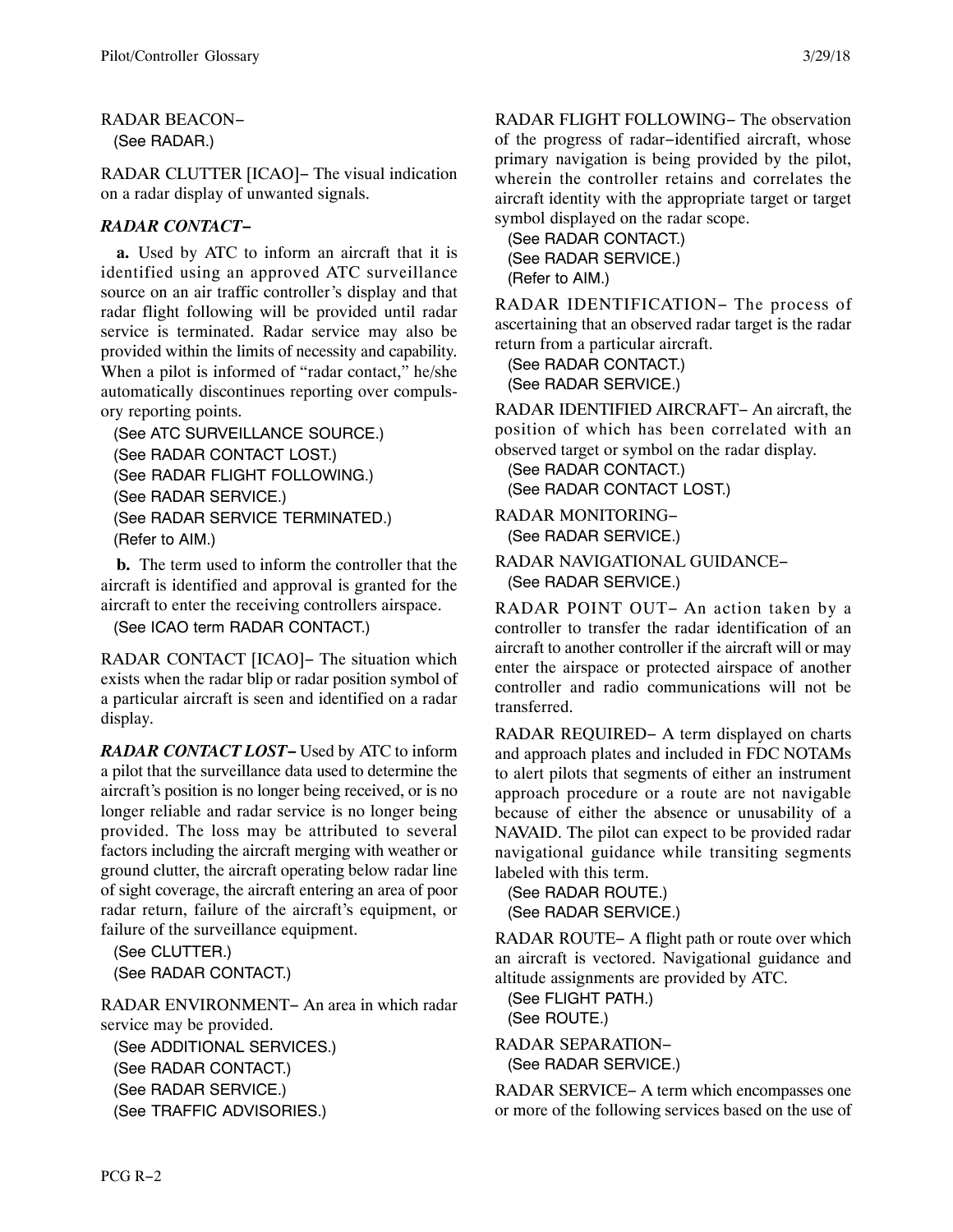RADAR BEACON−
(See RADAR.)

RADAR CLUTTER [ICAO]− The visual indication on a radar display of unwanted signals.

***RADAR CONTACT−***

**a.** Used by ATC to inform an aircraft that it is identified using an approved ATC surveillance source on an air traffic controller's display and that radar flight following will be provided until radar service is terminated. Radar service may also be provided within the limits of necessity and capability. When a pilot is informed of "radar contact," he/she automatically discontinues reporting over compulsory reporting points.

(See ATC SURVEILLANCE SOURCE.)
(See RADAR CONTACT LOST.)
(See RADAR FLIGHT FOLLOWING.)
(See RADAR SERVICE.)
(See RADAR SERVICE TERMINATED.)
(Refer to AIM.)

**b.** The term used to inform the controller that the aircraft is identified and approval is granted for the aircraft to enter the receiving controllers airspace.

(See ICAO term RADAR CONTACT.)

RADAR CONTACT [ICAO]− The situation which exists when the radar blip or radar position symbol of a particular aircraft is seen and identified on a radar display.

***RADAR CONTACT LOST−*** Used by ATC to inform a pilot that the surveillance data used to determine the aircraft's position is no longer being received, or is no longer reliable and radar service is no longer being provided. The loss may be attributed to several factors including the aircraft merging with weather or ground clutter, the aircraft operating below radar line of sight coverage, the aircraft entering an area of poor radar return, failure of the aircraft's equipment, or failure of the surveillance equipment.

(See CLUTTER.)
(See RADAR CONTACT.)

RADAR ENVIRONMENT− An area in which radar service may be provided.

(See ADDITIONAL SERVICES.)
(See RADAR CONTACT.)
(See RADAR SERVICE.)
(See TRAFFIC ADVISORIES.)

RADAR FLIGHT FOLLOWING− The observation of the progress of radar−identified aircraft, whose primary navigation is being provided by the pilot, wherein the controller retains and correlates the aircraft identity with the appropriate target or target symbol displayed on the radar scope.

(See RADAR CONTACT.)
(See RADAR SERVICE.)
(Refer to AIM.)

RADAR IDENTIFICATION− The process of ascertaining that an observed radar target is the radar return from a particular aircraft.

(See RADAR CONTACT.)
(See RADAR SERVICE.)

RADAR IDENTIFIED AIRCRAFT− An aircraft, the position of which has been correlated with an observed target or symbol on the radar display.

(See RADAR CONTACT.)
(See RADAR CONTACT LOST.)

RADAR MONITORING−
(See RADAR SERVICE.)

RADAR NAVIGATIONAL GUIDANCE−
(See RADAR SERVICE.)

RADAR POINT OUT− An action taken by a controller to transfer the radar identification of an aircraft to another controller if the aircraft will or may enter the airspace or protected airspace of another controller and radio communications will not be transferred.

RADAR REQUIRED− A term displayed on charts and approach plates and included in FDC NOTAMs to alert pilots that segments of either an instrument approach procedure or a route are not navigable because of either the absence or unusability of a NAVAID. The pilot can expect to be provided radar navigational guidance while transiting segments labeled with this term.

(See RADAR ROUTE.)
(See RADAR SERVICE.)

RADAR ROUTE− A flight path or route over which an aircraft is vectored. Navigational guidance and altitude assignments are provided by ATC.

(See FLIGHT PATH.)
(See ROUTE.)

RADAR SEPARATION−
(See RADAR SERVICE.)

RADAR SERVICE− A term which encompasses one or more of the following services based on the use of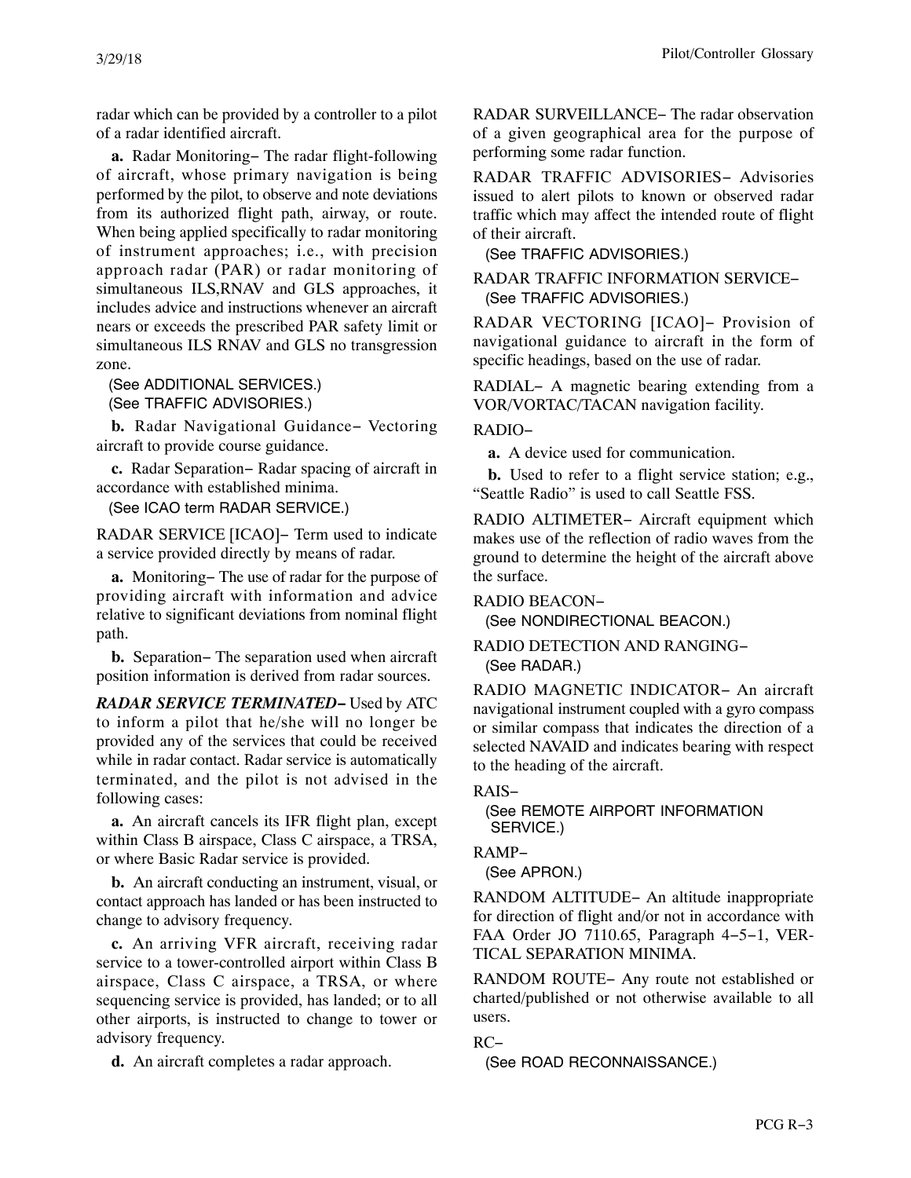radar which can be provided by a controller to a pilot of a radar identified aircraft.

**a.** Radar Monitoring− The radar flight-following of aircraft, whose primary navigation is being performed by the pilot, to observe and note deviations from its authorized flight path, airway, or route. When being applied specifically to radar monitoring of instrument approaches; i.e., with precision approach radar (PAR) or radar monitoring of simultaneous ILS,RNAV and GLS approaches, it includes advice and instructions whenever an aircraft nears or exceeds the prescribed PAR safety limit or simultaneous ILS RNAV and GLS no transgression zone.

(See ADDITIONAL SERVICES.)
(See TRAFFIC ADVISORIES.)

**b.** Radar Navigational Guidance− Vectoring aircraft to provide course guidance.

**c.** Radar Separation− Radar spacing of aircraft in accordance with established minima.

(See ICAO term RADAR SERVICE.)

RADAR SERVICE [ICAO]− Term used to indicate a service provided directly by means of radar.

**a.** Monitoring− The use of radar for the purpose of providing aircraft with information and advice relative to significant deviations from nominal flight path.

**b.** Separation− The separation used when aircraft position information is derived from radar sources.

***RADAR SERVICE TERMINATED−*** Used by ATC to inform a pilot that he/she will no longer be provided any of the services that could be received while in radar contact. Radar service is automatically terminated, and the pilot is not advised in the following cases:

**a.** An aircraft cancels its IFR flight plan, except within Class B airspace, Class C airspace, a TRSA, or where Basic Radar service is provided.

**b.** An aircraft conducting an instrument, visual, or contact approach has landed or has been instructed to change to advisory frequency.

**c.** An arriving VFR aircraft, receiving radar service to a tower-controlled airport within Class B airspace, Class C airspace, a TRSA, or where sequencing service is provided, has landed; or to all other airports, is instructed to change to tower or advisory frequency.

**d.** An aircraft completes a radar approach.

RADAR SURVEILLANCE− The radar observation of a given geographical area for the purpose of performing some radar function.

RADAR TRAFFIC ADVISORIES− Advisories issued to alert pilots to known or observed radar traffic which may affect the intended route of flight of their aircraft.

(See TRAFFIC ADVISORIES.)

RADAR TRAFFIC INFORMATION SERVICE−
(See TRAFFIC ADVISORIES.)

RADAR VECTORING [ICAO]− Provision of navigational guidance to aircraft in the form of specific headings, based on the use of radar.

RADIAL− A magnetic bearing extending from a VOR/VORTAC/TACAN navigation facility.

RADIO−

**a.** A device used for communication.

**b.** Used to refer to a flight service station; e.g., "Seattle Radio" is used to call Seattle FSS.

RADIO ALTIMETER− Aircraft equipment which makes use of the reflection of radio waves from the ground to determine the height of the aircraft above the surface.

RADIO BEACON−
(See NONDIRECTIONAL BEACON.)

RADIO DETECTION AND RANGING−
(See RADAR.)

RADIO MAGNETIC INDICATOR− An aircraft navigational instrument coupled with a gyro compass or similar compass that indicates the direction of a selected NAVAID and indicates bearing with respect to the heading of the aircraft.

RAIS−
(See REMOTE AIRPORT INFORMATION SERVICE.)

RAMP−
(See APRON.)

RANDOM ALTITUDE− An altitude inappropriate for direction of flight and/or not in accordance with FAA Order JO 7110.65, Paragraph 4−5−1, VERTICAL SEPARATION MINIMA.

RANDOM ROUTE− Any route not established or charted/published or not otherwise available to all users.

RC−
(See ROAD RECONNAISSANCE.)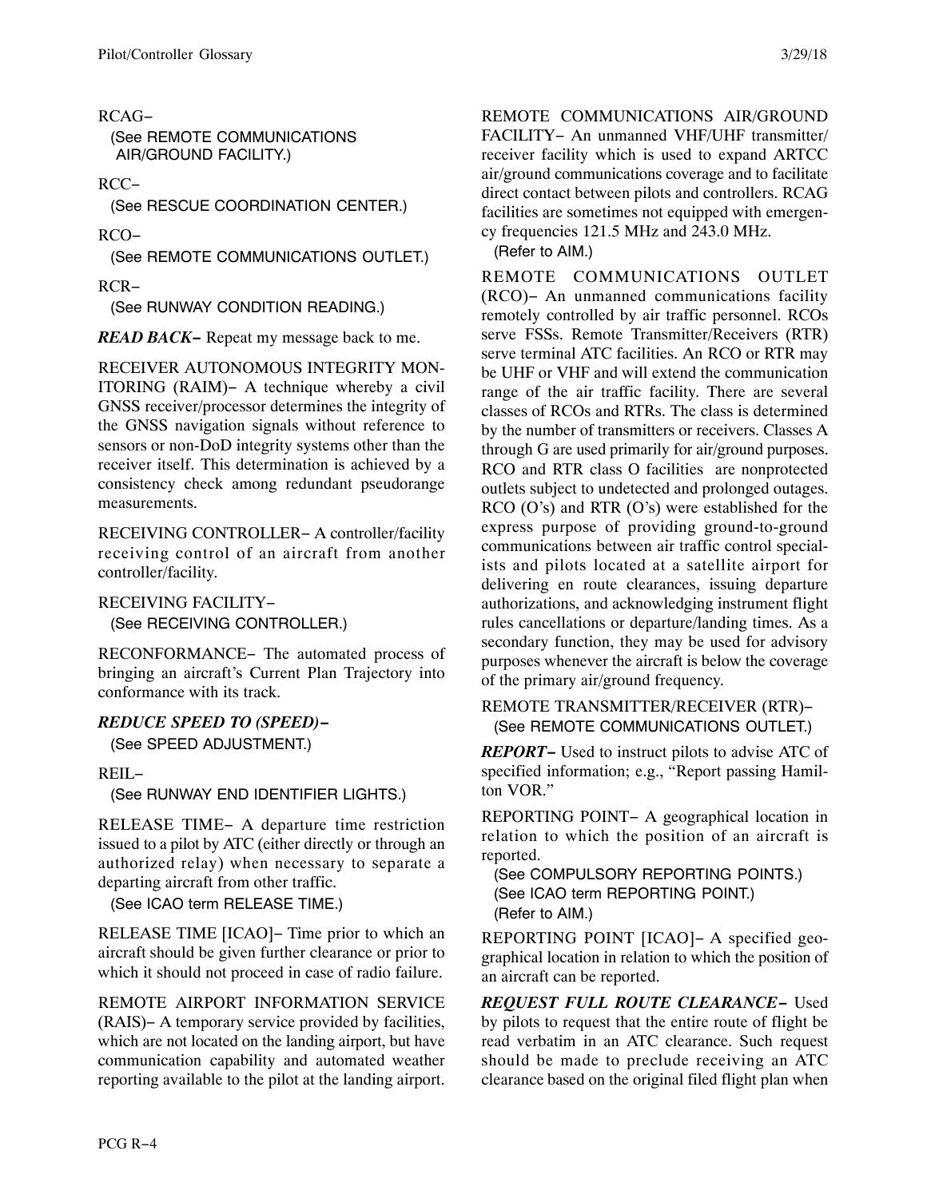RCAG−

(See REMOTE COMMUNICATIONS AIR/GROUND FACILITY.)

RCC−

(See RESCUE COORDINATION CENTER.)

RCO−

(See REMOTE COMMUNICATIONS OUTLET.)

RCR−

(See RUNWAY CONDITION READING.)

***READ BACK−*** Repeat my message back to me.

RECEIVER AUTONOMOUS INTEGRITY MONITORING (RAIM)− A technique whereby a civil GNSS receiver/processor determines the integrity of the GNSS navigation signals without reference to sensors or non-DoD integrity systems other than the receiver itself. This determination is achieved by a consistency check among redundant pseudorange measurements.

RECEIVING CONTROLLER− A controller/facility receiving control of an aircraft from another controller/facility.

RECEIVING FACILITY−

(See RECEIVING CONTROLLER.)

RECONFORMANCE− The automated process of bringing an aircraft's Current Plan Trajectory into conformance with its track.

***REDUCE SPEED TO (SPEED)−***

(See SPEED ADJUSTMENT.)

REIL−

(See RUNWAY END IDENTIFIER LIGHTS.)

RELEASE TIME− A departure time restriction issued to a pilot by ATC (either directly or through an authorized relay) when necessary to separate a departing aircraft from other traffic.

(See ICAO term RELEASE TIME.)

RELEASE TIME [ICAO]− Time prior to which an aircraft should be given further clearance or prior to which it should not proceed in case of radio failure.

REMOTE AIRPORT INFORMATION SERVICE (RAIS)− A temporary service provided by facilities, which are not located on the landing airport, but have communication capability and automated weather reporting available to the pilot at the landing airport.

REMOTE COMMUNICATIONS AIR/GROUND FACILITY− An unmanned VHF/UHF transmitter/receiver facility which is used to expand ARTCC air/ground communications coverage and to facilitate direct contact between pilots and controllers. RCAG facilities are sometimes not equipped with emergency frequencies 121.5 MHz and 243.0 MHz.

(Refer to AIM.)

REMOTE COMMUNICATIONS OUTLET (RCO)− An unmanned communications facility remotely controlled by air traffic personnel. RCOs serve FSSs. Remote Transmitter/Receivers (RTR) serve terminal ATC facilities. An RCO or RTR may be UHF or VHF and will extend the communication range of the air traffic facility. There are several classes of RCOs and RTRs. The class is determined by the number of transmitters or receivers. Classes A through G are used primarily for air/ground purposes. RCO and RTR class O facilities are nonprotected outlets subject to undetected and prolonged outages. RCO (O's) and RTR (O's) were established for the express purpose of providing ground-to-ground communications between air traffic control specialists and pilots located at a satellite airport for delivering en route clearances, issuing departure authorizations, and acknowledging instrument flight rules cancellations or departure/landing times. As a secondary function, they may be used for advisory purposes whenever the aircraft is below the coverage of the primary air/ground frequency.

REMOTE TRANSMITTER/RECEIVER (RTR)−

(See REMOTE COMMUNICATIONS OUTLET.)

***REPORT−*** Used to instruct pilots to advise ATC of specified information; e.g., "Report passing Hamilton VOR."

REPORTING POINT− A geographical location in relation to which the position of an aircraft is reported.

(See COMPULSORY REPORTING POINTS.)
(See ICAO term REPORTING POINT.)
(Refer to AIM.)

REPORTING POINT [ICAO]− A specified geographical location in relation to which the position of an aircraft can be reported.

***REQUEST FULL ROUTE CLEARANCE−*** Used by pilots to request that the entire route of flight be read verbatim in an ATC clearance. Such request should be made to preclude receiving an ATC clearance based on the original filed flight plan when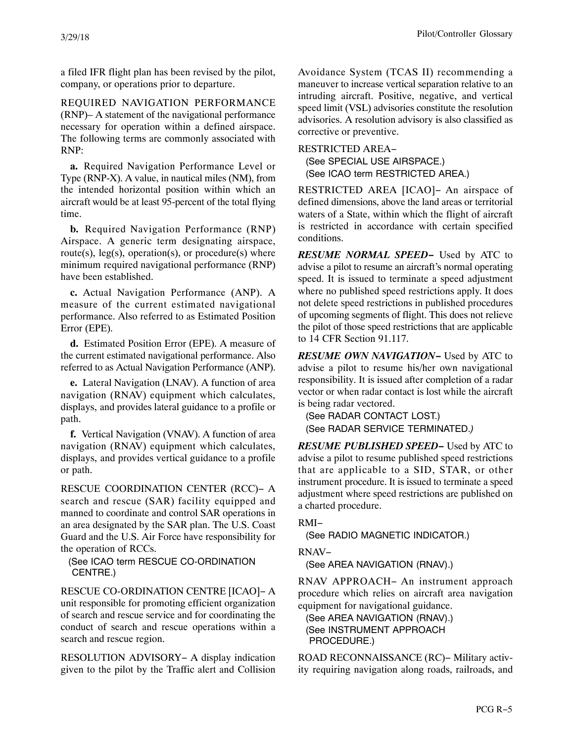a filed IFR flight plan has been revised by the pilot, company, or operations prior to departure.

REQUIRED NAVIGATION PERFORMANCE (RNP)– A statement of the navigational performance necessary for operation within a defined airspace. The following terms are commonly associated with RNP:

**a.** Required Navigation Performance Level or Type (RNP-X). A value, in nautical miles (NM), from the intended horizontal position within which an aircraft would be at least 95-percent of the total flying time.

**b.** Required Navigation Performance (RNP) Airspace. A generic term designating airspace, route(s), leg(s), operation(s), or procedure(s) where minimum required navigational performance (RNP) have been established.

**c.** Actual Navigation Performance (ANP). A measure of the current estimated navigational performance. Also referred to as Estimated Position Error (EPE).

**d.** Estimated Position Error (EPE). A measure of the current estimated navigational performance. Also referred to as Actual Navigation Performance (ANP).

**e.** Lateral Navigation (LNAV). A function of area navigation (RNAV) equipment which calculates, displays, and provides lateral guidance to a profile or path.

**f.** Vertical Navigation (VNAV). A function of area navigation (RNAV) equipment which calculates, displays, and provides vertical guidance to a profile or path.

RESCUE COORDINATION CENTER (RCC)– A search and rescue (SAR) facility equipped and manned to coordinate and control SAR operations in an area designated by the SAR plan. The U.S. Coast Guard and the U.S. Air Force have responsibility for the operation of RCCs.

(See ICAO term RESCUE CO-ORDINATION CENTRE.)

RESCUE CO-ORDINATION CENTRE [ICAO]– A unit responsible for promoting efficient organization of search and rescue service and for coordinating the conduct of search and rescue operations within a search and rescue region.

RESOLUTION ADVISORY– A display indication given to the pilot by the Traffic alert and Collision Avoidance System (TCAS II) recommending a maneuver to increase vertical separation relative to an intruding aircraft. Positive, negative, and vertical speed limit (VSL) advisories constitute the resolution advisories. A resolution advisory is also classified as corrective or preventive.

RESTRICTED AREA–

(See SPECIAL USE AIRSPACE.)
(See ICAO term RESTRICTED AREA.)

RESTRICTED AREA [ICAO]– An airspace of defined dimensions, above the land areas or territorial waters of a State, within which the flight of aircraft is restricted in accordance with certain specified conditions.

***RESUME NORMAL SPEED–*** Used by ATC to advise a pilot to resume an aircraft's normal operating speed. It is issued to terminate a speed adjustment where no published speed restrictions apply. It does not delete speed restrictions in published procedures of upcoming segments of flight. This does not relieve the pilot of those speed restrictions that are applicable to 14 CFR Section 91.117.

***RESUME OWN NAVIGATION–*** Used by ATC to advise a pilot to resume his/her own navigational responsibility. It is issued after completion of a radar vector or when radar contact is lost while the aircraft is being radar vectored.

(See RADAR CONTACT LOST.)
(See RADAR SERVICE TERMINATED.)

***RESUME PUBLISHED SPEED–*** Used by ATC to advise a pilot to resume published speed restrictions that are applicable to a SID, STAR, or other instrument procedure. It is issued to terminate a speed adjustment where speed restrictions are published on a charted procedure.

RMI–

(See RADIO MAGNETIC INDICATOR.)

RNAV–

(See AREA NAVIGATION (RNAV).)

RNAV APPROACH– An instrument approach procedure which relies on aircraft area navigation equipment for navigational guidance.

(See AREA NAVIGATION (RNAV).)
(See INSTRUMENT APPROACH PROCEDURE.)

ROAD RECONNAISSANCE (RC)– Military activity requiring navigation along roads, railroads, and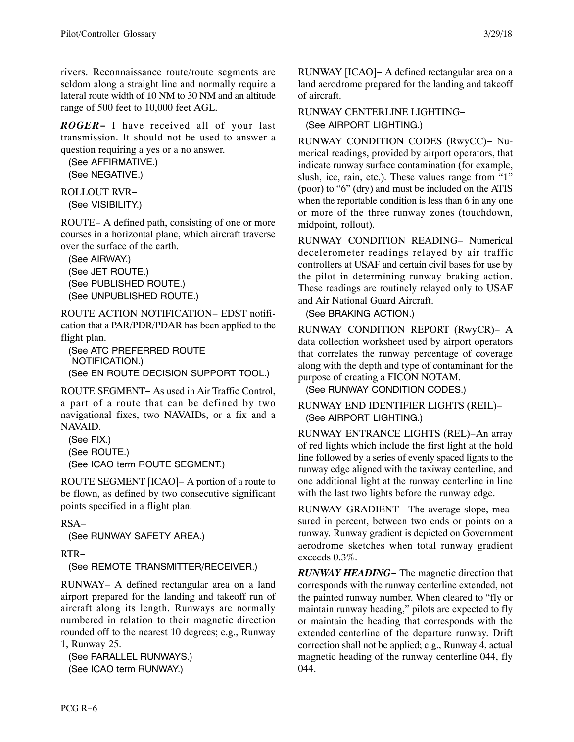rivers. Reconnaissance route/route segments are seldom along a straight line and normally require a lateral route width of 10 NM to 30 NM and an altitude range of 500 feet to 10,000 feet AGL.

***ROGER−*** I have received all of your last transmission. It should not be used to answer a question requiring a yes or a no answer.

(See AFFIRMATIVE.)
(See NEGATIVE.)

ROLLOUT RVR−
(See VISIBILITY.)

ROUTE− A defined path, consisting of one or more courses in a horizontal plane, which aircraft traverse over the surface of the earth.

(See AIRWAY.)
(See JET ROUTE.)
(See PUBLISHED ROUTE.)
(See UNPUBLISHED ROUTE.)

ROUTE ACTION NOTIFICATION− EDST notification that a PAR/PDR/PDAR has been applied to the flight plan.

(See ATC PREFERRED ROUTE NOTIFICATION.)
(See EN ROUTE DECISION SUPPORT TOOL.)

ROUTE SEGMENT− As used in Air Traffic Control, a part of a route that can be defined by two navigational fixes, two NAVAIDs, or a fix and a NAVAID.

(See FIX.)
(See ROUTE.)
(See ICAO term ROUTE SEGMENT.)

ROUTE SEGMENT [ICAO]− A portion of a route to be flown, as defined by two consecutive significant points specified in a flight plan.

RSA−
(See RUNWAY SAFETY AREA.)

RTR−
(See REMOTE TRANSMITTER/RECEIVER.)

RUNWAY− A defined rectangular area on a land airport prepared for the landing and takeoff run of aircraft along its length. Runways are normally numbered in relation to their magnetic direction rounded off to the nearest 10 degrees; e.g., Runway 1, Runway 25.

(See PARALLEL RUNWAYS.)
(See ICAO term RUNWAY.)

RUNWAY [ICAO]− A defined rectangular area on a land aerodrome prepared for the landing and takeoff of aircraft.

RUNWAY CENTERLINE LIGHTING−
(See AIRPORT LIGHTING.)

RUNWAY CONDITION CODES (RwyCC)− Numerical readings, provided by airport operators, that indicate runway surface contamination (for example, slush, ice, rain, etc.). These values range from "1" (poor) to "6" (dry) and must be included on the ATIS when the reportable condition is less than 6 in any one or more of the three runway zones (touchdown, midpoint, rollout).

RUNWAY CONDITION READING− Numerical decelerometer readings relayed by air traffic controllers at USAF and certain civil bases for use by the pilot in determining runway braking action. These readings are routinely relayed only to USAF and Air National Guard Aircraft.

(See BRAKING ACTION.)

RUNWAY CONDITION REPORT (RwyCR)− A data collection worksheet used by airport operators that correlates the runway percentage of coverage along with the depth and type of contaminant for the purpose of creating a FICON NOTAM.

(See RUNWAY CONDITION CODES.)

RUNWAY END IDENTIFIER LIGHTS (REIL)−
(See AIRPORT LIGHTING.)

RUNWAY ENTRANCE LIGHTS (REL)−An array of red lights which include the first light at the hold line followed by a series of evenly spaced lights to the runway edge aligned with the taxiway centerline, and one additional light at the runway centerline in line with the last two lights before the runway edge.

RUNWAY GRADIENT− The average slope, measured in percent, between two ends or points on a runway. Runway gradient is depicted on Government aerodrome sketches when total runway gradient exceeds 0.3%.

***RUNWAY HEADING−*** The magnetic direction that corresponds with the runway centerline extended, not the painted runway number. When cleared to "fly or maintain runway heading," pilots are expected to fly or maintain the heading that corresponds with the extended centerline of the departure runway. Drift correction shall not be applied; e.g., Runway 4, actual magnetic heading of the runway centerline 044, fly 044.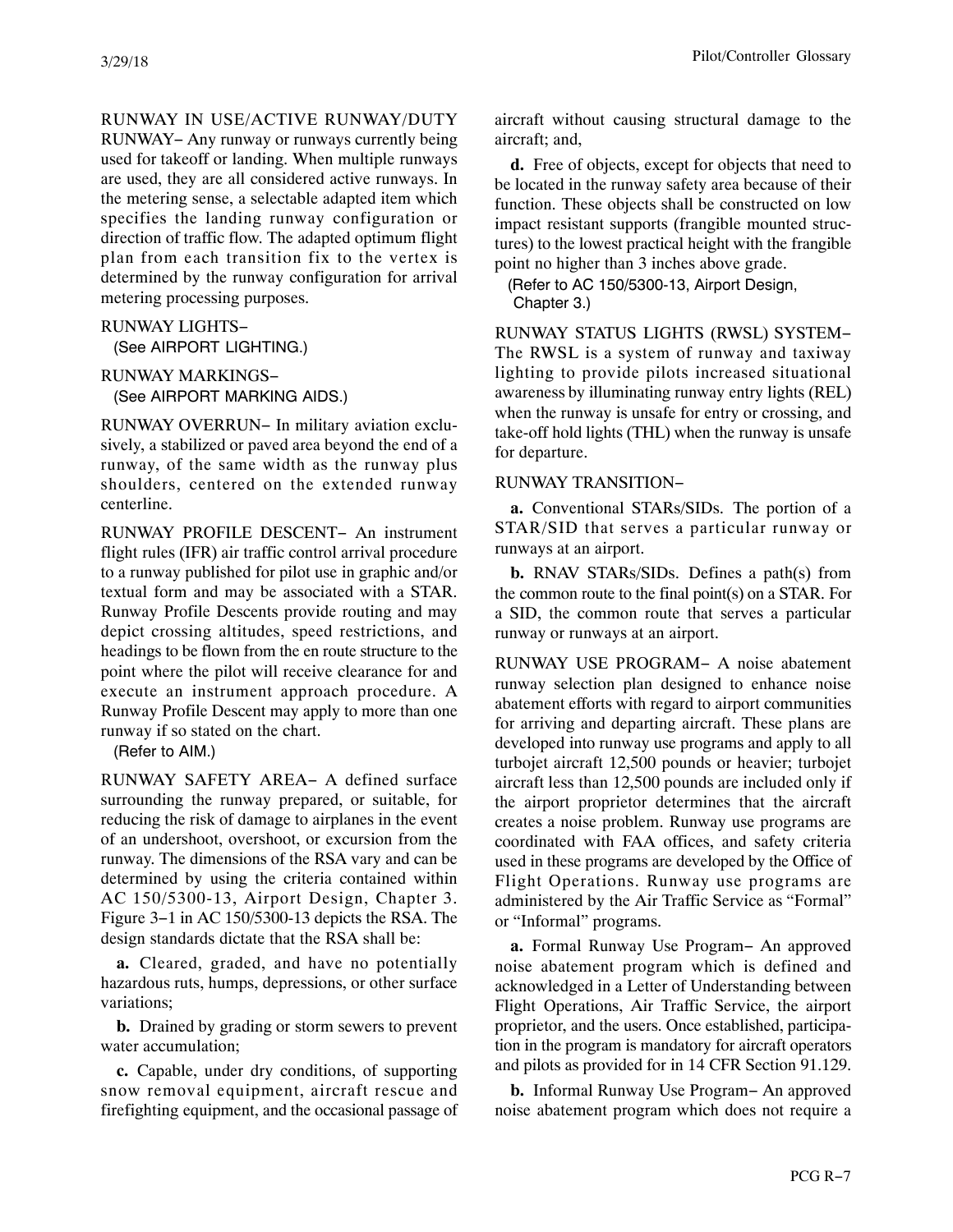RUNWAY IN USE/ACTIVE RUNWAY/DUTY RUNWAY− Any runway or runways currently being used for takeoff or landing. When multiple runways are used, they are all considered active runways. In the metering sense, a selectable adapted item which specifies the landing runway configuration or direction of traffic flow. The adapted optimum flight plan from each transition fix to the vertex is determined by the runway configuration for arrival metering processing purposes.

RUNWAY LIGHTS−
(See AIRPORT LIGHTING.)

RUNWAY MARKINGS−
(See AIRPORT MARKING AIDS.)

RUNWAY OVERRUN− In military aviation exclusively, a stabilized or paved area beyond the end of a runway, of the same width as the runway plus shoulders, centered on the extended runway centerline.

RUNWAY PROFILE DESCENT− An instrument flight rules (IFR) air traffic control arrival procedure to a runway published for pilot use in graphic and/or textual form and may be associated with a STAR. Runway Profile Descents provide routing and may depict crossing altitudes, speed restrictions, and headings to be flown from the en route structure to the point where the pilot will receive clearance for and execute an instrument approach procedure. A Runway Profile Descent may apply to more than one runway if so stated on the chart.
(Refer to AIM.)

RUNWAY SAFETY AREA− A defined surface surrounding the runway prepared, or suitable, for reducing the risk of damage to airplanes in the event of an undershoot, overshoot, or excursion from the runway. The dimensions of the RSA vary and can be determined by using the criteria contained within AC 150/5300-13, Airport Design, Chapter 3. Figure 3−1 in AC 150/5300-13 depicts the RSA. The design standards dictate that the RSA shall be:

**a.** Cleared, graded, and have no potentially hazardous ruts, humps, depressions, or other surface variations;

**b.** Drained by grading or storm sewers to prevent water accumulation;

**c.** Capable, under dry conditions, of supporting snow removal equipment, aircraft rescue and firefighting equipment, and the occasional passage of aircraft without causing structural damage to the aircraft; and,

**d.** Free of objects, except for objects that need to be located in the runway safety area because of their function. These objects shall be constructed on low impact resistant supports (frangible mounted structures) to the lowest practical height with the frangible point no higher than 3 inches above grade.
(Refer to AC 150/5300-13, Airport Design, Chapter 3.)

RUNWAY STATUS LIGHTS (RWSL) SYSTEM− The RWSL is a system of runway and taxiway lighting to provide pilots increased situational awareness by illuminating runway entry lights (REL) when the runway is unsafe for entry or crossing, and take-off hold lights (THL) when the runway is unsafe for departure.

RUNWAY TRANSITION−

**a.** Conventional STARs/SIDs. The portion of a STAR/SID that serves a particular runway or runways at an airport.

**b.** RNAV STARs/SIDs. Defines a path(s) from the common route to the final point(s) on a STAR. For a SID, the common route that serves a particular runway or runways at an airport.

RUNWAY USE PROGRAM− A noise abatement runway selection plan designed to enhance noise abatement efforts with regard to airport communities for arriving and departing aircraft. These plans are developed into runway use programs and apply to all turbojet aircraft 12,500 pounds or heavier; turbojet aircraft less than 12,500 pounds are included only if the airport proprietor determines that the aircraft creates a noise problem. Runway use programs are coordinated with FAA offices, and safety criteria used in these programs are developed by the Office of Flight Operations. Runway use programs are administered by the Air Traffic Service as "Formal" or "Informal" programs.

**a.** Formal Runway Use Program− An approved noise abatement program which is defined and acknowledged in a Letter of Understanding between Flight Operations, Air Traffic Service, the airport proprietor, and the users. Once established, participation in the program is mandatory for aircraft operators and pilots as provided for in 14 CFR Section 91.129.

**b.** Informal Runway Use Program− An approved noise abatement program which does not require a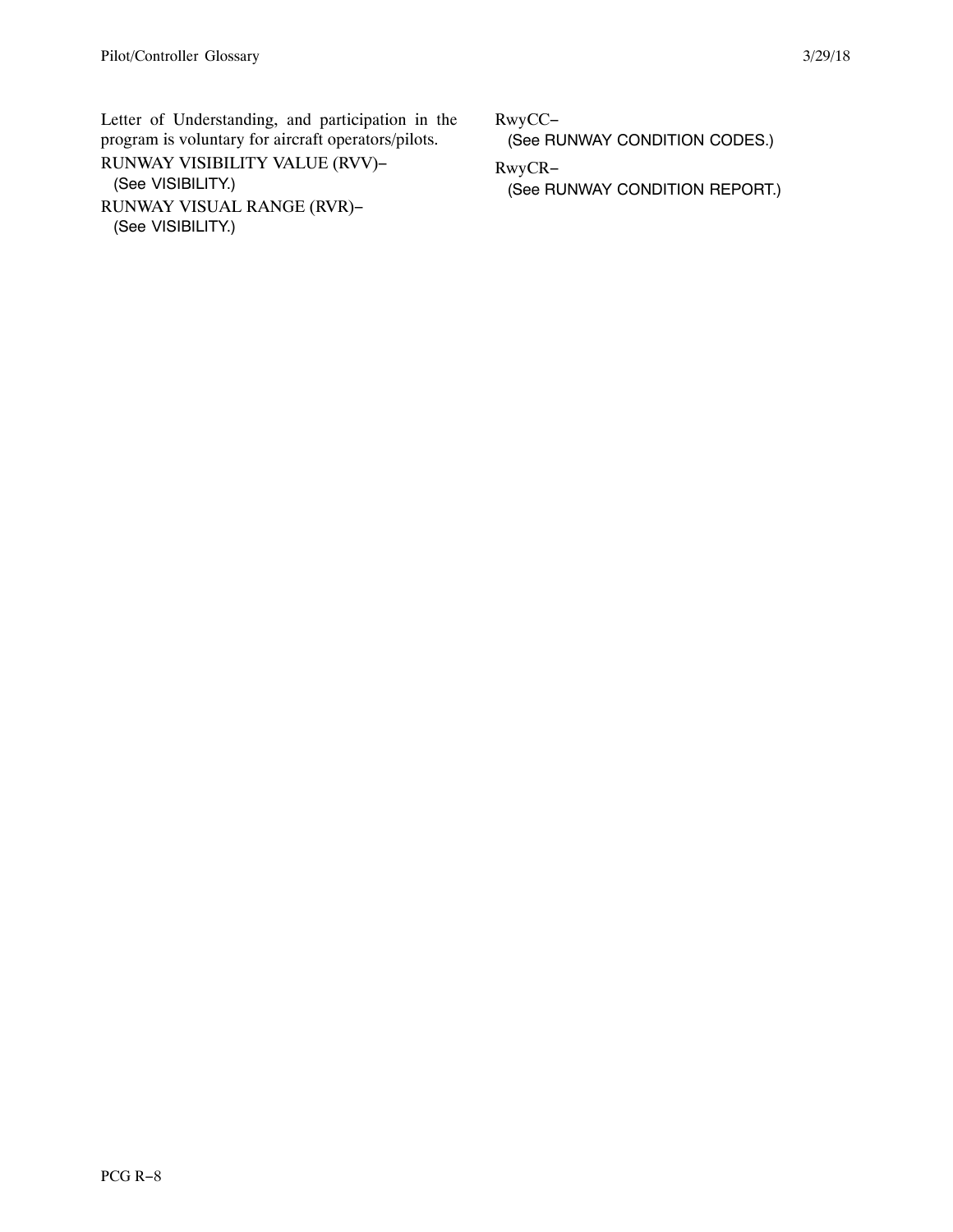Letter of Understanding, and participation in the program is voluntary for aircraft operators/pilots.

RUNWAY VISIBILITY VALUE (RVV)−
(See VISIBILITY.)

RUNWAY VISUAL RANGE (RVR)−
(See VISIBILITY.)

RwyCC−
(See RUNWAY CONDITION CODES.)

RwyCR−
(See RUNWAY CONDITION REPORT.)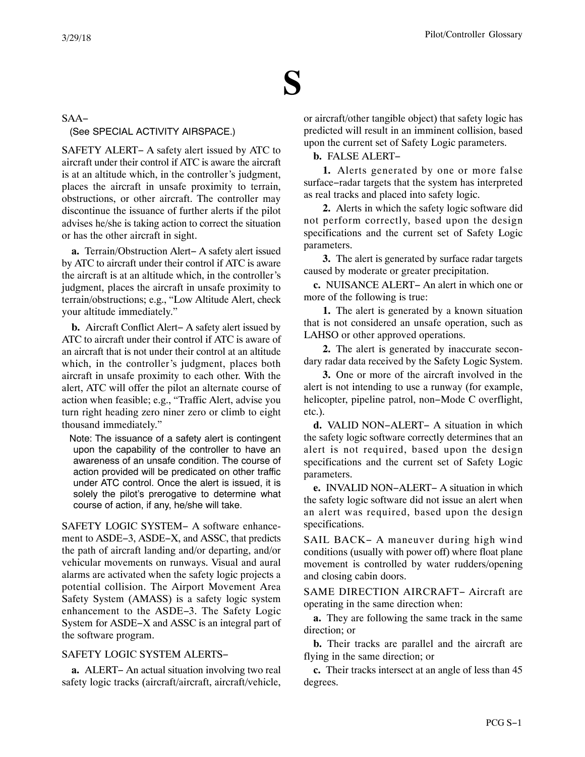# S

SAA−
(See SPECIAL ACTIVITY AIRSPACE.)

SAFETY ALERT− A safety alert issued by ATC to aircraft under their control if ATC is aware the aircraft is at an altitude which, in the controller's judgment, places the aircraft in unsafe proximity to terrain, obstructions, or other aircraft. The controller may discontinue the issuance of further alerts if the pilot advises he/she is taking action to correct the situation or has the other aircraft in sight.

**a.** Terrain/Obstruction Alert− A safety alert issued by ATC to aircraft under their control if ATC is aware the aircraft is at an altitude which, in the controller's judgment, places the aircraft in unsafe proximity to terrain/obstructions; e.g., "Low Altitude Alert, check your altitude immediately."

**b.** Aircraft Conflict Alert− A safety alert issued by ATC to aircraft under their control if ATC is aware of an aircraft that is not under their control at an altitude which, in the controller's judgment, places both aircraft in unsafe proximity to each other. With the alert, ATC will offer the pilot an alternate course of action when feasible; e.g., "Traffic Alert, advise you turn right heading zero niner zero or climb to eight thousand immediately."

Note: The issuance of a safety alert is contingent upon the capability of the controller to have an awareness of an unsafe condition. The course of action provided will be predicated on other traffic under ATC control. Once the alert is issued, it is solely the pilot's prerogative to determine what course of action, if any, he/she will take.

SAFETY LOGIC SYSTEM− A software enhancement to ASDE−3, ASDE−X, and ASSC, that predicts the path of aircraft landing and/or departing, and/or vehicular movements on runways. Visual and aural alarms are activated when the safety logic projects a potential collision. The Airport Movement Area Safety System (AMASS) is a safety logic system enhancement to the ASDE−3. The Safety Logic System for ASDE−X and ASSC is an integral part of the software program.

SAFETY LOGIC SYSTEM ALERTS−

**a.** ALERT− An actual situation involving two real safety logic tracks (aircraft/aircraft, aircraft/vehicle, or aircraft/other tangible object) that safety logic has predicted will result in an imminent collision, based upon the current set of Safety Logic parameters.

**b.** FALSE ALERT−

**1.** Alerts generated by one or more false surface−radar targets that the system has interpreted as real tracks and placed into safety logic.

**2.** Alerts in which the safety logic software did not perform correctly, based upon the design specifications and the current set of Safety Logic parameters.

**3.** The alert is generated by surface radar targets caused by moderate or greater precipitation.

**c.** NUISANCE ALERT− An alert in which one or more of the following is true:

**1.** The alert is generated by a known situation that is not considered an unsafe operation, such as LAHSO or other approved operations.

**2.** The alert is generated by inaccurate secondary radar data received by the Safety Logic System.

**3.** One or more of the aircraft involved in the alert is not intending to use a runway (for example, helicopter, pipeline patrol, non−Mode C overflight, etc.).

**d.** VALID NON−ALERT− A situation in which the safety logic software correctly determines that an alert is not required, based upon the design specifications and the current set of Safety Logic parameters.

**e.** INVALID NON−ALERT− A situation in which the safety logic software did not issue an alert when an alert was required, based upon the design specifications.

SAIL BACK− A maneuver during high wind conditions (usually with power off) where float plane movement is controlled by water rudders/opening and closing cabin doors.

SAME DIRECTION AIRCRAFT− Aircraft are operating in the same direction when:

**a.** They are following the same track in the same direction; or

**b.** Their tracks are parallel and the aircraft are flying in the same direction; or

**c.** Their tracks intersect at an angle of less than 45 degrees.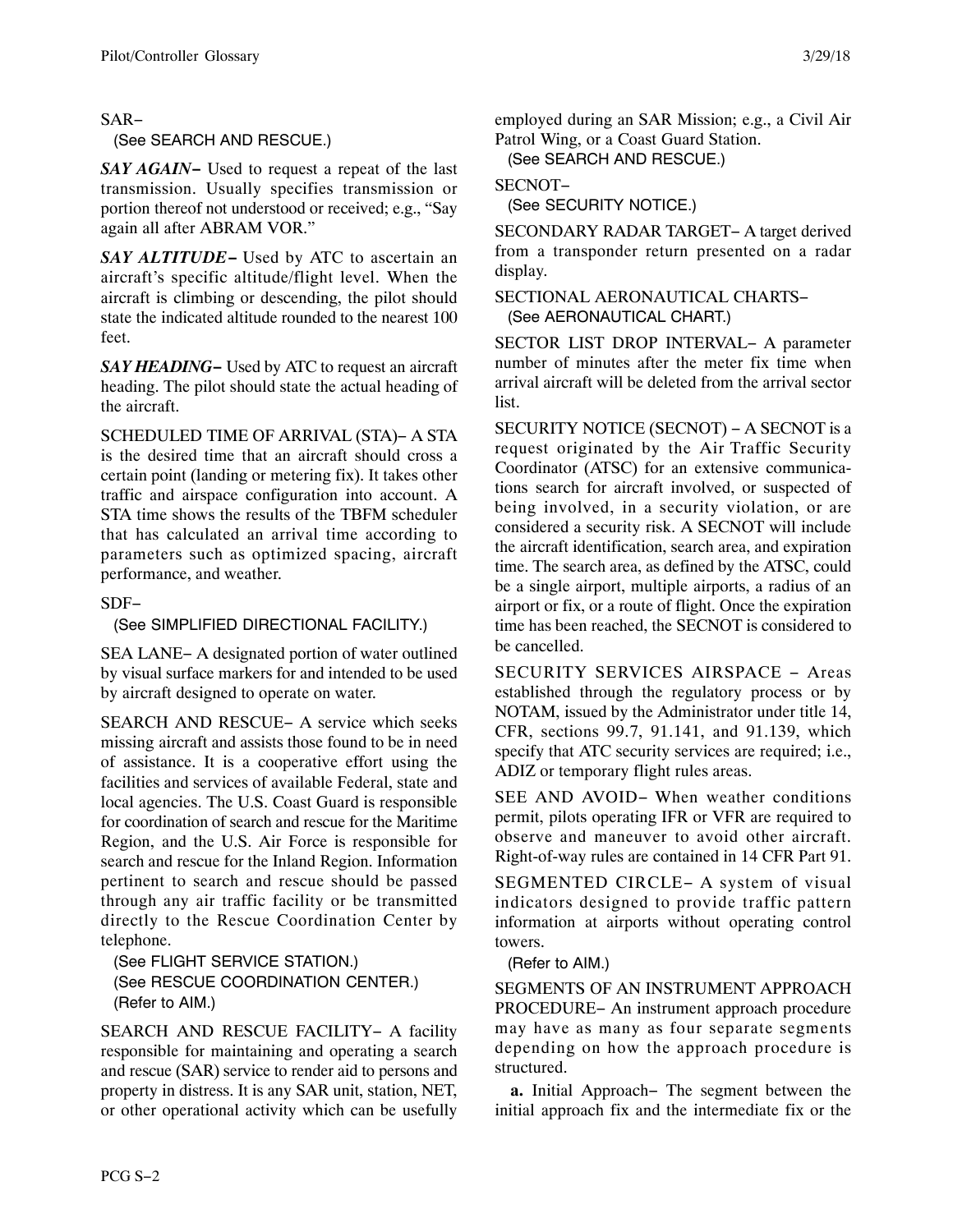SAR−

(See SEARCH AND RESCUE.)

***SAY AGAIN*−** Used to request a repeat of the last transmission. Usually specifies transmission or portion thereof not understood or received; e.g., "Say again all after ABRAM VOR."

***SAY ALTITUDE*−** Used by ATC to ascertain an aircraft's specific altitude/flight level. When the aircraft is climbing or descending, the pilot should state the indicated altitude rounded to the nearest 100 feet.

***SAY HEADING*−** Used by ATC to request an aircraft heading. The pilot should state the actual heading of the aircraft.

SCHEDULED TIME OF ARRIVAL (STA)− A STA is the desired time that an aircraft should cross a certain point (landing or metering fix). It takes other traffic and airspace configuration into account. A STA time shows the results of the TBFM scheduler that has calculated an arrival time according to parameters such as optimized spacing, aircraft performance, and weather.

SDF−

(See SIMPLIFIED DIRECTIONAL FACILITY.)

SEA LANE− A designated portion of water outlined by visual surface markers for and intended to be used by aircraft designed to operate on water.

SEARCH AND RESCUE− A service which seeks missing aircraft and assists those found to be in need of assistance. It is a cooperative effort using the facilities and services of available Federal, state and local agencies. The U.S. Coast Guard is responsible for coordination of search and rescue for the Maritime Region, and the U.S. Air Force is responsible for search and rescue for the Inland Region. Information pertinent to search and rescue should be passed through any air traffic facility or be transmitted directly to the Rescue Coordination Center by telephone.

(See FLIGHT SERVICE STATION.)
(See RESCUE COORDINATION CENTER.)
(Refer to AIM.)

SEARCH AND RESCUE FACILITY− A facility responsible for maintaining and operating a search and rescue (SAR) service to render aid to persons and property in distress. It is any SAR unit, station, NET, or other operational activity which can be usefully employed during an SAR Mission; e.g., a Civil Air Patrol Wing, or a Coast Guard Station.

(See SEARCH AND RESCUE.)

SECNOT−

(See SECURITY NOTICE.)

SECONDARY RADAR TARGET− A target derived from a transponder return presented on a radar display.

SECTIONAL AERONAUTICAL CHARTS−

(See AERONAUTICAL CHART.)

SECTOR LIST DROP INTERVAL− A parameter number of minutes after the meter fix time when arrival aircraft will be deleted from the arrival sector list.

SECURITY NOTICE (SECNOT) − A SECNOT is a request originated by the Air Traffic Security Coordinator (ATSC) for an extensive communications search for aircraft involved, or suspected of being involved, in a security violation, or are considered a security risk. A SECNOT will include the aircraft identification, search area, and expiration time. The search area, as defined by the ATSC, could be a single airport, multiple airports, a radius of an airport or fix, or a route of flight. Once the expiration time has been reached, the SECNOT is considered to be cancelled.

SECURITY SERVICES AIRSPACE − Areas established through the regulatory process or by NOTAM, issued by the Administrator under title 14, CFR, sections 99.7, 91.141, and 91.139, which specify that ATC security services are required; i.e., ADIZ or temporary flight rules areas.

SEE AND AVOID− When weather conditions permit, pilots operating IFR or VFR are required to observe and maneuver to avoid other aircraft. Right-of-way rules are contained in 14 CFR Part 91.

SEGMENTED CIRCLE− A system of visual indicators designed to provide traffic pattern information at airports without operating control towers.

(Refer to AIM.)

SEGMENTS OF AN INSTRUMENT APPROACH PROCEDURE− An instrument approach procedure may have as many as four separate segments depending on how the approach procedure is structured.

**a.** Initial Approach− The segment between the initial approach fix and the intermediate fix or the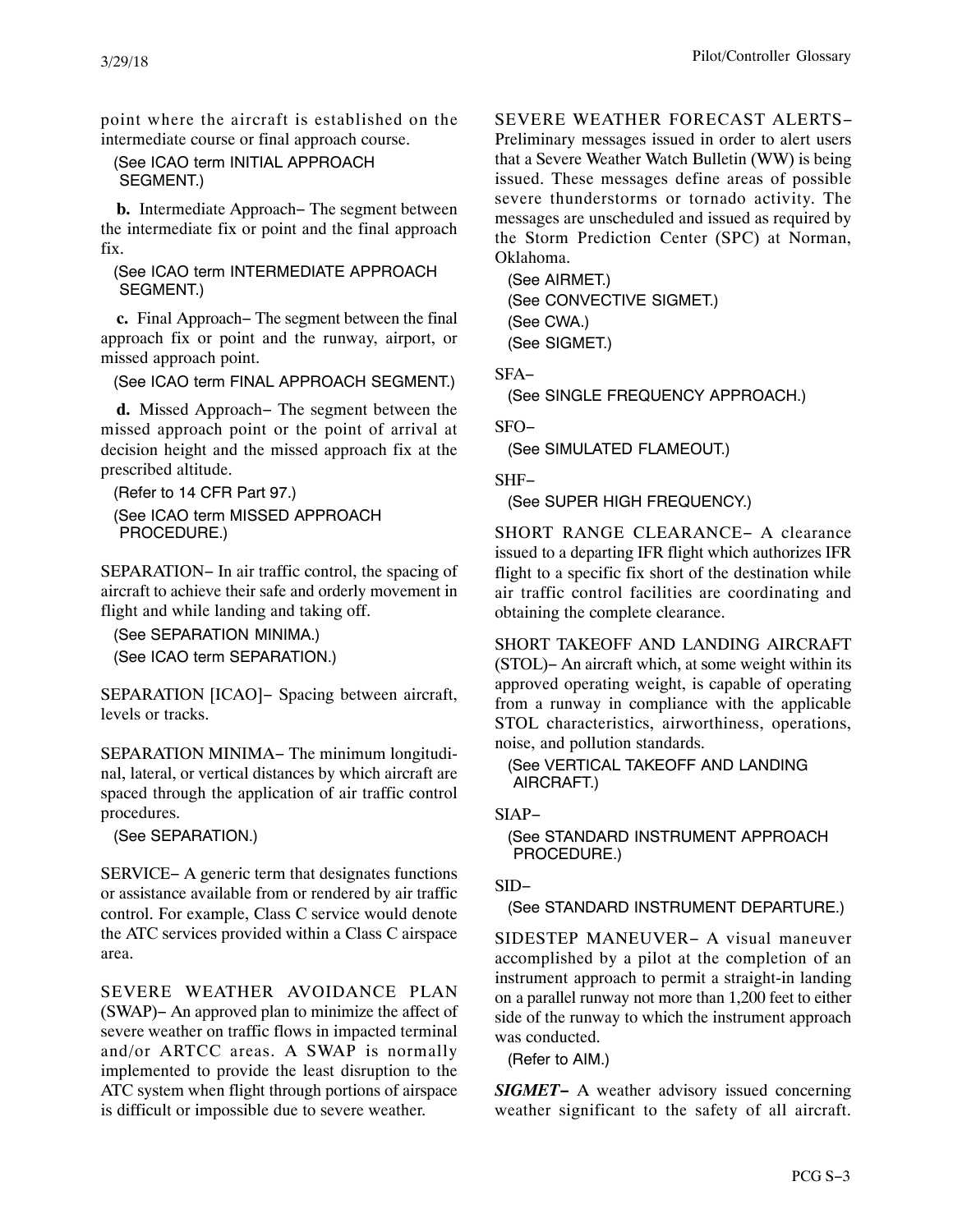point where the aircraft is established on the intermediate course or final approach course.

(See ICAO term INITIAL APPROACH SEGMENT.)

**b.** Intermediate Approach− The segment between the intermediate fix or point and the final approach fix.

(See ICAO term INTERMEDIATE APPROACH SEGMENT.)

**c.** Final Approach− The segment between the final approach fix or point and the runway, airport, or missed approach point.

(See ICAO term FINAL APPROACH SEGMENT.)

**d.** Missed Approach− The segment between the missed approach point or the point of arrival at decision height and the missed approach fix at the prescribed altitude.

(Refer to 14 CFR Part 97.)
(See ICAO term MISSED APPROACH PROCEDURE.)

SEPARATION− In air traffic control, the spacing of aircraft to achieve their safe and orderly movement in flight and while landing and taking off.

(See SEPARATION MINIMA.)
(See ICAO term SEPARATION.)

SEPARATION [ICAO]− Spacing between aircraft, levels or tracks.

SEPARATION MINIMA− The minimum longitudinal, lateral, or vertical distances by which aircraft are spaced through the application of air traffic control procedures.

(See SEPARATION.)

SERVICE− A generic term that designates functions or assistance available from or rendered by air traffic control. For example, Class C service would denote the ATC services provided within a Class C airspace area.

SEVERE WEATHER AVOIDANCE PLAN (SWAP)− An approved plan to minimize the affect of severe weather on traffic flows in impacted terminal and/or ARTCC areas. A SWAP is normally implemented to provide the least disruption to the ATC system when flight through portions of airspace is difficult or impossible due to severe weather.

SEVERE WEATHER FORECAST ALERTS− Preliminary messages issued in order to alert users that a Severe Weather Watch Bulletin (WW) is being issued. These messages define areas of possible severe thunderstorms or tornado activity. The messages are unscheduled and issued as required by the Storm Prediction Center (SPC) at Norman, Oklahoma.

(See AIRMET.)
(See CONVECTIVE SIGMET.)
(See CWA.)
(See SIGMET.)

SFA−
(See SINGLE FREQUENCY APPROACH.)

SFO−
(See SIMULATED FLAMEOUT.)

SHF−
(See SUPER HIGH FREQUENCY.)

SHORT RANGE CLEARANCE− A clearance issued to a departing IFR flight which authorizes IFR flight to a specific fix short of the destination while air traffic control facilities are coordinating and obtaining the complete clearance.

SHORT TAKEOFF AND LANDING AIRCRAFT (STOL)− An aircraft which, at some weight within its approved operating weight, is capable of operating from a runway in compliance with the applicable STOL characteristics, airworthiness, operations, noise, and pollution standards.

(See VERTICAL TAKEOFF AND LANDING AIRCRAFT.)

SIAP−
(See STANDARD INSTRUMENT APPROACH PROCEDURE.)

SID−
(See STANDARD INSTRUMENT DEPARTURE.)

SIDESTEP MANEUVER− A visual maneuver accomplished by a pilot at the completion of an instrument approach to permit a straight-in landing on a parallel runway not more than 1,200 feet to either side of the runway to which the instrument approach was conducted.

(Refer to AIM.)

***SIGMET−*** A weather advisory issued concerning weather significant to the safety of all aircraft.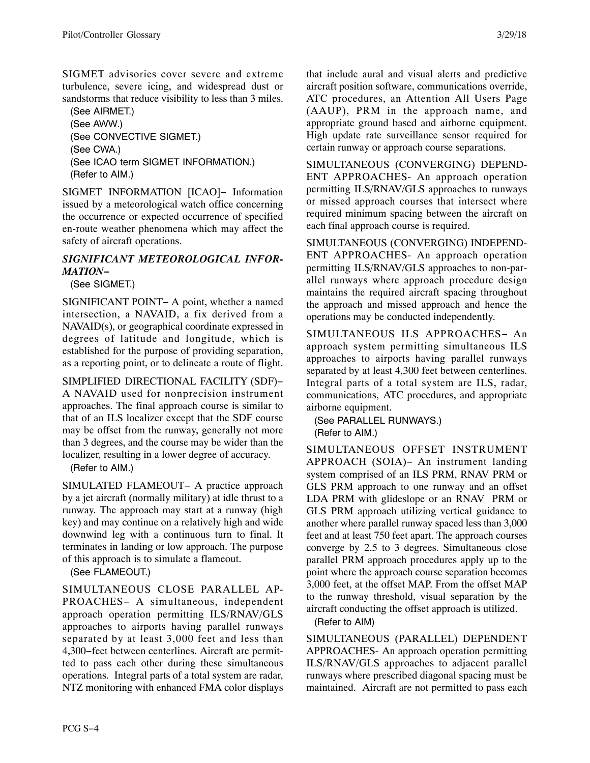SIGMET advisories cover severe and extreme turbulence, severe icing, and widespread dust or sandstorms that reduce visibility to less than 3 miles.

(See AIRMET.)
(See AWW.)
(See CONVECTIVE SIGMET.)
(See CWA.)
(See ICAO term SIGMET INFORMATION.)
(Refer to AIM.)

SIGMET INFORMATION [ICAO]− Information issued by a meteorological watch office concerning the occurrence or expected occurrence of specified en-route weather phenomena which may affect the safety of aircraft operations.

***SIGNIFICANT METEOROLOGICAL INFORMATION−***
(See SIGMET.)

SIGNIFICANT POINT− A point, whether a named intersection, a NAVAID, a fix derived from a NAVAID(s), or geographical coordinate expressed in degrees of latitude and longitude, which is established for the purpose of providing separation, as a reporting point, or to delineate a route of flight.

SIMPLIFIED DIRECTIONAL FACILITY (SDF)− A NAVAID used for nonprecision instrument approaches. The final approach course is similar to that of an ILS localizer except that the SDF course may be offset from the runway, generally not more than 3 degrees, and the course may be wider than the localizer, resulting in a lower degree of accuracy.
(Refer to AIM.)

SIMULATED FLAMEOUT− A practice approach by a jet aircraft (normally military) at idle thrust to a runway. The approach may start at a runway (high key) and may continue on a relatively high and wide downwind leg with a continuous turn to final. It terminates in landing or low approach. The purpose of this approach is to simulate a flameout.
(See FLAMEOUT.)

SIMULTANEOUS CLOSE PARALLEL APPROACHES− A simultaneous, independent approach operation permitting ILS/RNAV/GLS approaches to airports having parallel runways separated by at least 3,000 feet and less than 4,300−feet between centerlines. Aircraft are permitted to pass each other during these simultaneous operations. Integral parts of a total system are radar, NTZ monitoring with enhanced FMA color displays that include aural and visual alerts and predictive aircraft position software, communications override, ATC procedures, an Attention All Users Page (AAUP), PRM in the approach name, and appropriate ground based and airborne equipment. High update rate surveillance sensor required for certain runway or approach course separations.

SIMULTANEOUS (CONVERGING) DEPENDENT APPROACHES- An approach operation permitting ILS/RNAV/GLS approaches to runways or missed approach courses that intersect where required minimum spacing between the aircraft on each final approach course is required.

SIMULTANEOUS (CONVERGING) INDEPENDENT APPROACHES- An approach operation permitting ILS/RNAV/GLS approaches to non-parallel runways where approach procedure design maintains the required aircraft spacing throughout the approach and missed approach and hence the operations may be conducted independently.

SIMULTANEOUS ILS APPROACHES− An approach system permitting simultaneous ILS approaches to airports having parallel runways separated by at least 4,300 feet between centerlines. Integral parts of a total system are ILS, radar, communications, ATC procedures, and appropriate airborne equipment.
(See PARALLEL RUNWAYS.)
(Refer to AIM.)

SIMULTANEOUS OFFSET INSTRUMENT APPROACH (SOIA)− An instrument landing system comprised of an ILS PRM, RNAV PRM or GLS PRM approach to one runway and an offset LDA PRM with glideslope or an RNAV PRM or GLS PRM approach utilizing vertical guidance to another where parallel runway spaced less than 3,000 feet and at least 750 feet apart. The approach courses converge by 2.5 to 3 degrees. Simultaneous close parallel PRM approach procedures apply up to the point where the approach course separation becomes 3,000 feet, at the offset MAP. From the offset MAP to the runway threshold, visual separation by the aircraft conducting the offset approach is utilized.
(Refer to AIM)

SIMULTANEOUS (PARALLEL) DEPENDENT APPROACHES- An approach operation permitting ILS/RNAV/GLS approaches to adjacent parallel runways where prescribed diagonal spacing must be maintained. Aircraft are not permitted to pass each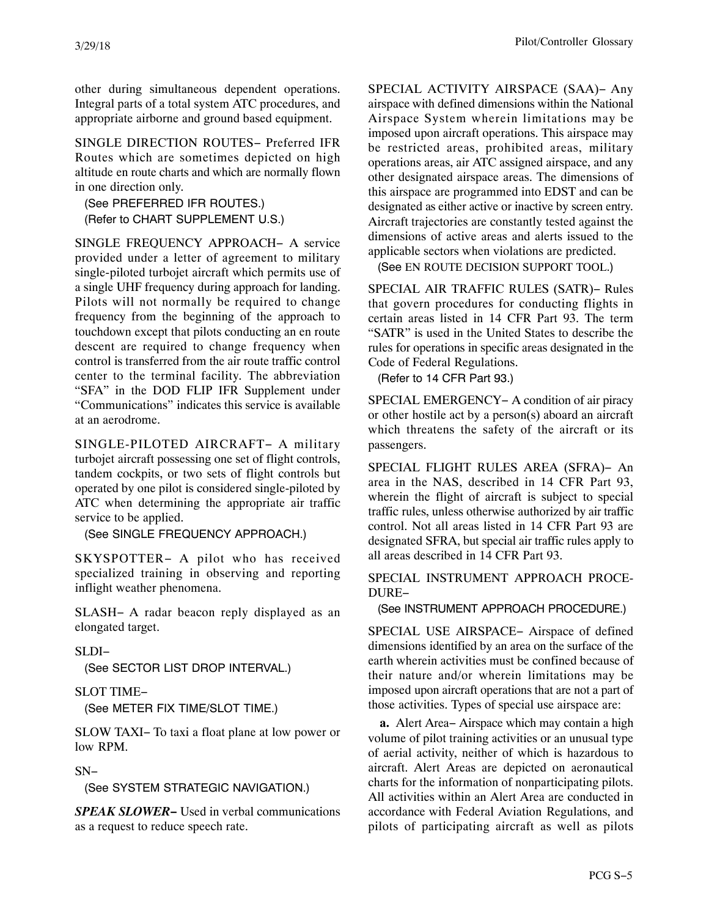other during simultaneous dependent operations. Integral parts of a total system ATC procedures, and appropriate airborne and ground based equipment.

SINGLE DIRECTION ROUTES− Preferred IFR Routes which are sometimes depicted on high altitude en route charts and which are normally flown in one direction only.

(See PREFERRED IFR ROUTES.)
(Refer to CHART SUPPLEMENT U.S.)

SINGLE FREQUENCY APPROACH− A service provided under a letter of agreement to military single-piloted turbojet aircraft which permits use of a single UHF frequency during approach for landing. Pilots will not normally be required to change frequency from the beginning of the approach to touchdown except that pilots conducting an en route descent are required to change frequency when control is transferred from the air route traffic control center to the terminal facility. The abbreviation "SFA" in the DOD FLIP IFR Supplement under "Communications" indicates this service is available at an aerodrome.

SINGLE-PILOTED AIRCRAFT− A military turbojet aircraft possessing one set of flight controls, tandem cockpits, or two sets of flight controls but operated by one pilot is considered single-piloted by ATC when determining the appropriate air traffic service to be applied.

(See SINGLE FREQUENCY APPROACH.)

SKYSPOTTER− A pilot who has received specialized training in observing and reporting inflight weather phenomena.

SLASH− A radar beacon reply displayed as an elongated target.

SLDI−

(See SECTOR LIST DROP INTERVAL.)

SLOT TIME−

(See METER FIX TIME/SLOT TIME.)

SLOW TAXI− To taxi a float plane at low power or low RPM.

SN−

(See SYSTEM STRATEGIC NAVIGATION.)

***SPEAK SLOWER−*** Used in verbal communications as a request to reduce speech rate.

SPECIAL ACTIVITY AIRSPACE (SAA)− Any airspace with defined dimensions within the National Airspace System wherein limitations may be imposed upon aircraft operations. This airspace may be restricted areas, prohibited areas, military operations areas, air ATC assigned airspace, and any other designated airspace areas. The dimensions of this airspace are programmed into EDST and can be designated as either active or inactive by screen entry. Aircraft trajectories are constantly tested against the dimensions of active areas and alerts issued to the applicable sectors when violations are predicted.

(See EN ROUTE DECISION SUPPORT TOOL.)

SPECIAL AIR TRAFFIC RULES (SATR)− Rules that govern procedures for conducting flights in certain areas listed in 14 CFR Part 93. The term "SATR" is used in the United States to describe the rules for operations in specific areas designated in the Code of Federal Regulations.

(Refer to 14 CFR Part 93.)

SPECIAL EMERGENCY− A condition of air piracy or other hostile act by a person(s) aboard an aircraft which threatens the safety of the aircraft or its passengers.

SPECIAL FLIGHT RULES AREA (SFRA)− An area in the NAS, described in 14 CFR Part 93, wherein the flight of aircraft is subject to special traffic rules, unless otherwise authorized by air traffic control. Not all areas listed in 14 CFR Part 93 are designated SFRA, but special air traffic rules apply to all areas described in 14 CFR Part 93.

SPECIAL INSTRUMENT APPROACH PROCEDURE−

(See INSTRUMENT APPROACH PROCEDURE.)

SPECIAL USE AIRSPACE− Airspace of defined dimensions identified by an area on the surface of the earth wherein activities must be confined because of their nature and/or wherein limitations may be imposed upon aircraft operations that are not a part of those activities. Types of special use airspace are:

**a.** Alert Area− Airspace which may contain a high volume of pilot training activities or an unusual type of aerial activity, neither of which is hazardous to aircraft. Alert Areas are depicted on aeronautical charts for the information of nonparticipating pilots. All activities within an Alert Area are conducted in accordance with Federal Aviation Regulations, and pilots of participating aircraft as well as pilots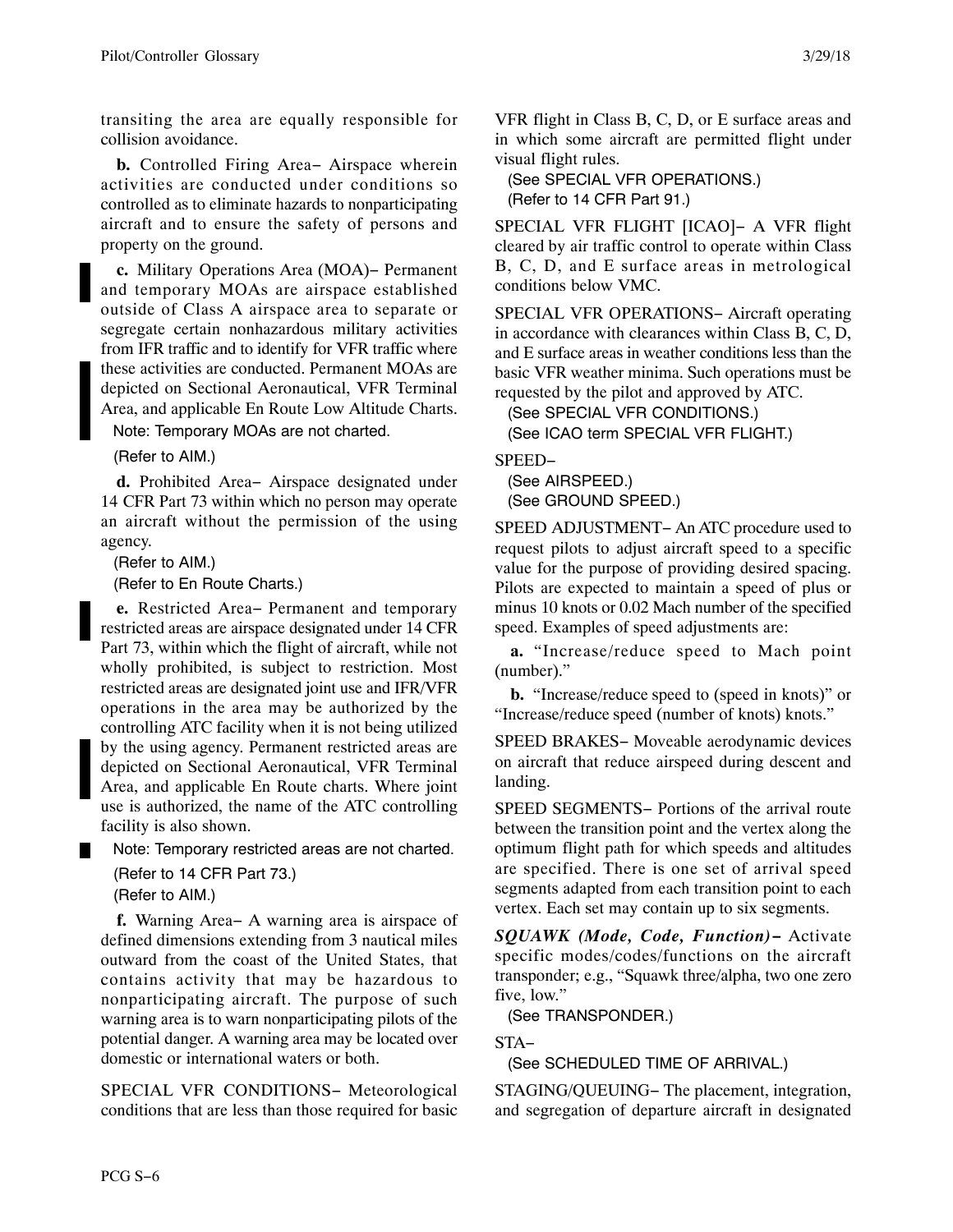transiting the area are equally responsible for collision avoidance.

**b.** Controlled Firing Area− Airspace wherein activities are conducted under conditions so controlled as to eliminate hazards to nonparticipating aircraft and to ensure the safety of persons and property on the ground.

**c.** Military Operations Area (MOA)− Permanent and temporary MOAs are airspace established outside of Class A airspace area to separate or segregate certain nonhazardous military activities from IFR traffic and to identify for VFR traffic where these activities are conducted. Permanent MOAs are depicted on Sectional Aeronautical, VFR Terminal Area, and applicable En Route Low Altitude Charts.

Note: Temporary MOAs are not charted.

(Refer to AIM.)

**d.** Prohibited Area− Airspace designated under 14 CFR Part 73 within which no person may operate an aircraft without the permission of the using agency.

(Refer to AIM.)
(Refer to En Route Charts.)

**e.** Restricted Area− Permanent and temporary restricted areas are airspace designated under 14 CFR Part 73, within which the flight of aircraft, while not wholly prohibited, is subject to restriction. Most restricted areas are designated joint use and IFR/VFR operations in the area may be authorized by the controlling ATC facility when it is not being utilized by the using agency. Permanent restricted areas are depicted on Sectional Aeronautical, VFR Terminal Area, and applicable En Route charts. Where joint use is authorized, the name of the ATC controlling facility is also shown.

Note: Temporary restricted areas are not charted.

(Refer to 14 CFR Part 73.)
(Refer to AIM.)

**f.** Warning Area− A warning area is airspace of defined dimensions extending from 3 nautical miles outward from the coast of the United States, that contains activity that may be hazardous to nonparticipating aircraft. The purpose of such warning area is to warn nonparticipating pilots of the potential danger. A warning area may be located over domestic or international waters or both.

SPECIAL VFR CONDITIONS− Meteorological conditions that are less than those required for basic VFR flight in Class B, C, D, or E surface areas and in which some aircraft are permitted flight under visual flight rules.

(See SPECIAL VFR OPERATIONS.)
(Refer to 14 CFR Part 91.)

SPECIAL VFR FLIGHT [ICAO]− A VFR flight cleared by air traffic control to operate within Class B, C, D, and E surface areas in metrological conditions below VMC.

SPECIAL VFR OPERATIONS− Aircraft operating in accordance with clearances within Class B, C, D, and E surface areas in weather conditions less than the basic VFR weather minima. Such operations must be requested by the pilot and approved by ATC.

(See SPECIAL VFR CONDITIONS.)
(See ICAO term SPECIAL VFR FLIGHT.)

SPEED−

(See AIRSPEED.)
(See GROUND SPEED.)

SPEED ADJUSTMENT− An ATC procedure used to request pilots to adjust aircraft speed to a specific value for the purpose of providing desired spacing. Pilots are expected to maintain a speed of plus or minus 10 knots or 0.02 Mach number of the specified speed. Examples of speed adjustments are:

**a.** "Increase/reduce speed to Mach point (number)."

**b.** "Increase/reduce speed to (speed in knots)" or "Increase/reduce speed (number of knots) knots."

SPEED BRAKES− Moveable aerodynamic devices on aircraft that reduce airspeed during descent and landing.

SPEED SEGMENTS− Portions of the arrival route between the transition point and the vertex along the optimum flight path for which speeds and altitudes are specified. There is one set of arrival speed segments adapted from each transition point to each vertex. Each set may contain up to six segments.

***SQUAWK (Mode, Code, Function)−*** Activate specific modes/codes/functions on the aircraft transponder; e.g., "Squawk three/alpha, two one zero five, low."

(See TRANSPONDER.)

STA−

(See SCHEDULED TIME OF ARRIVAL.)

STAGING/QUEUING− The placement, integration, and segregation of departure aircraft in designated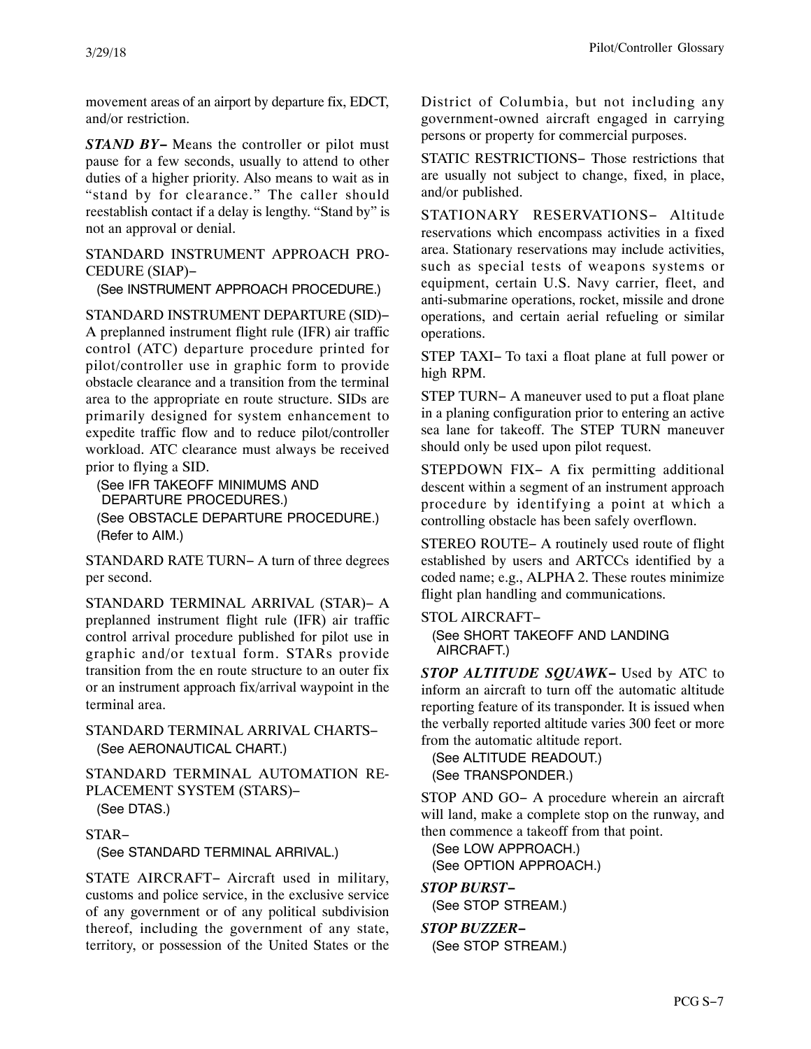movement areas of an airport by departure fix, EDCT, and/or restriction.

***STAND BY−*** Means the controller or pilot must pause for a few seconds, usually to attend to other duties of a higher priority. Also means to wait as in "stand by for clearance." The caller should reestablish contact if a delay is lengthy. "Stand by" is not an approval or denial.

STANDARD INSTRUMENT APPROACH PROCEDURE (SIAP)−

(See INSTRUMENT APPROACH PROCEDURE.)

STANDARD INSTRUMENT DEPARTURE (SID)− A preplanned instrument flight rule (IFR) air traffic control (ATC) departure procedure printed for pilot/controller use in graphic form to provide obstacle clearance and a transition from the terminal area to the appropriate en route structure. SIDs are primarily designed for system enhancement to expedite traffic flow and to reduce pilot/controller workload. ATC clearance must always be received prior to flying a SID.

(See IFR TAKEOFF MINIMUMS AND DEPARTURE PROCEDURES.)
(See OBSTACLE DEPARTURE PROCEDURE.)
(Refer to AIM.)

STANDARD RATE TURN− A turn of three degrees per second.

STANDARD TERMINAL ARRIVAL (STAR)− A preplanned instrument flight rule (IFR) air traffic control arrival procedure published for pilot use in graphic and/or textual form. STARs provide transition from the en route structure to an outer fix or an instrument approach fix/arrival waypoint in the terminal area.

STANDARD TERMINAL ARRIVAL CHARTS−

(See AERONAUTICAL CHART.)

STANDARD TERMINAL AUTOMATION REPLACEMENT SYSTEM (STARS)−

(See DTAS.)

STAR−

(See STANDARD TERMINAL ARRIVAL.)

STATE AIRCRAFT− Aircraft used in military, customs and police service, in the exclusive service of any government or of any political subdivision thereof, including the government of any state, territory, or possession of the United States or the District of Columbia, but not including any government-owned aircraft engaged in carrying persons or property for commercial purposes.

STATIC RESTRICTIONS− Those restrictions that are usually not subject to change, fixed, in place, and/or published.

STATIONARY RESERVATIONS− Altitude reservations which encompass activities in a fixed area. Stationary reservations may include activities, such as special tests of weapons systems or equipment, certain U.S. Navy carrier, fleet, and anti-submarine operations, rocket, missile and drone operations, and certain aerial refueling or similar operations.

STEP TAXI− To taxi a float plane at full power or high RPM.

STEP TURN− A maneuver used to put a float plane in a planing configuration prior to entering an active sea lane for takeoff. The STEP TURN maneuver should only be used upon pilot request.

STEPDOWN FIX− A fix permitting additional descent within a segment of an instrument approach procedure by identifying a point at which a controlling obstacle has been safely overflown.

STEREO ROUTE− A routinely used route of flight established by users and ARTCCs identified by a coded name; e.g., ALPHA 2. These routes minimize flight plan handling and communications.

STOL AIRCRAFT−

(See SHORT TAKEOFF AND LANDING AIRCRAFT.)

***STOP ALTITUDE SQUAWK−*** Used by ATC to inform an aircraft to turn off the automatic altitude reporting feature of its transponder. It is issued when the verbally reported altitude varies 300 feet or more from the automatic altitude report.

(See ALTITUDE READOUT.)
(See TRANSPONDER.)

STOP AND GO− A procedure wherein an aircraft will land, make a complete stop on the runway, and then commence a takeoff from that point.

(See LOW APPROACH.)
(See OPTION APPROACH.)

***STOP BURST−***

(See STOP STREAM.)

***STOP BUZZER−***

(See STOP STREAM.)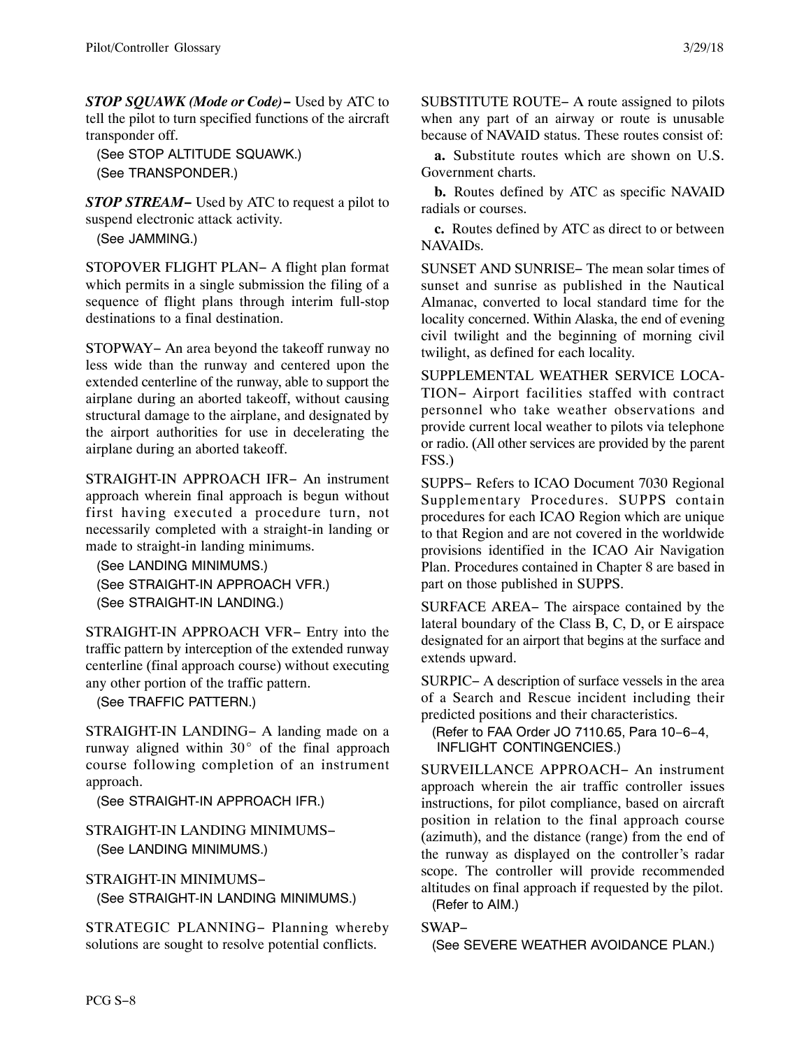***STOP SQUAWK (Mode or Code)−*** Used by ATC to tell the pilot to turn specified functions of the aircraft transponder off.

(See STOP ALTITUDE SQUAWK.)
(See TRANSPONDER.)

***STOP STREAM−*** Used by ATC to request a pilot to suspend electronic attack activity.

(See JAMMING.)

STOPOVER FLIGHT PLAN− A flight plan format which permits in a single submission the filing of a sequence of flight plans through interim full-stop destinations to a final destination.

STOPWAY− An area beyond the takeoff runway no less wide than the runway and centered upon the extended centerline of the runway, able to support the airplane during an aborted takeoff, without causing structural damage to the airplane, and designated by the airport authorities for use in decelerating the airplane during an aborted takeoff.

STRAIGHT-IN APPROACH IFR− An instrument approach wherein final approach is begun without first having executed a procedure turn, not necessarily completed with a straight-in landing or made to straight-in landing minimums.

(See LANDING MINIMUMS.)
(See STRAIGHT-IN APPROACH VFR.)
(See STRAIGHT-IN LANDING.)

STRAIGHT-IN APPROACH VFR− Entry into the traffic pattern by interception of the extended runway centerline (final approach course) without executing any other portion of the traffic pattern.

(See TRAFFIC PATTERN.)

STRAIGHT-IN LANDING− A landing made on a runway aligned within 30° of the final approach course following completion of an instrument approach.

(See STRAIGHT-IN APPROACH IFR.)

STRAIGHT-IN LANDING MINIMUMS−
(See LANDING MINIMUMS.)

STRAIGHT-IN MINIMUMS−
(See STRAIGHT-IN LANDING MINIMUMS.)

STRATEGIC PLANNING− Planning whereby solutions are sought to resolve potential conflicts.

SUBSTITUTE ROUTE− A route assigned to pilots when any part of an airway or route is unusable because of NAVAID status. These routes consist of:

**a.** Substitute routes which are shown on U.S. Government charts.

**b.** Routes defined by ATC as specific NAVAID radials or courses.

**c.** Routes defined by ATC as direct to or between NAVAIDs.

SUNSET AND SUNRISE− The mean solar times of sunset and sunrise as published in the Nautical Almanac, converted to local standard time for the locality concerned. Within Alaska, the end of evening civil twilight and the beginning of morning civil twilight, as defined for each locality.

SUPPLEMENTAL WEATHER SERVICE LOCATION− Airport facilities staffed with contract personnel who take weather observations and provide current local weather to pilots via telephone or radio. (All other services are provided by the parent FSS.)

SUPPS− Refers to ICAO Document 7030 Regional Supplementary Procedures. SUPPS contain procedures for each ICAO Region which are unique to that Region and are not covered in the worldwide provisions identified in the ICAO Air Navigation Plan. Procedures contained in Chapter 8 are based in part on those published in SUPPS.

SURFACE AREA− The airspace contained by the lateral boundary of the Class B, C, D, or E airspace designated for an airport that begins at the surface and extends upward.

SURPIC− A description of surface vessels in the area of a Search and Rescue incident including their predicted positions and their characteristics.

(Refer to FAA Order JO 7110.65, Para 10−6−4, INFLIGHT CONTINGENCIES.)

SURVEILLANCE APPROACH− An instrument approach wherein the air traffic controller issues instructions, for pilot compliance, based on aircraft position in relation to the final approach course (azimuth), and the distance (range) from the end of the runway as displayed on the controller's radar scope. The controller will provide recommended altitudes on final approach if requested by the pilot.

(Refer to AIM.)

SWAP−
(See SEVERE WEATHER AVOIDANCE PLAN.)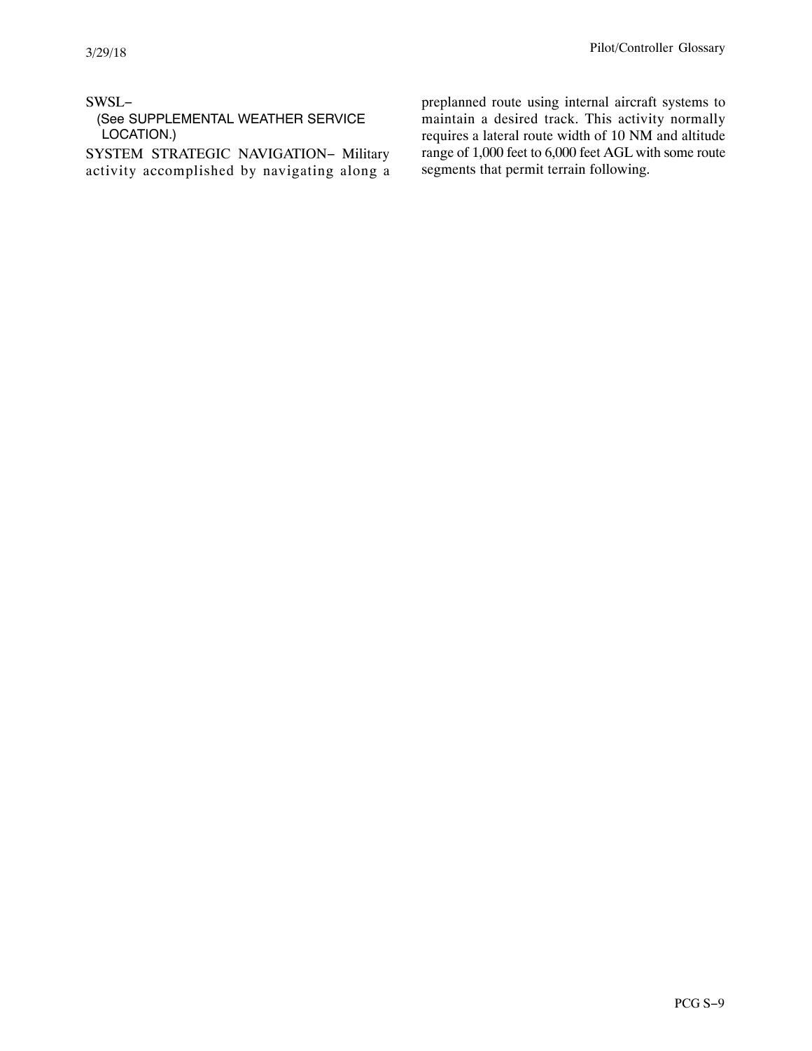SWSL−

(See SUPPLEMENTAL WEATHER SERVICE LOCATION.)

SYSTEM STRATEGIC NAVIGATION− Military activity accomplished by navigating along a preplanned route using internal aircraft systems to maintain a desired track. This activity normally requires a lateral route width of 10 NM and altitude range of 1,000 feet to 6,000 feet AGL with some route segments that permit terrain following.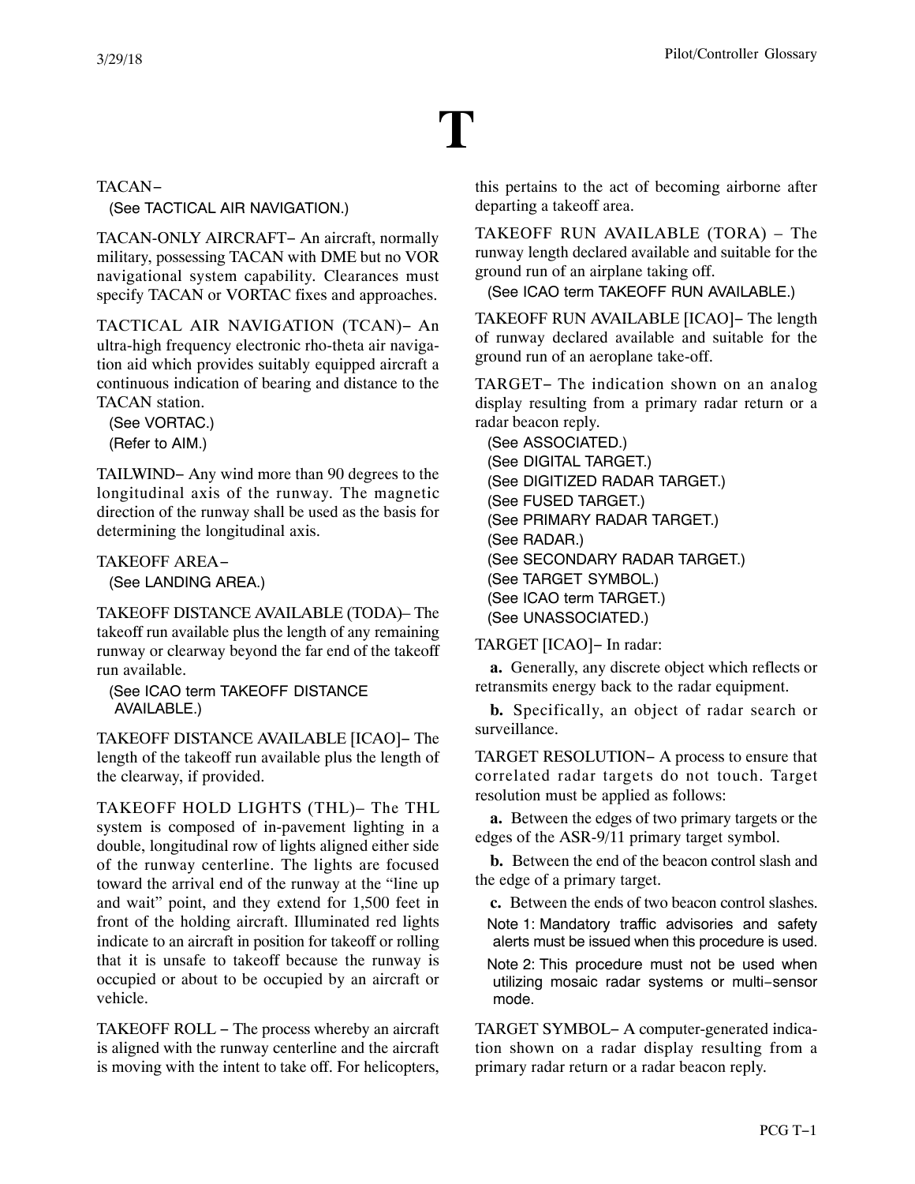# T

TACAN−
(See TACTICAL AIR NAVIGATION.)

TACAN-ONLY AIRCRAFT− An aircraft, normally military, possessing TACAN with DME but no VOR navigational system capability. Clearances must specify TACAN or VORTAC fixes and approaches.

TACTICAL AIR NAVIGATION (TCAN)− An ultra-high frequency electronic rho-theta air navigation aid which provides suitably equipped aircraft a continuous indication of bearing and distance to the TACAN station.
(See VORTAC.)
(Refer to AIM.)

TAILWIND− Any wind more than 90 degrees to the longitudinal axis of the runway. The magnetic direction of the runway shall be used as the basis for determining the longitudinal axis.

TAKEOFF AREA−
(See LANDING AREA.)

TAKEOFF DISTANCE AVAILABLE (TODA)− The takeoff run available plus the length of any remaining runway or clearway beyond the far end of the takeoff run available.
(See ICAO term TAKEOFF DISTANCE AVAILABLE.)

TAKEOFF DISTANCE AVAILABLE [ICAO]− The length of the takeoff run available plus the length of the clearway, if provided.

TAKEOFF HOLD LIGHTS (THL)− The THL system is composed of in-pavement lighting in a double, longitudinal row of lights aligned either side of the runway centerline. The lights are focused toward the arrival end of the runway at the "line up and wait" point, and they extend for 1,500 feet in front of the holding aircraft. Illuminated red lights indicate to an aircraft in position for takeoff or rolling that it is unsafe to takeoff because the runway is occupied or about to be occupied by an aircraft or vehicle.

TAKEOFF ROLL − The process whereby an aircraft is aligned with the runway centerline and the aircraft is moving with the intent to take off. For helicopters, this pertains to the act of becoming airborne after departing a takeoff area.

TAKEOFF RUN AVAILABLE (TORA) − The runway length declared available and suitable for the ground run of an airplane taking off.
(See ICAO term TAKEOFF RUN AVAILABLE.)

TAKEOFF RUN AVAILABLE [ICAO]− The length of runway declared available and suitable for the ground run of an aeroplane take-off.

TARGET− The indication shown on an analog display resulting from a primary radar return or a radar beacon reply.
(See ASSOCIATED.)
(See DIGITAL TARGET.)
(See DIGITIZED RADAR TARGET.)
(See FUSED TARGET.)
(See PRIMARY RADAR TARGET.)
(See RADAR.)
(See SECONDARY RADAR TARGET.)
(See TARGET SYMBOL.)
(See ICAO term TARGET.)
(See UNASSOCIATED.)

TARGET [ICAO]− In radar:

**a.** Generally, any discrete object which reflects or retransmits energy back to the radar equipment.

**b.** Specifically, an object of radar search or surveillance.

TARGET RESOLUTION− A process to ensure that correlated radar targets do not touch. Target resolution must be applied as follows:

**a.** Between the edges of two primary targets or the edges of the ASR-9/11 primary target symbol.

**b.** Between the end of the beacon control slash and the edge of a primary target.

**c.** Between the ends of two beacon control slashes.

Note 1: Mandatory traffic advisories and safety alerts must be issued when this procedure is used.

Note 2: This procedure must not be used when utilizing mosaic radar systems or multi−sensor mode.

TARGET SYMBOL− A computer-generated indication shown on a radar display resulting from a primary radar return or a radar beacon reply.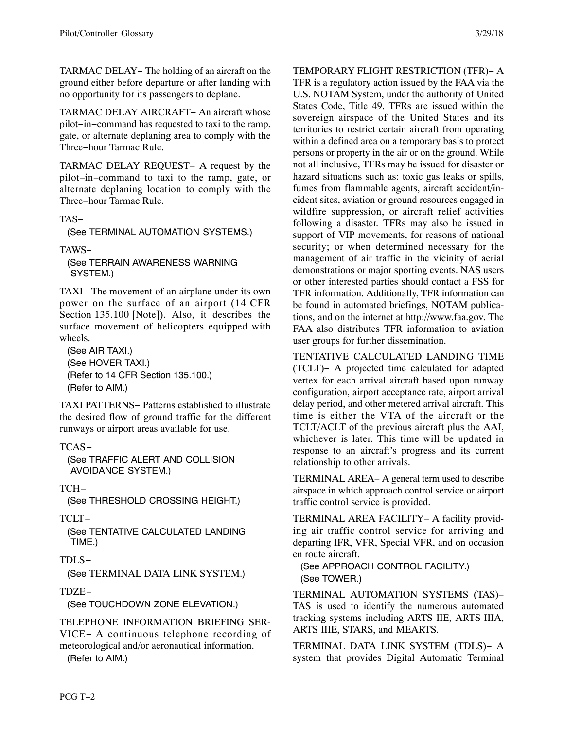TARMAC DELAY− The holding of an aircraft on the ground either before departure or after landing with no opportunity for its passengers to deplane.

TARMAC DELAY AIRCRAFT− An aircraft whose pilot−in−command has requested to taxi to the ramp, gate, or alternate deplaning area to comply with the Three−hour Tarmac Rule.

TARMAC DELAY REQUEST− A request by the pilot−in−command to taxi to the ramp, gate, or alternate deplaning location to comply with the Three−hour Tarmac Rule.

TAS−

(See TERMINAL AUTOMATION SYSTEMS.)

TAWS−

(See TERRAIN AWARENESS WARNING SYSTEM.)

TAXI− The movement of an airplane under its own power on the surface of an airport (14 CFR Section 135.100 [Note]). Also, it describes the surface movement of helicopters equipped with wheels.

(See AIR TAXI.)
(See HOVER TAXI.)
(Refer to 14 CFR Section 135.100.)
(Refer to AIM.)

TAXI PATTERNS− Patterns established to illustrate the desired flow of ground traffic for the different runways or airport areas available for use.

TCAS−

(See TRAFFIC ALERT AND COLLISION AVOIDANCE SYSTEM.)

TCH−

(See THRESHOLD CROSSING HEIGHT.)

TCLT−

(See TENTATIVE CALCULATED LANDING TIME.)

TDLS−

(See TERMINAL DATA LINK SYSTEM.)

TDZE−

(See TOUCHDOWN ZONE ELEVATION.)

TELEPHONE INFORMATION BRIEFING SERVICE− A continuous telephone recording of meteorological and/or aeronautical information.

(Refer to AIM.)

TEMPORARY FLIGHT RESTRICTION (TFR)− A TFR is a regulatory action issued by the FAA via the U.S. NOTAM System, under the authority of United States Code, Title 49. TFRs are issued within the sovereign airspace of the United States and its territories to restrict certain aircraft from operating within a defined area on a temporary basis to protect persons or property in the air or on the ground. While not all inclusive, TFRs may be issued for disaster or hazard situations such as: toxic gas leaks or spills, fumes from flammable agents, aircraft accident/incident sites, aviation or ground resources engaged in wildfire suppression, or aircraft relief activities following a disaster. TFRs may also be issued in support of VIP movements, for reasons of national security; or when determined necessary for the management of air traffic in the vicinity of aerial demonstrations or major sporting events. NAS users or other interested parties should contact a FSS for TFR information. Additionally, TFR information can be found in automated briefings, NOTAM publications, and on the internet at http://www.faa.gov. The FAA also distributes TFR information to aviation user groups for further dissemination.

TENTATIVE CALCULATED LANDING TIME (TCLT)− A projected time calculated for adapted vertex for each arrival aircraft based upon runway configuration, airport acceptance rate, airport arrival delay period, and other metered arrival aircraft. This time is either the VTA of the aircraft or the TCLT/ACLT of the previous aircraft plus the AAI, whichever is later. This time will be updated in response to an aircraft's progress and its current relationship to other arrivals.

TERMINAL AREA− A general term used to describe airspace in which approach control service or airport traffic control service is provided.

TERMINAL AREA FACILITY− A facility providing air traffic control service for arriving and departing IFR, VFR, Special VFR, and on occasion en route aircraft.

(See APPROACH CONTROL FACILITY.)
(See TOWER.)

TERMINAL AUTOMATION SYSTEMS (TAS)− TAS is used to identify the numerous automated tracking systems including ARTS IIE, ARTS IIIA, ARTS IIIE, STARS, and MEARTS.

TERMINAL DATA LINK SYSTEM (TDLS)− A system that provides Digital Automatic Terminal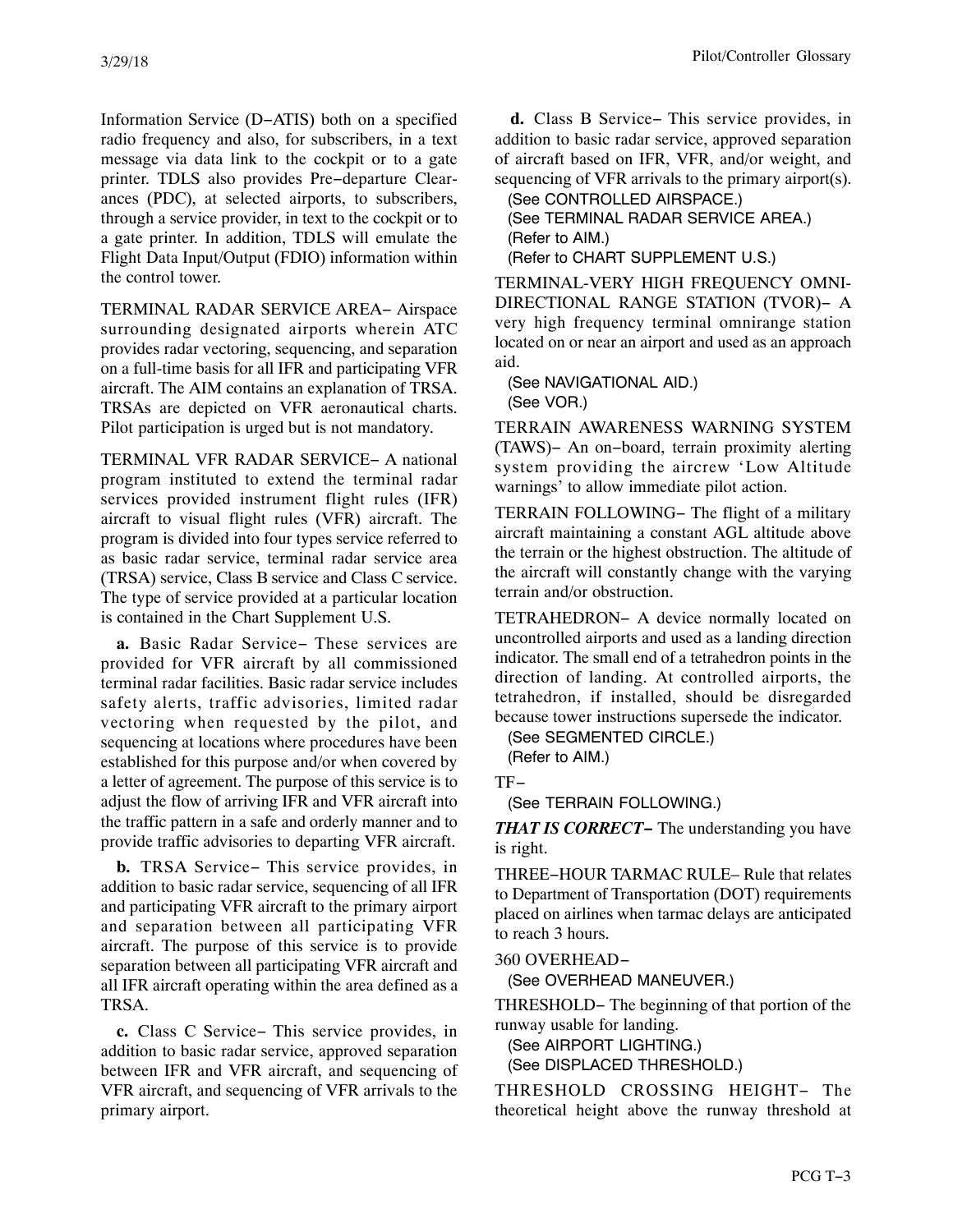Information Service (D−ATIS) both on a specified radio frequency and also, for subscribers, in a text message via data link to the cockpit or to a gate printer. TDLS also provides Pre−departure Clearances (PDC), at selected airports, to subscribers, through a service provider, in text to the cockpit or to a gate printer. In addition, TDLS will emulate the Flight Data Input/Output (FDIO) information within the control tower.

TERMINAL RADAR SERVICE AREA− Airspace surrounding designated airports wherein ATC provides radar vectoring, sequencing, and separation on a full-time basis for all IFR and participating VFR aircraft. The AIM contains an explanation of TRSA. TRSAs are depicted on VFR aeronautical charts. Pilot participation is urged but is not mandatory.

TERMINAL VFR RADAR SERVICE− A national program instituted to extend the terminal radar services provided instrument flight rules (IFR) aircraft to visual flight rules (VFR) aircraft. The program is divided into four types service referred to as basic radar service, terminal radar service area (TRSA) service, Class B service and Class C service. The type of service provided at a particular location is contained in the Chart Supplement U.S.

**a.** Basic Radar Service− These services are provided for VFR aircraft by all commissioned terminal radar facilities. Basic radar service includes safety alerts, traffic advisories, limited radar vectoring when requested by the pilot, and sequencing at locations where procedures have been established for this purpose and/or when covered by a letter of agreement. The purpose of this service is to adjust the flow of arriving IFR and VFR aircraft into the traffic pattern in a safe and orderly manner and to provide traffic advisories to departing VFR aircraft.

**b.** TRSA Service− This service provides, in addition to basic radar service, sequencing of all IFR and participating VFR aircraft to the primary airport and separation between all participating VFR aircraft. The purpose of this service is to provide separation between all participating VFR aircraft and all IFR aircraft operating within the area defined as a TRSA.

**c.** Class C Service− This service provides, in addition to basic radar service, approved separation between IFR and VFR aircraft, and sequencing of VFR aircraft, and sequencing of VFR arrivals to the primary airport.

**d.** Class B Service− This service provides, in addition to basic radar service, approved separation of aircraft based on IFR, VFR, and/or weight, and sequencing of VFR arrivals to the primary airport(s).

(See CONTROLLED AIRSPACE.)
(See TERMINAL RADAR SERVICE AREA.)
(Refer to AIM.)
(Refer to CHART SUPPLEMENT U.S.)

TERMINAL-VERY HIGH FREQUENCY OMNIDIRECTIONAL RANGE STATION (TVOR)− A very high frequency terminal omnirange station located on or near an airport and used as an approach aid.

(See NAVIGATIONAL AID.)
(See VOR.)

TERRAIN AWARENESS WARNING SYSTEM (TAWS)− An on−board, terrain proximity alerting system providing the aircrew 'Low Altitude warnings' to allow immediate pilot action.

TERRAIN FOLLOWING− The flight of a military aircraft maintaining a constant AGL altitude above the terrain or the highest obstruction. The altitude of the aircraft will constantly change with the varying terrain and/or obstruction.

TETRAHEDRON− A device normally located on uncontrolled airports and used as a landing direction indicator. The small end of a tetrahedron points in the direction of landing. At controlled airports, the tetrahedron, if installed, should be disregarded because tower instructions supersede the indicator.

(See SEGMENTED CIRCLE.)
(Refer to AIM.)

TF−

(See TERRAIN FOLLOWING.)

***THAT IS CORRECT−*** The understanding you have is right.

THREE−HOUR TARMAC RULE− Rule that relates to Department of Transportation (DOT) requirements placed on airlines when tarmac delays are anticipated to reach 3 hours.

360 OVERHEAD−

(See OVERHEAD MANEUVER.)

THRESHOLD− The beginning of that portion of the runway usable for landing.

(See AIRPORT LIGHTING.)
(See DISPLACED THRESHOLD.)

THRESHOLD CROSSING HEIGHT− The theoretical height above the runway threshold at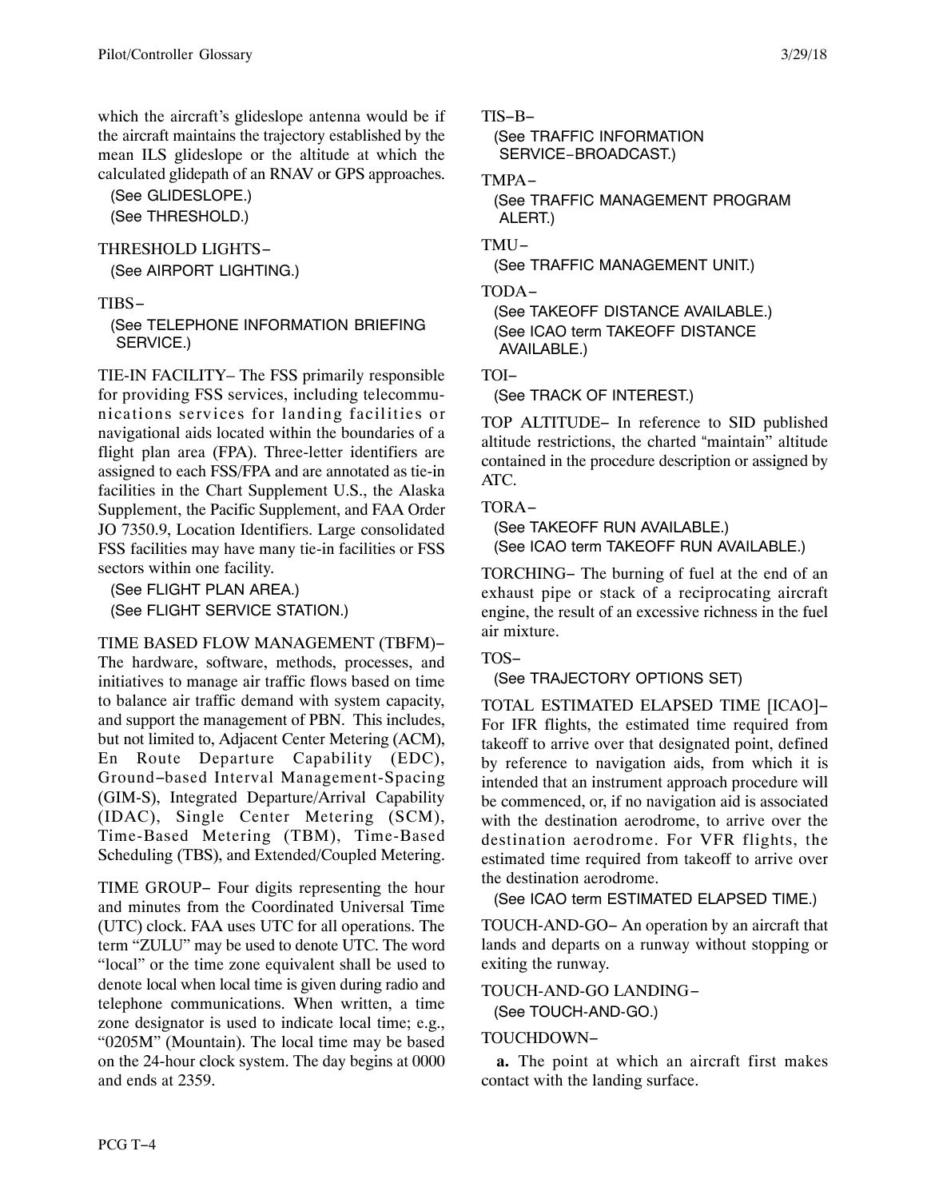which the aircraft's glideslope antenna would be if the aircraft maintains the trajectory established by the mean ILS glideslope or the altitude at which the calculated glidepath of an RNAV or GPS approaches.

(See GLIDESLOPE.)
(See THRESHOLD.)

THRESHOLD LIGHTS−
(See AIRPORT LIGHTING.)

TIBS−
(See TELEPHONE INFORMATION BRIEFING SERVICE.)

TIE-IN FACILITY− The FSS primarily responsible for providing FSS services, including telecommunications services for landing facilities or navigational aids located within the boundaries of a flight plan area (FPA). Three-letter identifiers are assigned to each FSS/FPA and are annotated as tie-in facilities in the Chart Supplement U.S., the Alaska Supplement, the Pacific Supplement, and FAA Order JO 7350.9, Location Identifiers. Large consolidated FSS facilities may have many tie-in facilities or FSS sectors within one facility.

(See FLIGHT PLAN AREA.)
(See FLIGHT SERVICE STATION.)

TIME BASED FLOW MANAGEMENT (TBFM)− The hardware, software, methods, processes, and initiatives to manage air traffic flows based on time to balance air traffic demand with system capacity, and support the management of PBN. This includes, but not limited to, Adjacent Center Metering (ACM), En Route Departure Capability (EDC), Ground−based Interval Management-Spacing (GIM-S), Integrated Departure/Arrival Capability (IDAC), Single Center Metering (SCM), Time-Based Metering (TBM), Time-Based Scheduling (TBS), and Extended/Coupled Metering.

TIME GROUP− Four digits representing the hour and minutes from the Coordinated Universal Time (UTC) clock. FAA uses UTC for all operations. The term "ZULU" may be used to denote UTC. The word "local" or the time zone equivalent shall be used to denote local when local time is given during radio and telephone communications. When written, a time zone designator is used to indicate local time; e.g., "0205M" (Mountain). The local time may be based on the 24-hour clock system. The day begins at 0000 and ends at 2359.

TIS−B−
(See TRAFFIC INFORMATION SERVICE−BROADCAST.)

TMPA−
(See TRAFFIC MANAGEMENT PROGRAM ALERT.)

TMU−
(See TRAFFIC MANAGEMENT UNIT.)

TODA−
(See TAKEOFF DISTANCE AVAILABLE.)
(See ICAO term TAKEOFF DISTANCE AVAILABLE.)

TOI−
(See TRACK OF INTEREST.)

TOP ALTITUDE− In reference to SID published altitude restrictions, the charted "maintain" altitude contained in the procedure description or assigned by ATC.

TORA−
(See TAKEOFF RUN AVAILABLE.)
(See ICAO term TAKEOFF RUN AVAILABLE.)

TORCHING− The burning of fuel at the end of an exhaust pipe or stack of a reciprocating aircraft engine, the result of an excessive richness in the fuel air mixture.

TOS−
(See TRAJECTORY OPTIONS SET)

TOTAL ESTIMATED ELAPSED TIME [ICAO]− For IFR flights, the estimated time required from takeoff to arrive over that designated point, defined by reference to navigation aids, from which it is intended that an instrument approach procedure will be commenced, or, if no navigation aid is associated with the destination aerodrome, to arrive over the destination aerodrome. For VFR flights, the estimated time required from takeoff to arrive over the destination aerodrome.

(See ICAO term ESTIMATED ELAPSED TIME.)

TOUCH-AND-GO− An operation by an aircraft that lands and departs on a runway without stopping or exiting the runway.

TOUCH-AND-GO LANDING−
(See TOUCH-AND-GO.)

TOUCHDOWN−

**a.** The point at which an aircraft first makes contact with the landing surface.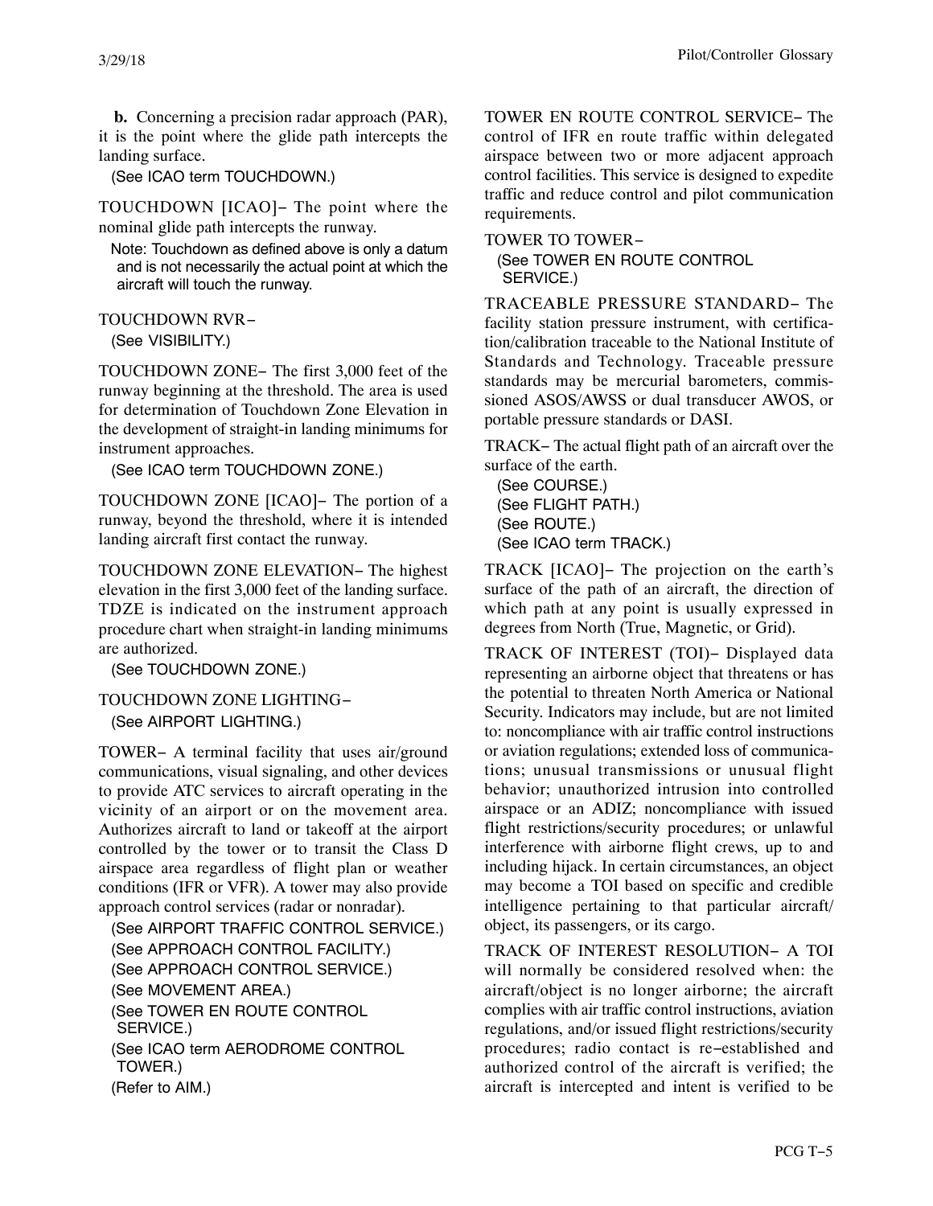**b.** Concerning a precision radar approach (PAR), it is the point where the glide path intercepts the landing surface.

(See ICAO term TOUCHDOWN.)

TOUCHDOWN [ICAO]− The point where the nominal glide path intercepts the runway.

Note: Touchdown as defined above is only a datum and is not necessarily the actual point at which the aircraft will touch the runway.

TOUCHDOWN RVR−

(See VISIBILITY.)

TOUCHDOWN ZONE− The first 3,000 feet of the runway beginning at the threshold. The area is used for determination of Touchdown Zone Elevation in the development of straight-in landing minimums for instrument approaches.

(See ICAO term TOUCHDOWN ZONE.)

TOUCHDOWN ZONE [ICAO]− The portion of a runway, beyond the threshold, where it is intended landing aircraft first contact the runway.

TOUCHDOWN ZONE ELEVATION− The highest elevation in the first 3,000 feet of the landing surface. TDZE is indicated on the instrument approach procedure chart when straight-in landing minimums are authorized.

(See TOUCHDOWN ZONE.)

TOUCHDOWN ZONE LIGHTING−

(See AIRPORT LIGHTING.)

TOWER− A terminal facility that uses air/ground communications, visual signaling, and other devices to provide ATC services to aircraft operating in the vicinity of an airport or on the movement area. Authorizes aircraft to land or takeoff at the airport controlled by the tower or to transit the Class D airspace area regardless of flight plan or weather conditions (IFR or VFR). A tower may also provide approach control services (radar or nonradar).

(See AIRPORT TRAFFIC CONTROL SERVICE.)
(See APPROACH CONTROL FACILITY.)
(See APPROACH CONTROL SERVICE.)
(See MOVEMENT AREA.)
(See TOWER EN ROUTE CONTROL SERVICE.)
(See ICAO term AERODROME CONTROL TOWER.)
(Refer to AIM.)

TOWER EN ROUTE CONTROL SERVICE− The control of IFR en route traffic within delegated airspace between two or more adjacent approach control facilities. This service is designed to expedite traffic and reduce control and pilot communication requirements.

TOWER TO TOWER−

(See TOWER EN ROUTE CONTROL SERVICE.)

TRACEABLE PRESSURE STANDARD− The facility station pressure instrument, with certification/calibration traceable to the National Institute of Standards and Technology. Traceable pressure standards may be mercurial barometers, commissioned ASOS/AWSS or dual transducer AWOS, or portable pressure standards or DASI.

TRACK− The actual flight path of an aircraft over the surface of the earth.

(See COURSE.)
(See FLIGHT PATH.)
(See ROUTE.)
(See ICAO term TRACK.)

TRACK [ICAO]− The projection on the earth's surface of the path of an aircraft, the direction of which path at any point is usually expressed in degrees from North (True, Magnetic, or Grid).

TRACK OF INTEREST (TOI)− Displayed data representing an airborne object that threatens or has the potential to threaten North America or National Security. Indicators may include, but are not limited to: noncompliance with air traffic control instructions or aviation regulations; extended loss of communications; unusual transmissions or unusual flight behavior; unauthorized intrusion into controlled airspace or an ADIZ; noncompliance with issued flight restrictions/security procedures; or unlawful interference with airborne flight crews, up to and including hijack. In certain circumstances, an object may become a TOI based on specific and credible intelligence pertaining to that particular aircraft/object, its passengers, or its cargo.

TRACK OF INTEREST RESOLUTION− A TOI will normally be considered resolved when: the aircraft/object is no longer airborne; the aircraft complies with air traffic control instructions, aviation regulations, and/or issued flight restrictions/security procedures; radio contact is re−established and authorized control of the aircraft is verified; the aircraft is intercepted and intent is verified to be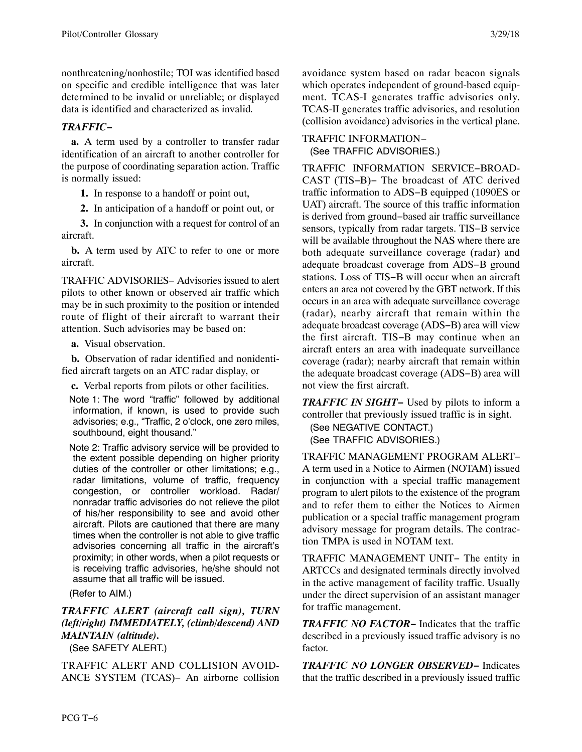nonthreatening/nonhostile; TOI was identified based on specific and credible intelligence that was later determined to be invalid or unreliable; or displayed data is identified and characterized as invalid.

***TRAFFIC−***

**a.** A term used by a controller to transfer radar identification of an aircraft to another controller for the purpose of coordinating separation action. Traffic is normally issued:

**1.** In response to a handoff or point out,

**2.** In anticipation of a handoff or point out, or

**3.** In conjunction with a request for control of an aircraft.

**b.** A term used by ATC to refer to one or more aircraft.

TRAFFIC ADVISORIES− Advisories issued to alert pilots to other known or observed air traffic which may be in such proximity to the position or intended route of flight of their aircraft to warrant their attention. Such advisories may be based on:

**a.** Visual observation.

**b.** Observation of radar identified and nonidentified aircraft targets on an ATC radar display, or

**c.** Verbal reports from pilots or other facilities.

Note 1: The word "traffic" followed by additional information, if known, is used to provide such advisories; e.g., "Traffic, 2 o'clock, one zero miles, southbound, eight thousand."

Note 2: Traffic advisory service will be provided to the extent possible depending on higher priority duties of the controller or other limitations; e.g., radar limitations, volume of traffic, frequency congestion, or controller workload. Radar/nonradar traffic advisories do not relieve the pilot of his/her responsibility to see and avoid other aircraft. Pilots are cautioned that there are many times when the controller is not able to give traffic advisories concerning all traffic in the aircraft's proximity; in other words, when a pilot requests or is receiving traffic advisories, he/she should not assume that all traffic will be issued.

(Refer to AIM.)

***TRAFFIC ALERT (aircraft call sign), TURN (left/right) IMMEDIATELY, (climb/descend) AND MAINTAIN (altitude).***

(See SAFETY ALERT.)

TRAFFIC ALERT AND COLLISION AVOIDANCE SYSTEM (TCAS)− An airborne collision avoidance system based on radar beacon signals which operates independent of ground-based equipment. TCAS-I generates traffic advisories only. TCAS-II generates traffic advisories, and resolution (collision avoidance) advisories in the vertical plane.

TRAFFIC INFORMATION−

(See TRAFFIC ADVISORIES.)

TRAFFIC INFORMATION SERVICE−BROADCAST (TIS−B)− The broadcast of ATC derived traffic information to ADS−B equipped (1090ES or UAT) aircraft. The source of this traffic information is derived from ground−based air traffic surveillance sensors, typically from radar targets. TIS−B service will be available throughout the NAS where there are both adequate surveillance coverage (radar) and adequate broadcast coverage from ADS−B ground stations. Loss of TIS−B will occur when an aircraft enters an area not covered by the GBT network. If this occurs in an area with adequate surveillance coverage (radar), nearby aircraft that remain within the adequate broadcast coverage (ADS−B) area will view the first aircraft. TIS−B may continue when an aircraft enters an area with inadequate surveillance coverage (radar); nearby aircraft that remain within the adequate broadcast coverage (ADS−B) area will not view the first aircraft.

***TRAFFIC IN SIGHT−*** Used by pilots to inform a controller that previously issued traffic is in sight.

(See NEGATIVE CONTACT.)
(See TRAFFIC ADVISORIES.)

TRAFFIC MANAGEMENT PROGRAM ALERT− A term used in a Notice to Airmen (NOTAM) issued in conjunction with a special traffic management program to alert pilots to the existence of the program and to refer them to either the Notices to Airmen publication or a special traffic management program advisory message for program details. The contraction TMPA is used in NOTAM text.

TRAFFIC MANAGEMENT UNIT− The entity in ARTCCs and designated terminals directly involved in the active management of facility traffic. Usually under the direct supervision of an assistant manager for traffic management.

***TRAFFIC NO FACTOR−*** Indicates that the traffic described in a previously issued traffic advisory is no factor.

***TRAFFIC NO LONGER OBSERVED−*** Indicates that the traffic described in a previously issued traffic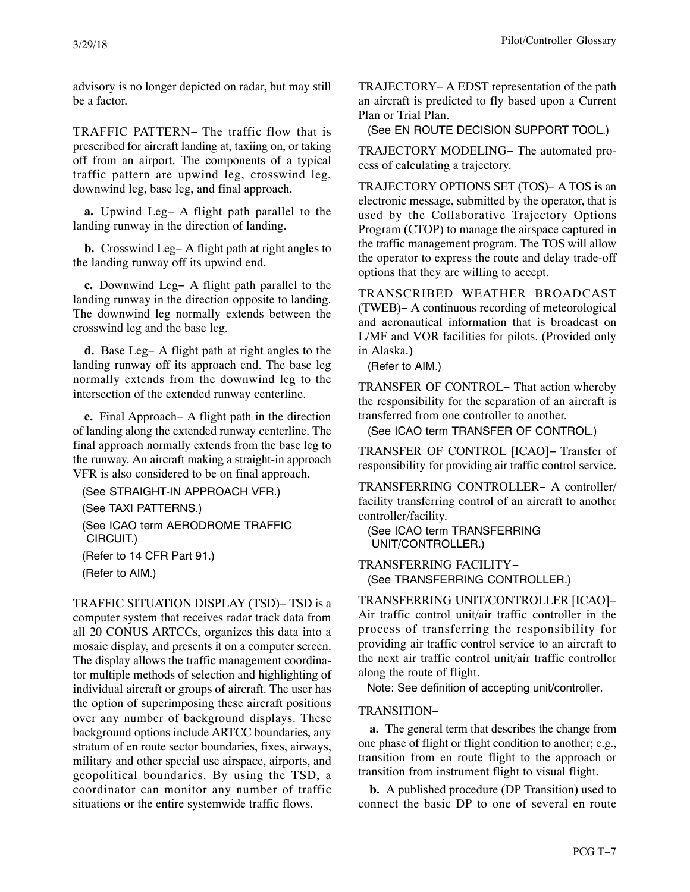advisory is no longer depicted on radar, but may still be a factor.

TRAFFIC PATTERN− The traffic flow that is prescribed for aircraft landing at, taxiing on, or taking off from an airport. The components of a typical traffic pattern are upwind leg, crosswind leg, downwind leg, base leg, and final approach.

**a.** Upwind Leg− A flight path parallel to the landing runway in the direction of landing.

**b.** Crosswind Leg− A flight path at right angles to the landing runway off its upwind end.

**c.** Downwind Leg− A flight path parallel to the landing runway in the direction opposite to landing. The downwind leg normally extends between the crosswind leg and the base leg.

**d.** Base Leg− A flight path at right angles to the landing runway off its approach end. The base leg normally extends from the downwind leg to the intersection of the extended runway centerline.

**e.** Final Approach− A flight path in the direction of landing along the extended runway centerline. The final approach normally extends from the base leg to the runway. An aircraft making a straight-in approach VFR is also considered to be on final approach.

(See STRAIGHT-IN APPROACH VFR.)
(See TAXI PATTERNS.)
(See ICAO term AERODROME TRAFFIC CIRCUIT.)
(Refer to 14 CFR Part 91.)
(Refer to AIM.)

TRAFFIC SITUATION DISPLAY (TSD)− TSD is a computer system that receives radar track data from all 20 CONUS ARTCCs, organizes this data into a mosaic display, and presents it on a computer screen. The display allows the traffic management coordinator multiple methods of selection and highlighting of individual aircraft or groups of aircraft. The user has the option of superimposing these aircraft positions over any number of background displays. These background options include ARTCC boundaries, any stratum of en route sector boundaries, fixes, airways, military and other special use airspace, airports, and geopolitical boundaries. By using the TSD, a coordinator can monitor any number of traffic situations or the entire systemwide traffic flows.

TRAJECTORY− A EDST representation of the path an aircraft is predicted to fly based upon a Current Plan or Trial Plan.

(See EN ROUTE DECISION SUPPORT TOOL.)

TRAJECTORY MODELING− The automated process of calculating a trajectory.

TRAJECTORY OPTIONS SET (TOS)− A TOS is an electronic message, submitted by the operator, that is used by the Collaborative Trajectory Options Program (CTOP) to manage the airspace captured in the traffic management program. The TOS will allow the operator to express the route and delay trade-off options that they are willing to accept.

TRANSCRIBED WEATHER BROADCAST (TWEB)− A continuous recording of meteorological and aeronautical information that is broadcast on L/MF and VOR facilities for pilots. (Provided only in Alaska.)

(Refer to AIM.)

TRANSFER OF CONTROL− That action whereby the responsibility for the separation of an aircraft is transferred from one controller to another.

(See ICAO term TRANSFER OF CONTROL.)

TRANSFER OF CONTROL [ICAO]− Transfer of responsibility for providing air traffic control service.

TRANSFERRING CONTROLLER− A controller/facility transferring control of an aircraft to another controller/facility.

(See ICAO term TRANSFERRING UNIT/CONTROLLER.)

TRANSFERRING FACILITY−
(See TRANSFERRING CONTROLLER.)

TRANSFERRING UNIT/CONTROLLER [ICAO]− Air traffic control unit/air traffic controller in the process of transferring the responsibility for providing air traffic control service to an aircraft to the next air traffic control unit/air traffic controller along the route of flight.

Note: See definition of accepting unit/controller.

TRANSITION−

**a.** The general term that describes the change from one phase of flight or flight condition to another; e.g., transition from en route flight to the approach or transition from instrument flight to visual flight.

**b.** A published procedure (DP Transition) used to connect the basic DP to one of several en route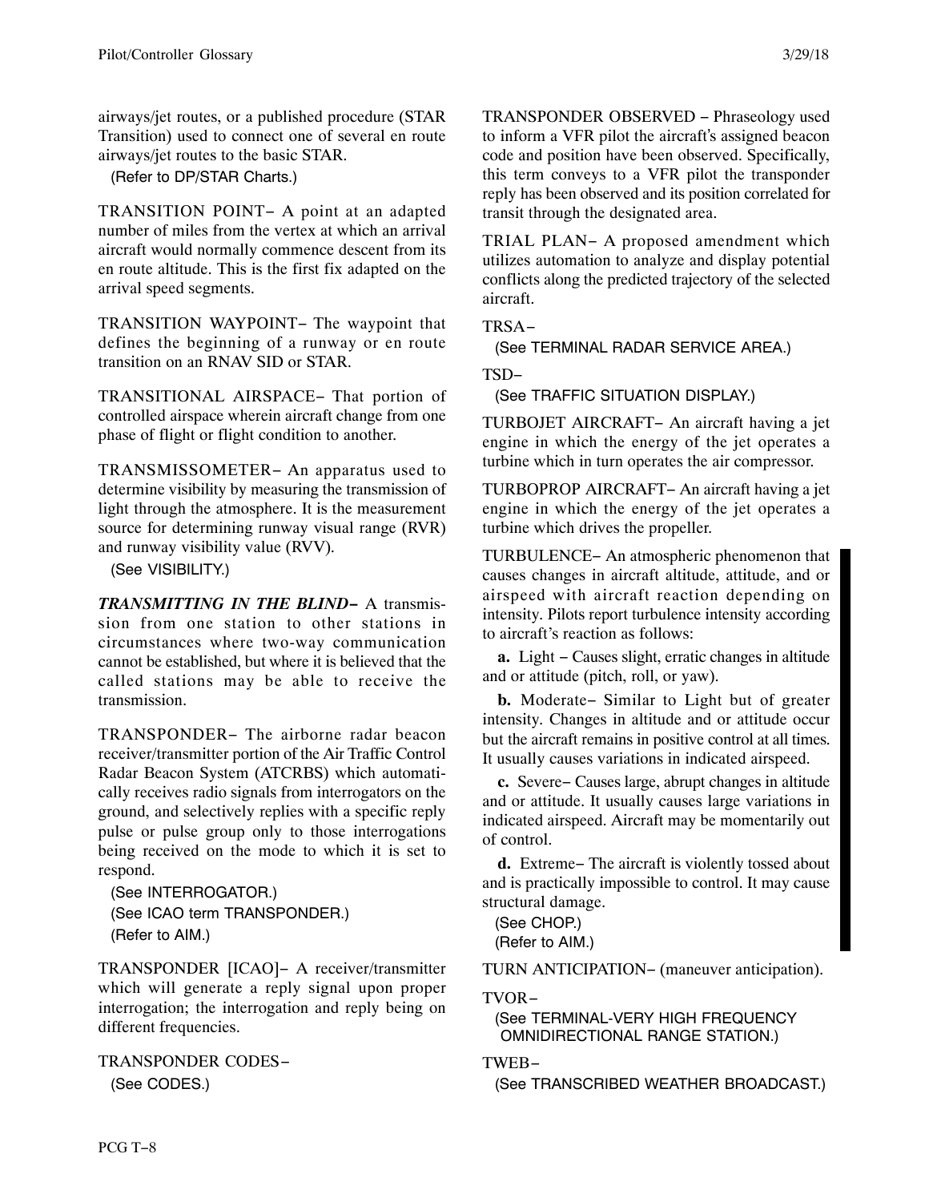airways/jet routes, or a published procedure (STAR Transition) used to connect one of several en route airways/jet routes to the basic STAR.

(Refer to DP/STAR Charts.)

TRANSITION POINT− A point at an adapted number of miles from the vertex at which an arrival aircraft would normally commence descent from its en route altitude. This is the first fix adapted on the arrival speed segments.

TRANSITION WAYPOINT− The waypoint that defines the beginning of a runway or en route transition on an RNAV SID or STAR.

TRANSITIONAL AIRSPACE− That portion of controlled airspace wherein aircraft change from one phase of flight or flight condition to another.

TRANSMISSOMETER− An apparatus used to determine visibility by measuring the transmission of light through the atmosphere. It is the measurement source for determining runway visual range (RVR) and runway visibility value (RVV).

(See VISIBILITY.)

***TRANSMITTING IN THE BLIND−*** A transmission from one station to other stations in circumstances where two-way communication cannot be established, but where it is believed that the called stations may be able to receive the transmission.

TRANSPONDER− The airborne radar beacon receiver/transmitter portion of the Air Traffic Control Radar Beacon System (ATCRBS) which automatically receives radio signals from interrogators on the ground, and selectively replies with a specific reply pulse or pulse group only to those interrogations being received on the mode to which it is set to respond.

(See INTERROGATOR.)
(See ICAO term TRANSPONDER.)
(Refer to AIM.)

TRANSPONDER [ICAO]− A receiver/transmitter which will generate a reply signal upon proper interrogation; the interrogation and reply being on different frequencies.

TRANSPONDER CODES−

(See CODES.)

TRANSPONDER OBSERVED − Phraseology used to inform a VFR pilot the aircraft's assigned beacon code and position have been observed. Specifically, this term conveys to a VFR pilot the transponder reply has been observed and its position correlated for transit through the designated area.

TRIAL PLAN− A proposed amendment which utilizes automation to analyze and display potential conflicts along the predicted trajectory of the selected aircraft.

TRSA−

(See TERMINAL RADAR SERVICE AREA.)

TSD−

(See TRAFFIC SITUATION DISPLAY.)

TURBOJET AIRCRAFT− An aircraft having a jet engine in which the energy of the jet operates a turbine which in turn operates the air compressor.

TURBOPROP AIRCRAFT− An aircraft having a jet engine in which the energy of the jet operates a turbine which drives the propeller.

TURBULENCE− An atmospheric phenomenon that causes changes in aircraft altitude, attitude, and or airspeed with aircraft reaction depending on intensity. Pilots report turbulence intensity according to aircraft's reaction as follows:

**a.** Light − Causes slight, erratic changes in altitude and or attitude (pitch, roll, or yaw).

**b.** Moderate− Similar to Light but of greater intensity. Changes in altitude and or attitude occur but the aircraft remains in positive control at all times. It usually causes variations in indicated airspeed.

**c.** Severe− Causes large, abrupt changes in altitude and or attitude. It usually causes large variations in indicated airspeed. Aircraft may be momentarily out of control.

**d.** Extreme− The aircraft is violently tossed about and is practically impossible to control. It may cause structural damage.

(See CHOP.)
(Refer to AIM.)

TURN ANTICIPATION− (maneuver anticipation).

TVOR−

(See TERMINAL-VERY HIGH FREQUENCY OMNIDIRECTIONAL RANGE STATION.)

TWEB−

(See TRANSCRIBED WEATHER BROADCAST.)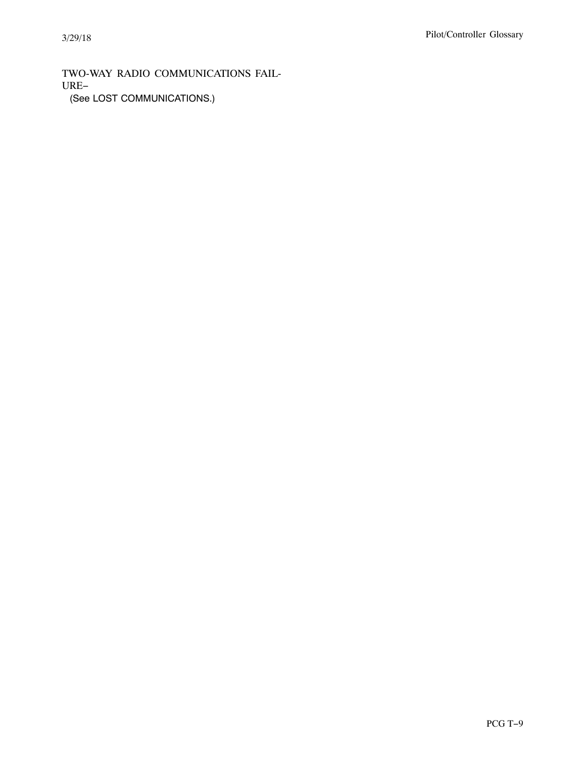TWO-WAY RADIO COMMUNICATIONS FAILURE−

(See LOST COMMUNICATIONS.)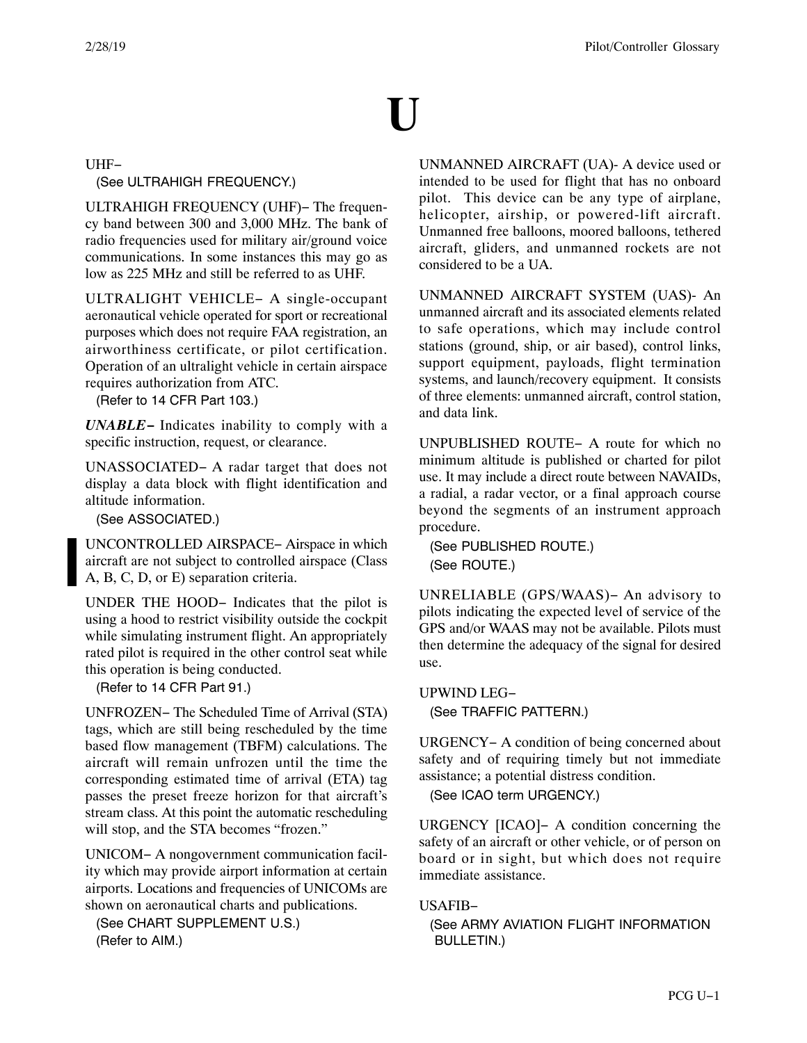# U

UHF−
(See ULTRAHIGH FREQUENCY.)

ULTRAHIGH FREQUENCY (UHF)− The frequency band between 300 and 3,000 MHz. The bank of radio frequencies used for military air/ground voice communications. In some instances this may go as low as 225 MHz and still be referred to as UHF.

ULTRALIGHT VEHICLE− A single-occupant aeronautical vehicle operated for sport or recreational purposes which does not require FAA registration, an airworthiness certificate, or pilot certification. Operation of an ultralight vehicle in certain airspace requires authorization from ATC.
(Refer to 14 CFR Part 103.)

***UNABLE−*** Indicates inability to comply with a specific instruction, request, or clearance.

UNASSOCIATED− A radar target that does not display a data block with flight identification and altitude information.
(See ASSOCIATED.)

UNCONTROLLED AIRSPACE− Airspace in which aircraft are not subject to controlled airspace (Class A, B, C, D, or E) separation criteria.

UNDER THE HOOD− Indicates that the pilot is using a hood to restrict visibility outside the cockpit while simulating instrument flight. An appropriately rated pilot is required in the other control seat while this operation is being conducted.
(Refer to 14 CFR Part 91.)

UNFROZEN− The Scheduled Time of Arrival (STA) tags, which are still being rescheduled by the time based flow management (TBFM) calculations. The aircraft will remain unfrozen until the time the corresponding estimated time of arrival (ETA) tag passes the preset freeze horizon for that aircraft's stream class. At this point the automatic rescheduling will stop, and the STA becomes "frozen."

UNICOM− A nongovernment communication facility which may provide airport information at certain airports. Locations and frequencies of UNICOMs are shown on aeronautical charts and publications.
(See CHART SUPPLEMENT U.S.)
(Refer to AIM.)

UNMANNED AIRCRAFT (UA)- A device used or intended to be used for flight that has no onboard pilot. This device can be any type of airplane, helicopter, airship, or powered-lift aircraft. Unmanned free balloons, moored balloons, tethered aircraft, gliders, and unmanned rockets are not considered to be a UA.

UNMANNED AIRCRAFT SYSTEM (UAS)- An unmanned aircraft and its associated elements related to safe operations, which may include control stations (ground, ship, or air based), control links, support equipment, payloads, flight termination systems, and launch/recovery equipment. It consists of three elements: unmanned aircraft, control station, and data link.

UNPUBLISHED ROUTE− A route for which no minimum altitude is published or charted for pilot use. It may include a direct route between NAVAIDs, a radial, a radar vector, or a final approach course beyond the segments of an instrument approach procedure.
(See PUBLISHED ROUTE.)
(See ROUTE.)

UNRELIABLE (GPS/WAAS)− An advisory to pilots indicating the expected level of service of the GPS and/or WAAS may not be available. Pilots must then determine the adequacy of the signal for desired use.

UPWIND LEG−
(See TRAFFIC PATTERN.)

URGENCY− A condition of being concerned about safety and of requiring timely but not immediate assistance; a potential distress condition.
(See ICAO term URGENCY.)

URGENCY [ICAO]− A condition concerning the safety of an aircraft or other vehicle, or of person on board or in sight, but which does not require immediate assistance.

USAFIB−
(See ARMY AVIATION FLIGHT INFORMATION BULLETIN.)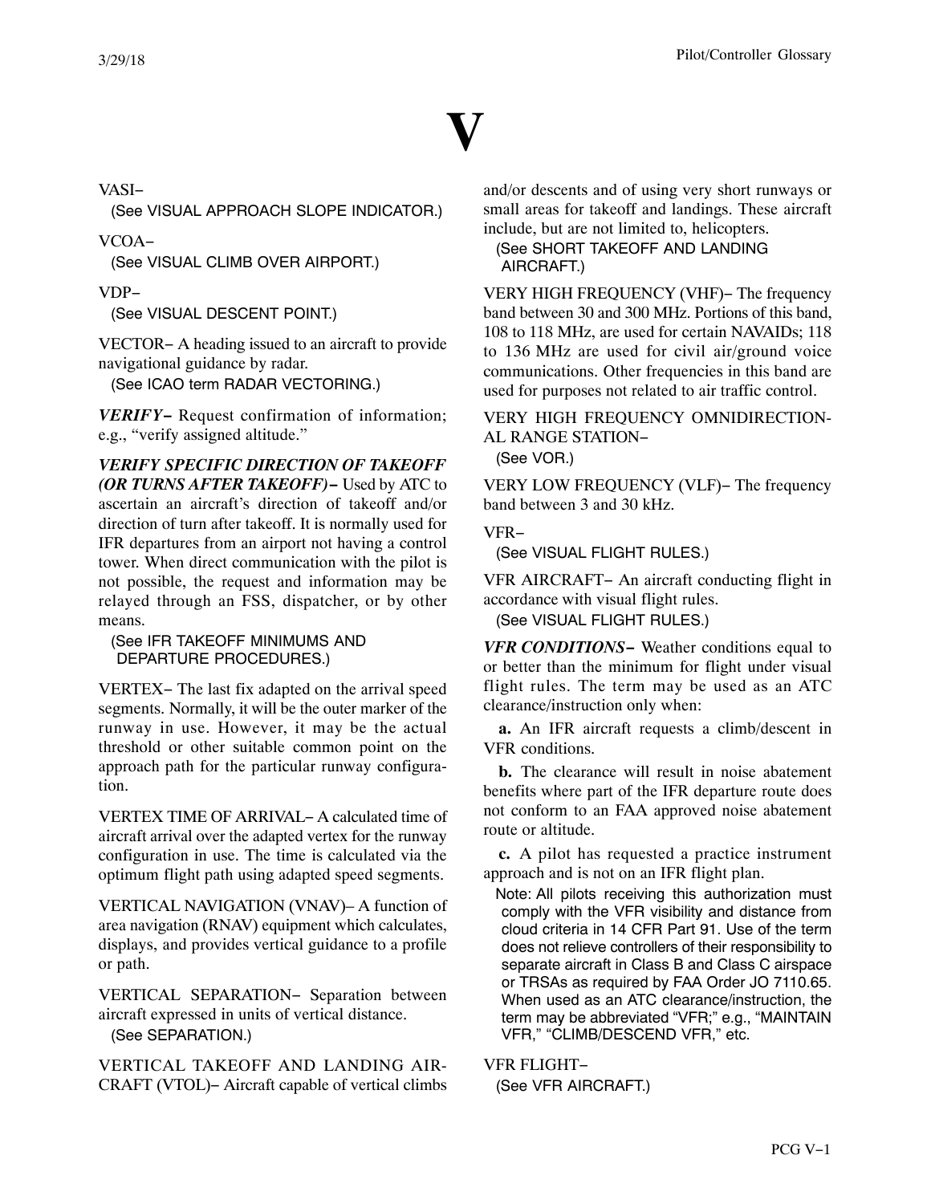# V

VASI–

(See VISUAL APPROACH SLOPE INDICATOR.)

VCOA–

(See VISUAL CLIMB OVER AIRPORT.)

VDP–

(See VISUAL DESCENT POINT.)

VECTOR– A heading issued to an aircraft to provide navigational guidance by radar.

(See ICAO term RADAR VECTORING.)

***VERIFY–*** Request confirmation of information; e.g., "verify assigned altitude."

***VERIFY SPECIFIC DIRECTION OF TAKEOFF (OR TURNS AFTER TAKEOFF)–*** Used by ATC to ascertain an aircraft's direction of takeoff and/or direction of turn after takeoff. It is normally used for IFR departures from an airport not having a control tower. When direct communication with the pilot is not possible, the request and information may be relayed through an FSS, dispatcher, or by other means.

(See IFR TAKEOFF MINIMUMS AND DEPARTURE PROCEDURES.)

VERTEX– The last fix adapted on the arrival speed segments. Normally, it will be the outer marker of the runway in use. However, it may be the actual threshold or other suitable common point on the approach path for the particular runway configuration.

VERTEX TIME OF ARRIVAL– A calculated time of aircraft arrival over the adapted vertex for the runway configuration in use. The time is calculated via the optimum flight path using adapted speed segments.

VERTICAL NAVIGATION (VNAV)– A function of area navigation (RNAV) equipment which calculates, displays, and provides vertical guidance to a profile or path.

VERTICAL SEPARATION– Separation between aircraft expressed in units of vertical distance.

(See SEPARATION.)

VERTICAL TAKEOFF AND LANDING AIRCRAFT (VTOL)– Aircraft capable of vertical climbs and/or descents and of using very short runways or small areas for takeoff and landings. These aircraft include, but are not limited to, helicopters.

(See SHORT TAKEOFF AND LANDING AIRCRAFT.)

VERY HIGH FREQUENCY (VHF)– The frequency band between 30 and 300 MHz. Portions of this band, 108 to 118 MHz, are used for certain NAVAIDs; 118 to 136 MHz are used for civil air/ground voice communications. Other frequencies in this band are used for purposes not related to air traffic control.

VERY HIGH FREQUENCY OMNIDIRECTIONAL RANGE STATION–

(See VOR.)

VERY LOW FREQUENCY (VLF)– The frequency band between 3 and 30 kHz.

VFR–

(See VISUAL FLIGHT RULES.)

VFR AIRCRAFT– An aircraft conducting flight in accordance with visual flight rules.

(See VISUAL FLIGHT RULES.)

***VFR CONDITIONS–*** Weather conditions equal to or better than the minimum for flight under visual flight rules. The term may be used as an ATC clearance/instruction only when:

**a.** An IFR aircraft requests a climb/descent in VFR conditions.

**b.** The clearance will result in noise abatement benefits where part of the IFR departure route does not conform to an FAA approved noise abatement route or altitude.

**c.** A pilot has requested a practice instrument approach and is not on an IFR flight plan.

Note: All pilots receiving this authorization must comply with the VFR visibility and distance from cloud criteria in 14 CFR Part 91. Use of the term does not relieve controllers of their responsibility to separate aircraft in Class B and Class C airspace or TRSAs as required by FAA Order JO 7110.65. When used as an ATC clearance/instruction, the term may be abbreviated "VFR;" e.g., "MAINTAIN VFR," "CLIMB/DESCEND VFR," etc.

VFR FLIGHT–

(See VFR AIRCRAFT.)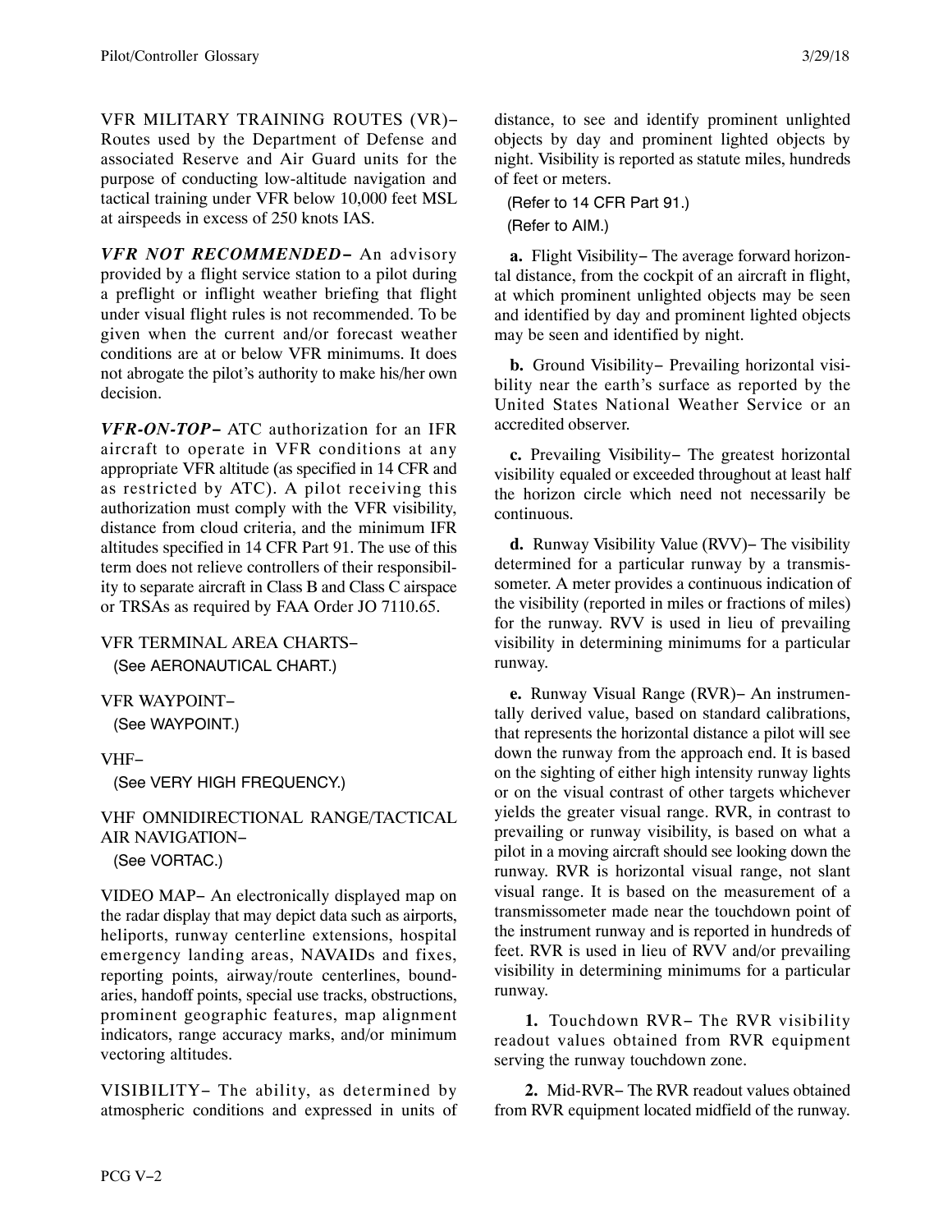VFR MILITARY TRAINING ROUTES (VR)− Routes used by the Department of Defense and associated Reserve and Air Guard units for the purpose of conducting low-altitude navigation and tactical training under VFR below 10,000 feet MSL at airspeeds in excess of 250 knots IAS.

***VFR NOT RECOMMENDED−*** An advisory provided by a flight service station to a pilot during a preflight or inflight weather briefing that flight under visual flight rules is not recommended. To be given when the current and/or forecast weather conditions are at or below VFR minimums. It does not abrogate the pilot's authority to make his/her own decision.

***VFR-ON-TOP−*** ATC authorization for an IFR aircraft to operate in VFR conditions at any appropriate VFR altitude (as specified in 14 CFR and as restricted by ATC). A pilot receiving this authorization must comply with the VFR visibility, distance from cloud criteria, and the minimum IFR altitudes specified in 14 CFR Part 91. The use of this term does not relieve controllers of their responsibility to separate aircraft in Class B and Class C airspace or TRSAs as required by FAA Order JO 7110.65.

VFR TERMINAL AREA CHARTS−
(See AERONAUTICAL CHART.)

VFR WAYPOINT−
(See WAYPOINT.)

VHF−
(See VERY HIGH FREQUENCY.)

VHF OMNIDIRECTIONAL RANGE/TACTICAL AIR NAVIGATION−
(See VORTAC.)

VIDEO MAP− An electronically displayed map on the radar display that may depict data such as airports, heliports, runway centerline extensions, hospital emergency landing areas, NAVAIDs and fixes, reporting points, airway/route centerlines, boundaries, handoff points, special use tracks, obstructions, prominent geographic features, map alignment indicators, range accuracy marks, and/or minimum vectoring altitudes.

VISIBILITY− The ability, as determined by atmospheric conditions and expressed in units of distance, to see and identify prominent unlighted objects by day and prominent lighted objects by night. Visibility is reported as statute miles, hundreds of feet or meters.

(Refer to 14 CFR Part 91.)
(Refer to AIM.)

**a.** Flight Visibility− The average forward horizontal distance, from the cockpit of an aircraft in flight, at which prominent unlighted objects may be seen and identified by day and prominent lighted objects may be seen and identified by night.

**b.** Ground Visibility− Prevailing horizontal visibility near the earth's surface as reported by the United States National Weather Service or an accredited observer.

**c.** Prevailing Visibility− The greatest horizontal visibility equaled or exceeded throughout at least half the horizon circle which need not necessarily be continuous.

**d.** Runway Visibility Value (RVV)− The visibility determined for a particular runway by a transmissometer. A meter provides a continuous indication of the visibility (reported in miles or fractions of miles) for the runway. RVV is used in lieu of prevailing visibility in determining minimums for a particular runway.

**e.** Runway Visual Range (RVR)− An instrumentally derived value, based on standard calibrations, that represents the horizontal distance a pilot will see down the runway from the approach end. It is based on the sighting of either high intensity runway lights or on the visual contrast of other targets whichever yields the greater visual range. RVR, in contrast to prevailing or runway visibility, is based on what a pilot in a moving aircraft should see looking down the runway. RVR is horizontal visual range, not slant visual range. It is based on the measurement of a transmissometer made near the touchdown point of the instrument runway and is reported in hundreds of feet. RVR is used in lieu of RVV and/or prevailing visibility in determining minimums for a particular runway.

**1.** Touchdown RVR− The RVR visibility readout values obtained from RVR equipment serving the runway touchdown zone.

**2.** Mid-RVR− The RVR readout values obtained from RVR equipment located midfield of the runway.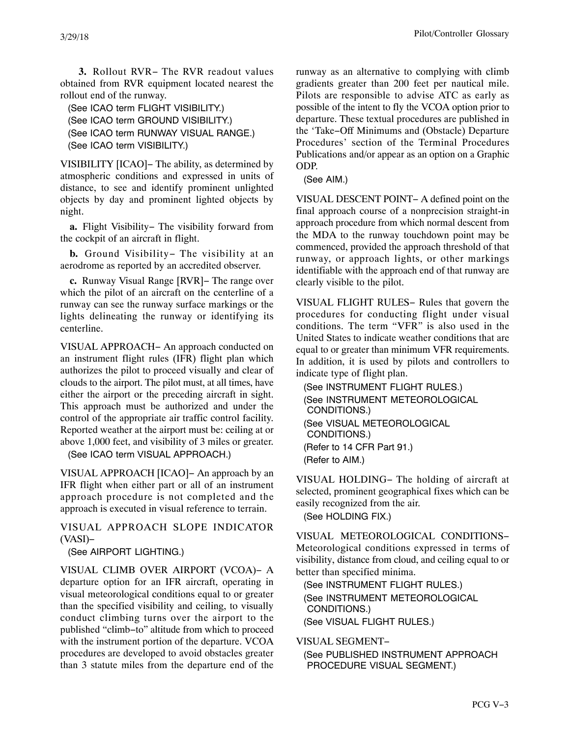**3.** Rollout RVR− The RVR readout values obtained from RVR equipment located nearest the rollout end of the runway.

(See ICAO term FLIGHT VISIBILITY.)
(See ICAO term GROUND VISIBILITY.)
(See ICAO term RUNWAY VISUAL RANGE.)
(See ICAO term VISIBILITY.)

VISIBILITY [ICAO]− The ability, as determined by atmospheric conditions and expressed in units of distance, to see and identify prominent unlighted objects by day and prominent lighted objects by night.

**a.** Flight Visibility− The visibility forward from the cockpit of an aircraft in flight.

**b.** Ground Visibility− The visibility at an aerodrome as reported by an accredited observer.

**c.** Runway Visual Range [RVR]− The range over which the pilot of an aircraft on the centerline of a runway can see the runway surface markings or the lights delineating the runway or identifying its centerline.

VISUAL APPROACH− An approach conducted on an instrument flight rules (IFR) flight plan which authorizes the pilot to proceed visually and clear of clouds to the airport. The pilot must, at all times, have either the airport or the preceding aircraft in sight. This approach must be authorized and under the control of the appropriate air traffic control facility. Reported weather at the airport must be: ceiling at or above 1,000 feet, and visibility of 3 miles or greater.

(See ICAO term VISUAL APPROACH.)

VISUAL APPROACH [ICAO]− An approach by an IFR flight when either part or all of an instrument approach procedure is not completed and the approach is executed in visual reference to terrain.

VISUAL APPROACH SLOPE INDICATOR (VASI)−

(See AIRPORT LIGHTING.)

VISUAL CLIMB OVER AIRPORT (VCOA)− A departure option for an IFR aircraft, operating in visual meteorological conditions equal to or greater than the specified visibility and ceiling, to visually conduct climbing turns over the airport to the published "climb−to" altitude from which to proceed with the instrument portion of the departure. VCOA procedures are developed to avoid obstacles greater than 3 statute miles from the departure end of the runway as an alternative to complying with climb gradients greater than 200 feet per nautical mile. Pilots are responsible to advise ATC as early as possible of the intent to fly the VCOA option prior to departure. These textual procedures are published in the 'Take−Off Minimums and (Obstacle) Departure Procedures' section of the Terminal Procedures Publications and/or appear as an option on a Graphic ODP.

(See AIM.)

VISUAL DESCENT POINT− A defined point on the final approach course of a nonprecision straight-in approach procedure from which normal descent from the MDA to the runway touchdown point may be commenced, provided the approach threshold of that runway, or approach lights, or other markings identifiable with the approach end of that runway are clearly visible to the pilot.

VISUAL FLIGHT RULES− Rules that govern the procedures for conducting flight under visual conditions. The term "VFR" is also used in the United States to indicate weather conditions that are equal to or greater than minimum VFR requirements. In addition, it is used by pilots and controllers to indicate type of flight plan.

(See INSTRUMENT FLIGHT RULES.)
(See INSTRUMENT METEOROLOGICAL CONDITIONS.)
(See VISUAL METEOROLOGICAL CONDITIONS.)
(Refer to 14 CFR Part 91.)
(Refer to AIM.)

VISUAL HOLDING− The holding of aircraft at selected, prominent geographical fixes which can be easily recognized from the air.

(See HOLDING FIX.)

VISUAL METEOROLOGICAL CONDITIONS− Meteorological conditions expressed in terms of visibility, distance from cloud, and ceiling equal to or better than specified minima.

(See INSTRUMENT FLIGHT RULES.)
(See INSTRUMENT METEOROLOGICAL CONDITIONS.)
(See VISUAL FLIGHT RULES.)

VISUAL SEGMENT−

(See PUBLISHED INSTRUMENT APPROACH PROCEDURE VISUAL SEGMENT.)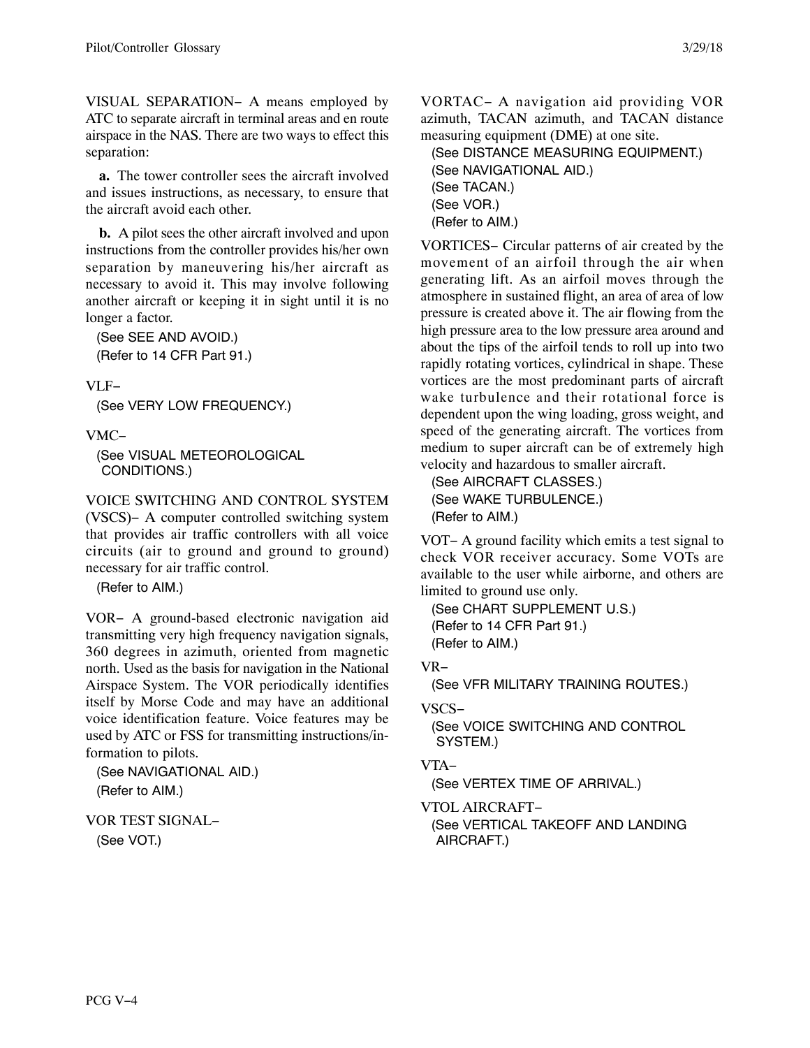VISUAL SEPARATION− A means employed by ATC to separate aircraft in terminal areas and en route airspace in the NAS. There are two ways to effect this separation:

**a.** The tower controller sees the aircraft involved and issues instructions, as necessary, to ensure that the aircraft avoid each other.

**b.** A pilot sees the other aircraft involved and upon instructions from the controller provides his/her own separation by maneuvering his/her aircraft as necessary to avoid it. This may involve following another aircraft or keeping it in sight until it is no longer a factor.

(See SEE AND AVOID.)
(Refer to 14 CFR Part 91.)

VLF−
(See VERY LOW FREQUENCY.)

VMC−
(See VISUAL METEOROLOGICAL CONDITIONS.)

VOICE SWITCHING AND CONTROL SYSTEM (VSCS)− A computer controlled switching system that provides air traffic controllers with all voice circuits (air to ground and ground to ground) necessary for air traffic control.
(Refer to AIM.)

VOR− A ground-based electronic navigation aid transmitting very high frequency navigation signals, 360 degrees in azimuth, oriented from magnetic north. Used as the basis for navigation in the National Airspace System. The VOR periodically identifies itself by Morse Code and may have an additional voice identification feature. Voice features may be used by ATC or FSS for transmitting instructions/information to pilots.
(See NAVIGATIONAL AID.)
(Refer to AIM.)

VOR TEST SIGNAL−
(See VOT.)

VORTAC− A navigation aid providing VOR azimuth, TACAN azimuth, and TACAN distance measuring equipment (DME) at one site.
(See DISTANCE MEASURING EQUIPMENT.)
(See NAVIGATIONAL AID.)
(See TACAN.)
(See VOR.)
(Refer to AIM.)

VORTICES− Circular patterns of air created by the movement of an airfoil through the air when generating lift. As an airfoil moves through the atmosphere in sustained flight, an area of area of low pressure is created above it. The air flowing from the high pressure area to the low pressure area around and about the tips of the airfoil tends to roll up into two rapidly rotating vortices, cylindrical in shape. These vortices are the most predominant parts of aircraft wake turbulence and their rotational force is dependent upon the wing loading, gross weight, and speed of the generating aircraft. The vortices from medium to super aircraft can be of extremely high velocity and hazardous to smaller aircraft.
(See AIRCRAFT CLASSES.)
(See WAKE TURBULENCE.)
(Refer to AIM.)

VOT− A ground facility which emits a test signal to check VOR receiver accuracy. Some VOTs are available to the user while airborne, and others are limited to ground use only.
(See CHART SUPPLEMENT U.S.)
(Refer to 14 CFR Part 91.)
(Refer to AIM.)

VR−
(See VFR MILITARY TRAINING ROUTES.)

VSCS−
(See VOICE SWITCHING AND CONTROL SYSTEM.)

VTA−
(See VERTEX TIME OF ARRIVAL.)

VTOL AIRCRAFT−
(See VERTICAL TAKEOFF AND LANDING AIRCRAFT.)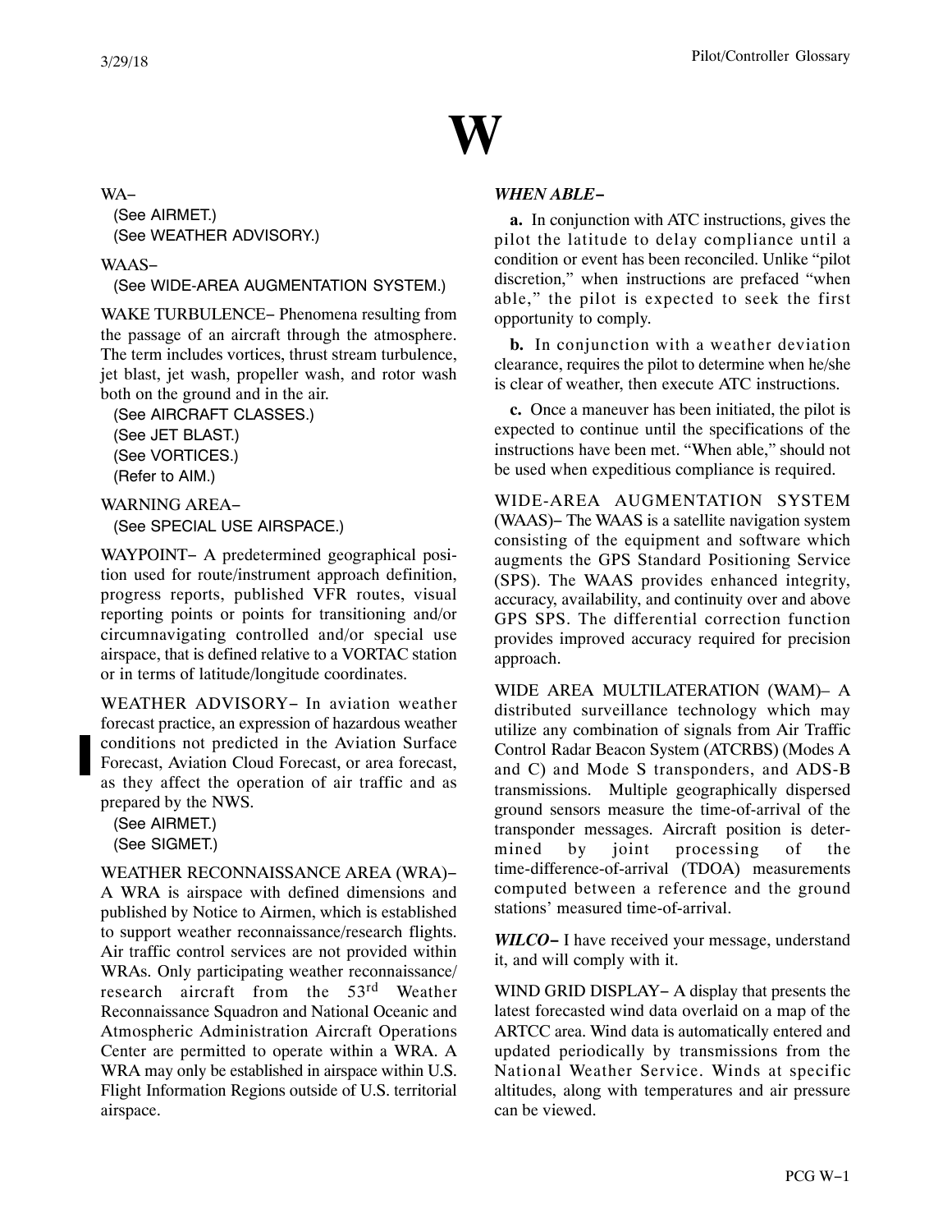# W

WA−

(See AIRMET.)
(See WEATHER ADVISORY.)

WAAS−

(See WIDE-AREA AUGMENTATION SYSTEM.)

WAKE TURBULENCE− Phenomena resulting from the passage of an aircraft through the atmosphere. The term includes vortices, thrust stream turbulence, jet blast, jet wash, propeller wash, and rotor wash both on the ground and in the air.

(See AIRCRAFT CLASSES.)
(See JET BLAST.)
(See VORTICES.)
(Refer to AIM.)

WARNING AREA−

(See SPECIAL USE AIRSPACE.)

WAYPOINT− A predetermined geographical position used for route/instrument approach definition, progress reports, published VFR routes, visual reporting points or points for transitioning and/or circumnavigating controlled and/or special use airspace, that is defined relative to a VORTAC station or in terms of latitude/longitude coordinates.

WEATHER ADVISORY− In aviation weather forecast practice, an expression of hazardous weather conditions not predicted in the Aviation Surface Forecast, Aviation Cloud Forecast, or area forecast, as they affect the operation of air traffic and as prepared by the NWS.

(See AIRMET.)
(See SIGMET.)

WEATHER RECONNAISSANCE AREA (WRA)− A WRA is airspace with defined dimensions and published by Notice to Airmen, which is established to support weather reconnaissance/research flights. Air traffic control services are not provided within WRAs. Only participating weather reconnaissance/research aircraft from the 53rd Weather Reconnaissance Squadron and National Oceanic and Atmospheric Administration Aircraft Operations Center are permitted to operate within a WRA. A WRA may only be established in airspace within U.S. Flight Information Regions outside of U.S. territorial airspace.

***WHEN ABLE−***

**a.** In conjunction with ATC instructions, gives the pilot the latitude to delay compliance until a condition or event has been reconciled. Unlike "pilot discretion," when instructions are prefaced "when able," the pilot is expected to seek the first opportunity to comply.

**b.** In conjunction with a weather deviation clearance, requires the pilot to determine when he/she is clear of weather, then execute ATC instructions.

**c.** Once a maneuver has been initiated, the pilot is expected to continue until the specifications of the instructions have been met. "When able," should not be used when expeditious compliance is required.

WIDE-AREA AUGMENTATION SYSTEM (WAAS)− The WAAS is a satellite navigation system consisting of the equipment and software which augments the GPS Standard Positioning Service (SPS). The WAAS provides enhanced integrity, accuracy, availability, and continuity over and above GPS SPS. The differential correction function provides improved accuracy required for precision approach.

WIDE AREA MULTILATERATION (WAM)− A distributed surveillance technology which may utilize any combination of signals from Air Traffic Control Radar Beacon System (ATCRBS) (Modes A and C) and Mode S transponders, and ADS-B transmissions. Multiple geographically dispersed ground sensors measure the time-of-arrival of the transponder messages. Aircraft position is determined by joint processing of the time-difference-of-arrival (TDOA) measurements computed between a reference and the ground stations' measured time-of-arrival.

***WILCO−*** I have received your message, understand it, and will comply with it.

WIND GRID DISPLAY− A display that presents the latest forecasted wind data overlaid on a map of the ARTCC area. Wind data is automatically entered and updated periodically by transmissions from the National Weather Service. Winds at specific altitudes, along with temperatures and air pressure can be viewed.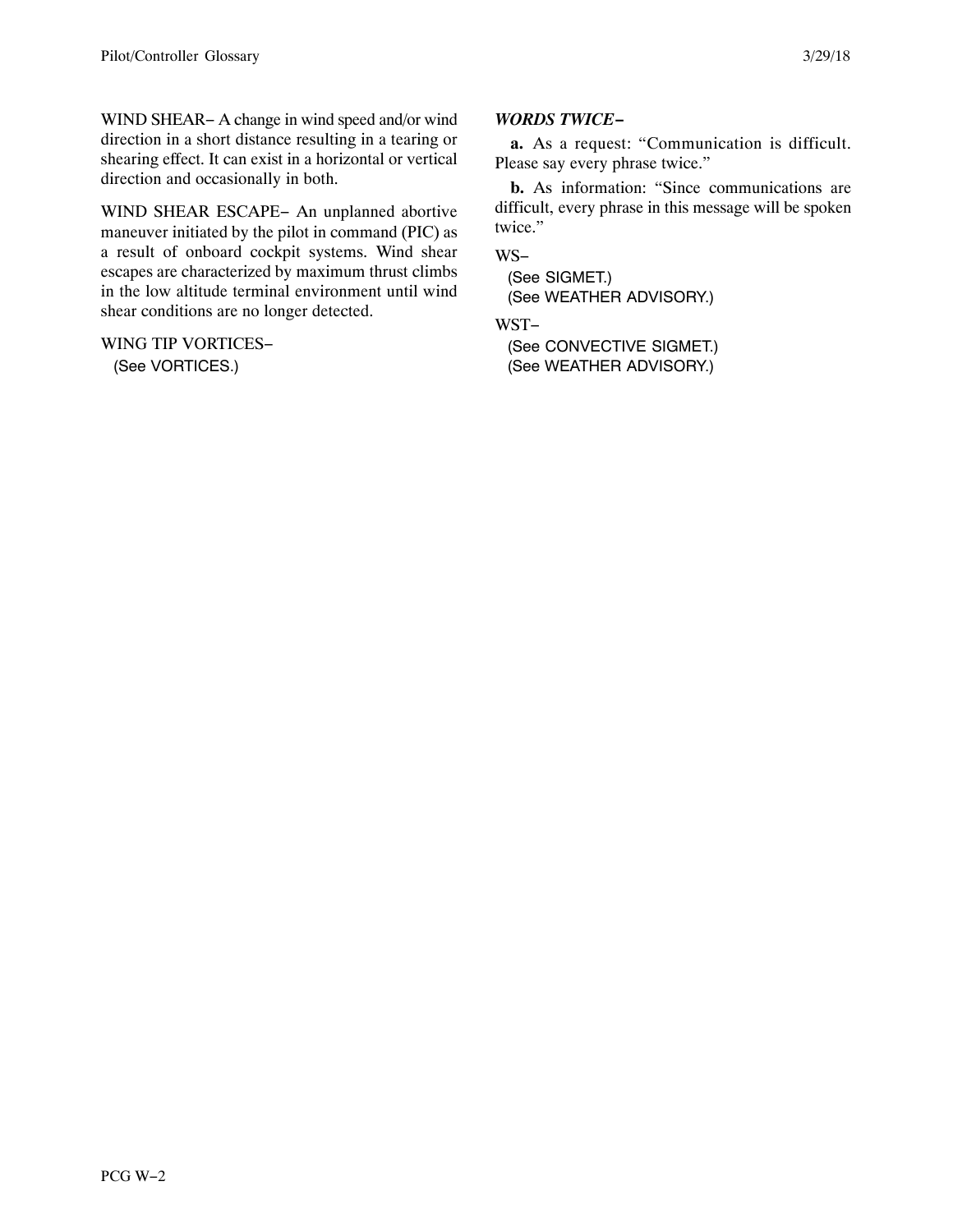WIND SHEAR− A change in wind speed and/or wind direction in a short distance resulting in a tearing or shearing effect. It can exist in a horizontal or vertical direction and occasionally in both.

WIND SHEAR ESCAPE− An unplanned abortive maneuver initiated by the pilot in command (PIC) as a result of onboard cockpit systems. Wind shear escapes are characterized by maximum thrust climbs in the low altitude terminal environment until wind shear conditions are no longer detected.

WING TIP VORTICES−
(See VORTICES.)

***WORDS TWICE−***

**a.** As a request: "Communication is difficult. Please say every phrase twice."

**b.** As information: "Since communications are difficult, every phrase in this message will be spoken twice."

WS−
(See SIGMET.)
(See WEATHER ADVISORY.)

WST−
(See CONVECTIVE SIGMET.)
(See WEATHER ADVISORY.)